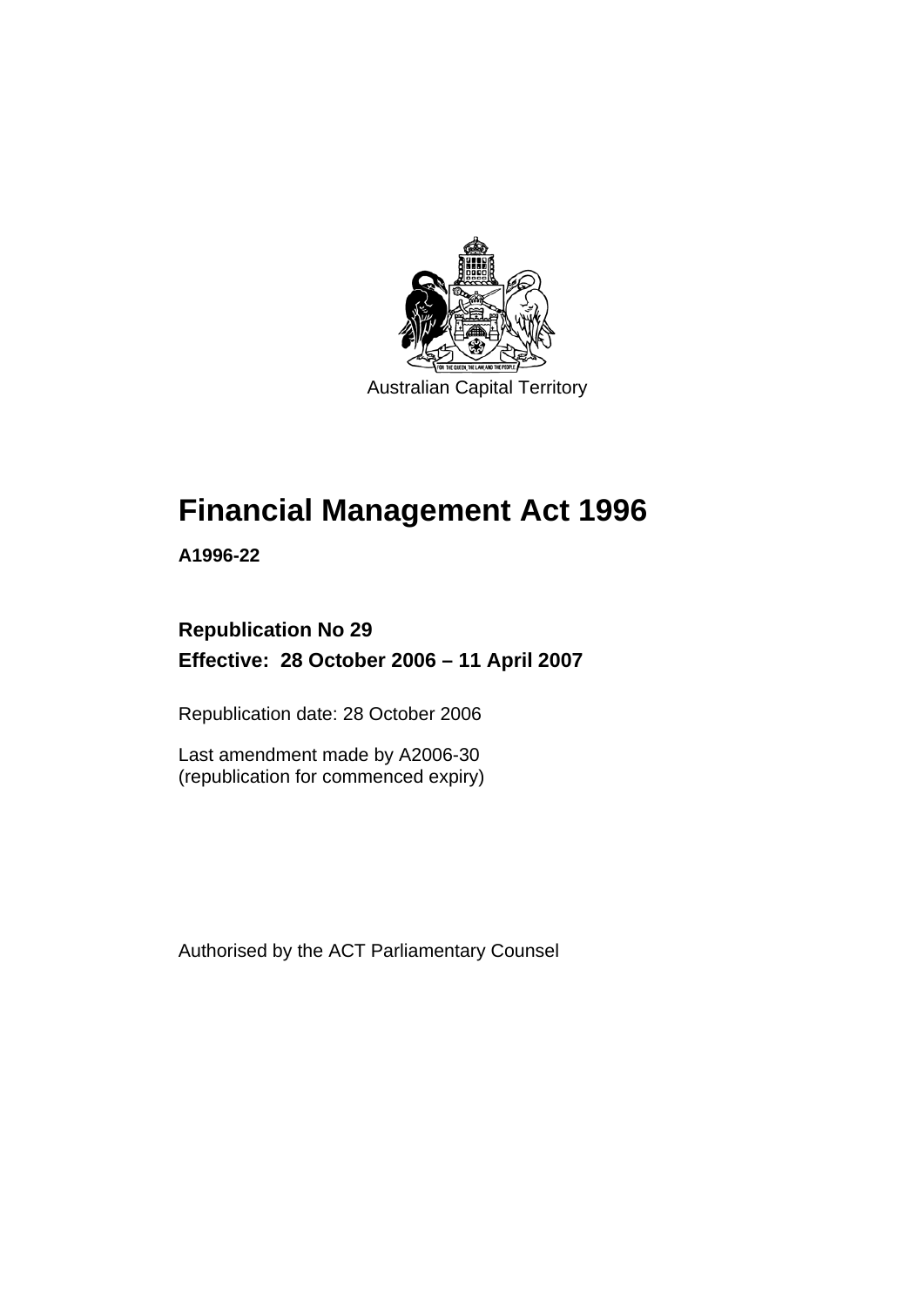Australian Capital Territory

# Financial Management Act 1996

**A1996-22**

**Republication No 29**

**Effective: 28 October 2006 – 11 April 2007**

Republication date: 28 October 2006

Last amendment made by A2006-30
(republication for commenced expiry)

Authorised by the ACT Parliamentary Counsel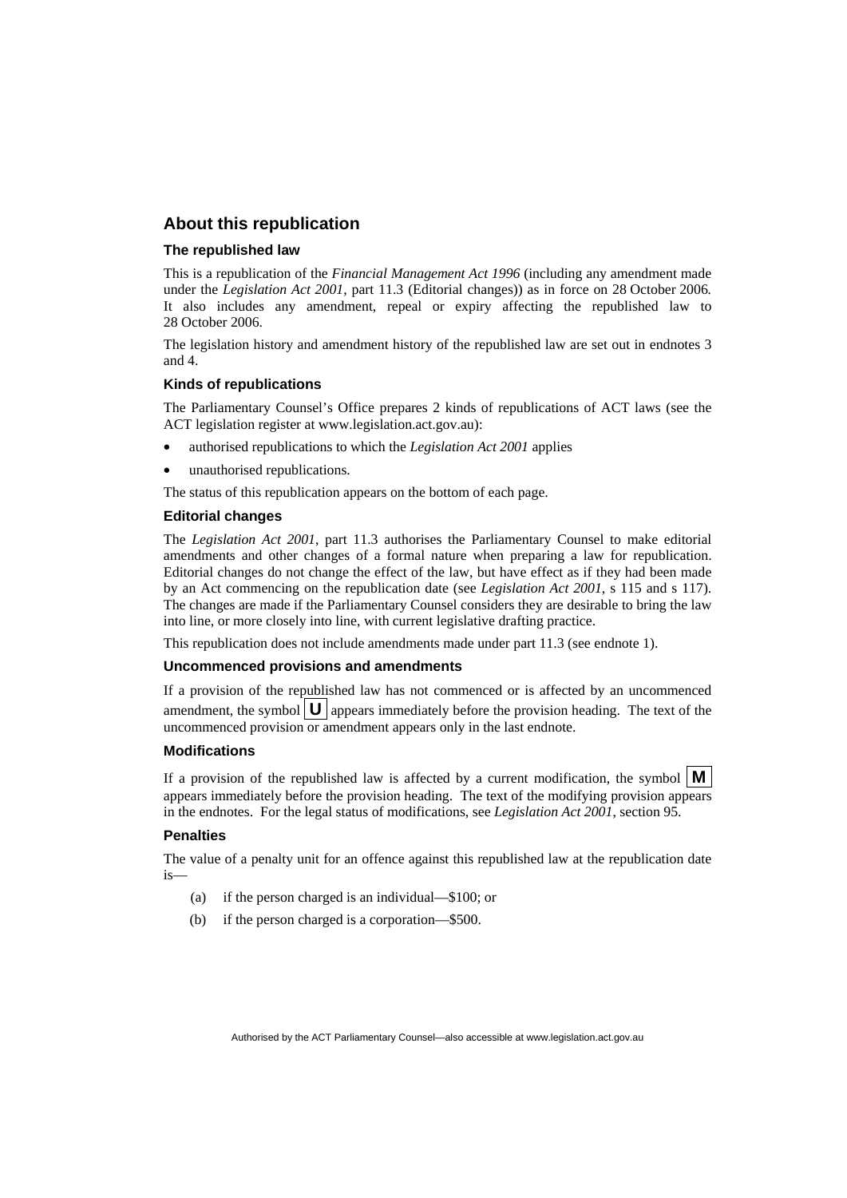## About this republication

### The republished law

This is a republication of the *Financial Management Act 1996* (including any amendment made under the *Legislation Act 2001*, part 11.3 (Editorial changes)) as in force on 28 October 2006*.* It also includes any amendment, repeal or expiry affecting the republished law to 28 October 2006.

The legislation history and amendment history of the republished law are set out in endnotes 3 and 4.

### Kinds of republications

The Parliamentary Counsel's Office prepares 2 kinds of republications of ACT laws (see the ACT legislation register at www.legislation.act.gov.au):

- authorised republications to which the *Legislation Act 2001* applies
- unauthorised republications.

The status of this republication appears on the bottom of each page.

### Editorial changes

The *Legislation Act 2001*, part 11.3 authorises the Parliamentary Counsel to make editorial amendments and other changes of a formal nature when preparing a law for republication. Editorial changes do not change the effect of the law, but have effect as if they had been made by an Act commencing on the republication date (see *Legislation Act 2001*, s 115 and s 117). The changes are made if the Parliamentary Counsel considers they are desirable to bring the law into line, or more closely into line, with current legislative drafting practice.

This republication does not include amendments made under part 11.3 (see endnote 1).

### Uncommenced provisions and amendments

If a provision of the republished law has not commenced or is affected by an uncommenced amendment, the symbol **U** appears immediately before the provision heading. The text of the uncommenced provision or amendment appears only in the last endnote.

### Modifications

If a provision of the republished law is affected by a current modification, the symbol **M** appears immediately before the provision heading. The text of the modifying provision appears in the endnotes. For the legal status of modifications, see *Legislation Act 2001*, section 95.

### Penalties

The value of a penalty unit for an offence against this republished law at the republication date is—

(a) if the person charged is an individual—$100; or

(b) if the person charged is a corporation—$500.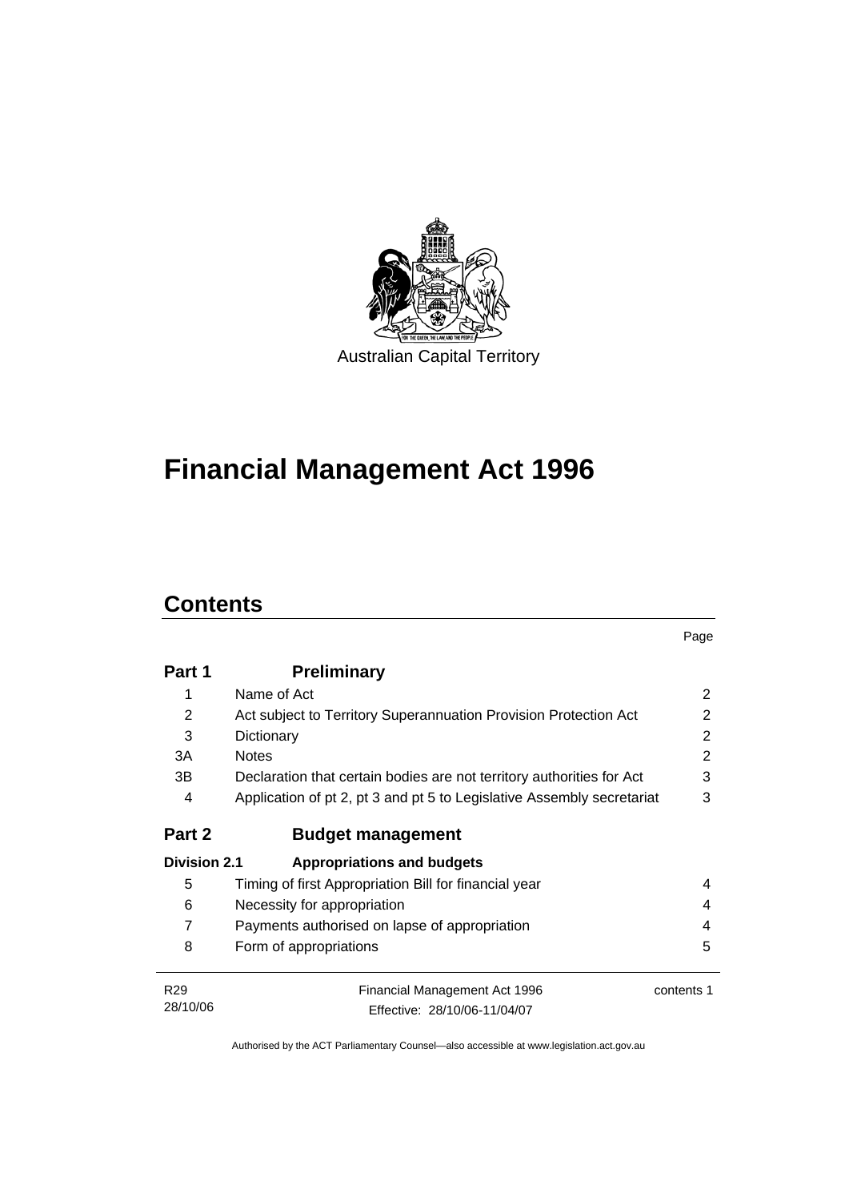Australian Capital Territory

# Financial Management Act 1996

## Contents

| | | Page |
|---|---|---|
| **Part 1** | **Preliminary** | |
| 1 | Name of Act | 2 |
| 2 | Act subject to Territory Superannuation Provision Protection Act | 2 |
| 3 | Dictionary | 2 |
| 3A | Notes | 2 |
| 3B | Declaration that certain bodies are not territory authorities for Act | 3 |
| 4 | Application of pt 2, pt 3 and pt 5 to Legislative Assembly secretariat | 3 |
| **Part 2** | **Budget management** | |
| **Division 2.1** | **Appropriations and budgets** | |
| 5 | Timing of first Appropriation Bill for financial year | 4 |
| 6 | Necessity for appropriation | 4 |
| 7 | Payments authorised on lapse of appropriation | 4 |
| 8 | Form of appropriations | 5 |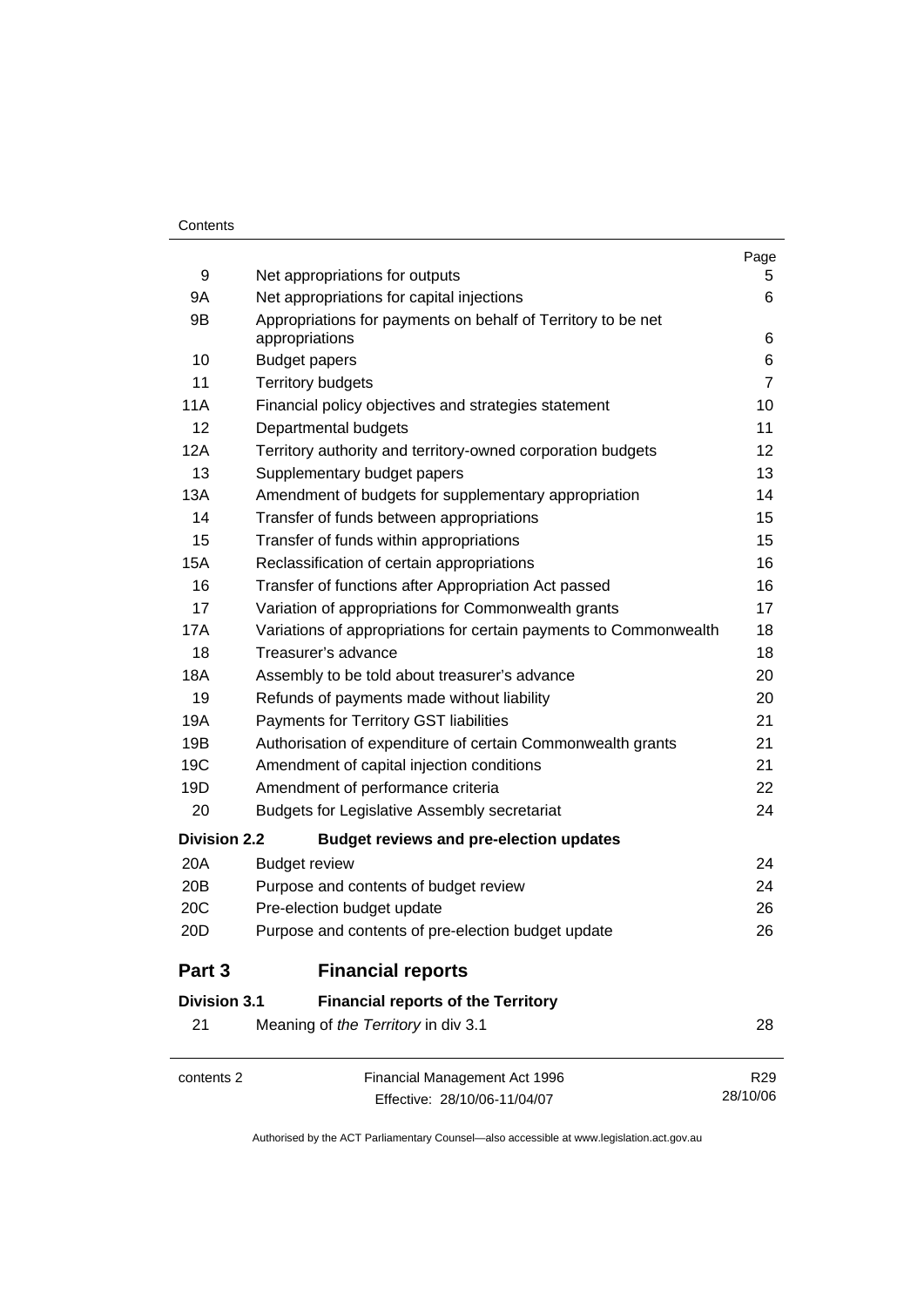| | | Page |
|---|---|---|
| 9 | Net appropriations for outputs | 5 |
| 9A | Net appropriations for capital injections | 6 |
| 9B | Appropriations for payments on behalf of Territory to be net appropriations | 6 |
| 10 | Budget papers | 6 |
| 11 | Territory budgets | 7 |
| 11A | Financial policy objectives and strategies statement | 10 |
| 12 | Departmental budgets | 11 |
| 12A | Territory authority and territory-owned corporation budgets | 12 |
| 13 | Supplementary budget papers | 13 |
| 13A | Amendment of budgets for supplementary appropriation | 14 |
| 14 | Transfer of funds between appropriations | 15 |
| 15 | Transfer of funds within appropriations | 15 |
| 15A | Reclassification of certain appropriations | 16 |
| 16 | Transfer of functions after Appropriation Act passed | 16 |
| 17 | Variation of appropriations for Commonwealth grants | 17 |
| 17A | Variations of appropriations for certain payments to Commonwealth | 18 |
| 18 | Treasurer's advance | 18 |
| 18A | Assembly to be told about treasurer's advance | 20 |
| 19 | Refunds of payments made without liability | 20 |
| 19A | Payments for Territory GST liabilities | 21 |
| 19B | Authorisation of expenditure of certain Commonwealth grants | 21 |
| 19C | Amendment of capital injection conditions | 21 |
| 19D | Amendment of performance criteria | 22 |
| 20 | Budgets for Legislative Assembly secretariat | 24 |
| **Division 2.2** | **Budget reviews and pre-election updates** | |
| 20A | Budget review | 24 |
| 20B | Purpose and contents of budget review | 24 |
| 20C | Pre-election budget update | 26 |
| 20D | Purpose and contents of pre-election budget update | 26 |
| **Part 3** | **Financial reports** | |
| **Division 3.1** | **Financial reports of the Territory** | |
| 21 | Meaning of *the Territory* in div 3.1 | 28 |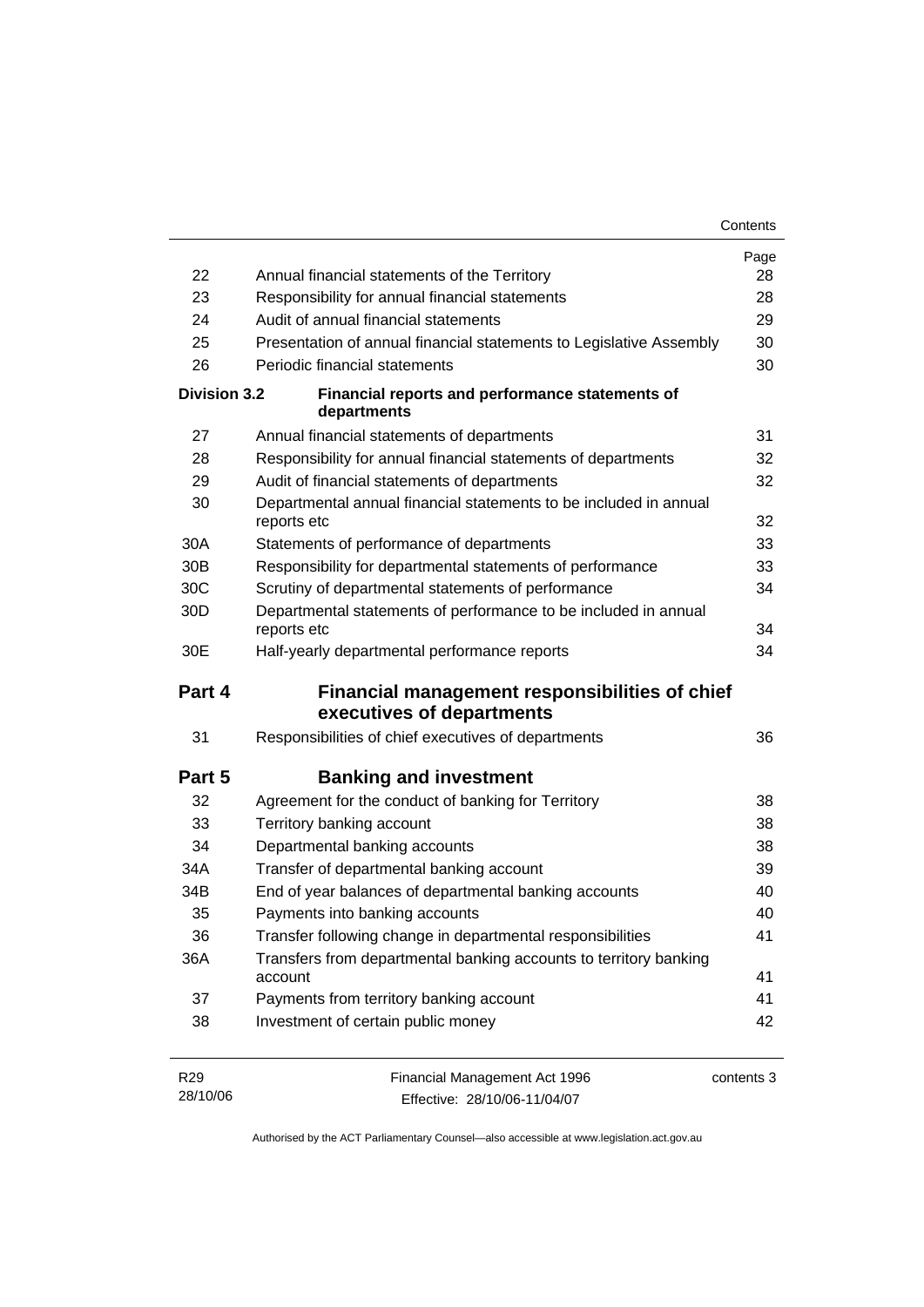| | | Page |
|---|---|---|
| 22 | Annual financial statements of the Territory | 28 |
| 23 | Responsibility for annual financial statements | 28 |
| 24 | Audit of annual financial statements | 29 |
| 25 | Presentation of annual financial statements to Legislative Assembly | 30 |
| 26 | Periodic financial statements | 30 |
| **Division 3.2** | **Financial reports and performance statements of departments** | |
| 27 | Annual financial statements of departments | 31 |
| 28 | Responsibility for annual financial statements of departments | 32 |
| 29 | Audit of financial statements of departments | 32 |
| 30 | Departmental annual financial statements to be included in annual reports etc | 32 |
| 30A | Statements of performance of departments | 33 |
| 30B | Responsibility for departmental statements of performance | 33 |
| 30C | Scrutiny of departmental statements of performance | 34 |
| 30D | Departmental statements of performance to be included in annual reports etc | 34 |
| 30E | Half-yearly departmental performance reports | 34 |
| **Part 4** | **Financial management responsibilities of chief executives of departments** | |
| 31 | Responsibilities of chief executives of departments | 36 |
| **Part 5** | **Banking and investment** | |
| 32 | Agreement for the conduct of banking for Territory | 38 |
| 33 | Territory banking account | 38 |
| 34 | Departmental banking accounts | 38 |
| 34A | Transfer of departmental banking account | 39 |
| 34B | End of year balances of departmental banking accounts | 40 |
| 35 | Payments into banking accounts | 40 |
| 36 | Transfer following change in departmental responsibilities | 41 |
| 36A | Transfers from departmental banking accounts to territory banking account | 41 |
| 37 | Payments from territory banking account | 41 |
| 38 | Investment of certain public money | 42 |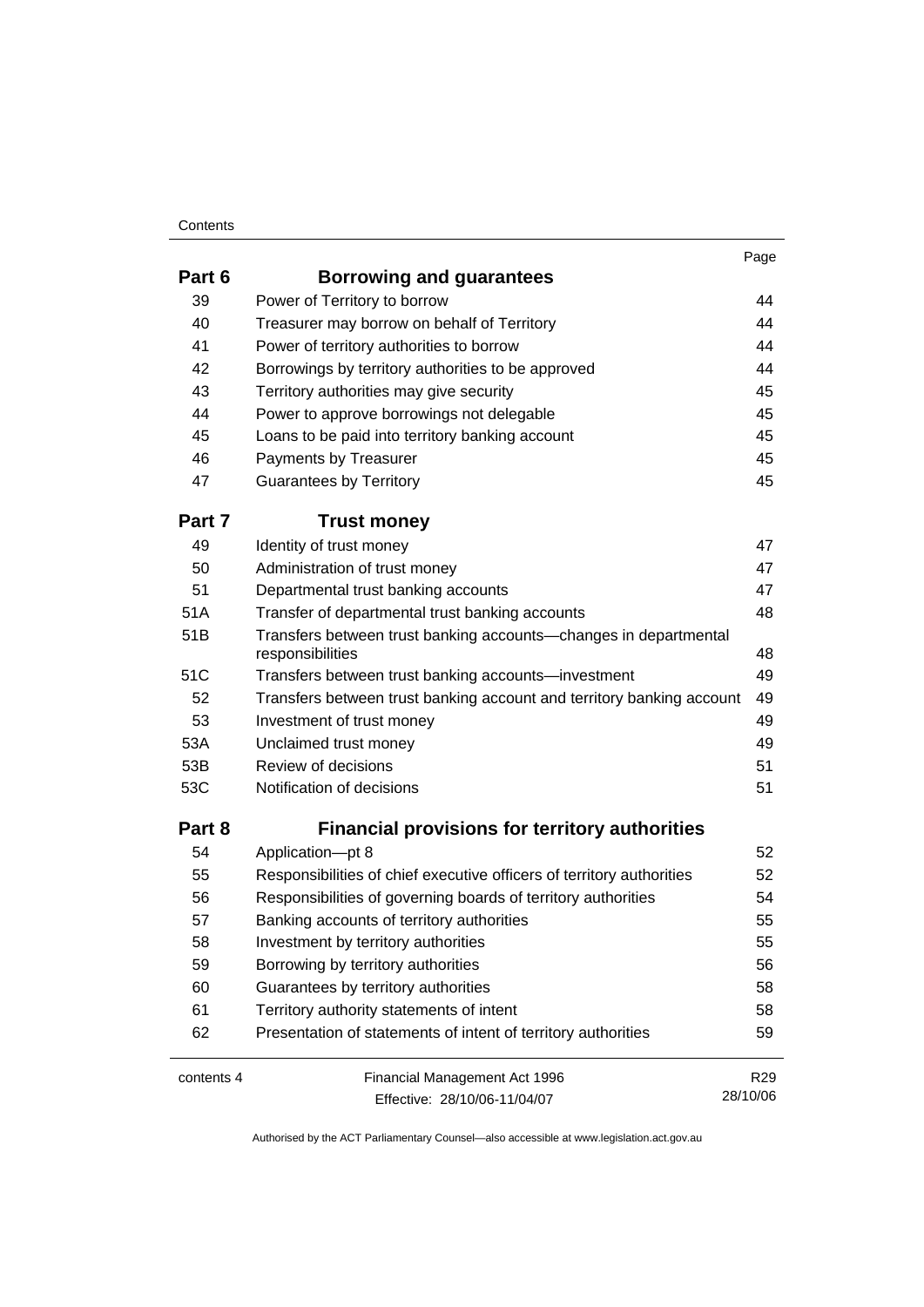| | | Page |
|---|---|---|
| **Part 6** | **Borrowing and guarantees** | |
| 39 | Power of Territory to borrow | 44 |
| 40 | Treasurer may borrow on behalf of Territory | 44 |
| 41 | Power of territory authorities to borrow | 44 |
| 42 | Borrowings by territory authorities to be approved | 44 |
| 43 | Territory authorities may give security | 45 |
| 44 | Power to approve borrowings not delegable | 45 |
| 45 | Loans to be paid into territory banking account | 45 |
| 46 | Payments by Treasurer | 45 |
| 47 | Guarantees by Territory | 45 |
| **Part 7** | **Trust money** | |
| 49 | Identity of trust money | 47 |
| 50 | Administration of trust money | 47 |
| 51 | Departmental trust banking accounts | 47 |
| 51A | Transfer of departmental trust banking accounts | 48 |
| 51B | Transfers between trust banking accounts—changes in departmental responsibilities | 48 |
| 51C | Transfers between trust banking accounts—investment | 49 |
| 52 | Transfers between trust banking account and territory banking account | 49 |
| 53 | Investment of trust money | 49 |
| 53A | Unclaimed trust money | 49 |
| 53B | Review of decisions | 51 |
| 53C | Notification of decisions | 51 |
| **Part 8** | **Financial provisions for territory authorities** | |
| 54 | Application—pt 8 | 52 |
| 55 | Responsibilities of chief executive officers of territory authorities | 52 |
| 56 | Responsibilities of governing boards of territory authorities | 54 |
| 57 | Banking accounts of territory authorities | 55 |
| 58 | Investment by territory authorities | 55 |
| 59 | Borrowing by territory authorities | 56 |
| 60 | Guarantees by territory authorities | 58 |
| 61 | Territory authority statements of intent | 58 |
| 62 | Presentation of statements of intent of territory authorities | 59 |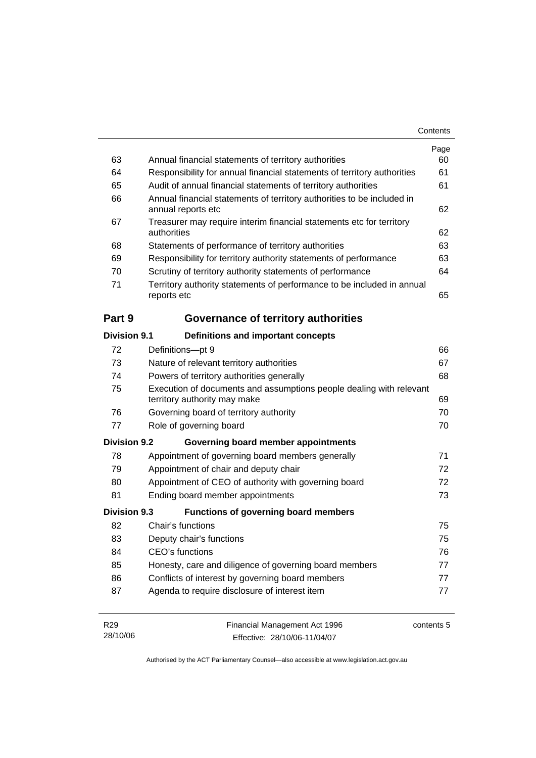| | | Page |
|---|---|---|
| 63 | Annual financial statements of territory authorities | 60 |
| 64 | Responsibility for annual financial statements of territory authorities | 61 |
| 65 | Audit of annual financial statements of territory authorities | 61 |
| 66 | Annual financial statements of territory authorities to be included in annual reports etc | 62 |
| 67 | Treasurer may require interim financial statements etc for territory authorities | 62 |
| 68 | Statements of performance of territory authorities | 63 |
| 69 | Responsibility for territory authority statements of performance | 63 |
| 70 | Scrutiny of territory authority statements of performance | 64 |
| 71 | Territory authority statements of performance to be included in annual reports etc | 65 |

## Part 9 Governance of territory authorities

### Division 9.1 Definitions and important concepts

| | | |
|---|---|---|
| 72 | Definitions—pt 9 | 66 |
| 73 | Nature of relevant territory authorities | 67 |
| 74 | Powers of territory authorities generally | 68 |
| 75 | Execution of documents and assumptions people dealing with relevant territory authority may make | 69 |
| 76 | Governing board of territory authority | 70 |
| 77 | Role of governing board | 70 |

### Division 9.2 Governing board member appointments

| | | |
|---|---|---|
| 78 | Appointment of governing board members generally | 71 |
| 79 | Appointment of chair and deputy chair | 72 |
| 80 | Appointment of CEO of authority with governing board | 72 |
| 81 | Ending board member appointments | 73 |

### Division 9.3 Functions of governing board members

| | | |
|---|---|---|
| 82 | Chair's functions | 75 |
| 83 | Deputy chair's functions | 75 |
| 84 | CEO's functions | 76 |
| 85 | Honesty, care and diligence of governing board members | 77 |
| 86 | Conflicts of interest by governing board members | 77 |
| 87 | Agenda to require disclosure of interest item | 77 |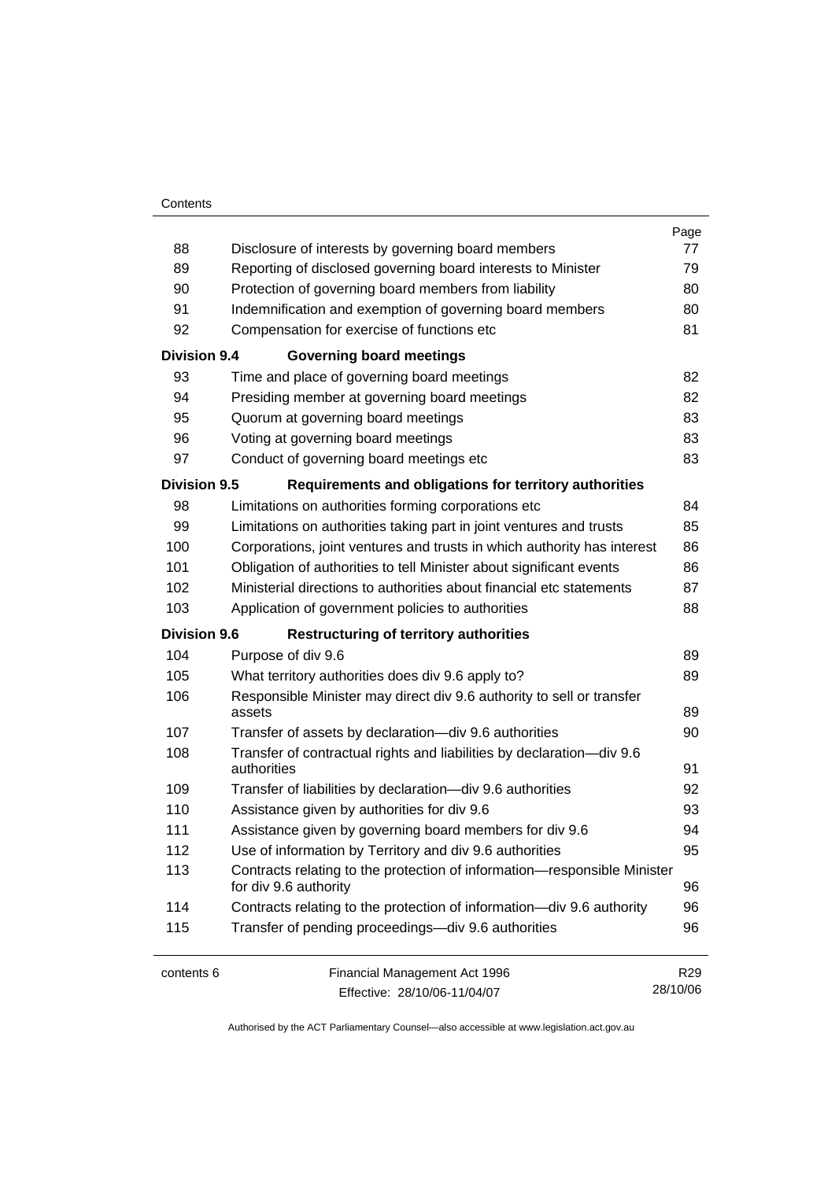| | | Page |
|---|---|---|
| 88 | Disclosure of interests by governing board members | 77 |
| 89 | Reporting of disclosed governing board interests to Minister | 79 |
| 90 | Protection of governing board members from liability | 80 |
| 91 | Indemnification and exemption of governing board members | 80 |
| 92 | Compensation for exercise of functions etc | 81 |
| **Division 9.4** | **Governing board meetings** | |
| 93 | Time and place of governing board meetings | 82 |
| 94 | Presiding member at governing board meetings | 82 |
| 95 | Quorum at governing board meetings | 83 |
| 96 | Voting at governing board meetings | 83 |
| 97 | Conduct of governing board meetings etc | 83 |
| **Division 9.5** | **Requirements and obligations for territory authorities** | |
| 98 | Limitations on authorities forming corporations etc | 84 |
| 99 | Limitations on authorities taking part in joint ventures and trusts | 85 |
| 100 | Corporations, joint ventures and trusts in which authority has interest | 86 |
| 101 | Obligation of authorities to tell Minister about significant events | 86 |
| 102 | Ministerial directions to authorities about financial etc statements | 87 |
| 103 | Application of government policies to authorities | 88 |
| **Division 9.6** | **Restructuring of territory authorities** | |
| 104 | Purpose of div 9.6 | 89 |
| 105 | What territory authorities does div 9.6 apply to? | 89 |
| 106 | Responsible Minister may direct div 9.6 authority to sell or transfer assets | 89 |
| 107 | Transfer of assets by declaration—div 9.6 authorities | 90 |
| 108 | Transfer of contractual rights and liabilities by declaration—div 9.6 authorities | 91 |
| 109 | Transfer of liabilities by declaration—div 9.6 authorities | 92 |
| 110 | Assistance given by authorities for div 9.6 | 93 |
| 111 | Assistance given by governing board members for div 9.6 | 94 |
| 112 | Use of information by Territory and div 9.6 authorities | 95 |
| 113 | Contracts relating to the protection of information—responsible Minister for div 9.6 authority | 96 |
| 114 | Contracts relating to the protection of information—div 9.6 authority | 96 |
| 115 | Transfer of pending proceedings—div 9.6 authorities | 96 |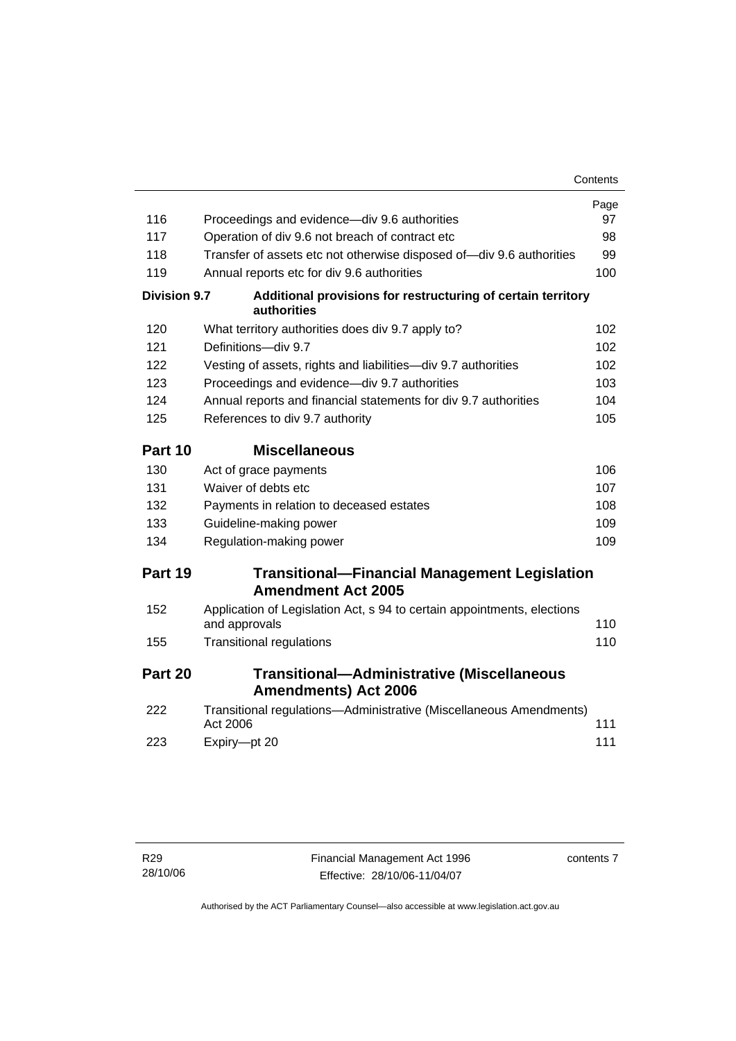| | | Page |
|---|---|---|
| 116 | Proceedings and evidence—div 9.6 authorities | 97 |
| 117 | Operation of div 9.6 not breach of contract etc | 98 |
| 118 | Transfer of assets etc not otherwise disposed of—div 9.6 authorities | 99 |
| 119 | Annual reports etc for div 9.6 authorities | 100 |
| **Division 9.7** | **Additional provisions for restructuring of certain territory authorities** | |
| 120 | What territory authorities does div 9.7 apply to? | 102 |
| 121 | Definitions—div 9.7 | 102 |
| 122 | Vesting of assets, rights and liabilities—div 9.7 authorities | 102 |
| 123 | Proceedings and evidence—div 9.7 authorities | 103 |
| 124 | Annual reports and financial statements for div 9.7 authorities | 104 |
| 125 | References to div 9.7 authority | 105 |
| **Part 10** | **Miscellaneous** | |
| 130 | Act of grace payments | 106 |
| 131 | Waiver of debts etc | 107 |
| 132 | Payments in relation to deceased estates | 108 |
| 133 | Guideline-making power | 109 |
| 134 | Regulation-making power | 109 |
| **Part 19** | **Transitional—Financial Management Legislation Amendment Act 2005** | |
| 152 | Application of Legislation Act, s 94 to certain appointments, elections and approvals | 110 |
| 155 | Transitional regulations | 110 |
| **Part 20** | **Transitional—Administrative (Miscellaneous Amendments) Act 2006** | |
| 222 | Transitional regulations—Administrative (Miscellaneous Amendments) Act 2006 | 111 |
| 223 | Expiry—pt 20 | 111 |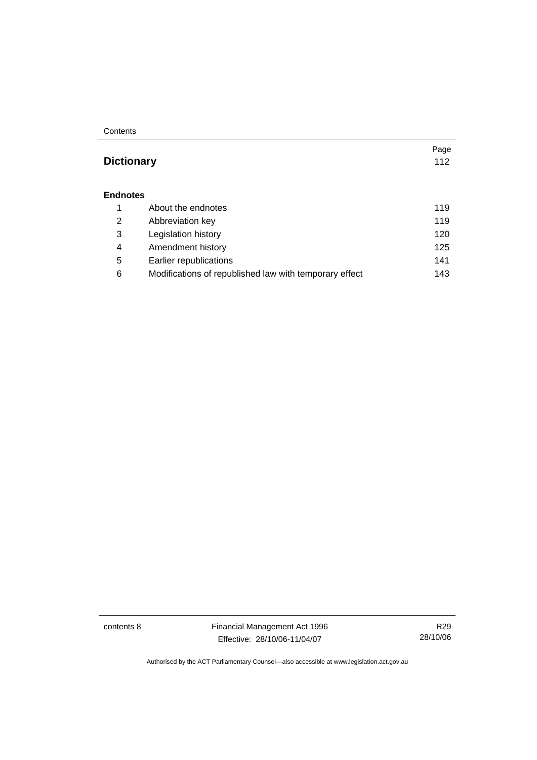| | | Page |
|---|---|---|
| **Dictionary** | | 112 |
| **Endnotes** | | |
| 1 | About the endnotes | 119 |
| 2 | Abbreviation key | 119 |
| 3 | Legislation history | 120 |
| 4 | Amendment history | 125 |
| 5 | Earlier republications | 141 |
| 6 | Modifications of republished law with temporary effect | 143 |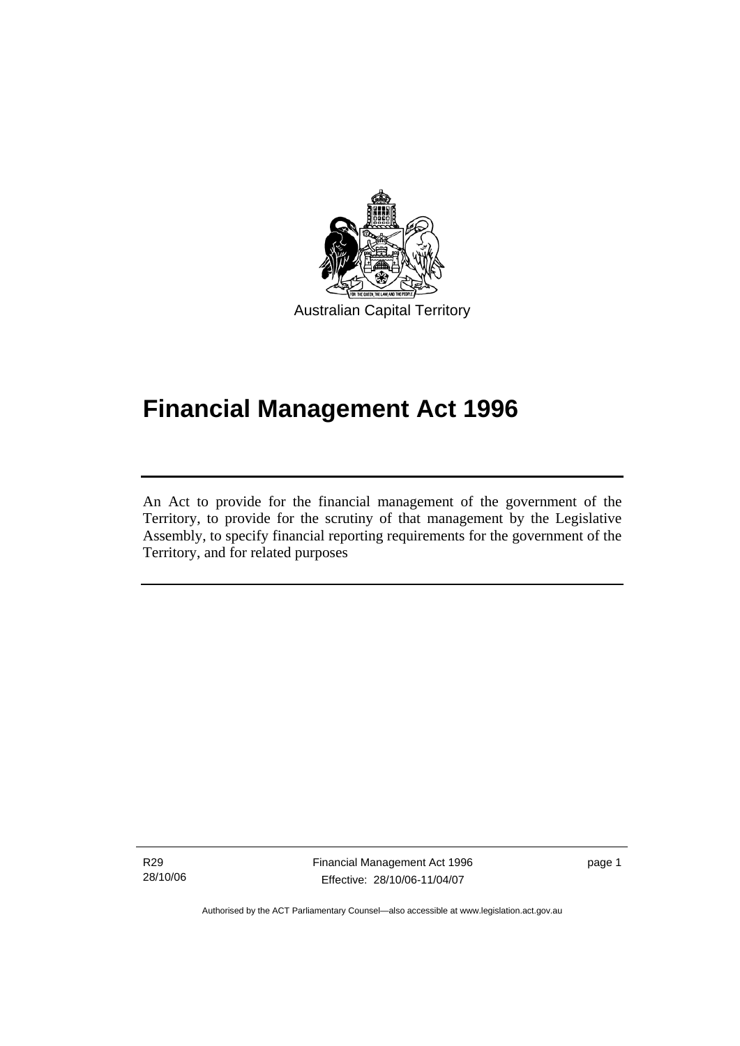Australian Capital Territory

# Financial Management Act 1996

An Act to provide for the financial management of the government of the Territory, to provide for the scrutiny of that management by the Legislative Assembly, to specify financial reporting requirements for the government of the Territory, and for related purposes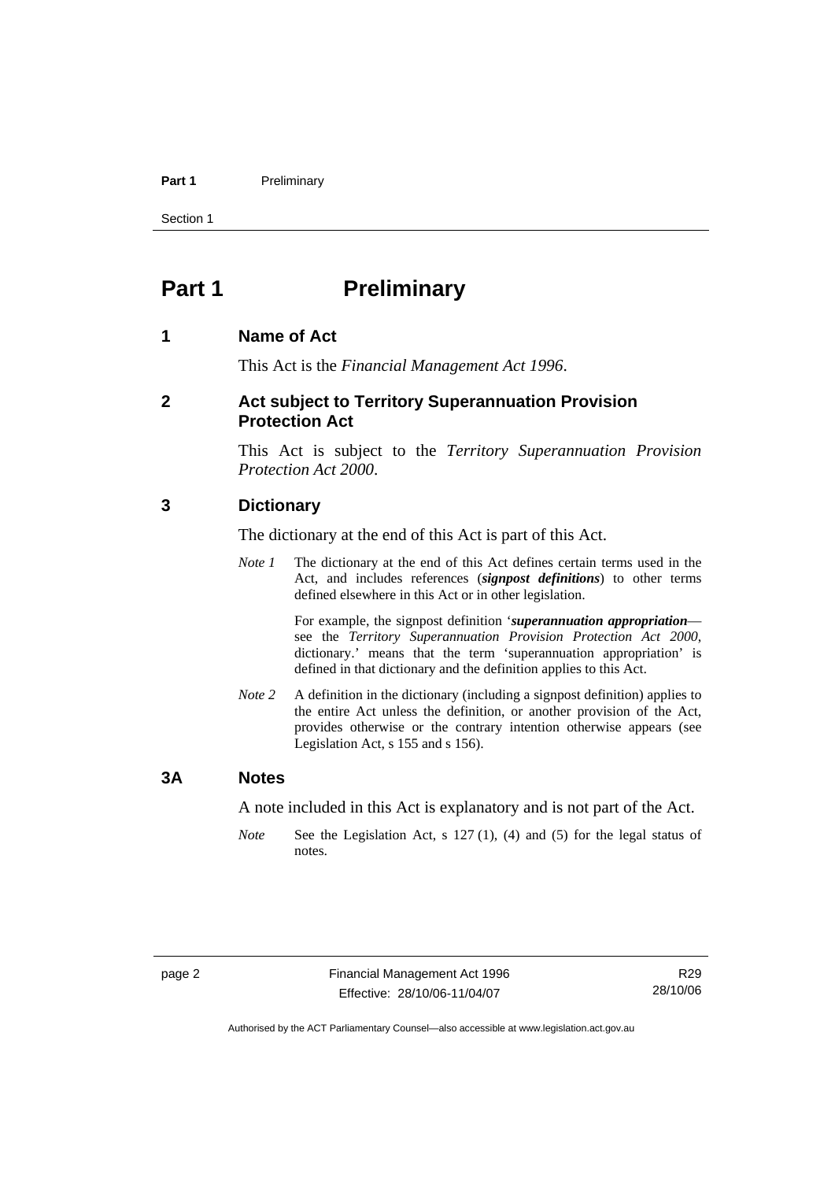# Part 1 Preliminary

## 1 Name of Act

This Act is the *Financial Management Act 1996*.

## 2 Act subject to Territory Superannuation Provision Protection Act

This Act is subject to the *Territory Superannuation Provision Protection Act 2000*.

## 3 Dictionary

The dictionary at the end of this Act is part of this Act.

*Note 1* The dictionary at the end of this Act defines certain terms used in the Act, and includes references (***signpost definitions***) to other terms defined elsewhere in this Act or in other legislation.

For example, the signpost definition '***superannuation appropriation***—see the *Territory Superannuation Provision Protection Act 2000*, dictionary.' means that the term 'superannuation appropriation' is defined in that dictionary and the definition applies to this Act.

*Note 2* A definition in the dictionary (including a signpost definition) applies to the entire Act unless the definition, or another provision of the Act, provides otherwise or the contrary intention otherwise appears (see Legislation Act, s 155 and s 156).

## 3A Notes

A note included in this Act is explanatory and is not part of the Act.

*Note* See the Legislation Act, s 127 (1), (4) and (5) for the legal status of notes.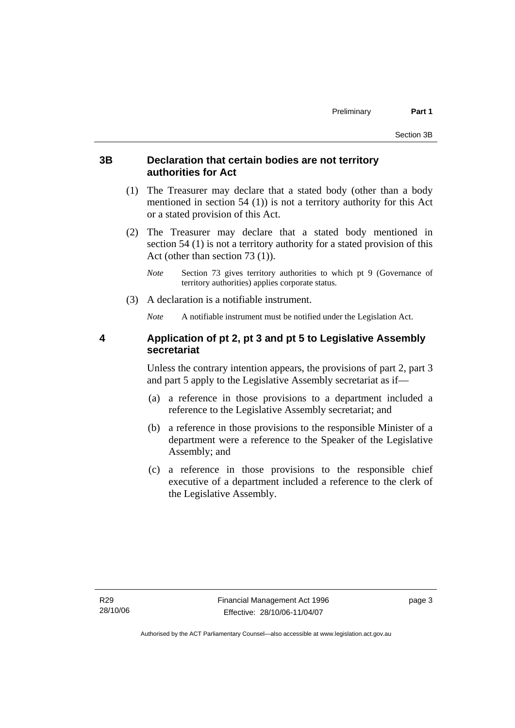### 3B Declaration that certain bodies are not territory authorities for Act

(1) The Treasurer may declare that a stated body (other than a body mentioned in section 54 (1)) is not a territory authority for this Act or a stated provision of this Act.

(2) The Treasurer may declare that a stated body mentioned in section 54 (1) is not a territory authority for a stated provision of this Act (other than section 73 (1)).

*Note* Section 73 gives territory authorities to which pt 9 (Governance of territory authorities) applies corporate status.

(3) A declaration is a notifiable instrument.

*Note* A notifiable instrument must be notified under the Legislation Act.

### 4 Application of pt 2, pt 3 and pt 5 to Legislative Assembly secretariat

Unless the contrary intention appears, the provisions of part 2, part 3 and part 5 apply to the Legislative Assembly secretariat as if—

(a) a reference in those provisions to a department included a reference to the Legislative Assembly secretariat; and

(b) a reference in those provisions to the responsible Minister of a department were a reference to the Speaker of the Legislative Assembly; and

(c) a reference in those provisions to the responsible chief executive of a department included a reference to the clerk of the Legislative Assembly.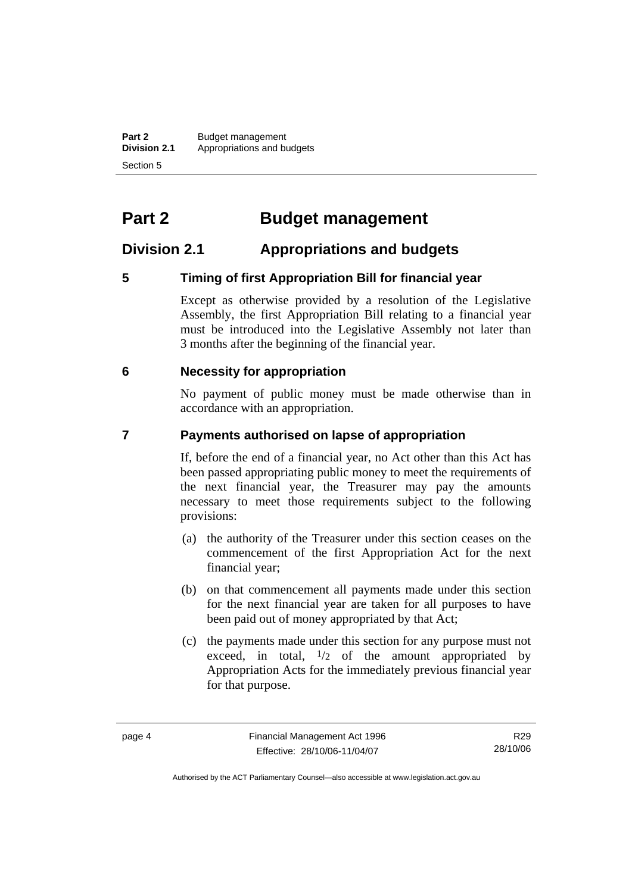# Part 2 Budget management

## Division 2.1 Appropriations and budgets

### 5 Timing of first Appropriation Bill for financial year

Except as otherwise provided by a resolution of the Legislative Assembly, the first Appropriation Bill relating to a financial year must be introduced into the Legislative Assembly not later than 3 months after the beginning of the financial year.

### 6 Necessity for appropriation

No payment of public money must be made otherwise than in accordance with an appropriation.

### 7 Payments authorised on lapse of appropriation

If, before the end of a financial year, no Act other than this Act has been passed appropriating public money to meet the requirements of the next financial year, the Treasurer may pay the amounts necessary to meet those requirements subject to the following provisions:

(a) the authority of the Treasurer under this section ceases on the commencement of the first Appropriation Act for the next financial year;

(b) on that commencement all payments made under this section for the next financial year are taken for all purposes to have been paid out of money appropriated by that Act;

(c) the payments made under this section for any purpose must not exceed, in total, $1/2$ of the amount appropriated by Appropriation Acts for the immediately previous financial year for that purpose.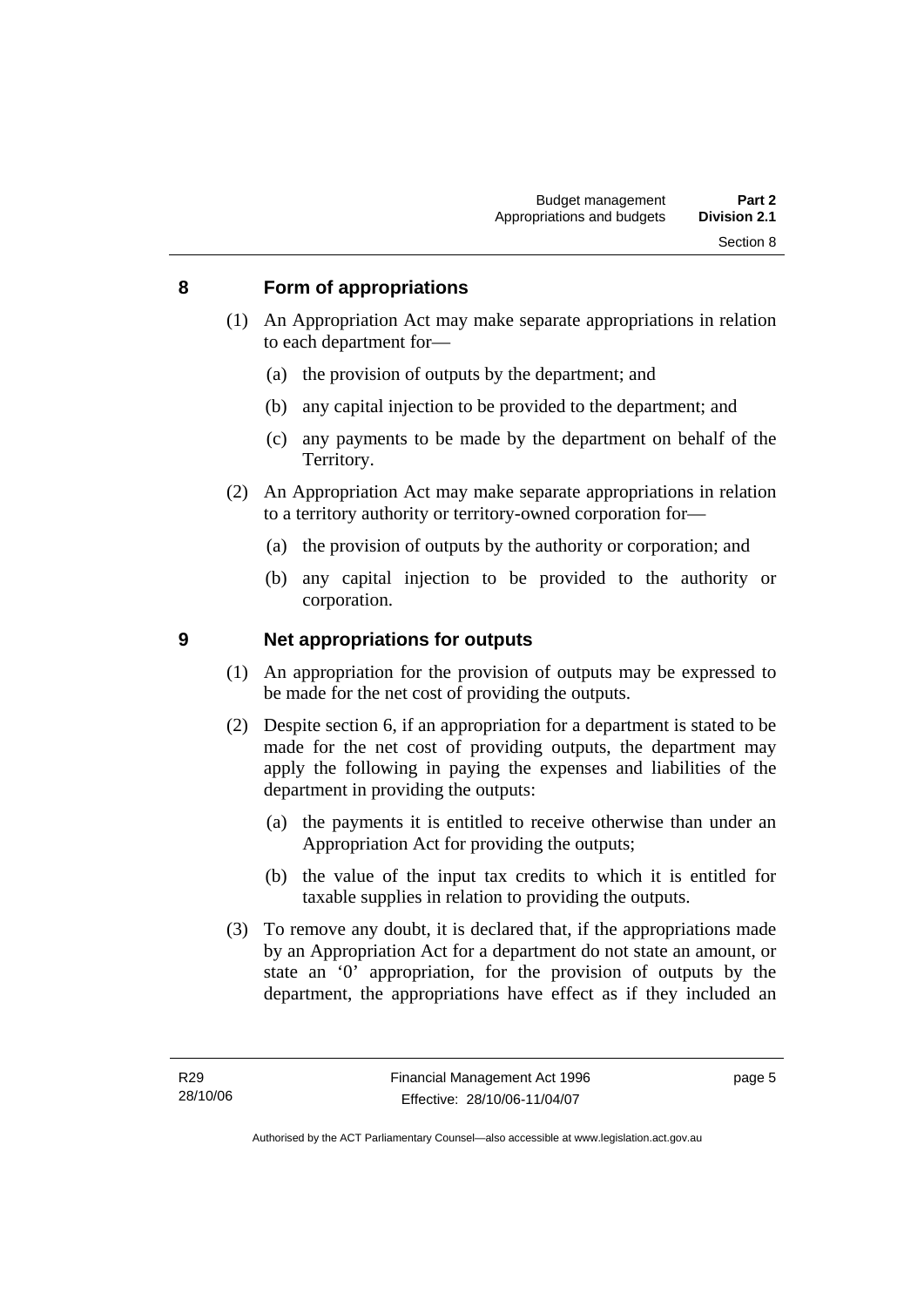## 8 Form of appropriations

(1) An Appropriation Act may make separate appropriations in relation to each department for—

(a) the provision of outputs by the department; and

(b) any capital injection to be provided to the department; and

(c) any payments to be made by the department on behalf of the Territory.

(2) An Appropriation Act may make separate appropriations in relation to a territory authority or territory-owned corporation for—

(a) the provision of outputs by the authority or corporation; and

(b) any capital injection to be provided to the authority or corporation.

## 9 Net appropriations for outputs

(1) An appropriation for the provision of outputs may be expressed to be made for the net cost of providing the outputs.

(2) Despite section 6, if an appropriation for a department is stated to be made for the net cost of providing outputs, the department may apply the following in paying the expenses and liabilities of the department in providing the outputs:

(a) the payments it is entitled to receive otherwise than under an Appropriation Act for providing the outputs;

(b) the value of the input tax credits to which it is entitled for taxable supplies in relation to providing the outputs.

(3) To remove any doubt, it is declared that, if the appropriations made by an Appropriation Act for a department do not state an amount, or state an '0' appropriation, for the provision of outputs by the department, the appropriations have effect as if they included an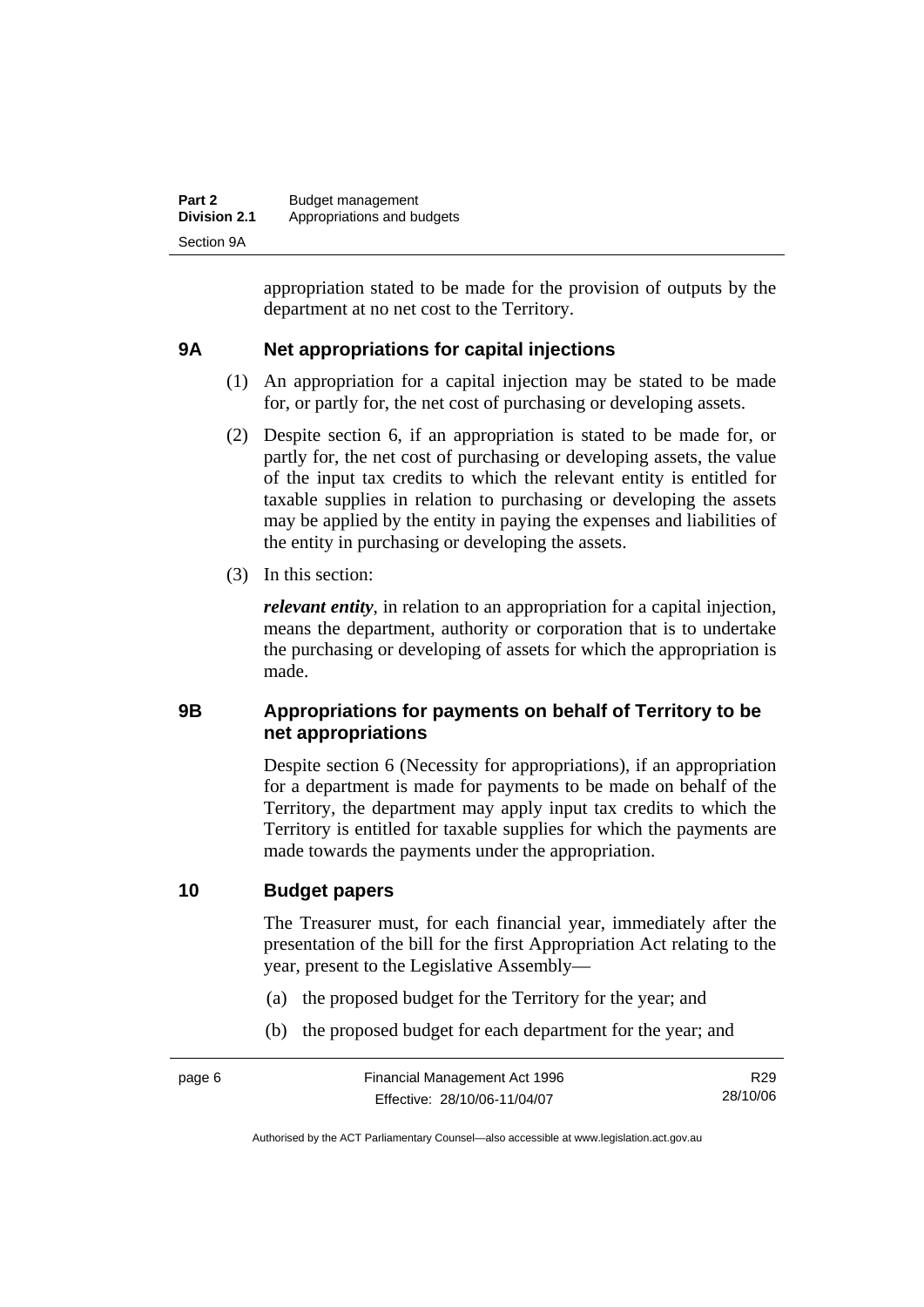appropriation stated to be made for the provision of outputs by the department at no net cost to the Territory.

## 9A Net appropriations for capital injections

(1) An appropriation for a capital injection may be stated to be made for, or partly for, the net cost of purchasing or developing assets.

(2) Despite section 6, if an appropriation is stated to be made for, or partly for, the net cost of purchasing or developing assets, the value of the input tax credits to which the relevant entity is entitled for taxable supplies in relation to purchasing or developing the assets may be applied by the entity in paying the expenses and liabilities of the entity in purchasing or developing the assets.

(3) In this section:

***relevant entity***, in relation to an appropriation for a capital injection, means the department, authority or corporation that is to undertake the purchasing or developing of assets for which the appropriation is made.

## 9B Appropriations for payments on behalf of Territory to be net appropriations

Despite section 6 (Necessity for appropriations), if an appropriation for a department is made for payments to be made on behalf of the Territory, the department may apply input tax credits to which the Territory is entitled for taxable supplies for which the payments are made towards the payments under the appropriation.

## 10 Budget papers

The Treasurer must, for each financial year, immediately after the presentation of the bill for the first Appropriation Act relating to the year, present to the Legislative Assembly—

(a) the proposed budget for the Territory for the year; and

(b) the proposed budget for each department for the year; and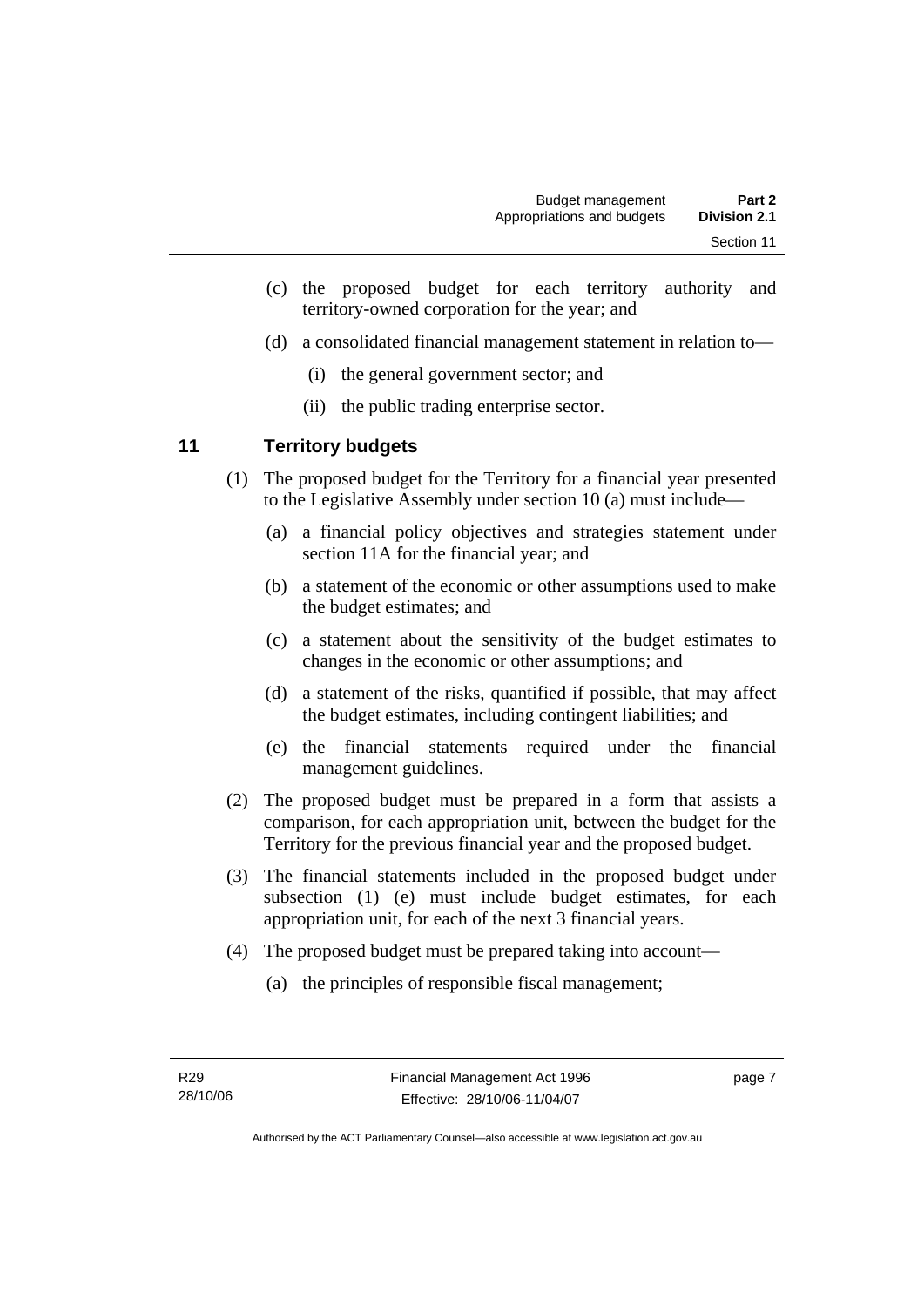(c) the proposed budget for each territory authority and territory-owned corporation for the year; and

(d) a consolidated financial management statement in relation to—

(i) the general government sector; and

(ii) the public trading enterprise sector.

## 11 Territory budgets

(1) The proposed budget for the Territory for a financial year presented to the Legislative Assembly under section 10 (a) must include—

(a) a financial policy objectives and strategies statement under section 11A for the financial year; and

(b) a statement of the economic or other assumptions used to make the budget estimates; and

(c) a statement about the sensitivity of the budget estimates to changes in the economic or other assumptions; and

(d) a statement of the risks, quantified if possible, that may affect the budget estimates, including contingent liabilities; and

(e) the financial statements required under the financial management guidelines.

(2) The proposed budget must be prepared in a form that assists a comparison, for each appropriation unit, between the budget for the Territory for the previous financial year and the proposed budget.

(3) The financial statements included in the proposed budget under subsection (1) (e) must include budget estimates, for each appropriation unit, for each of the next 3 financial years.

(4) The proposed budget must be prepared taking into account—

(a) the principles of responsible fiscal management;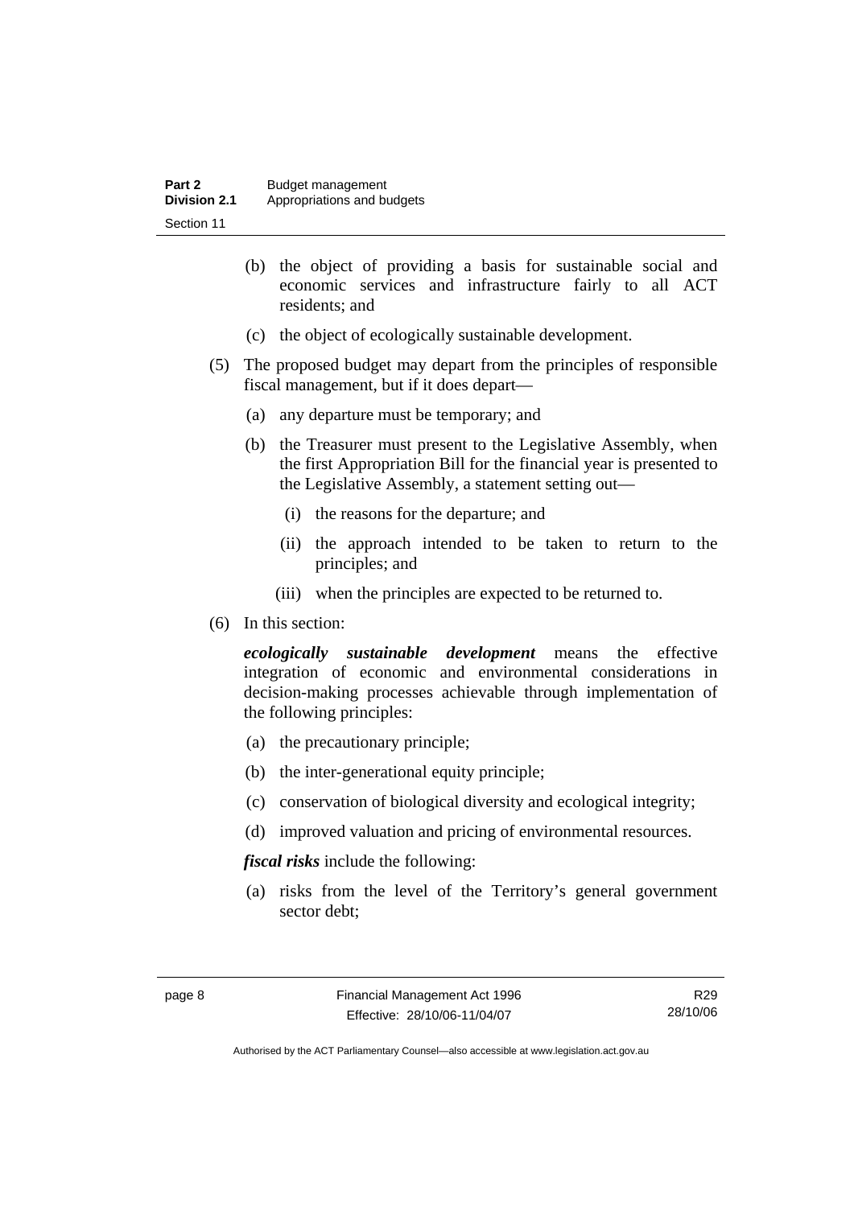(b) the object of providing a basis for sustainable social and economic services and infrastructure fairly to all ACT residents; and

(c) the object of ecologically sustainable development.

(5) The proposed budget may depart from the principles of responsible fiscal management, but if it does depart—

(a) any departure must be temporary; and

(b) the Treasurer must present to the Legislative Assembly, when the first Appropriation Bill for the financial year is presented to the Legislative Assembly, a statement setting out—

(i) the reasons for the departure; and

(ii) the approach intended to be taken to return to the principles; and

(iii) when the principles are expected to be returned to.

(6) In this section:

***ecologically sustainable development*** means the effective integration of economic and environmental considerations in decision-making processes achievable through implementation of the following principles:

(a) the precautionary principle;

(b) the inter-generational equity principle;

(c) conservation of biological diversity and ecological integrity;

(d) improved valuation and pricing of environmental resources.

***fiscal risks*** include the following:

(a) risks from the level of the Territory's general government sector debt;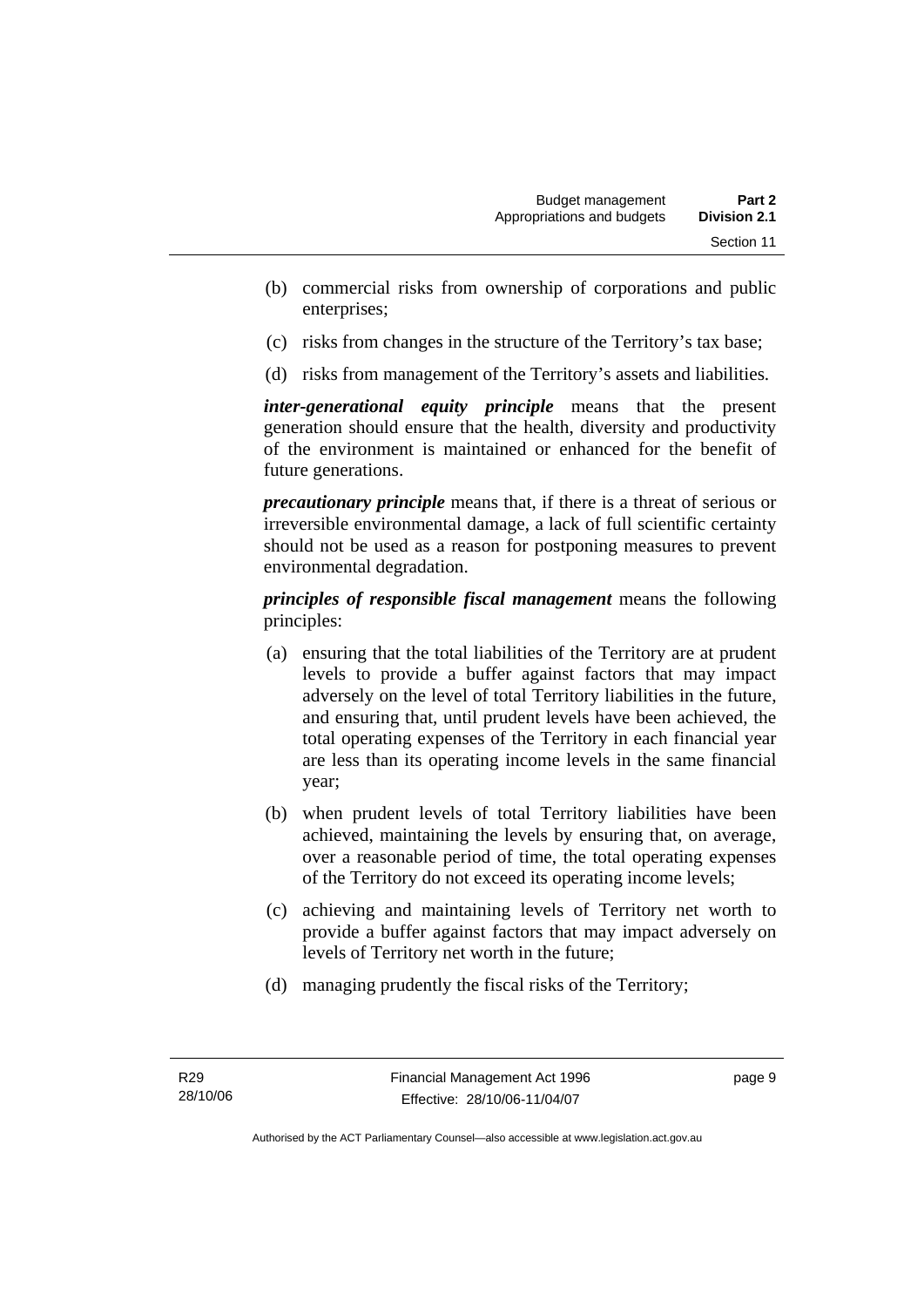(b) commercial risks from ownership of corporations and public enterprises;

(c) risks from changes in the structure of the Territory's tax base;

(d) risks from management of the Territory's assets and liabilities.

***inter-generational equity principle*** means that the present generation should ensure that the health, diversity and productivity of the environment is maintained or enhanced for the benefit of future generations.

***precautionary principle*** means that, if there is a threat of serious or irreversible environmental damage, a lack of full scientific certainty should not be used as a reason for postponing measures to prevent environmental degradation.

***principles of responsible fiscal management*** means the following principles:

(a) ensuring that the total liabilities of the Territory are at prudent levels to provide a buffer against factors that may impact adversely on the level of total Territory liabilities in the future, and ensuring that, until prudent levels have been achieved, the total operating expenses of the Territory in each financial year are less than its operating income levels in the same financial year;

(b) when prudent levels of total Territory liabilities have been achieved, maintaining the levels by ensuring that, on average, over a reasonable period of time, the total operating expenses of the Territory do not exceed its operating income levels;

(c) achieving and maintaining levels of Territory net worth to provide a buffer against factors that may impact adversely on levels of Territory net worth in the future;

(d) managing prudently the fiscal risks of the Territory;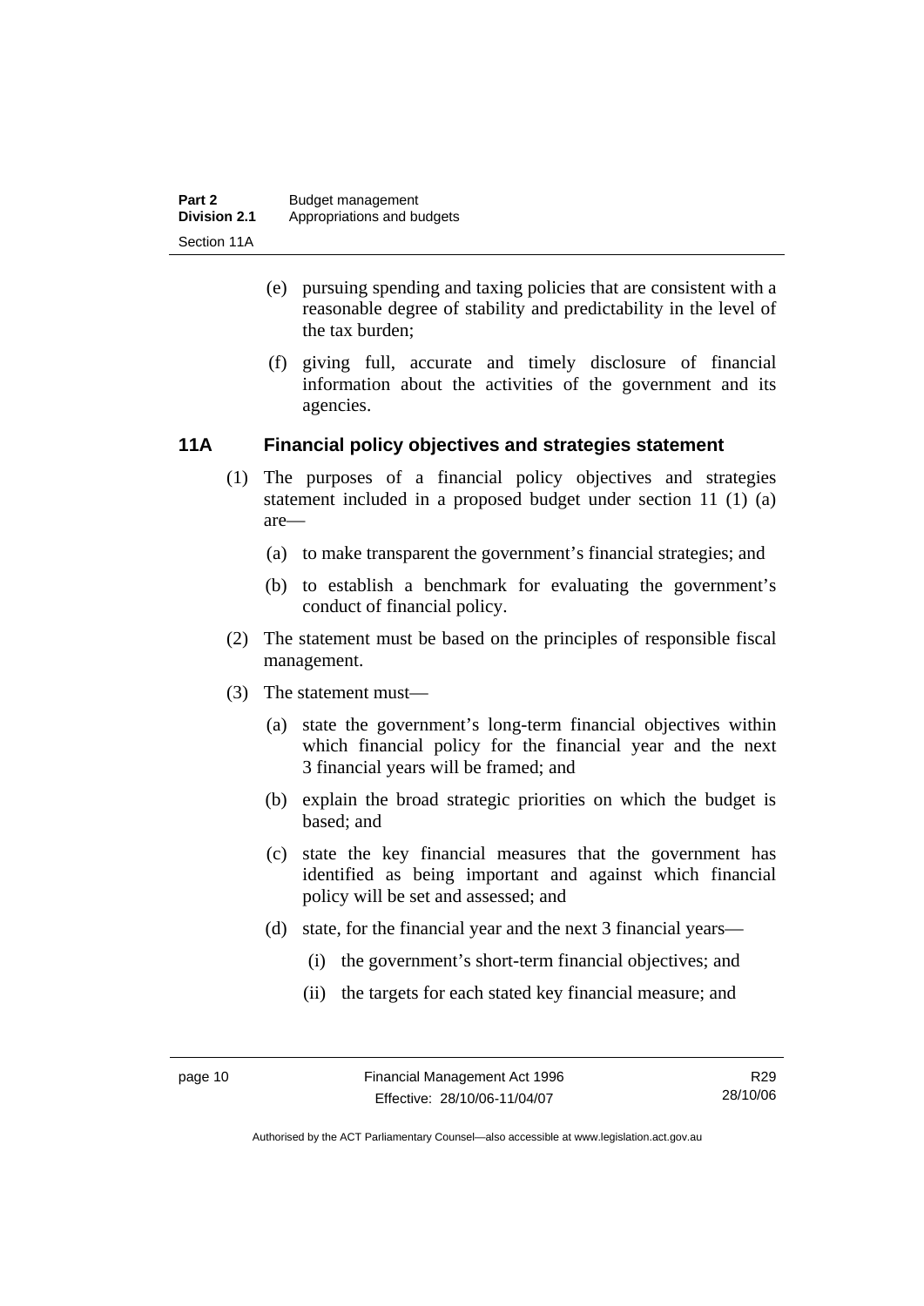(e) pursuing spending and taxing policies that are consistent with a reasonable degree of stability and predictability in the level of the tax burden;

(f) giving full, accurate and timely disclosure of financial information about the activities of the government and its agencies.

### 11A Financial policy objectives and strategies statement

(1) The purposes of a financial policy objectives and strategies statement included in a proposed budget under section 11 (1) (a) are—

(a) to make transparent the government's financial strategies; and

(b) to establish a benchmark for evaluating the government's conduct of financial policy.

(2) The statement must be based on the principles of responsible fiscal management.

(3) The statement must—

(a) state the government's long-term financial objectives within which financial policy for the financial year and the next 3 financial years will be framed; and

(b) explain the broad strategic priorities on which the budget is based; and

(c) state the key financial measures that the government has identified as being important and against which financial policy will be set and assessed; and

(d) state, for the financial year and the next 3 financial years—

(i) the government's short-term financial objectives; and

(ii) the targets for each stated key financial measure; and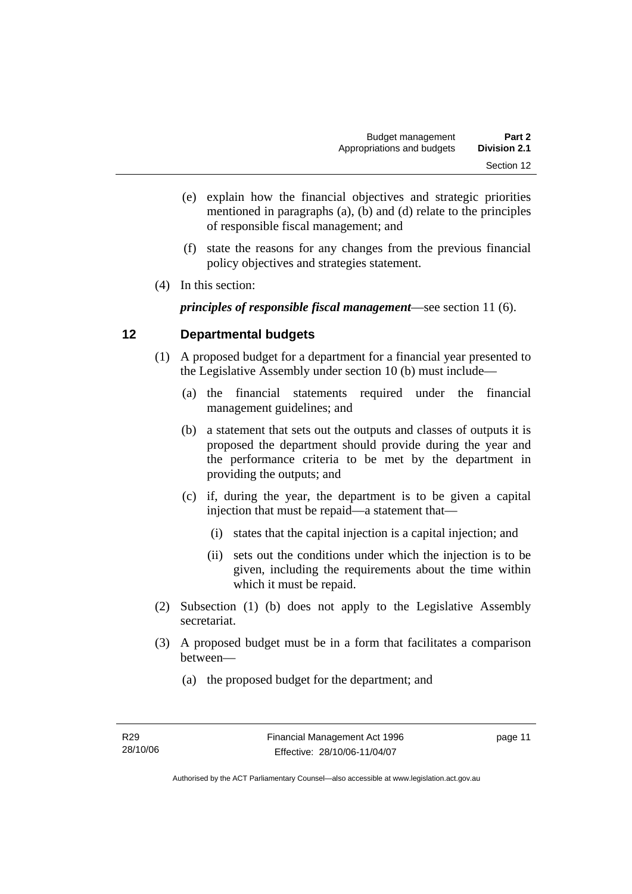(e) explain how the financial objectives and strategic priorities mentioned in paragraphs (a), (b) and (d) relate to the principles of responsible fiscal management; and

(f) state the reasons for any changes from the previous financial policy objectives and strategies statement.

(4) In this section:

***principles of responsible fiscal management***—see section 11 (6).

## 12 Departmental budgets

(1) A proposed budget for a department for a financial year presented to the Legislative Assembly under section 10 (b) must include—

(a) the financial statements required under the financial management guidelines; and

(b) a statement that sets out the outputs and classes of outputs it is proposed the department should provide during the year and the performance criteria to be met by the department in providing the outputs; and

(c) if, during the year, the department is to be given a capital injection that must be repaid—a statement that—

(i) states that the capital injection is a capital injection; and

(ii) sets out the conditions under which the injection is to be given, including the requirements about the time within which it must be repaid.

(2) Subsection (1) (b) does not apply to the Legislative Assembly secretariat.

(3) A proposed budget must be in a form that facilitates a comparison between—

(a) the proposed budget for the department; and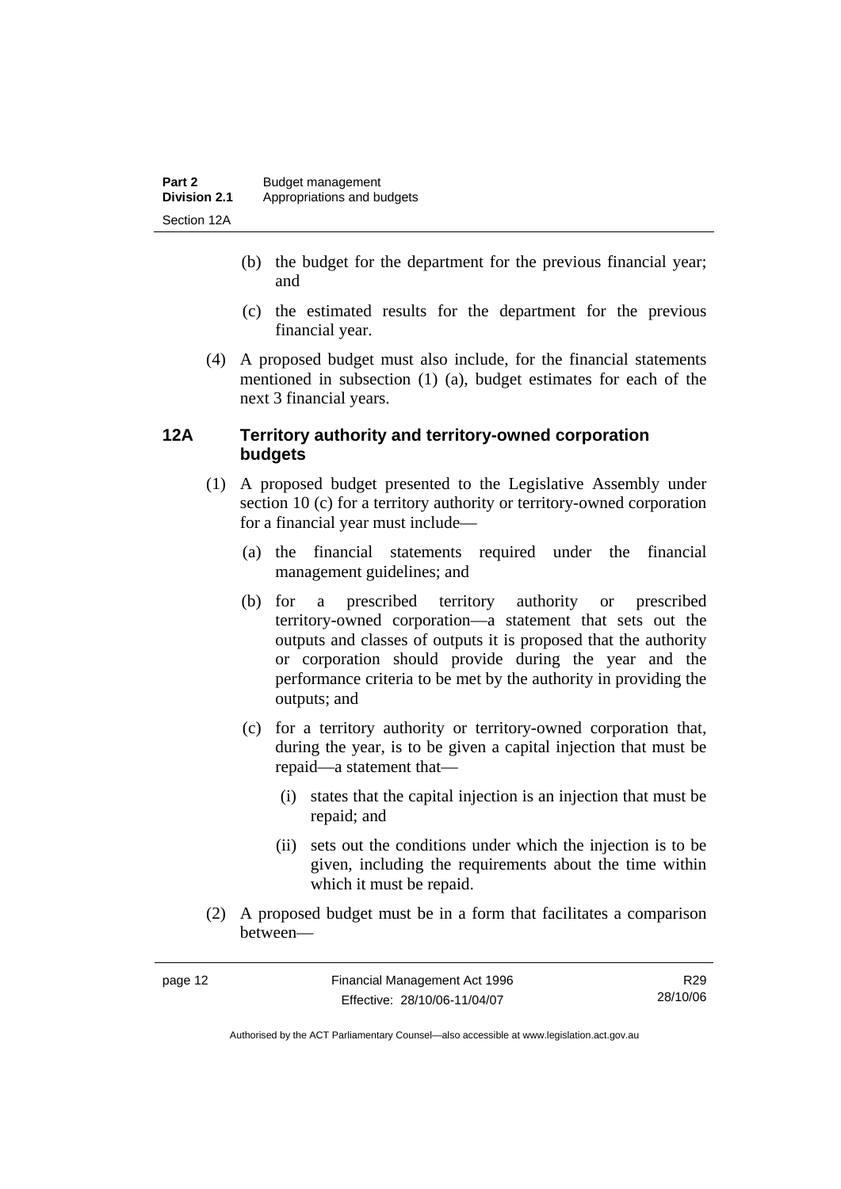(b) the budget for the department for the previous financial year; and

(c) the estimated results for the department for the previous financial year.

(4) A proposed budget must also include, for the financial statements mentioned in subsection (1) (a), budget estimates for each of the next 3 financial years.

### 12A Territory authority and territory-owned corporation budgets

(1) A proposed budget presented to the Legislative Assembly under section 10 (c) for a territory authority or territory-owned corporation for a financial year must include—

(a) the financial statements required under the financial management guidelines; and

(b) for a prescribed territory authority or prescribed territory-owned corporation—a statement that sets out the outputs and classes of outputs it is proposed that the authority or corporation should provide during the year and the performance criteria to be met by the authority in providing the outputs; and

(c) for a territory authority or territory-owned corporation that, during the year, is to be given a capital injection that must be repaid—a statement that—

(i) states that the capital injection is an injection that must be repaid; and

(ii) sets out the conditions under which the injection is to be given, including the requirements about the time within which it must be repaid.

(2) A proposed budget must be in a form that facilitates a comparison between—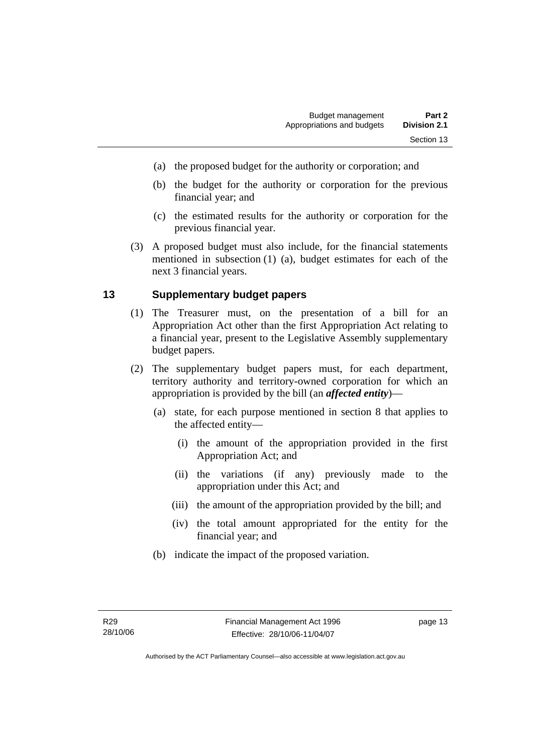(a) the proposed budget for the authority or corporation; and

(b) the budget for the authority or corporation for the previous financial year; and

(c) the estimated results for the authority or corporation for the previous financial year.

(3) A proposed budget must also include, for the financial statements mentioned in subsection (1) (a), budget estimates for each of the next 3 financial years.

## 13 Supplementary budget papers

(1) The Treasurer must, on the presentation of a bill for an Appropriation Act other than the first Appropriation Act relating to a financial year, present to the Legislative Assembly supplementary budget papers.

(2) The supplementary budget papers must, for each department, territory authority and territory-owned corporation for which an appropriation is provided by the bill (an ***affected entity***)—

(a) state, for each purpose mentioned in section 8 that applies to the affected entity—

(i) the amount of the appropriation provided in the first Appropriation Act; and

(ii) the variations (if any) previously made to the appropriation under this Act; and

(iii) the amount of the appropriation provided by the bill; and

(iv) the total amount appropriated for the entity for the financial year; and

(b) indicate the impact of the proposed variation.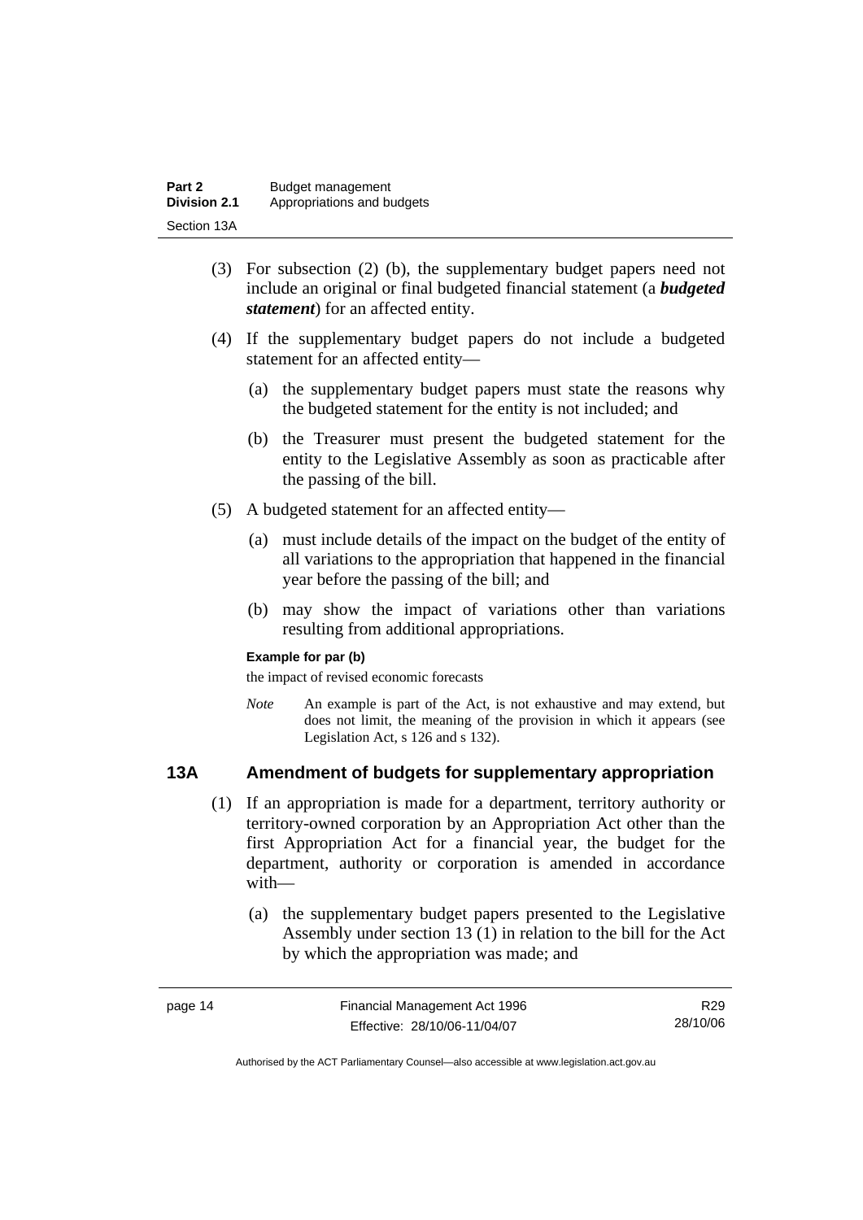(3) For subsection (2) (b), the supplementary budget papers need not include an original or final budgeted financial statement (a ***budgeted statement***) for an affected entity.

(4) If the supplementary budget papers do not include a budgeted statement for an affected entity—

(a) the supplementary budget papers must state the reasons why the budgeted statement for the entity is not included; and

(b) the Treasurer must present the budgeted statement for the entity to the Legislative Assembly as soon as practicable after the passing of the bill.

(5) A budgeted statement for an affected entity—

(a) must include details of the impact on the budget of the entity of all variations to the appropriation that happened in the financial year before the passing of the bill; and

(b) may show the impact of variations other than variations resulting from additional appropriations.

**Example for par (b)**

the impact of revised economic forecasts

*Note* An example is part of the Act, is not exhaustive and may extend, but does not limit, the meaning of the provision in which it appears (see Legislation Act, s 126 and s 132).

## 13A Amendment of budgets for supplementary appropriation

(1) If an appropriation is made for a department, territory authority or territory-owned corporation by an Appropriation Act other than the first Appropriation Act for a financial year, the budget for the department, authority or corporation is amended in accordance with—

(a) the supplementary budget papers presented to the Legislative Assembly under section 13 (1) in relation to the bill for the Act by which the appropriation was made; and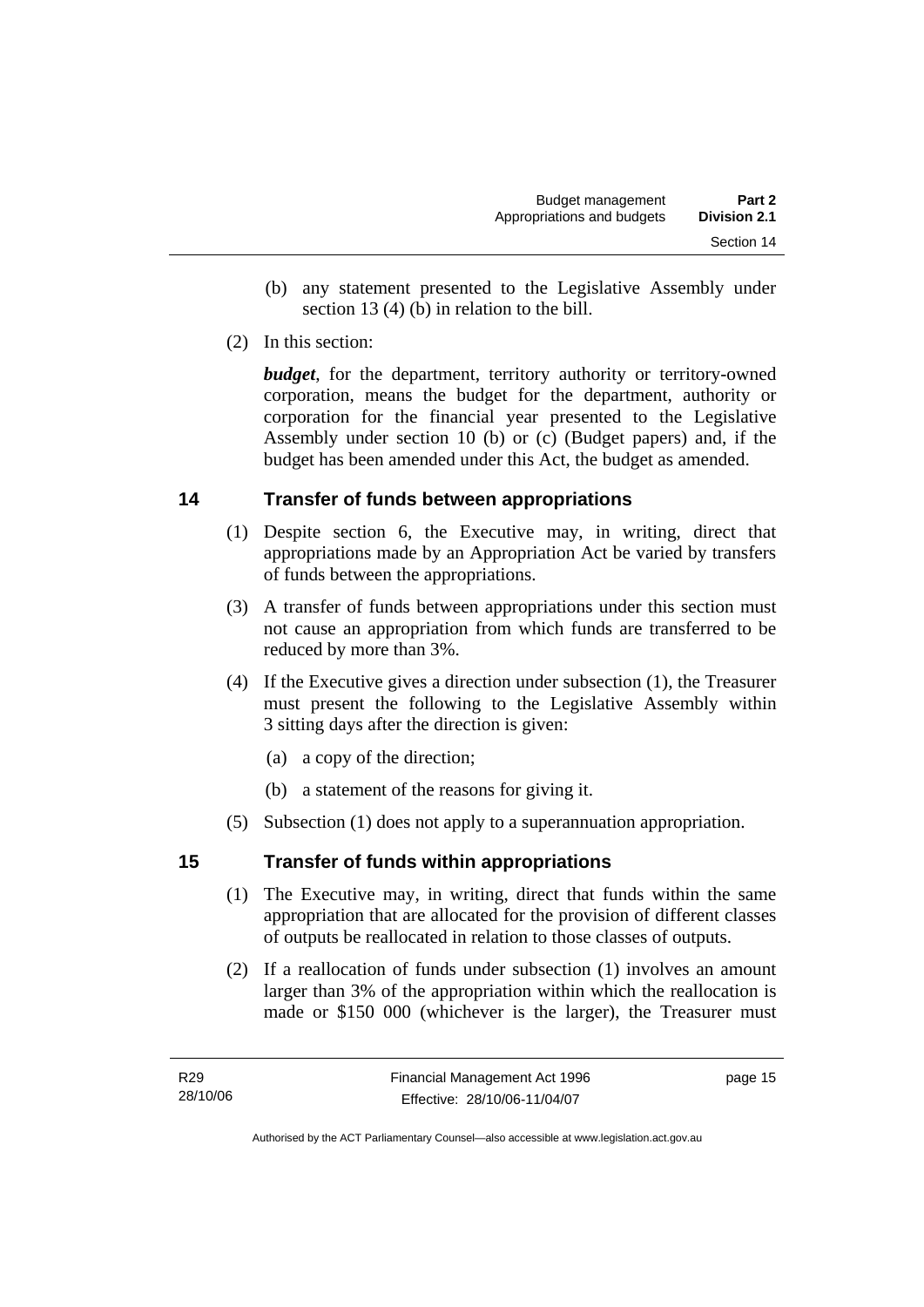(b) any statement presented to the Legislative Assembly under section 13 (4) (b) in relation to the bill.

(2) In this section:

***budget***, for the department, territory authority or territory-owned corporation, means the budget for the department, authority or corporation for the financial year presented to the Legislative Assembly under section 10 (b) or (c) (Budget papers) and, if the budget has been amended under this Act, the budget as amended.

## 14 Transfer of funds between appropriations

(1) Despite section 6, the Executive may, in writing, direct that appropriations made by an Appropriation Act be varied by transfers of funds between the appropriations.

(3) A transfer of funds between appropriations under this section must not cause an appropriation from which funds are transferred to be reduced by more than 3%.

(4) If the Executive gives a direction under subsection (1), the Treasurer must present the following to the Legislative Assembly within 3 sitting days after the direction is given:

(a) a copy of the direction;

(b) a statement of the reasons for giving it.

(5) Subsection (1) does not apply to a superannuation appropriation.

## 15 Transfer of funds within appropriations

(1) The Executive may, in writing, direct that funds within the same appropriation that are allocated for the provision of different classes of outputs be reallocated in relation to those classes of outputs.

(2) If a reallocation of funds under subsection (1) involves an amount larger than 3% of the appropriation within which the reallocation is made or $150 000 (whichever is the larger), the Treasurer must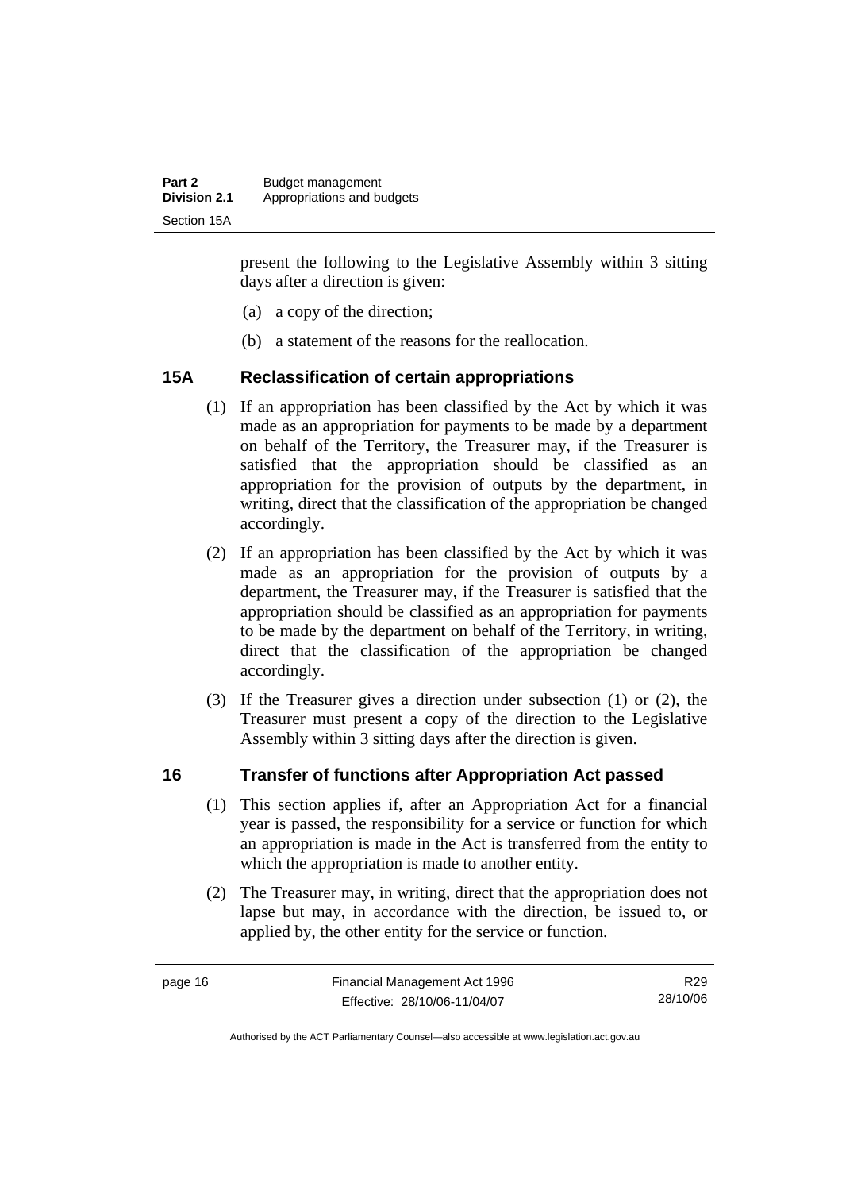present the following to the Legislative Assembly within 3 sitting days after a direction is given:

(a) a copy of the direction;

(b) a statement of the reasons for the reallocation.

## 15A Reclassification of certain appropriations

(1) If an appropriation has been classified by the Act by which it was made as an appropriation for payments to be made by a department on behalf of the Territory, the Treasurer may, if the Treasurer is satisfied that the appropriation should be classified as an appropriation for the provision of outputs by the department, in writing, direct that the classification of the appropriation be changed accordingly.

(2) If an appropriation has been classified by the Act by which it was made as an appropriation for the provision of outputs by a department, the Treasurer may, if the Treasurer is satisfied that the appropriation should be classified as an appropriation for payments to be made by the department on behalf of the Territory, in writing, direct that the classification of the appropriation be changed accordingly.

(3) If the Treasurer gives a direction under subsection (1) or (2), the Treasurer must present a copy of the direction to the Legislative Assembly within 3 sitting days after the direction is given.

## 16 Transfer of functions after Appropriation Act passed

(1) This section applies if, after an Appropriation Act for a financial year is passed, the responsibility for a service or function for which an appropriation is made in the Act is transferred from the entity to which the appropriation is made to another entity.

(2) The Treasurer may, in writing, direct that the appropriation does not lapse but may, in accordance with the direction, be issued to, or applied by, the other entity for the service or function.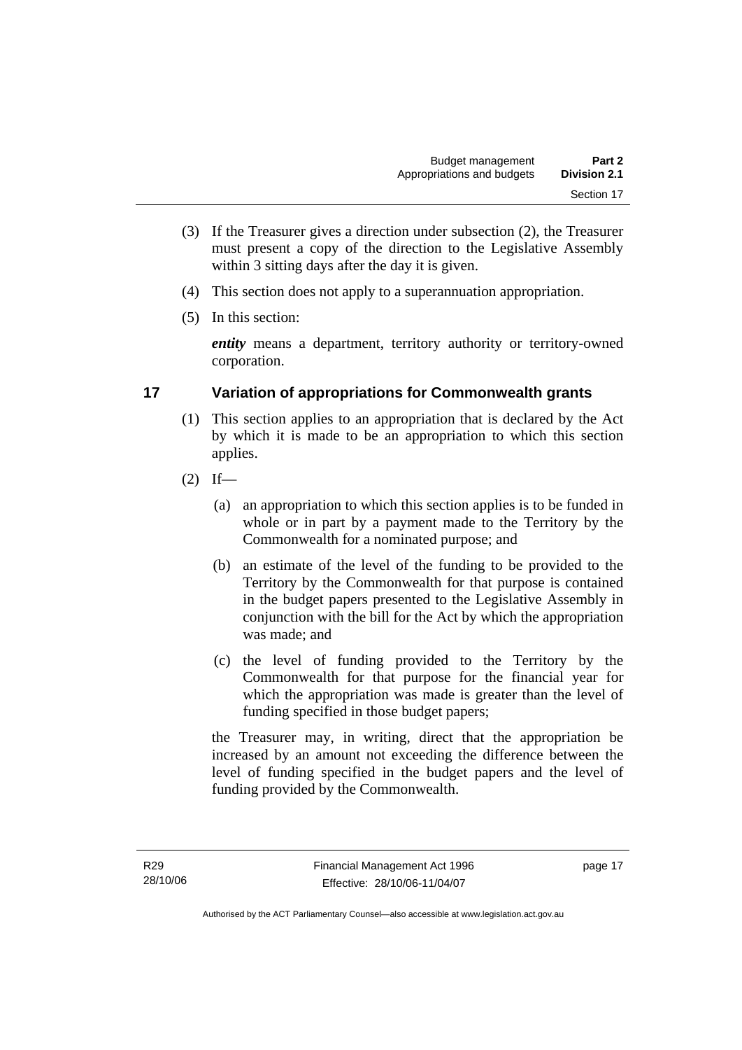(3) If the Treasurer gives a direction under subsection (2), the Treasurer must present a copy of the direction to the Legislative Assembly within 3 sitting days after the day it is given.

(4) This section does not apply to a superannuation appropriation.

(5) In this section:

***entity*** means a department, territory authority or territory-owned corporation.

## 17 Variation of appropriations for Commonwealth grants

(1) This section applies to an appropriation that is declared by the Act by which it is made to be an appropriation to which this section applies.

(2) If—

(a) an appropriation to which this section applies is to be funded in whole or in part by a payment made to the Territory by the Commonwealth for a nominated purpose; and

(b) an estimate of the level of the funding to be provided to the Territory by the Commonwealth for that purpose is contained in the budget papers presented to the Legislative Assembly in conjunction with the bill for the Act by which the appropriation was made; and

(c) the level of funding provided to the Territory by the Commonwealth for that purpose for the financial year for which the appropriation was made is greater than the level of funding specified in those budget papers;

the Treasurer may, in writing, direct that the appropriation be increased by an amount not exceeding the difference between the level of funding specified in the budget papers and the level of funding provided by the Commonwealth.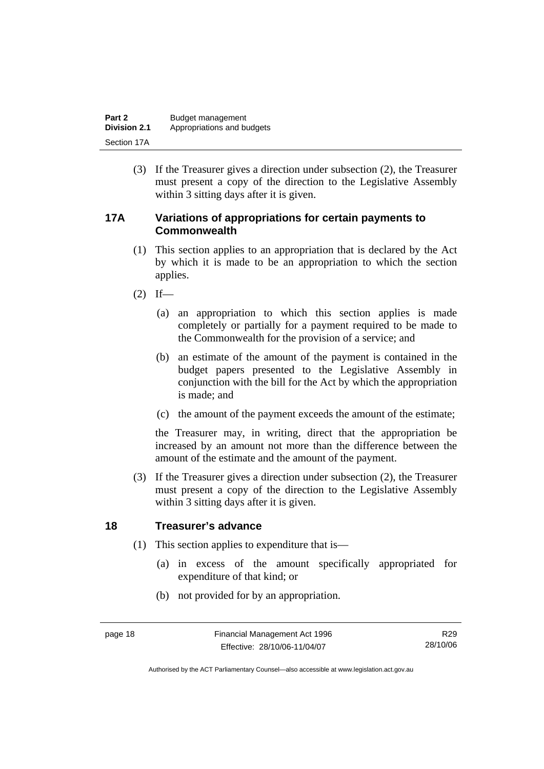(3) If the Treasurer gives a direction under subsection (2), the Treasurer must present a copy of the direction to the Legislative Assembly within 3 sitting days after it is given.

## 17A Variations of appropriations for certain payments to Commonwealth

(1) This section applies to an appropriation that is declared by the Act by which it is made to be an appropriation to which the section applies.

(2) If—

(a) an appropriation to which this section applies is made completely or partially for a payment required to be made to the Commonwealth for the provision of a service; and

(b) an estimate of the amount of the payment is contained in the budget papers presented to the Legislative Assembly in conjunction with the bill for the Act by which the appropriation is made; and

(c) the amount of the payment exceeds the amount of the estimate;

the Treasurer may, in writing, direct that the appropriation be increased by an amount not more than the difference between the amount of the estimate and the amount of the payment.

(3) If the Treasurer gives a direction under subsection (2), the Treasurer must present a copy of the direction to the Legislative Assembly within 3 sitting days after it is given.

## 18 Treasurer's advance

(1) This section applies to expenditure that is—

(a) in excess of the amount specifically appropriated for expenditure of that kind; or

(b) not provided for by an appropriation.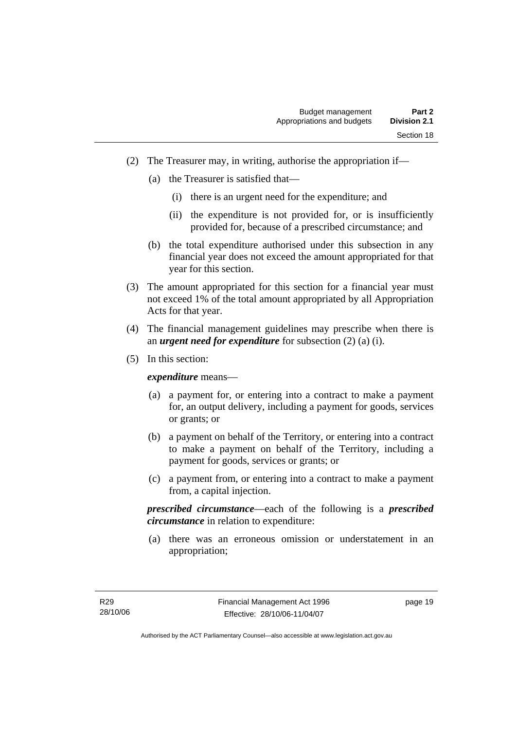(2) The Treasurer may, in writing, authorise the appropriation if—

(a) the Treasurer is satisfied that—

(i) there is an urgent need for the expenditure; and

(ii) the expenditure is not provided for, or is insufficiently provided for, because of a prescribed circumstance; and

(b) the total expenditure authorised under this subsection in any financial year does not exceed the amount appropriated for that year for this section.

(3) The amount appropriated for this section for a financial year must not exceed 1% of the total amount appropriated by all Appropriation Acts for that year.

(4) The financial management guidelines may prescribe when there is an ***urgent need for expenditure*** for subsection (2) (a) (i).

(5) In this section:

***expenditure*** means—

(a) a payment for, or entering into a contract to make a payment for, an output delivery, including a payment for goods, services or grants; or

(b) a payment on behalf of the Territory, or entering into a contract to make a payment on behalf of the Territory, including a payment for goods, services or grants; or

(c) a payment from, or entering into a contract to make a payment from, a capital injection.

***prescribed circumstance***—each of the following is a ***prescribed circumstance*** in relation to expenditure:

(a) there was an erroneous omission or understatement in an appropriation;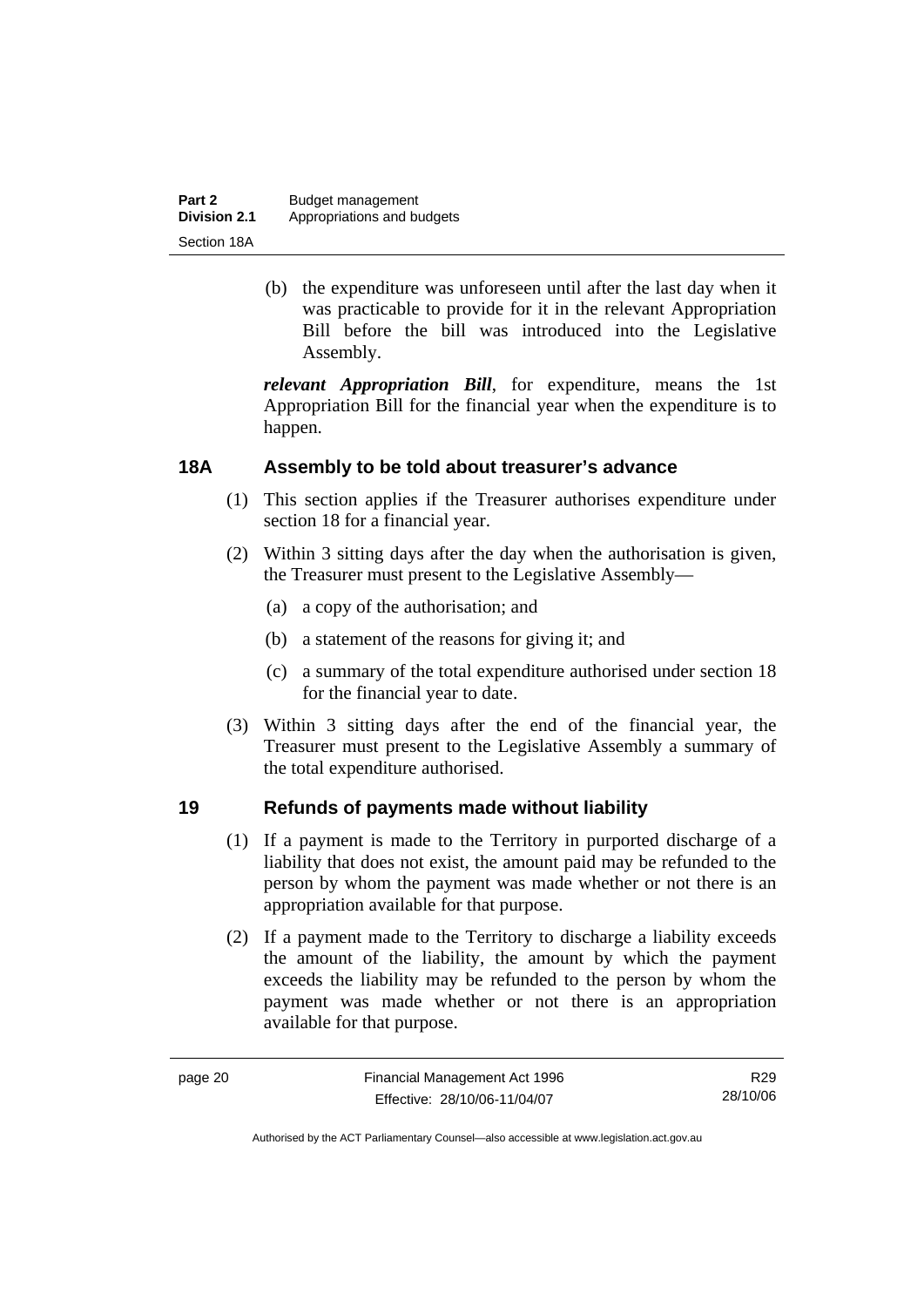(b) the expenditure was unforeseen until after the last day when it was practicable to provide for it in the relevant Appropriation Bill before the bill was introduced into the Legislative Assembly.

***relevant Appropriation Bill***, for expenditure, means the 1st Appropriation Bill for the financial year when the expenditure is to happen.

## 18A Assembly to be told about treasurer's advance

(1) This section applies if the Treasurer authorises expenditure under section 18 for a financial year.

(2) Within 3 sitting days after the day when the authorisation is given, the Treasurer must present to the Legislative Assembly—

(a) a copy of the authorisation; and

(b) a statement of the reasons for giving it; and

(c) a summary of the total expenditure authorised under section 18 for the financial year to date.

(3) Within 3 sitting days after the end of the financial year, the Treasurer must present to the Legislative Assembly a summary of the total expenditure authorised.

## 19 Refunds of payments made without liability

(1) If a payment is made to the Territory in purported discharge of a liability that does not exist, the amount paid may be refunded to the person by whom the payment was made whether or not there is an appropriation available for that purpose.

(2) If a payment made to the Territory to discharge a liability exceeds the amount of the liability, the amount by which the payment exceeds the liability may be refunded to the person by whom the payment was made whether or not there is an appropriation available for that purpose.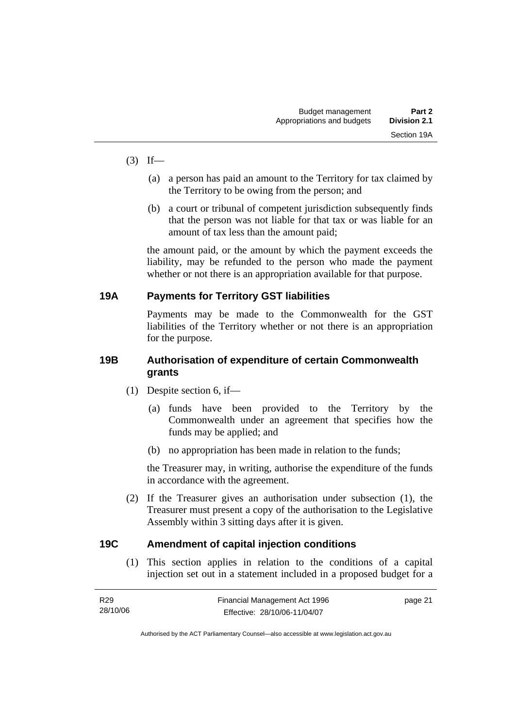(3) If—

(a) a person has paid an amount to the Territory for tax claimed by the Territory to be owing from the person; and

(b) a court or tribunal of competent jurisdiction subsequently finds that the person was not liable for that tax or was liable for an amount of tax less than the amount paid;

the amount paid, or the amount by which the payment exceeds the liability, may be refunded to the person who made the payment whether or not there is an appropriation available for that purpose.

### 19A Payments for Territory GST liabilities

Payments may be made to the Commonwealth for the GST liabilities of the Territory whether or not there is an appropriation for the purpose.

### 19B Authorisation of expenditure of certain Commonwealth grants

(1) Despite section 6, if—

(a) funds have been provided to the Territory by the Commonwealth under an agreement that specifies how the funds may be applied; and

(b) no appropriation has been made in relation to the funds;

the Treasurer may, in writing, authorise the expenditure of the funds in accordance with the agreement.

(2) If the Treasurer gives an authorisation under subsection (1), the Treasurer must present a copy of the authorisation to the Legislative Assembly within 3 sitting days after it is given.

### 19C Amendment of capital injection conditions

(1) This section applies in relation to the conditions of a capital injection set out in a statement included in a proposed budget for a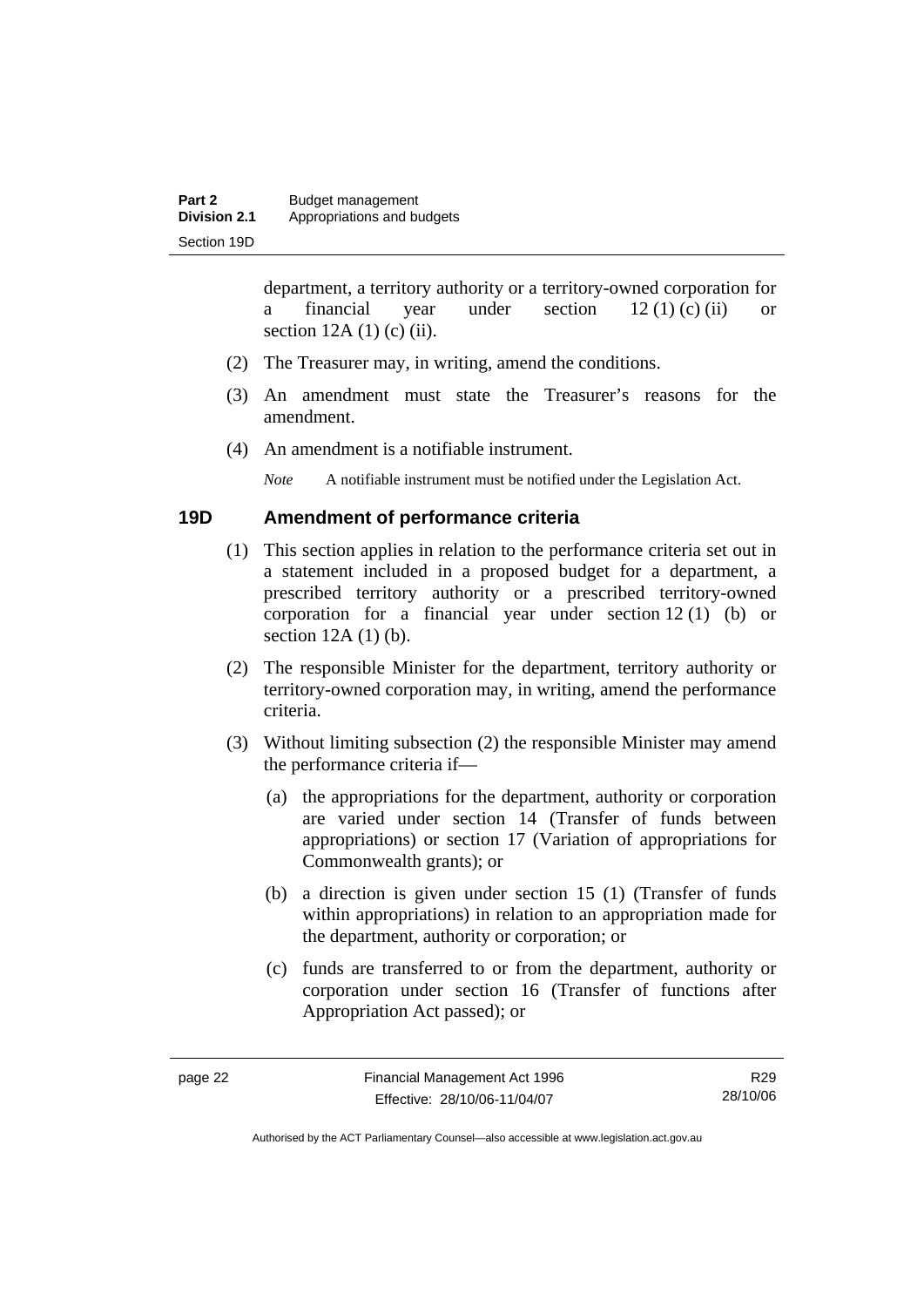department, a territory authority or a territory-owned corporation for a financial year under section 12 (1) (c) (ii) or section 12A (1) (c) (ii).

(2) The Treasurer may, in writing, amend the conditions.

(3) An amendment must state the Treasurer's reasons for the amendment.

(4) An amendment is a notifiable instrument.

*Note* A notifiable instrument must be notified under the Legislation Act.

## 19D Amendment of performance criteria

(1) This section applies in relation to the performance criteria set out in a statement included in a proposed budget for a department, a prescribed territory authority or a prescribed territory-owned corporation for a financial year under section 12 (1) (b) or section 12A (1) (b).

(2) The responsible Minister for the department, territory authority or territory-owned corporation may, in writing, amend the performance criteria.

(3) Without limiting subsection (2) the responsible Minister may amend the performance criteria if—

(a) the appropriations for the department, authority or corporation are varied under section 14 (Transfer of funds between appropriations) or section 17 (Variation of appropriations for Commonwealth grants); or

(b) a direction is given under section 15 (1) (Transfer of funds within appropriations) in relation to an appropriation made for the department, authority or corporation; or

(c) funds are transferred to or from the department, authority or corporation under section 16 (Transfer of functions after Appropriation Act passed); or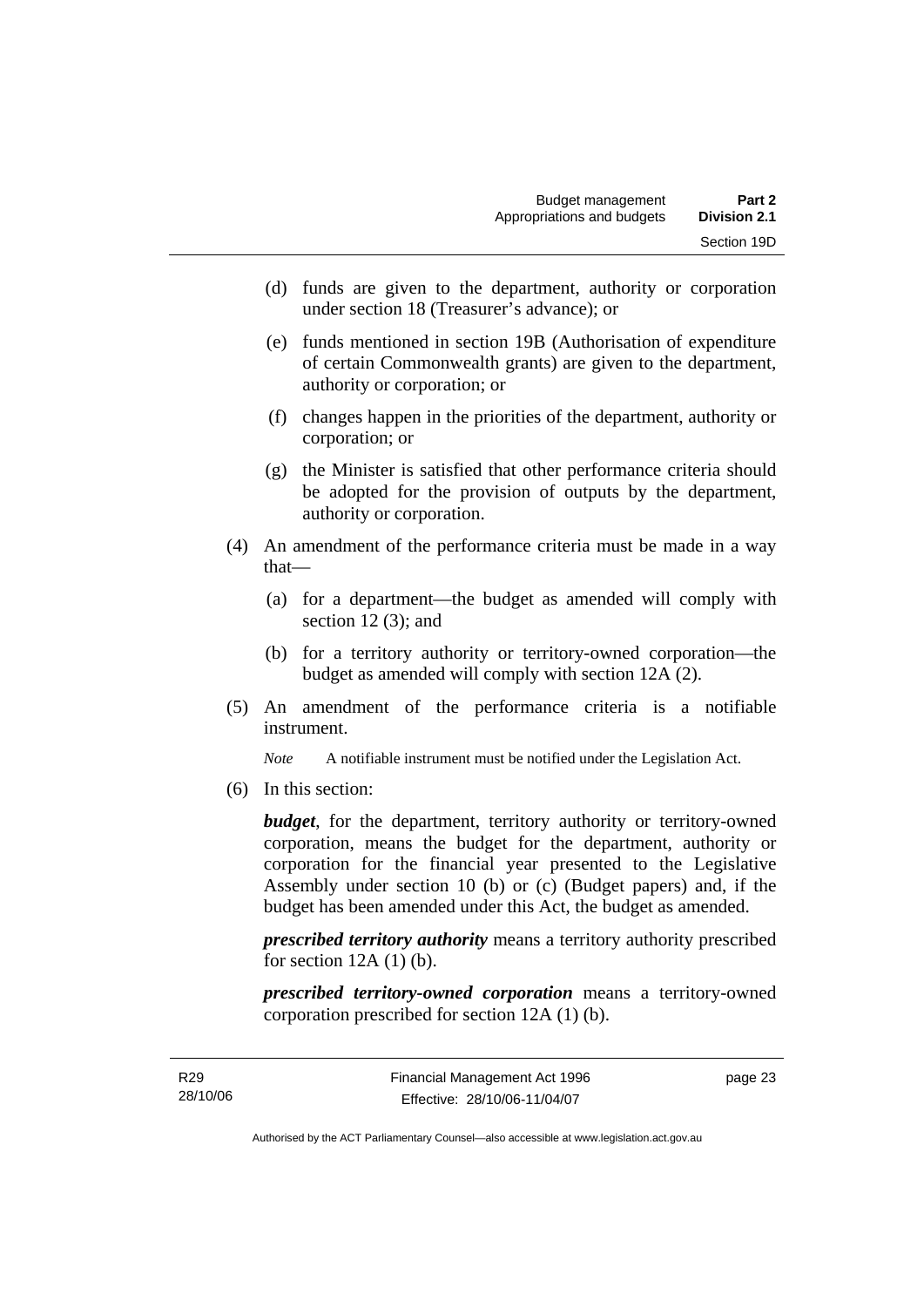(d) funds are given to the department, authority or corporation under section 18 (Treasurer's advance); or

(e) funds mentioned in section 19B (Authorisation of expenditure of certain Commonwealth grants) are given to the department, authority or corporation; or

(f) changes happen in the priorities of the department, authority or corporation; or

(g) the Minister is satisfied that other performance criteria should be adopted for the provision of outputs by the department, authority or corporation.

(4) An amendment of the performance criteria must be made in a way that—

(a) for a department—the budget as amended will comply with section 12 (3); and

(b) for a territory authority or territory-owned corporation—the budget as amended will comply with section 12A (2).

(5) An amendment of the performance criteria is a notifiable instrument.

*Note* A notifiable instrument must be notified under the Legislation Act.

(6) In this section:

***budget***, for the department, territory authority or territory-owned corporation, means the budget for the department, authority or corporation for the financial year presented to the Legislative Assembly under section 10 (b) or (c) (Budget papers) and, if the budget has been amended under this Act, the budget as amended.

***prescribed territory authority*** means a territory authority prescribed for section 12A (1) (b).

***prescribed territory-owned corporation*** means a territory-owned corporation prescribed for section 12A (1) (b).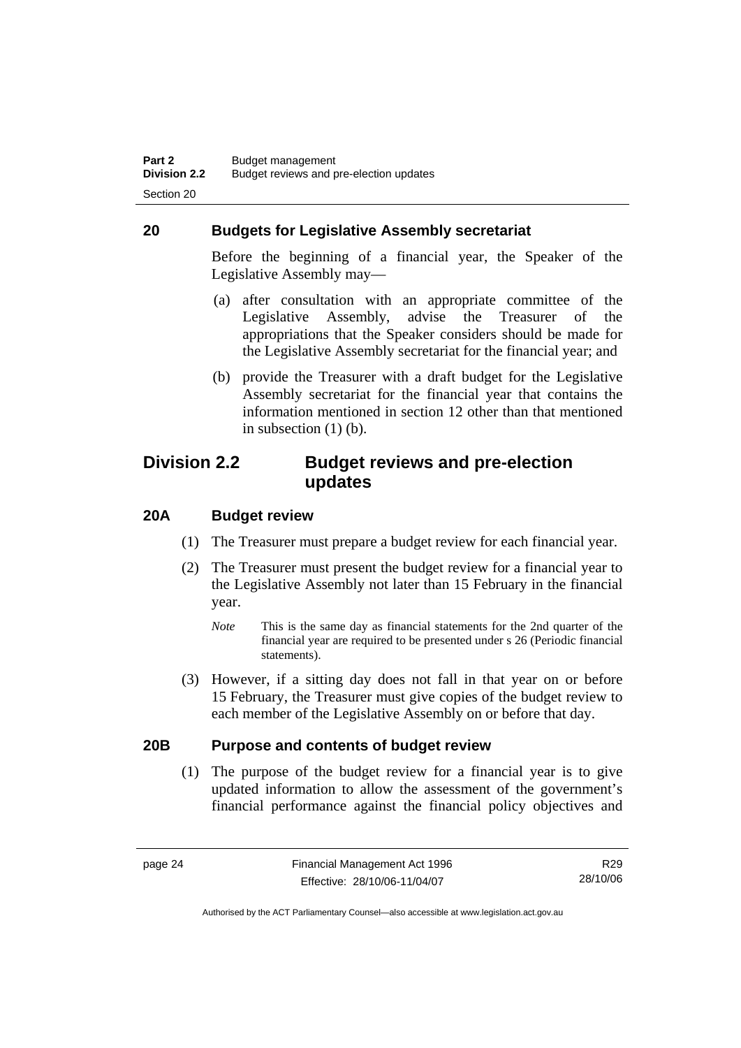## 20 Budgets for Legislative Assembly secretariat

Before the beginning of a financial year, the Speaker of the Legislative Assembly may—

(a) after consultation with an appropriate committee of the Legislative Assembly, advise the Treasurer of the appropriations that the Speaker considers should be made for the Legislative Assembly secretariat for the financial year; and

(b) provide the Treasurer with a draft budget for the Legislative Assembly secretariat for the financial year that contains the information mentioned in section 12 other than that mentioned in subsection (1) (b).

# Division 2.2 Budget reviews and pre-election updates

## 20A Budget review

(1) The Treasurer must prepare a budget review for each financial year.

(2) The Treasurer must present the budget review for a financial year to the Legislative Assembly not later than 15 February in the financial year.

*Note* This is the same day as financial statements for the 2nd quarter of the financial year are required to be presented under s 26 (Periodic financial statements).

(3) However, if a sitting day does not fall in that year on or before 15 February, the Treasurer must give copies of the budget review to each member of the Legislative Assembly on or before that day.

## 20B Purpose and contents of budget review

(1) The purpose of the budget review for a financial year is to give updated information to allow the assessment of the government's financial performance against the financial policy objectives and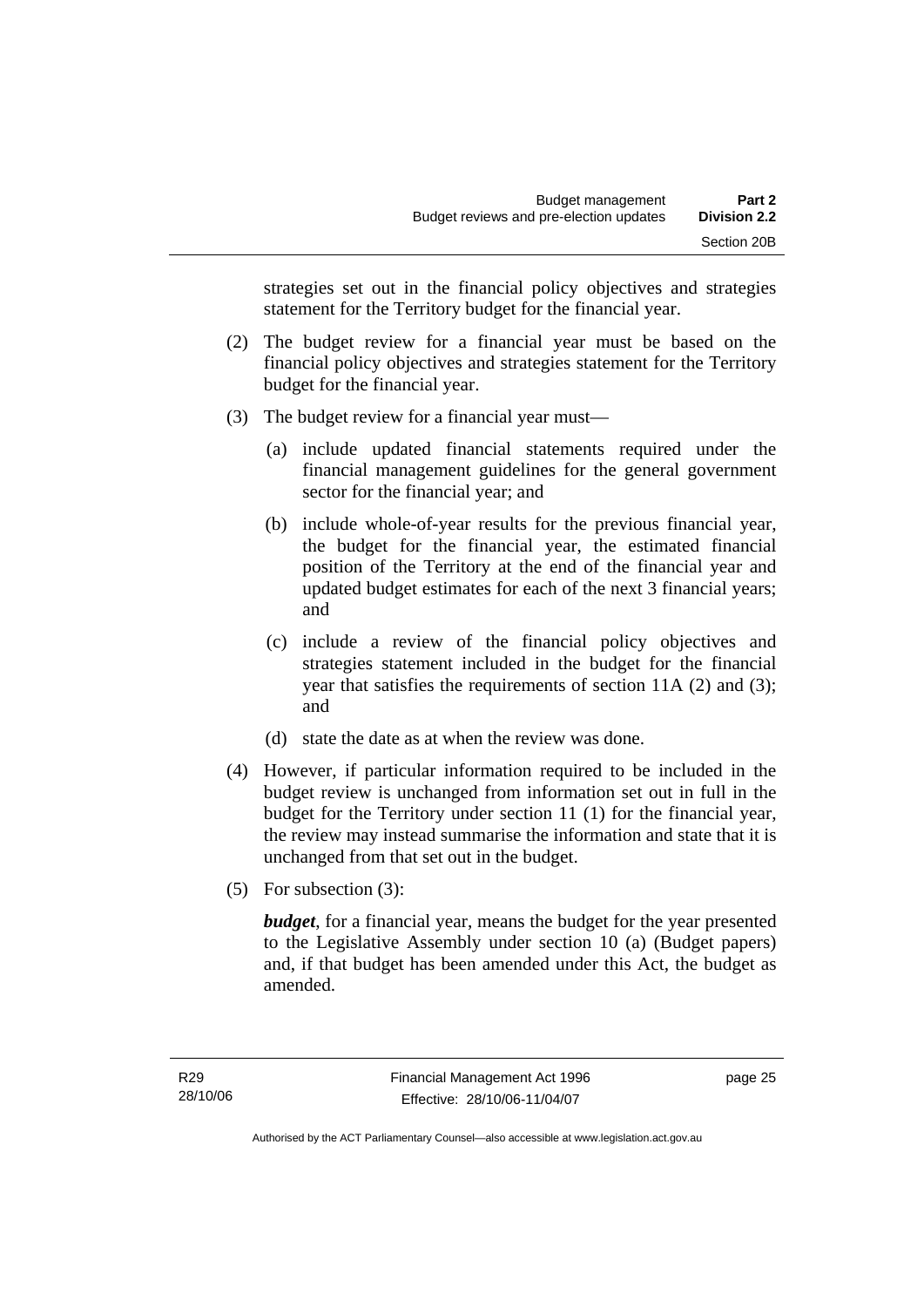strategies set out in the financial policy objectives and strategies statement for the Territory budget for the financial year.

(2) The budget review for a financial year must be based on the financial policy objectives and strategies statement for the Territory budget for the financial year.

(3) The budget review for a financial year must—

(a) include updated financial statements required under the financial management guidelines for the general government sector for the financial year; and

(b) include whole-of-year results for the previous financial year, the budget for the financial year, the estimated financial position of the Territory at the end of the financial year and updated budget estimates for each of the next 3 financial years; and

(c) include a review of the financial policy objectives and strategies statement included in the budget for the financial year that satisfies the requirements of section 11A (2) and (3); and

(d) state the date as at when the review was done.

(4) However, if particular information required to be included in the budget review is unchanged from information set out in full in the budget for the Territory under section 11 (1) for the financial year, the review may instead summarise the information and state that it is unchanged from that set out in the budget.

(5) For subsection (3):

***budget***, for a financial year, means the budget for the year presented to the Legislative Assembly under section 10 (a) (Budget papers) and, if that budget has been amended under this Act, the budget as amended.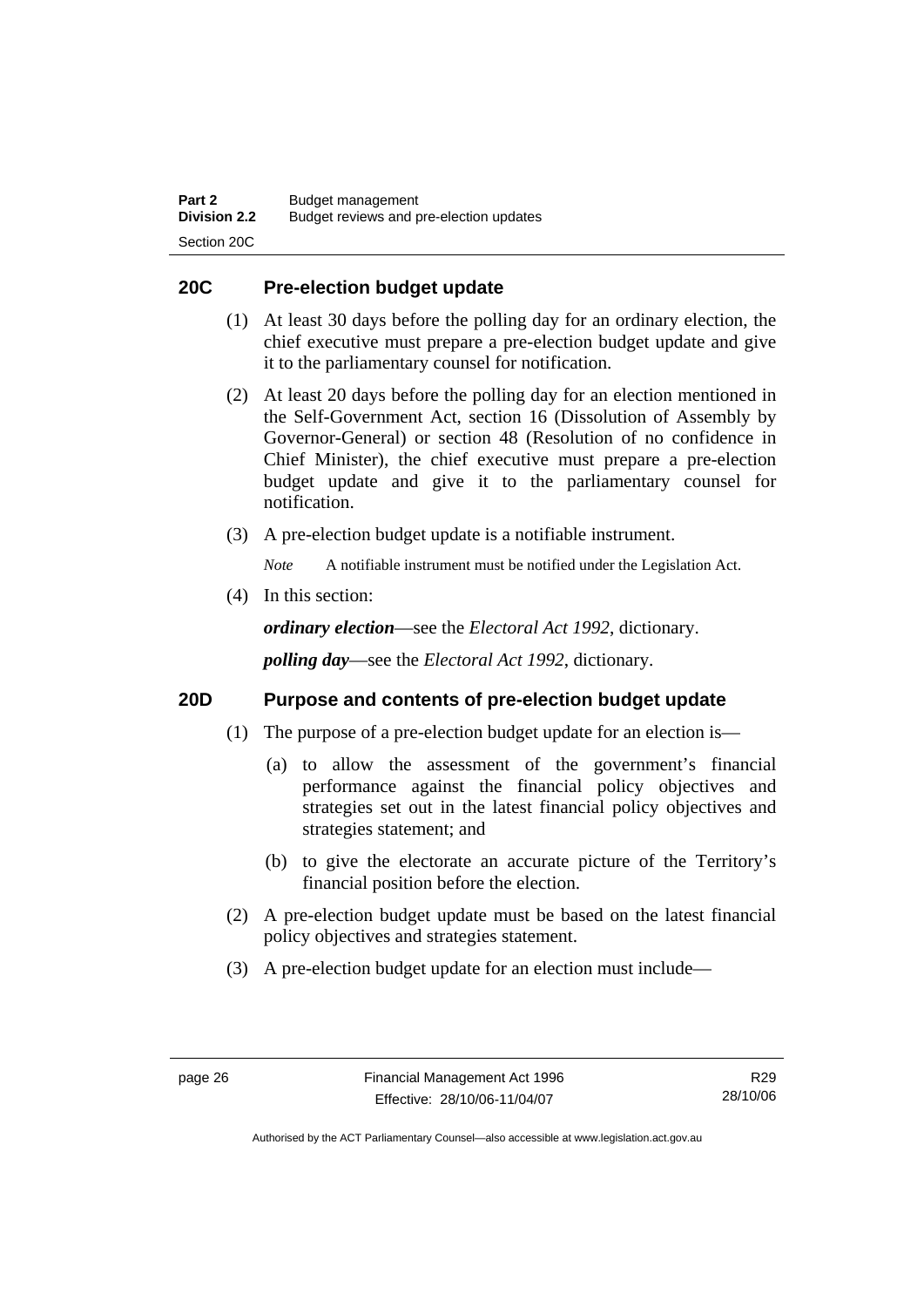## 20C Pre-election budget update

(1) At least 30 days before the polling day for an ordinary election, the chief executive must prepare a pre-election budget update and give it to the parliamentary counsel for notification.

(2) At least 20 days before the polling day for an election mentioned in the Self-Government Act, section 16 (Dissolution of Assembly by Governor-General) or section 48 (Resolution of no confidence in Chief Minister), the chief executive must prepare a pre-election budget update and give it to the parliamentary counsel for notification.

(3) A pre-election budget update is a notifiable instrument.

*Note* A notifiable instrument must be notified under the Legislation Act.

(4) In this section:

***ordinary election***—see the *Electoral Act 1992*, dictionary.

***polling day***—see the *Electoral Act 1992*, dictionary.

## 20D Purpose and contents of pre-election budget update

(1) The purpose of a pre-election budget update for an election is—

(a) to allow the assessment of the government's financial performance against the financial policy objectives and strategies set out in the latest financial policy objectives and strategies statement; and

(b) to give the electorate an accurate picture of the Territory's financial position before the election.

(2) A pre-election budget update must be based on the latest financial policy objectives and strategies statement.

(3) A pre-election budget update for an election must include—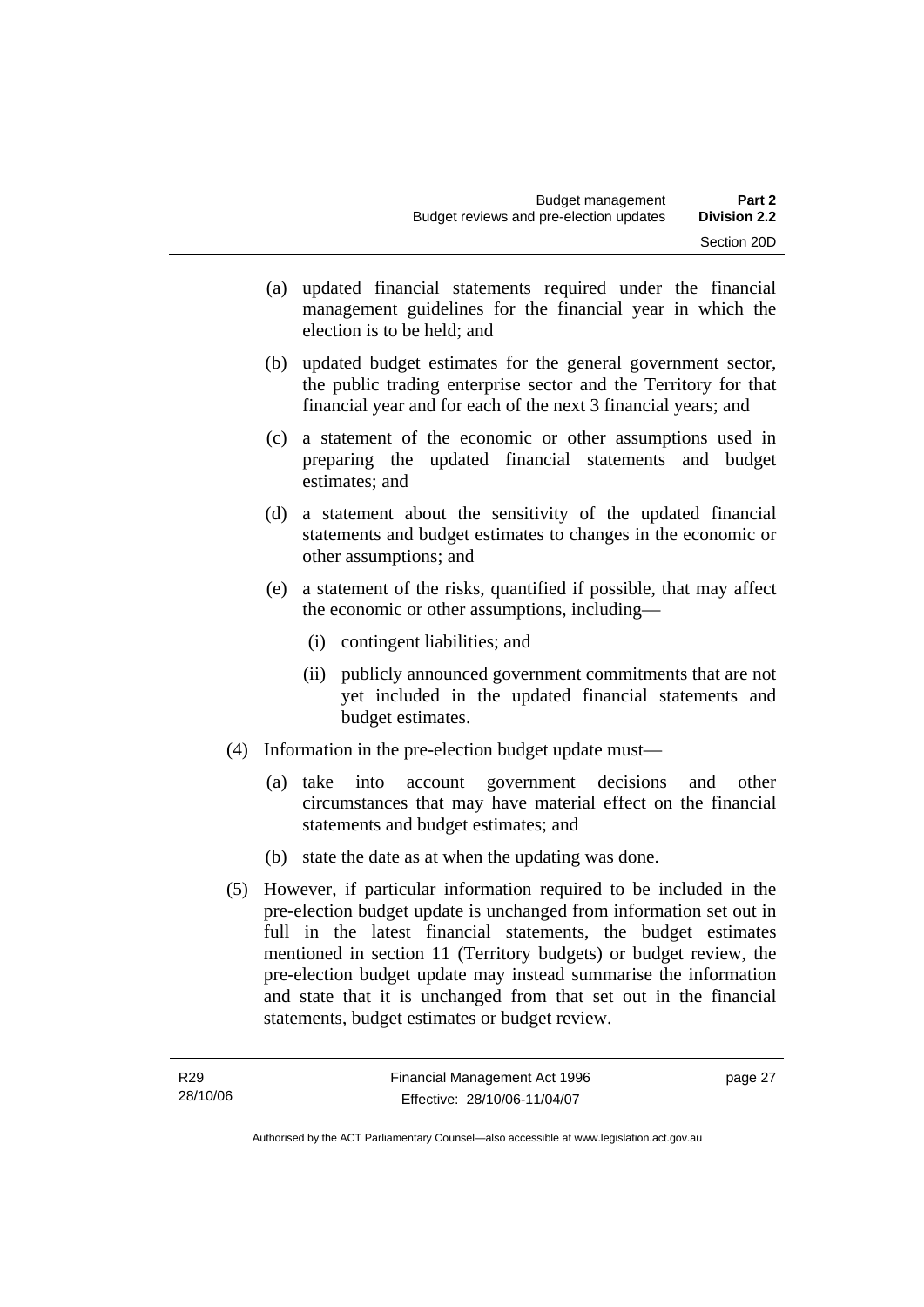(a) updated financial statements required under the financial management guidelines for the financial year in which the election is to be held; and

(b) updated budget estimates for the general government sector, the public trading enterprise sector and the Territory for that financial year and for each of the next 3 financial years; and

(c) a statement of the economic or other assumptions used in preparing the updated financial statements and budget estimates; and

(d) a statement about the sensitivity of the updated financial statements and budget estimates to changes in the economic or other assumptions; and

(e) a statement of the risks, quantified if possible, that may affect the economic or other assumptions, including—

(i) contingent liabilities; and

(ii) publicly announced government commitments that are not yet included in the updated financial statements and budget estimates.

(4) Information in the pre-election budget update must—

(a) take into account government decisions and other circumstances that may have material effect on the financial statements and budget estimates; and

(b) state the date as at when the updating was done.

(5) However, if particular information required to be included in the pre-election budget update is unchanged from information set out in full in the latest financial statements, the budget estimates mentioned in section 11 (Territory budgets) or budget review, the pre-election budget update may instead summarise the information and state that it is unchanged from that set out in the financial statements, budget estimates or budget review.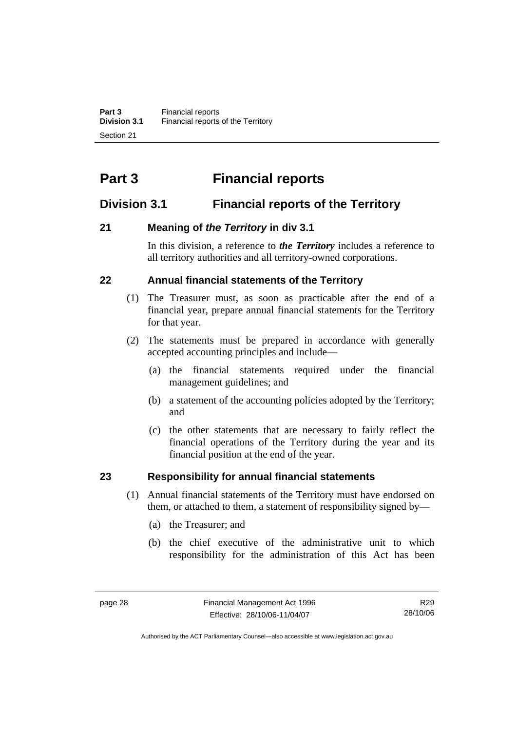# Part 3 Financial reports

## Division 3.1 Financial reports of the Territory

### 21 Meaning of *the Territory* in div 3.1

In this division, a reference to ***the Territory*** includes a reference to all territory authorities and all territory-owned corporations.

### 22 Annual financial statements of the Territory

(1) The Treasurer must, as soon as practicable after the end of a financial year, prepare annual financial statements for the Territory for that year.

(2) The statements must be prepared in accordance with generally accepted accounting principles and include—

(a) the financial statements required under the financial management guidelines; and

(b) a statement of the accounting policies adopted by the Territory; and

(c) the other statements that are necessary to fairly reflect the financial operations of the Territory during the year and its financial position at the end of the year.

### 23 Responsibility for annual financial statements

(1) Annual financial statements of the Territory must have endorsed on them, or attached to them, a statement of responsibility signed by—

(a) the Treasurer; and

(b) the chief executive of the administrative unit to which responsibility for the administration of this Act has been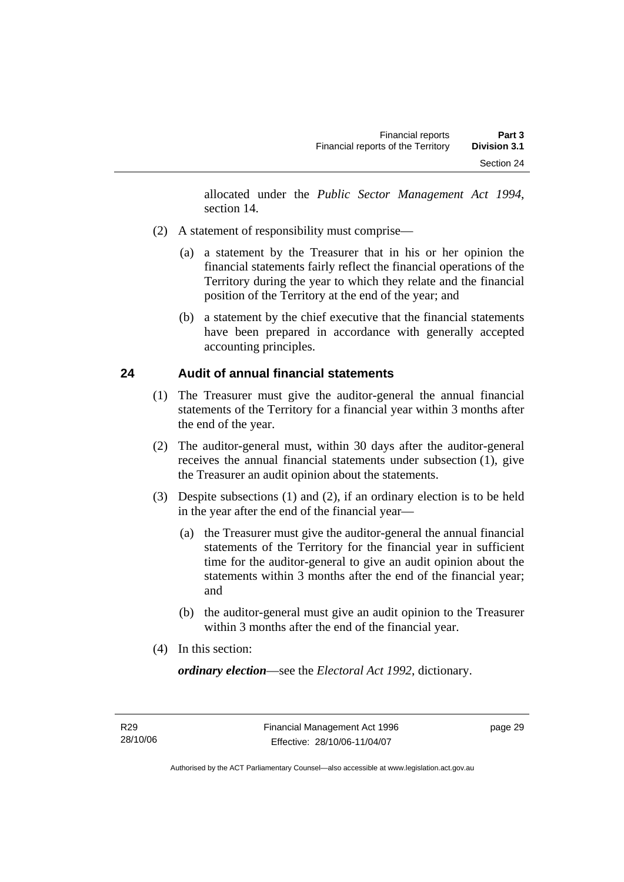allocated under the *Public Sector Management Act 1994*, section 14.

(2) A statement of responsibility must comprise—

(a) a statement by the Treasurer that in his or her opinion the financial statements fairly reflect the financial operations of the Territory during the year to which they relate and the financial position of the Territory at the end of the year; and

(b) a statement by the chief executive that the financial statements have been prepared in accordance with generally accepted accounting principles.

## 24 Audit of annual financial statements

(1) The Treasurer must give the auditor-general the annual financial statements of the Territory for a financial year within 3 months after the end of the year.

(2) The auditor-general must, within 30 days after the auditor-general receives the annual financial statements under subsection (1), give the Treasurer an audit opinion about the statements.

(3) Despite subsections (1) and (2), if an ordinary election is to be held in the year after the end of the financial year—

(a) the Treasurer must give the auditor-general the annual financial statements of the Territory for the financial year in sufficient time for the auditor-general to give an audit opinion about the statements within 3 months after the end of the financial year; and

(b) the auditor-general must give an audit opinion to the Treasurer within 3 months after the end of the financial year.

(4) In this section:

***ordinary election***—see the *Electoral Act 1992*, dictionary.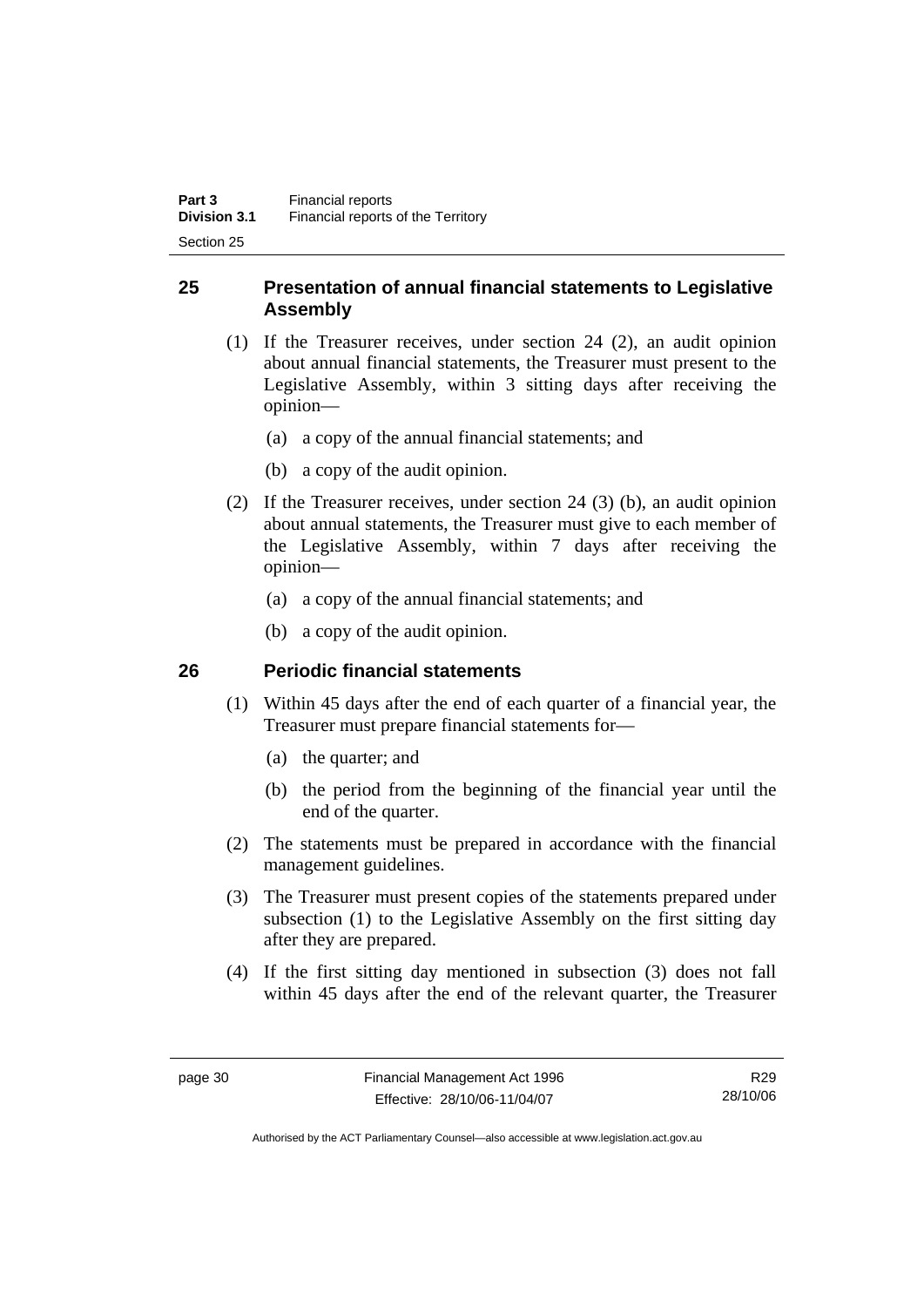## 25 Presentation of annual financial statements to Legislative Assembly

(1) If the Treasurer receives, under section 24 (2), an audit opinion about annual financial statements, the Treasurer must present to the Legislative Assembly, within 3 sitting days after receiving the opinion—

- (a) a copy of the annual financial statements; and
- (b) a copy of the audit opinion.

(2) If the Treasurer receives, under section 24 (3) (b), an audit opinion about annual statements, the Treasurer must give to each member of the Legislative Assembly, within 7 days after receiving the opinion—

- (a) a copy of the annual financial statements; and
- (b) a copy of the audit opinion.

## 26 Periodic financial statements

(1) Within 45 days after the end of each quarter of a financial year, the Treasurer must prepare financial statements for—

- (a) the quarter; and
- (b) the period from the beginning of the financial year until the end of the quarter.

(2) The statements must be prepared in accordance with the financial management guidelines.

(3) The Treasurer must present copies of the statements prepared under subsection (1) to the Legislative Assembly on the first sitting day after they are prepared.

(4) If the first sitting day mentioned in subsection (3) does not fall within 45 days after the end of the relevant quarter, the Treasurer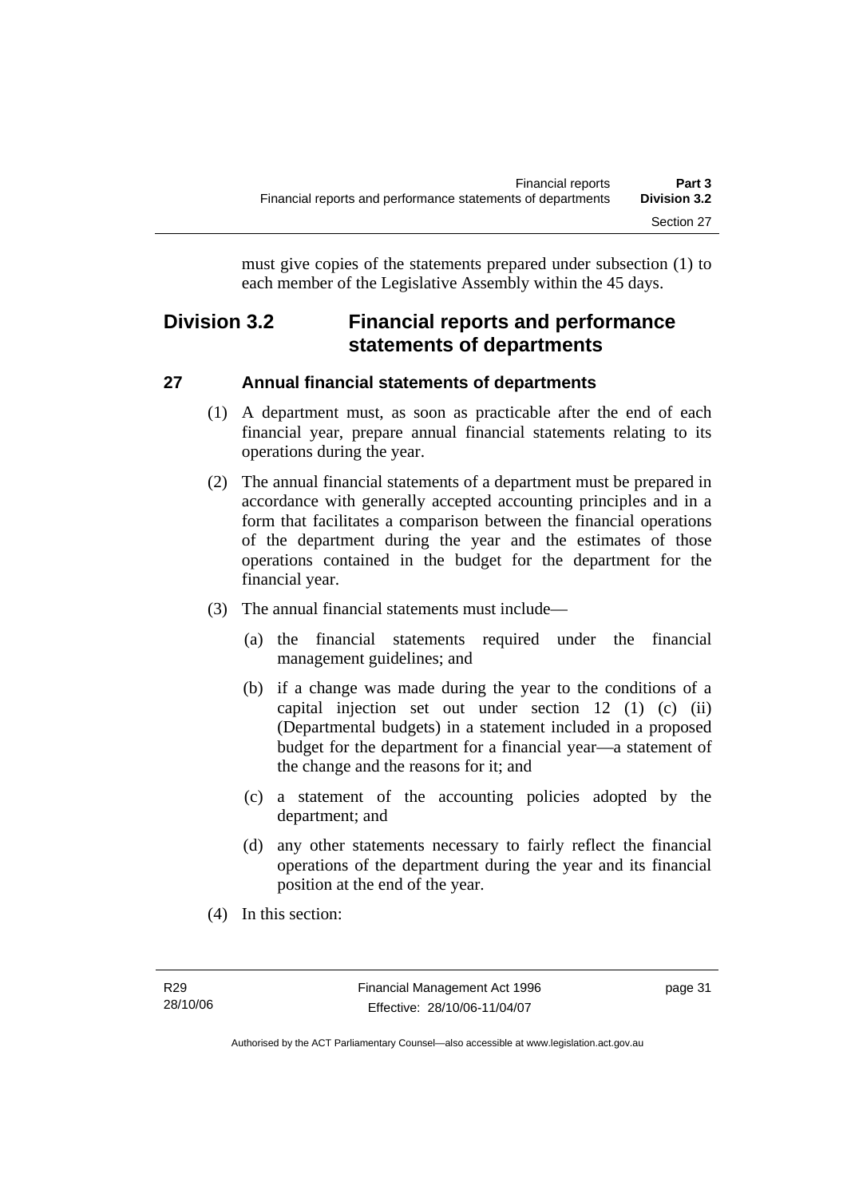must give copies of the statements prepared under subsection (1) to each member of the Legislative Assembly within the 45 days.

## Division 3.2 Financial reports and performance statements of departments

### 27 Annual financial statements of departments

(1) A department must, as soon as practicable after the end of each financial year, prepare annual financial statements relating to its operations during the year.

(2) The annual financial statements of a department must be prepared in accordance with generally accepted accounting principles and in a form that facilitates a comparison between the financial operations of the department during the year and the estimates of those operations contained in the budget for the department for the financial year.

(3) The annual financial statements must include—

(a) the financial statements required under the financial management guidelines; and

(b) if a change was made during the year to the conditions of a capital injection set out under section 12 (1) (c) (ii) (Departmental budgets) in a statement included in a proposed budget for the department for a financial year—a statement of the change and the reasons for it; and

(c) a statement of the accounting policies adopted by the department; and

(d) any other statements necessary to fairly reflect the financial operations of the department during the year and its financial position at the end of the year.

(4) In this section: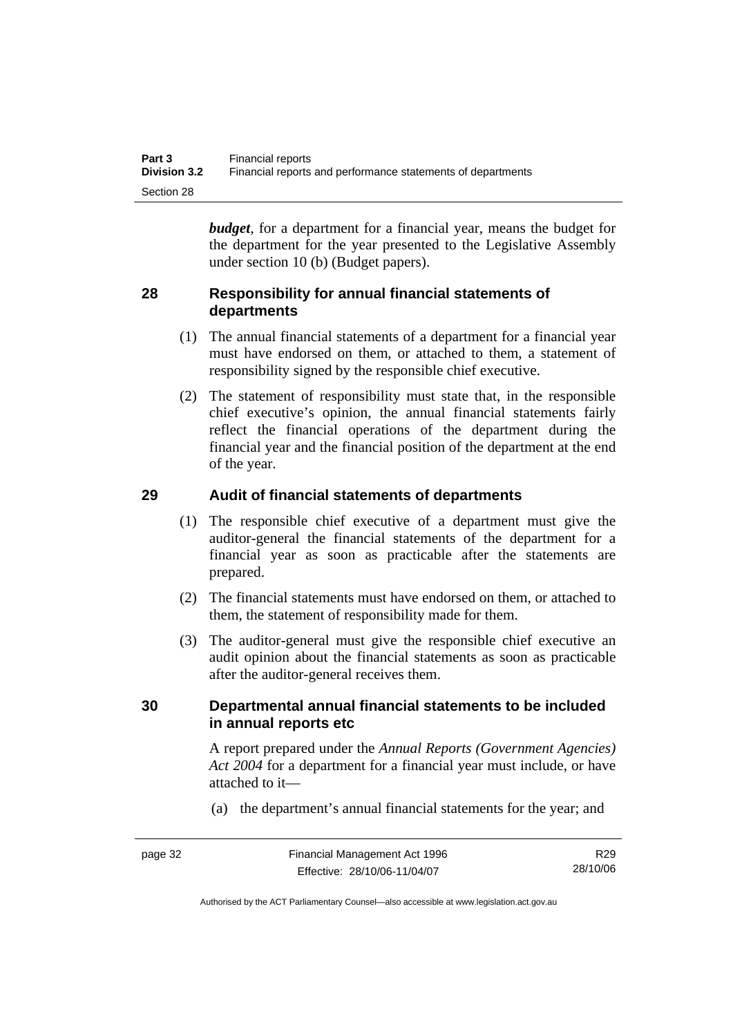***budget***, for a department for a financial year, means the budget for the department for the year presented to the Legislative Assembly under section 10 (b) (Budget papers).

## 28 Responsibility for annual financial statements of departments

(1) The annual financial statements of a department for a financial year must have endorsed on them, or attached to them, a statement of responsibility signed by the responsible chief executive.

(2) The statement of responsibility must state that, in the responsible chief executive's opinion, the annual financial statements fairly reflect the financial operations of the department during the financial year and the financial position of the department at the end of the year.

## 29 Audit of financial statements of departments

(1) The responsible chief executive of a department must give the auditor-general the financial statements of the department for a financial year as soon as practicable after the statements are prepared.

(2) The financial statements must have endorsed on them, or attached to them, the statement of responsibility made for them.

(3) The auditor-general must give the responsible chief executive an audit opinion about the financial statements as soon as practicable after the auditor-general receives them.

## 30 Departmental annual financial statements to be included in annual reports etc

A report prepared under the *Annual Reports (Government Agencies) Act 2004* for a department for a financial year must include, or have attached to it—

(a) the department's annual financial statements for the year; and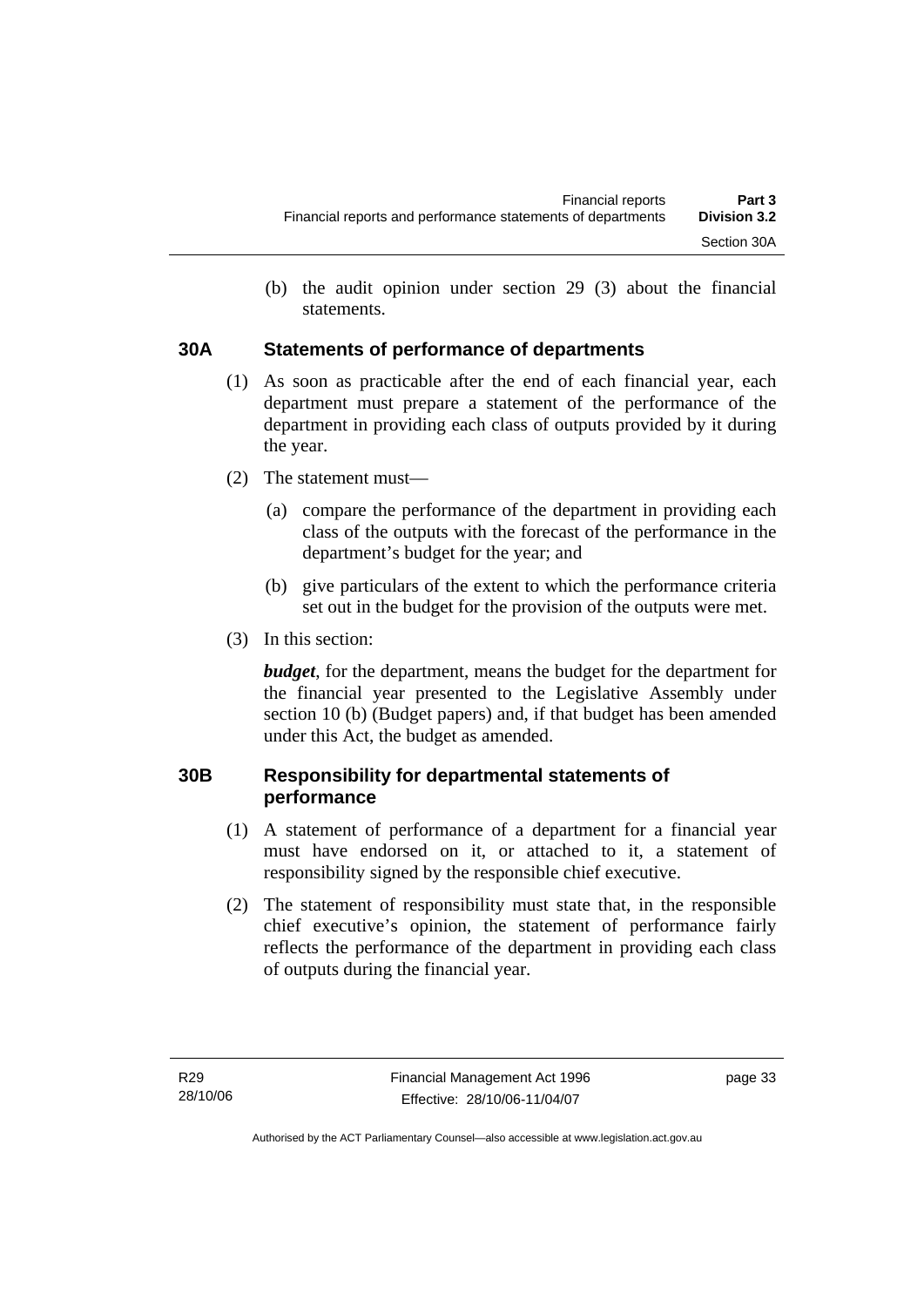(b) the audit opinion under section 29 (3) about the financial statements.

### 30A Statements of performance of departments

(1) As soon as practicable after the end of each financial year, each department must prepare a statement of the performance of the department in providing each class of outputs provided by it during the year.

(2) The statement must—

(a) compare the performance of the department in providing each class of the outputs with the forecast of the performance in the department's budget for the year; and

(b) give particulars of the extent to which the performance criteria set out in the budget for the provision of the outputs were met.

(3) In this section:

***budget***, for the department, means the budget for the department for the financial year presented to the Legislative Assembly under section 10 (b) (Budget papers) and, if that budget has been amended under this Act, the budget as amended.

### 30B Responsibility for departmental statements of performance

(1) A statement of performance of a department for a financial year must have endorsed on it, or attached to it, a statement of responsibility signed by the responsible chief executive.

(2) The statement of responsibility must state that, in the responsible chief executive's opinion, the statement of performance fairly reflects the performance of the department in providing each class of outputs during the financial year.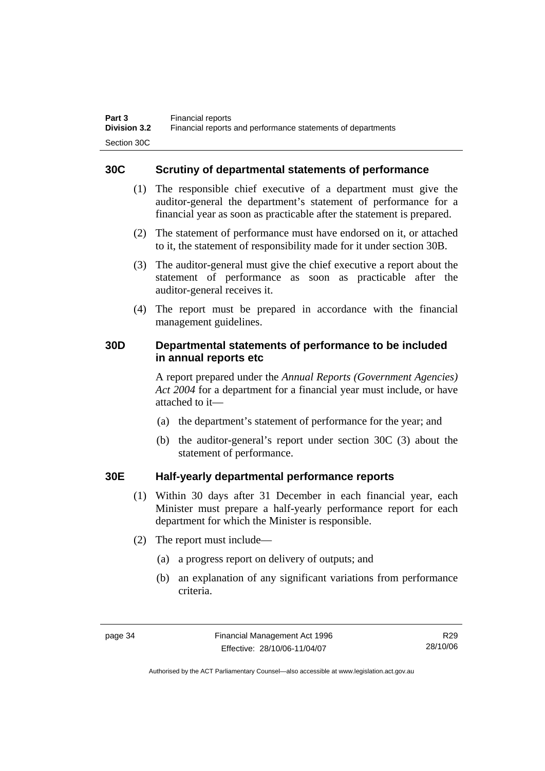### 30C Scrutiny of departmental statements of performance

(1) The responsible chief executive of a department must give the auditor-general the department's statement of performance for a financial year as soon as practicable after the statement is prepared.

(2) The statement of performance must have endorsed on it, or attached to it, the statement of responsibility made for it under section 30B.

(3) The auditor-general must give the chief executive a report about the statement of performance as soon as practicable after the auditor-general receives it.

(4) The report must be prepared in accordance with the financial management guidelines.

### 30D Departmental statements of performance to be included in annual reports etc

A report prepared under the *Annual Reports (Government Agencies) Act 2004* for a department for a financial year must include, or have attached to it—

(a) the department's statement of performance for the year; and

(b) the auditor-general's report under section 30C (3) about the statement of performance.

### 30E Half-yearly departmental performance reports

(1) Within 30 days after 31 December in each financial year, each Minister must prepare a half-yearly performance report for each department for which the Minister is responsible.

(2) The report must include—

(a) a progress report on delivery of outputs; and

(b) an explanation of any significant variations from performance criteria.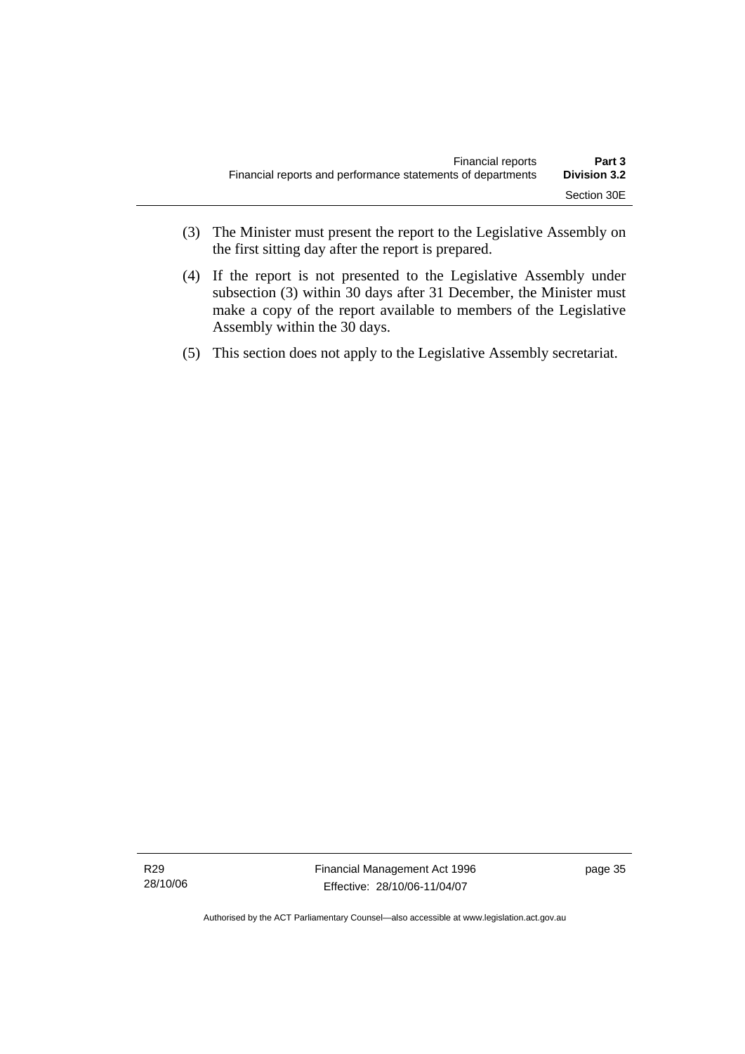(3) The Minister must present the report to the Legislative Assembly on the first sitting day after the report is prepared.

(4) If the report is not presented to the Legislative Assembly under subsection (3) within 30 days after 31 December, the Minister must make a copy of the report available to members of the Legislative Assembly within the 30 days.

(5) This section does not apply to the Legislative Assembly secretariat.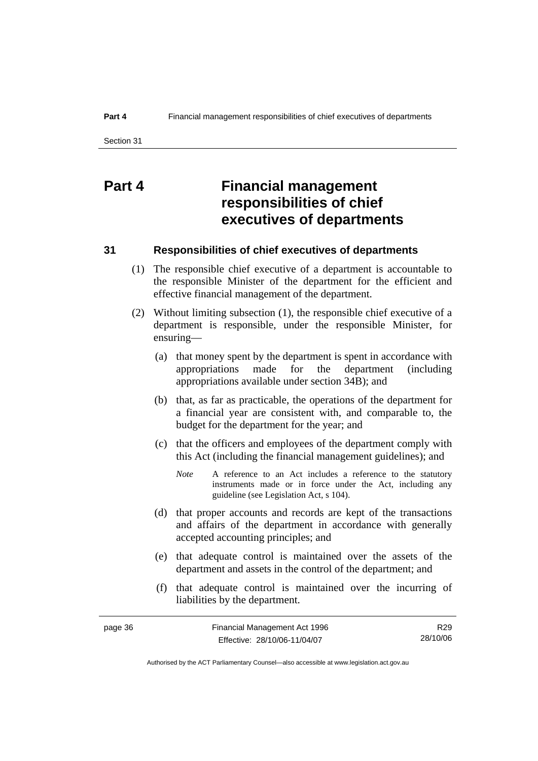# Part 4 Financial management responsibilities of chief executives of departments

## 31 Responsibilities of chief executives of departments

(1) The responsible chief executive of a department is accountable to the responsible Minister of the department for the efficient and effective financial management of the department.

(2) Without limiting subsection (1), the responsible chief executive of a department is responsible, under the responsible Minister, for ensuring—

(a) that money spent by the department is spent in accordance with appropriations made for the department (including appropriations available under section 34B); and

(b) that, as far as practicable, the operations of the department for a financial year are consistent with, and comparable to, the budget for the department for the year; and

(c) that the officers and employees of the department comply with this Act (including the financial management guidelines); and

*Note* A reference to an Act includes a reference to the statutory instruments made or in force under the Act, including any guideline (see Legislation Act, s 104).

(d) that proper accounts and records are kept of the transactions and affairs of the department in accordance with generally accepted accounting principles; and

(e) that adequate control is maintained over the assets of the department and assets in the control of the department; and

(f) that adequate control is maintained over the incurring of liabilities by the department.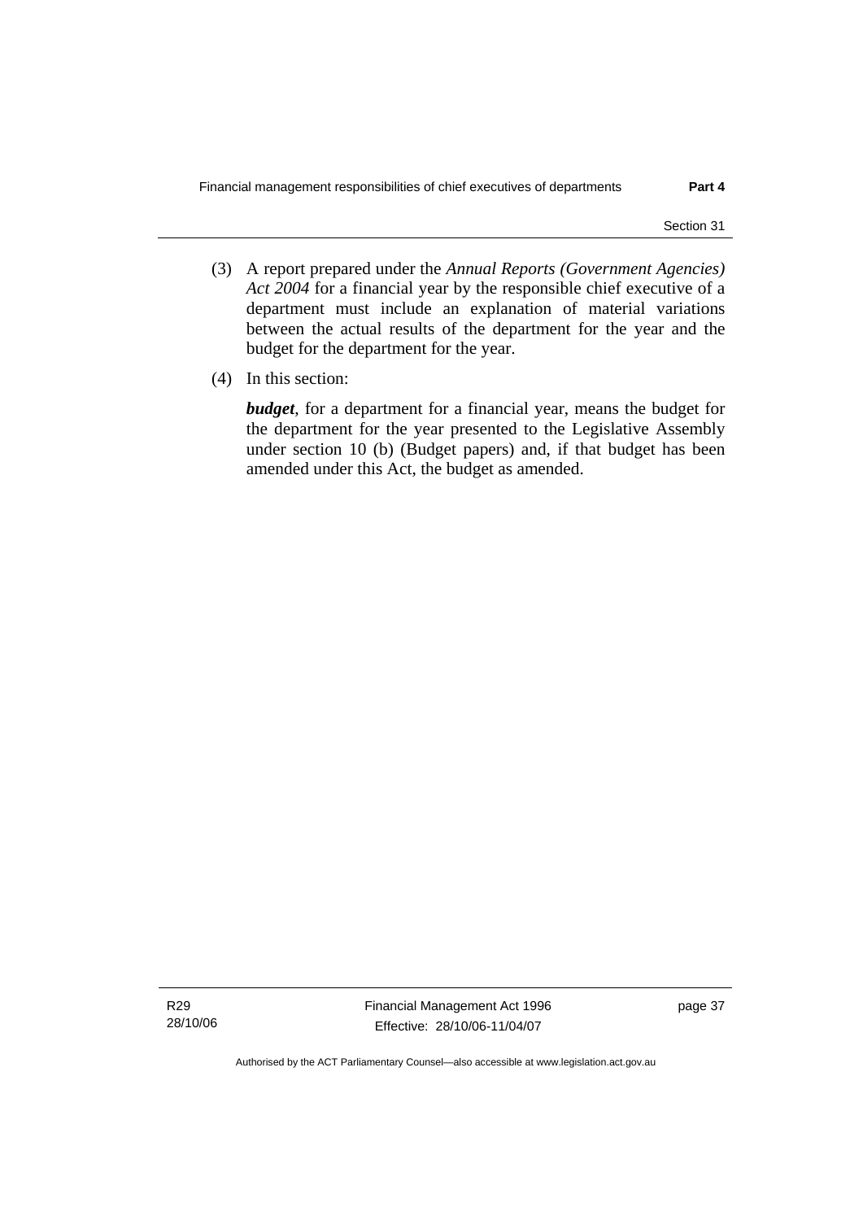(3) A report prepared under the *Annual Reports (Government Agencies) Act 2004* for a financial year by the responsible chief executive of a department must include an explanation of material variations between the actual results of the department for the year and the budget for the department for the year.

(4) In this section:

***budget***, for a department for a financial year, means the budget for the department for the year presented to the Legislative Assembly under section 10 (b) (Budget papers) and, if that budget has been amended under this Act, the budget as amended.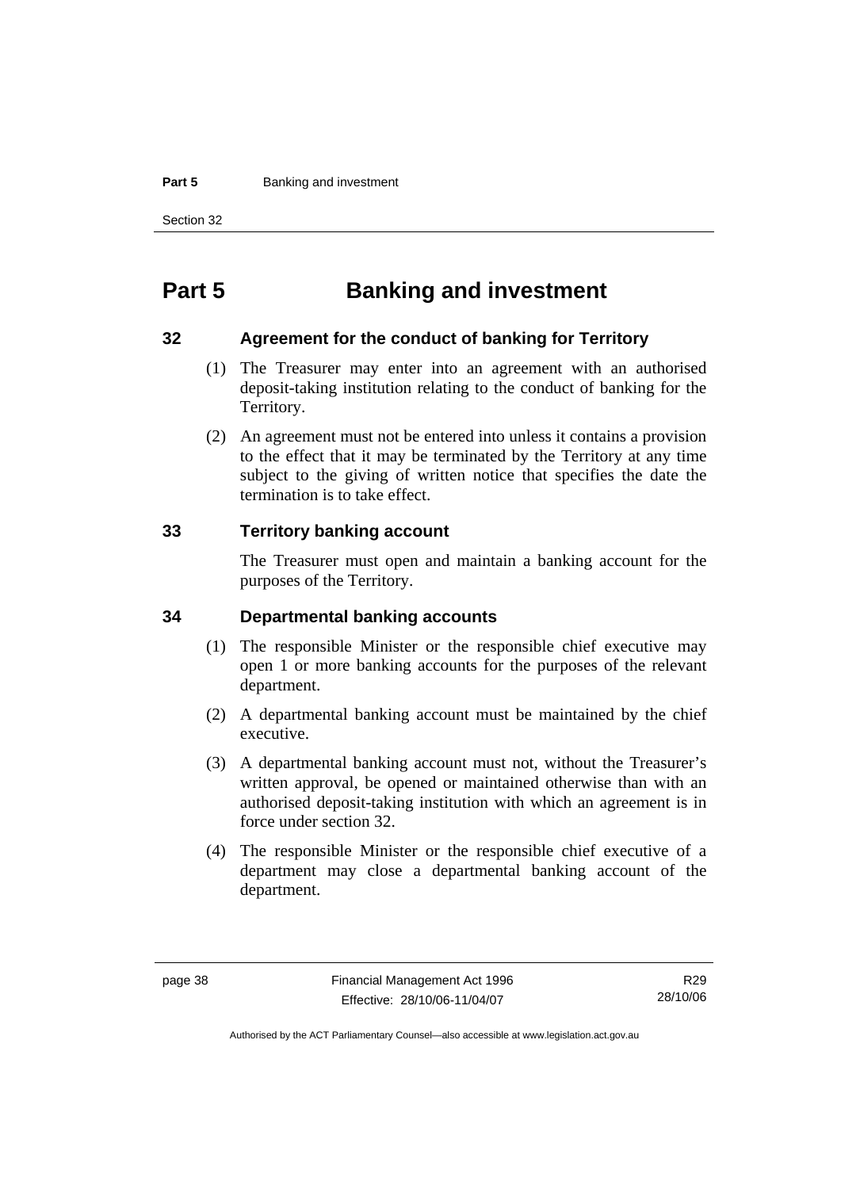# Part 5 Banking and investment

### 32 Agreement for the conduct of banking for Territory

(1) The Treasurer may enter into an agreement with an authorised deposit-taking institution relating to the conduct of banking for the Territory.

(2) An agreement must not be entered into unless it contains a provision to the effect that it may be terminated by the Territory at any time subject to the giving of written notice that specifies the date the termination is to take effect.

### 33 Territory banking account

The Treasurer must open and maintain a banking account for the purposes of the Territory.

### 34 Departmental banking accounts

(1) The responsible Minister or the responsible chief executive may open 1 or more banking accounts for the purposes of the relevant department.

(2) A departmental banking account must be maintained by the chief executive.

(3) A departmental banking account must not, without the Treasurer's written approval, be opened or maintained otherwise than with an authorised deposit-taking institution with which an agreement is in force under section 32.

(4) The responsible Minister or the responsible chief executive of a department may close a departmental banking account of the department.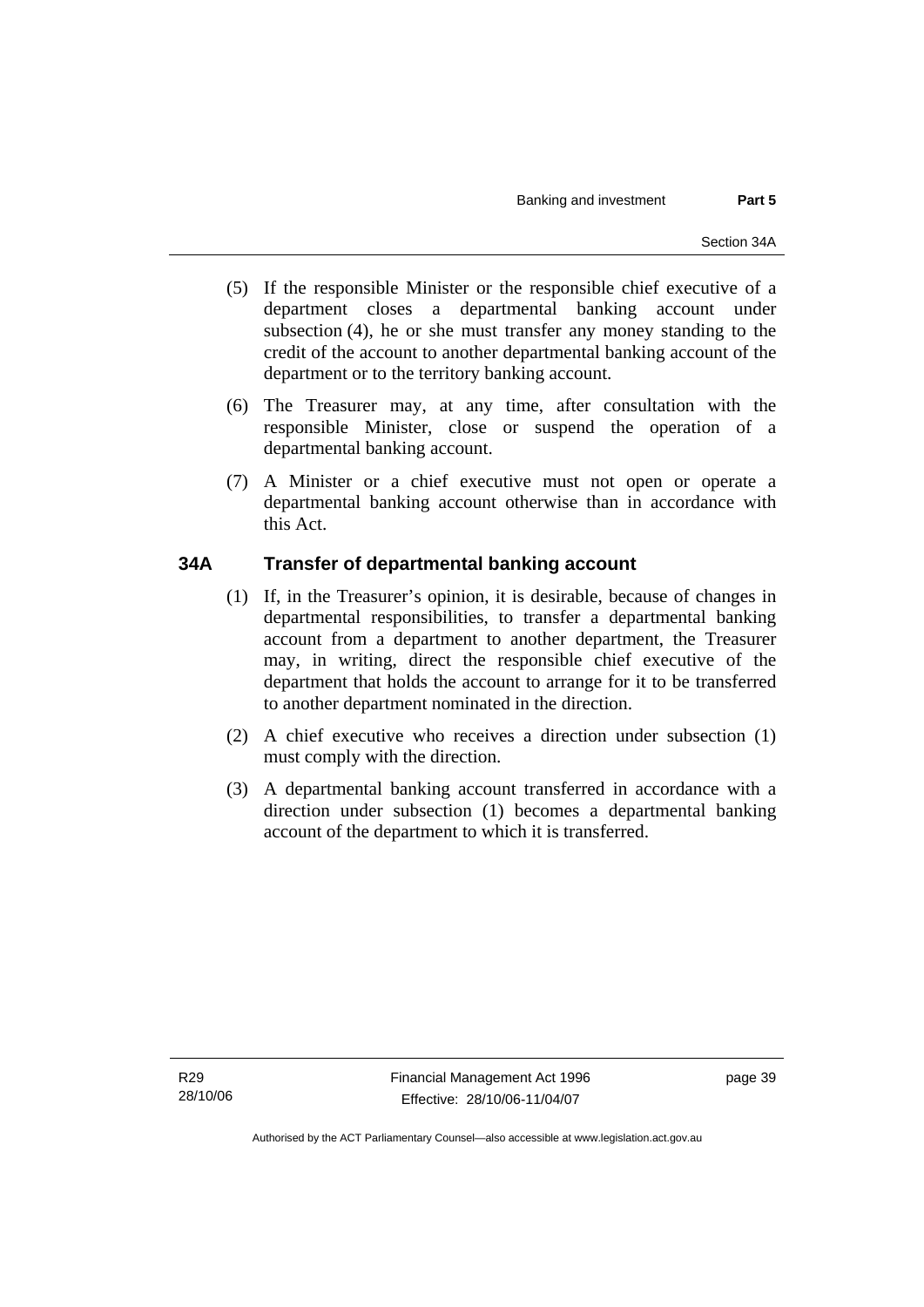(5) If the responsible Minister or the responsible chief executive of a department closes a departmental banking account under subsection (4), he or she must transfer any money standing to the credit of the account to another departmental banking account of the department or to the territory banking account.

(6) The Treasurer may, at any time, after consultation with the responsible Minister, close or suspend the operation of a departmental banking account.

(7) A Minister or a chief executive must not open or operate a departmental banking account otherwise than in accordance with this Act.

### 34A Transfer of departmental banking account

(1) If, in the Treasurer's opinion, it is desirable, because of changes in departmental responsibilities, to transfer a departmental banking account from a department to another department, the Treasurer may, in writing, direct the responsible chief executive of the department that holds the account to arrange for it to be transferred to another department nominated in the direction.

(2) A chief executive who receives a direction under subsection (1) must comply with the direction.

(3) A departmental banking account transferred in accordance with a direction under subsection (1) becomes a departmental banking account of the department to which it is transferred.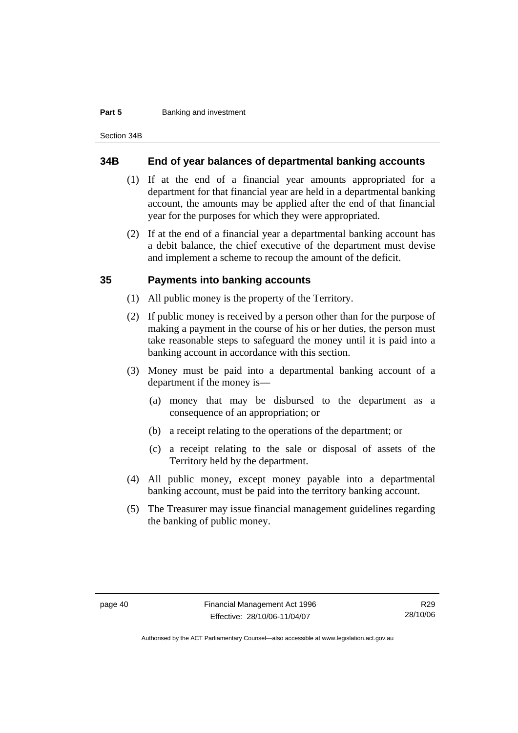## 34B End of year balances of departmental banking accounts

(1) If at the end of a financial year amounts appropriated for a department for that financial year are held in a departmental banking account, the amounts may be applied after the end of that financial year for the purposes for which they were appropriated.

(2) If at the end of a financial year a departmental banking account has a debit balance, the chief executive of the department must devise and implement a scheme to recoup the amount of the deficit.

## 35 Payments into banking accounts

(1) All public money is the property of the Territory.

(2) If public money is received by a person other than for the purpose of making a payment in the course of his or her duties, the person must take reasonable steps to safeguard the money until it is paid into a banking account in accordance with this section.

(3) Money must be paid into a departmental banking account of a department if the money is—

(a) money that may be disbursed to the department as a consequence of an appropriation; or

(b) a receipt relating to the operations of the department; or

(c) a receipt relating to the sale or disposal of assets of the Territory held by the department.

(4) All public money, except money payable into a departmental banking account, must be paid into the territory banking account.

(5) The Treasurer may issue financial management guidelines regarding the banking of public money.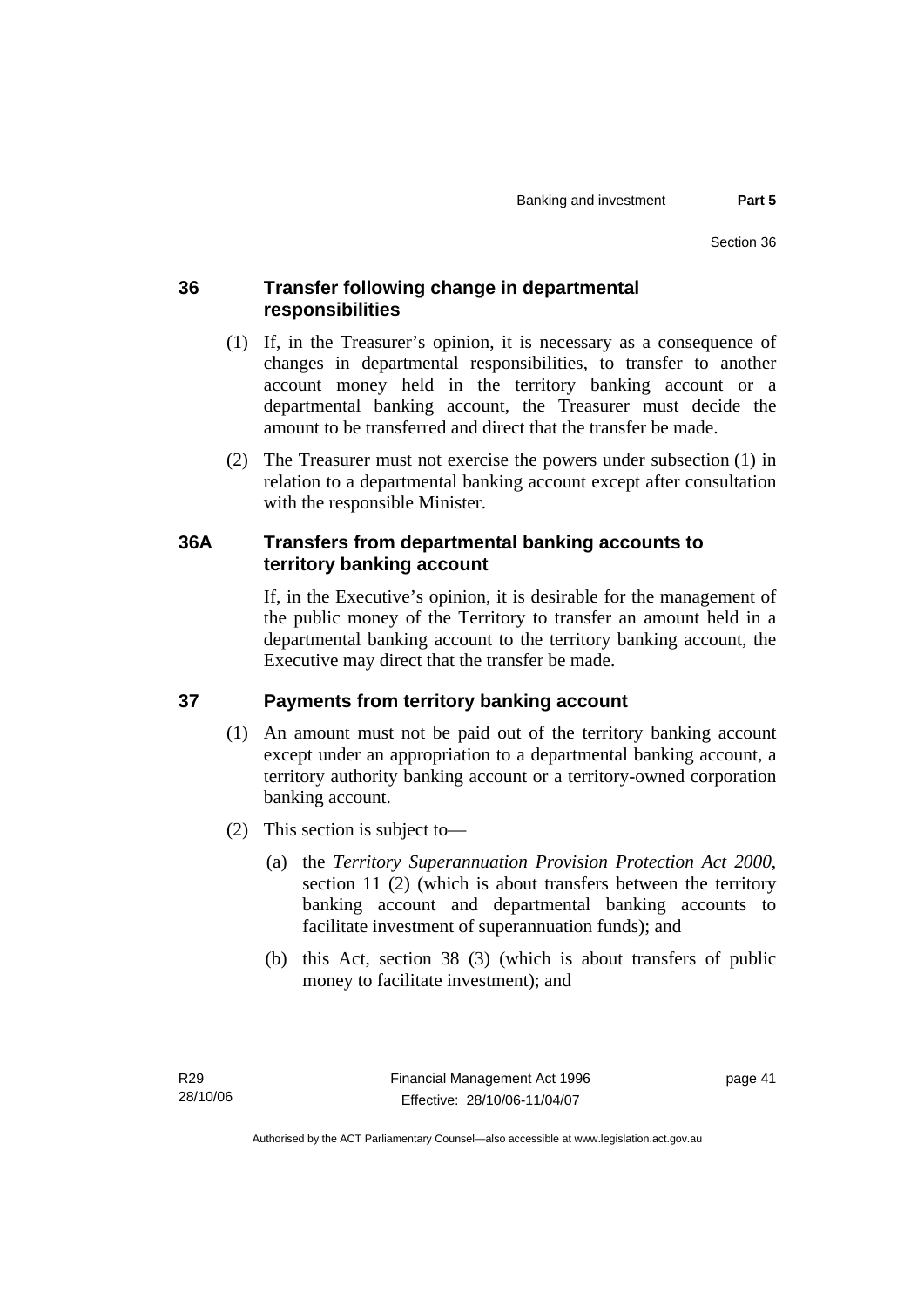## 36 Transfer following change in departmental responsibilities

(1) If, in the Treasurer's opinion, it is necessary as a consequence of changes in departmental responsibilities, to transfer to another account money held in the territory banking account or a departmental banking account, the Treasurer must decide the amount to be transferred and direct that the transfer be made.

(2) The Treasurer must not exercise the powers under subsection (1) in relation to a departmental banking account except after consultation with the responsible Minister.

## 36A Transfers from departmental banking accounts to territory banking account

If, in the Executive's opinion, it is desirable for the management of the public money of the Territory to transfer an amount held in a departmental banking account to the territory banking account, the Executive may direct that the transfer be made.

## 37 Payments from territory banking account

(1) An amount must not be paid out of the territory banking account except under an appropriation to a departmental banking account, a territory authority banking account or a territory-owned corporation banking account.

(2) This section is subject to—

(a) the *Territory Superannuation Provision Protection Act 2000*, section 11 (2) (which is about transfers between the territory banking account and departmental banking accounts to facilitate investment of superannuation funds); and

(b) this Act, section 38 (3) (which is about transfers of public money to facilitate investment); and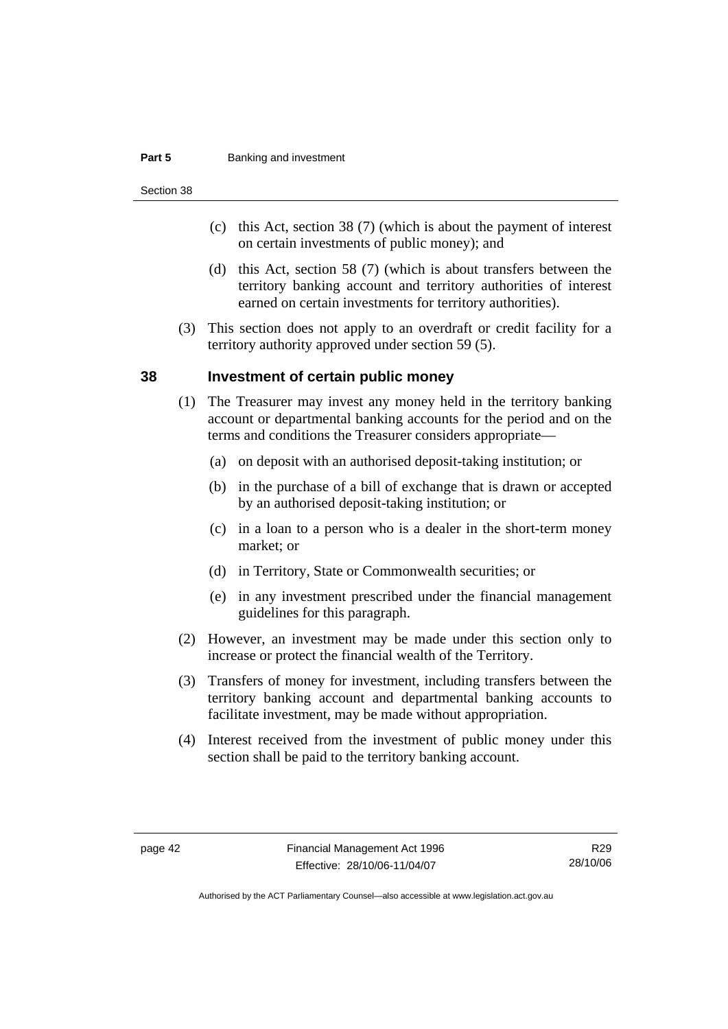(c) this Act, section 38 (7) (which is about the payment of interest on certain investments of public money); and

(d) this Act, section 58 (7) (which is about transfers between the territory banking account and territory authorities of interest earned on certain investments for territory authorities).

(3) This section does not apply to an overdraft or credit facility for a territory authority approved under section 59 (5).

## 38 Investment of certain public money

(1) The Treasurer may invest any money held in the territory banking account or departmental banking accounts for the period and on the terms and conditions the Treasurer considers appropriate—

(a) on deposit with an authorised deposit-taking institution; or

(b) in the purchase of a bill of exchange that is drawn or accepted by an authorised deposit-taking institution; or

(c) in a loan to a person who is a dealer in the short-term money market; or

(d) in Territory, State or Commonwealth securities; or

(e) in any investment prescribed under the financial management guidelines for this paragraph.

(2) However, an investment may be made under this section only to increase or protect the financial wealth of the Territory.

(3) Transfers of money for investment, including transfers between the territory banking account and departmental banking accounts to facilitate investment, may be made without appropriation.

(4) Interest received from the investment of public money under this section shall be paid to the territory banking account.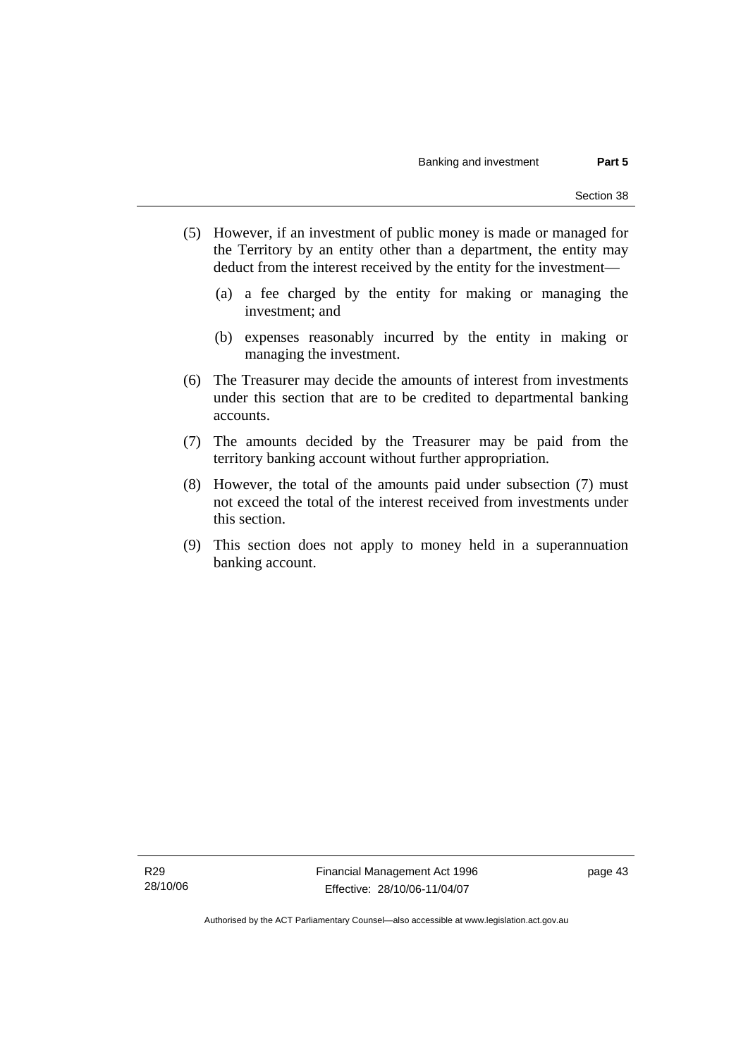(5) However, if an investment of public money is made or managed for the Territory by an entity other than a department, the entity may deduct from the interest received by the entity for the investment—

  (a) a fee charged by the entity for making or managing the investment; and

  (b) expenses reasonably incurred by the entity in making or managing the investment.

(6) The Treasurer may decide the amounts of interest from investments under this section that are to be credited to departmental banking accounts.

(7) The amounts decided by the Treasurer may be paid from the territory banking account without further appropriation.

(8) However, the total of the amounts paid under subsection (7) must not exceed the total of the interest received from investments under this section.

(9) This section does not apply to money held in a superannuation banking account.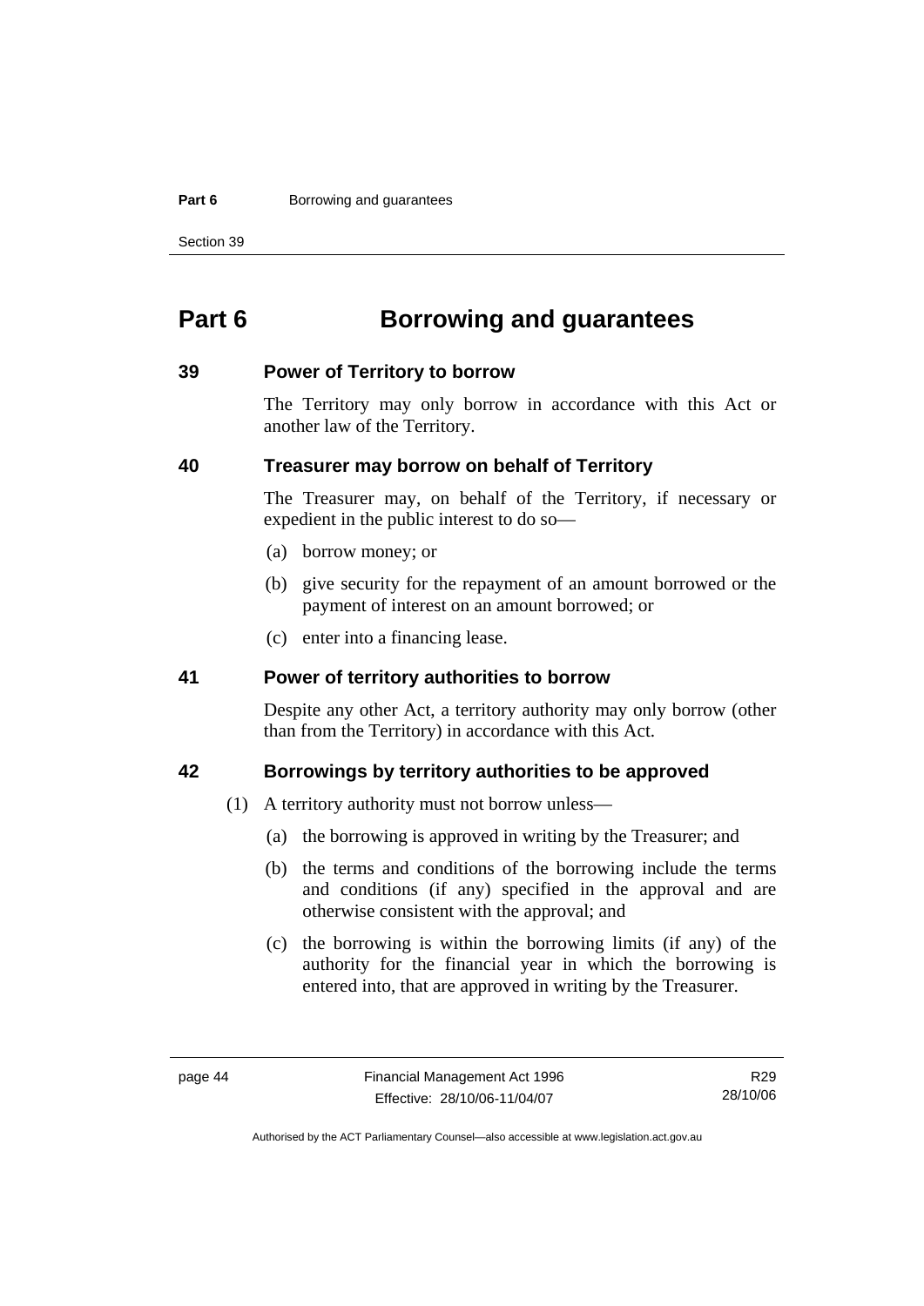# Part 6 Borrowing and guarantees

## 39 Power of Territory to borrow

The Territory may only borrow in accordance with this Act or another law of the Territory.

## 40 Treasurer may borrow on behalf of Territory

The Treasurer may, on behalf of the Territory, if necessary or expedient in the public interest to do so—

(a) borrow money; or

(b) give security for the repayment of an amount borrowed or the payment of interest on an amount borrowed; or

(c) enter into a financing lease.

## 41 Power of territory authorities to borrow

Despite any other Act, a territory authority may only borrow (other than from the Territory) in accordance with this Act.

## 42 Borrowings by territory authorities to be approved

(1) A territory authority must not borrow unless—

(a) the borrowing is approved in writing by the Treasurer; and

(b) the terms and conditions of the borrowing include the terms and conditions (if any) specified in the approval and are otherwise consistent with the approval; and

(c) the borrowing is within the borrowing limits (if any) of the authority for the financial year in which the borrowing is entered into, that are approved in writing by the Treasurer.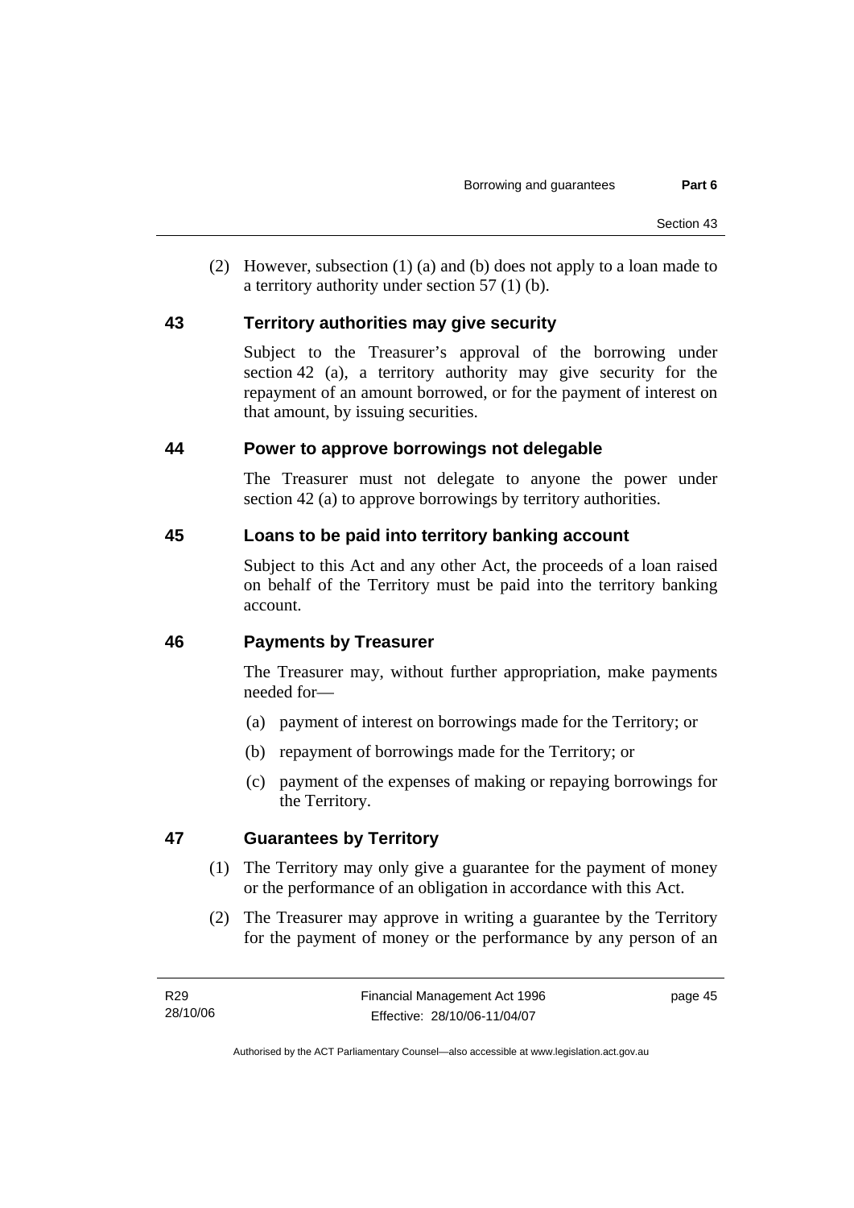(2) However, subsection (1) (a) and (b) does not apply to a loan made to a territory authority under section 57 (1) (b).

## 43 Territory authorities may give security

Subject to the Treasurer's approval of the borrowing under section 42 (a), a territory authority may give security for the repayment of an amount borrowed, or for the payment of interest on that amount, by issuing securities.

## 44 Power to approve borrowings not delegable

The Treasurer must not delegate to anyone the power under section 42 (a) to approve borrowings by territory authorities.

## 45 Loans to be paid into territory banking account

Subject to this Act and any other Act, the proceeds of a loan raised on behalf of the Territory must be paid into the territory banking account.

## 46 Payments by Treasurer

The Treasurer may, without further appropriation, make payments needed for—

(a) payment of interest on borrowings made for the Territory; or

(b) repayment of borrowings made for the Territory; or

(c) payment of the expenses of making or repaying borrowings for the Territory.

## 47 Guarantees by Territory

(1) The Territory may only give a guarantee for the payment of money or the performance of an obligation in accordance with this Act.

(2) The Treasurer may approve in writing a guarantee by the Territory for the payment of money or the performance by any person of an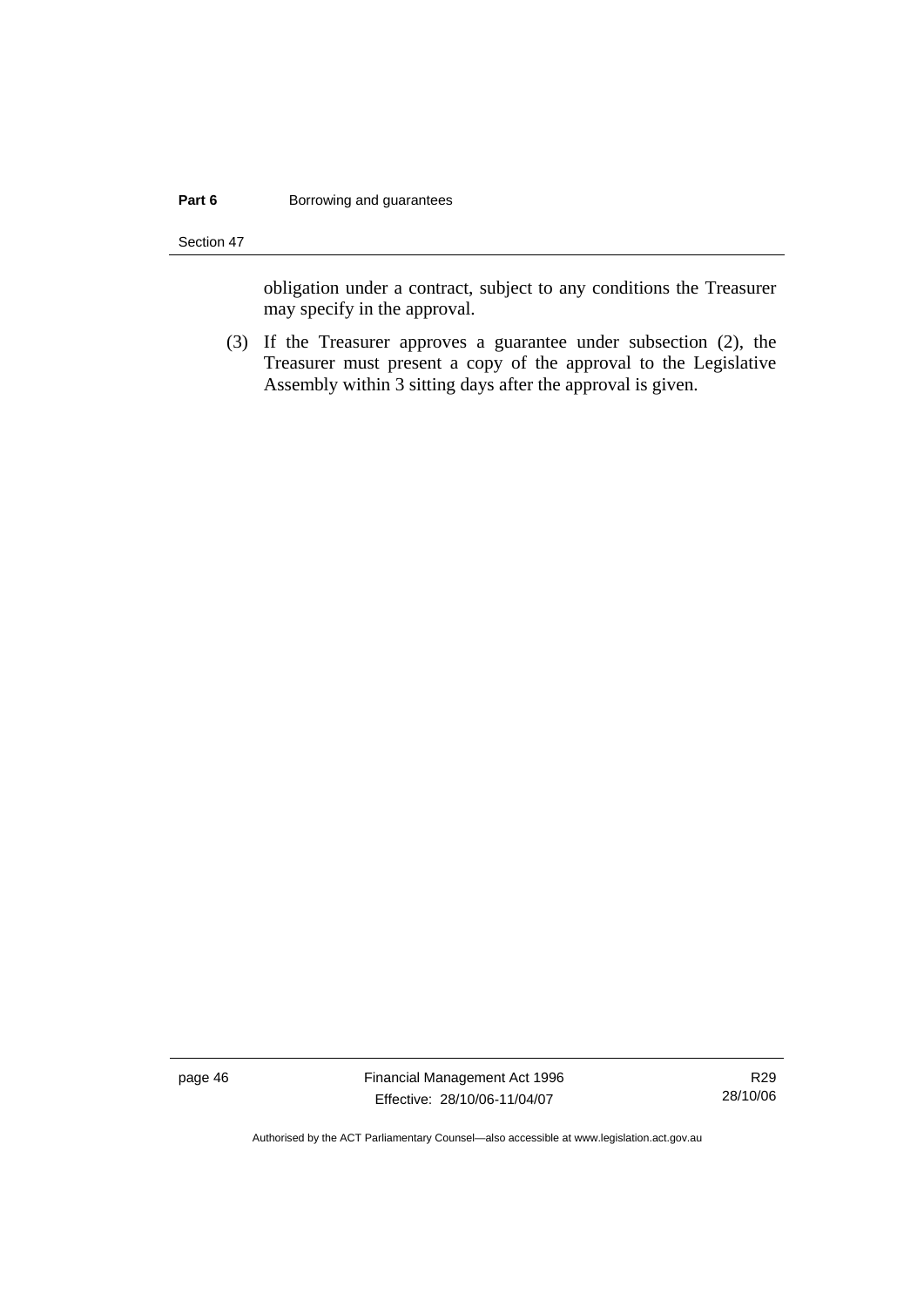obligation under a contract, subject to any conditions the Treasurer may specify in the approval.

(3) If the Treasurer approves a guarantee under subsection (2), the Treasurer must present a copy of the approval to the Legislative Assembly within 3 sitting days after the approval is given.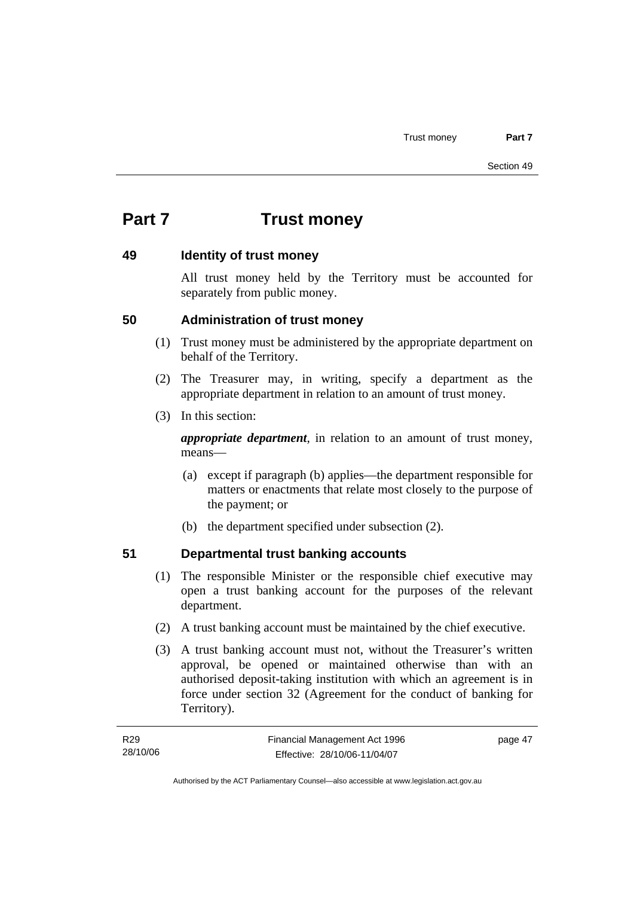# Part 7 Trust money

## 49 Identity of trust money

All trust money held by the Territory must be accounted for separately from public money.

## 50 Administration of trust money

(1) Trust money must be administered by the appropriate department on behalf of the Territory.

(2) The Treasurer may, in writing, specify a department as the appropriate department in relation to an amount of trust money.

(3) In this section:

***appropriate department***, in relation to an amount of trust money, means—

(a) except if paragraph (b) applies—the department responsible for matters or enactments that relate most closely to the purpose of the payment; or

(b) the department specified under subsection (2).

## 51 Departmental trust banking accounts

(1) The responsible Minister or the responsible chief executive may open a trust banking account for the purposes of the relevant department.

(2) A trust banking account must be maintained by the chief executive.

(3) A trust banking account must not, without the Treasurer's written approval, be opened or maintained otherwise than with an authorised deposit-taking institution with which an agreement is in force under section 32 (Agreement for the conduct of banking for Territory).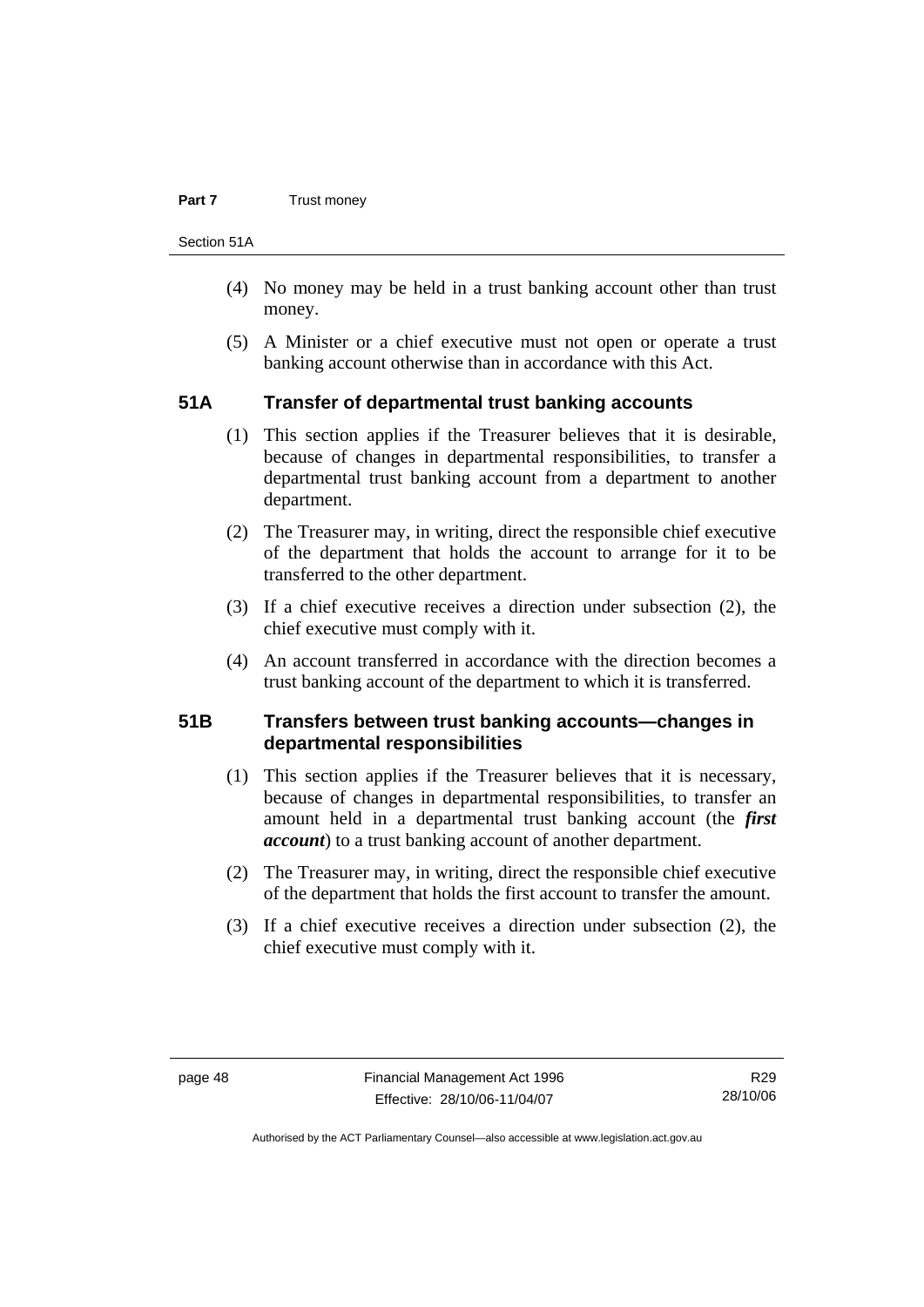(4) No money may be held in a trust banking account other than trust money.

(5) A Minister or a chief executive must not open or operate a trust banking account otherwise than in accordance with this Act.

## 51A Transfer of departmental trust banking accounts

(1) This section applies if the Treasurer believes that it is desirable, because of changes in departmental responsibilities, to transfer a departmental trust banking account from a department to another department.

(2) The Treasurer may, in writing, direct the responsible chief executive of the department that holds the account to arrange for it to be transferred to the other department.

(3) If a chief executive receives a direction under subsection (2), the chief executive must comply with it.

(4) An account transferred in accordance with the direction becomes a trust banking account of the department to which it is transferred.

## 51B Transfers between trust banking accounts—changes in departmental responsibilities

(1) This section applies if the Treasurer believes that it is necessary, because of changes in departmental responsibilities, to transfer an amount held in a departmental trust banking account (the ***first account***) to a trust banking account of another department.

(2) The Treasurer may, in writing, direct the responsible chief executive of the department that holds the first account to transfer the amount.

(3) If a chief executive receives a direction under subsection (2), the chief executive must comply with it.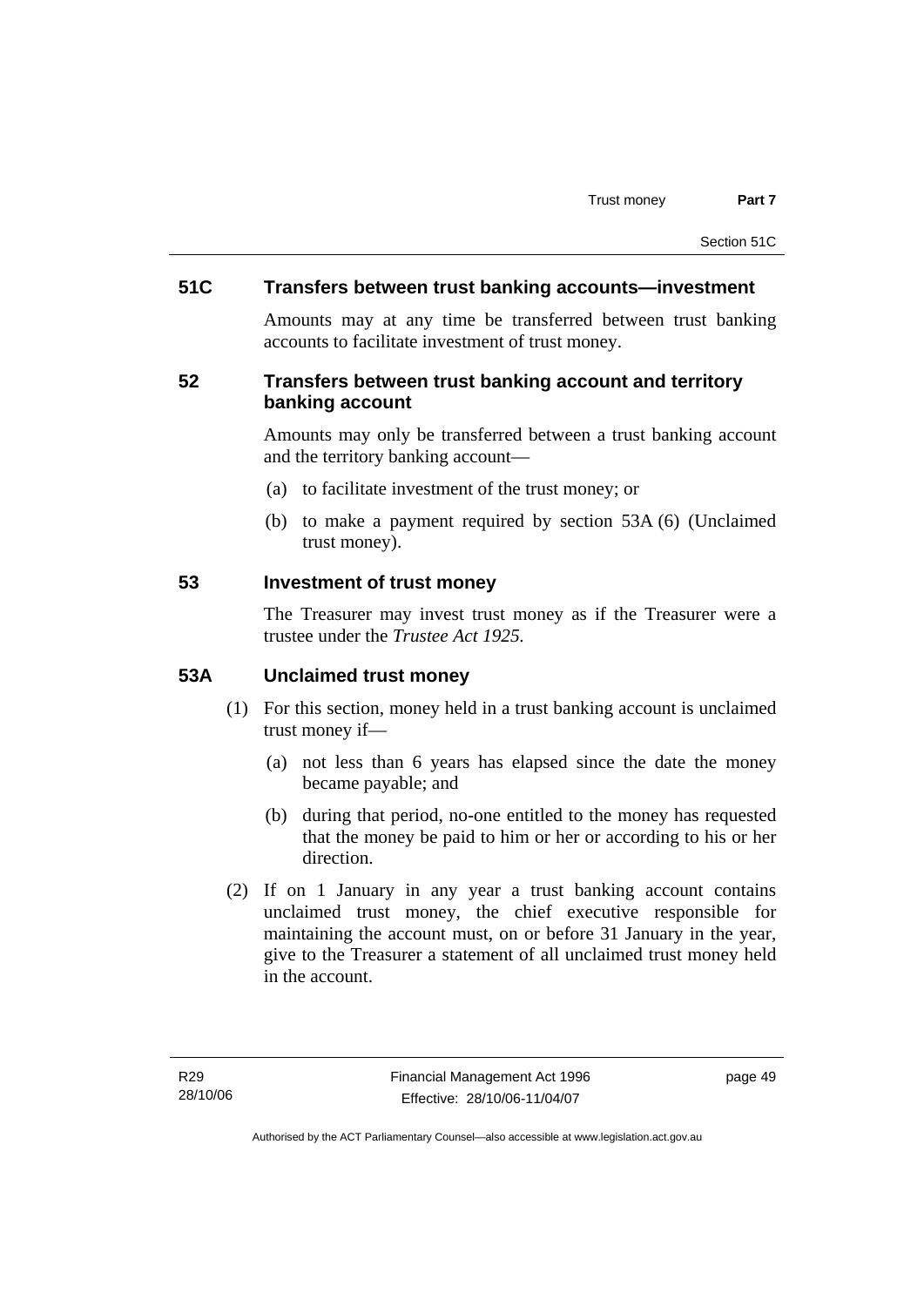### 51C Transfers between trust banking accounts—investment

Amounts may at any time be transferred between trust banking accounts to facilitate investment of trust money.

### 52 Transfers between trust banking account and territory banking account

Amounts may only be transferred between a trust banking account and the territory banking account—

(a) to facilitate investment of the trust money; or

(b) to make a payment required by section 53A (6) (Unclaimed trust money).

### 53 Investment of trust money

The Treasurer may invest trust money as if the Treasurer were a trustee under the *Trustee Act 1925*.

### 53A Unclaimed trust money

(1) For this section, money held in a trust banking account is unclaimed trust money if—

(a) not less than 6 years has elapsed since the date the money became payable; and

(b) during that period, no-one entitled to the money has requested that the money be paid to him or her or according to his or her direction.

(2) If on 1 January in any year a trust banking account contains unclaimed trust money, the chief executive responsible for maintaining the account must, on or before 31 January in the year, give to the Treasurer a statement of all unclaimed trust money held in the account.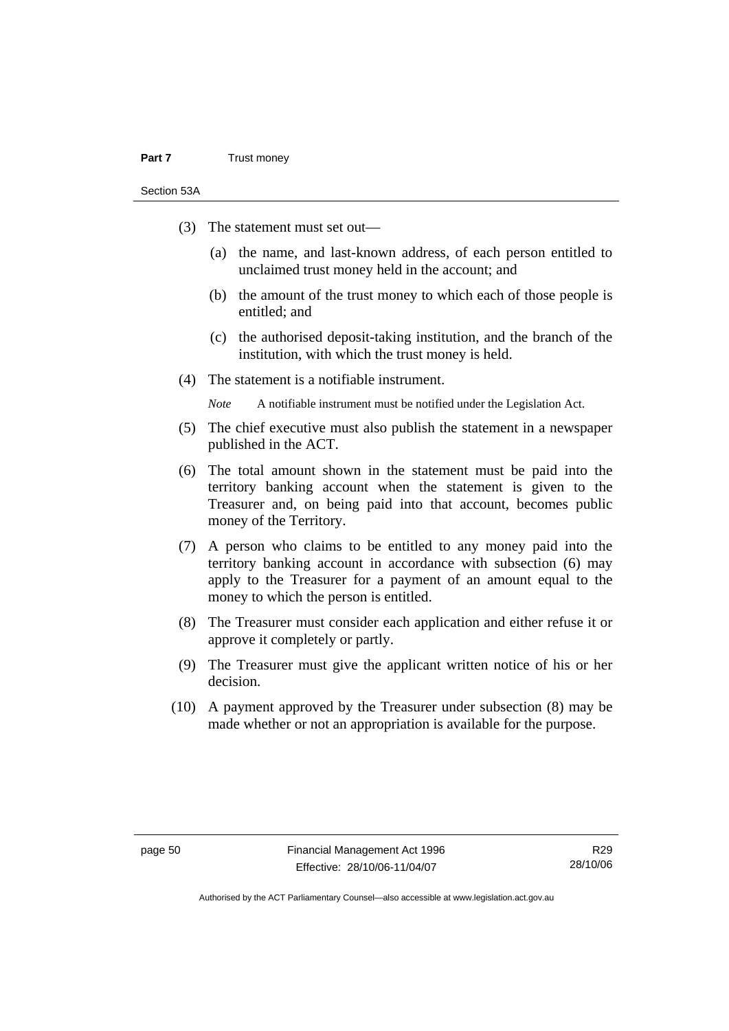(3) The statement must set out—

(a) the name, and last-known address, of each person entitled to unclaimed trust money held in the account; and

(b) the amount of the trust money to which each of those people is entitled; and

(c) the authorised deposit-taking institution, and the branch of the institution, with which the trust money is held.

(4) The statement is a notifiable instrument.

*Note* A notifiable instrument must be notified under the Legislation Act.

(5) The chief executive must also publish the statement in a newspaper published in the ACT.

(6) The total amount shown in the statement must be paid into the territory banking account when the statement is given to the Treasurer and, on being paid into that account, becomes public money of the Territory.

(7) A person who claims to be entitled to any money paid into the territory banking account in accordance with subsection (6) may apply to the Treasurer for a payment of an amount equal to the money to which the person is entitled.

(8) The Treasurer must consider each application and either refuse it or approve it completely or partly.

(9) The Treasurer must give the applicant written notice of his or her decision.

(10) A payment approved by the Treasurer under subsection (8) may be made whether or not an appropriation is available for the purpose.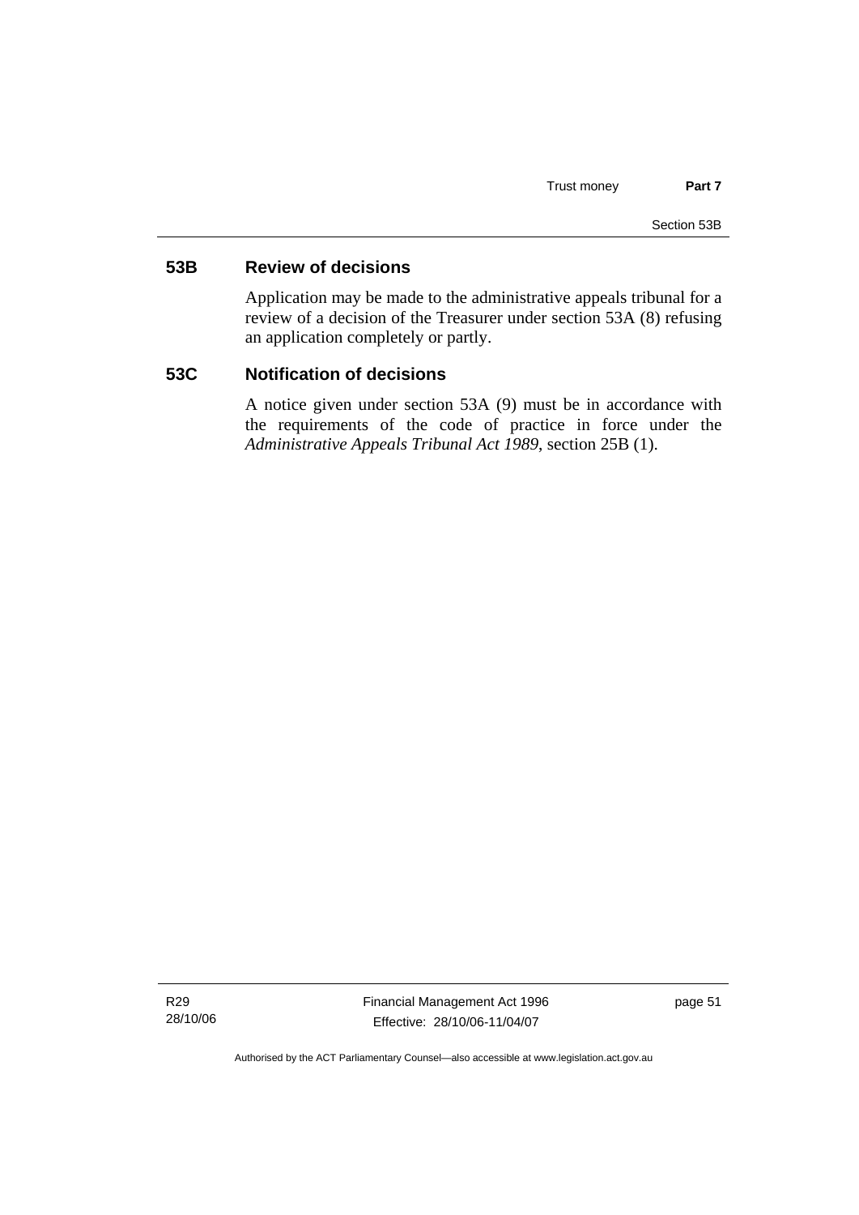## 53B Review of decisions

Application may be made to the administrative appeals tribunal for a review of a decision of the Treasurer under section 53A (8) refusing an application completely or partly.

## 53C Notification of decisions

A notice given under section 53A (9) must be in accordance with the requirements of the code of practice in force under the *Administrative Appeals Tribunal Act 1989*, section 25B (1).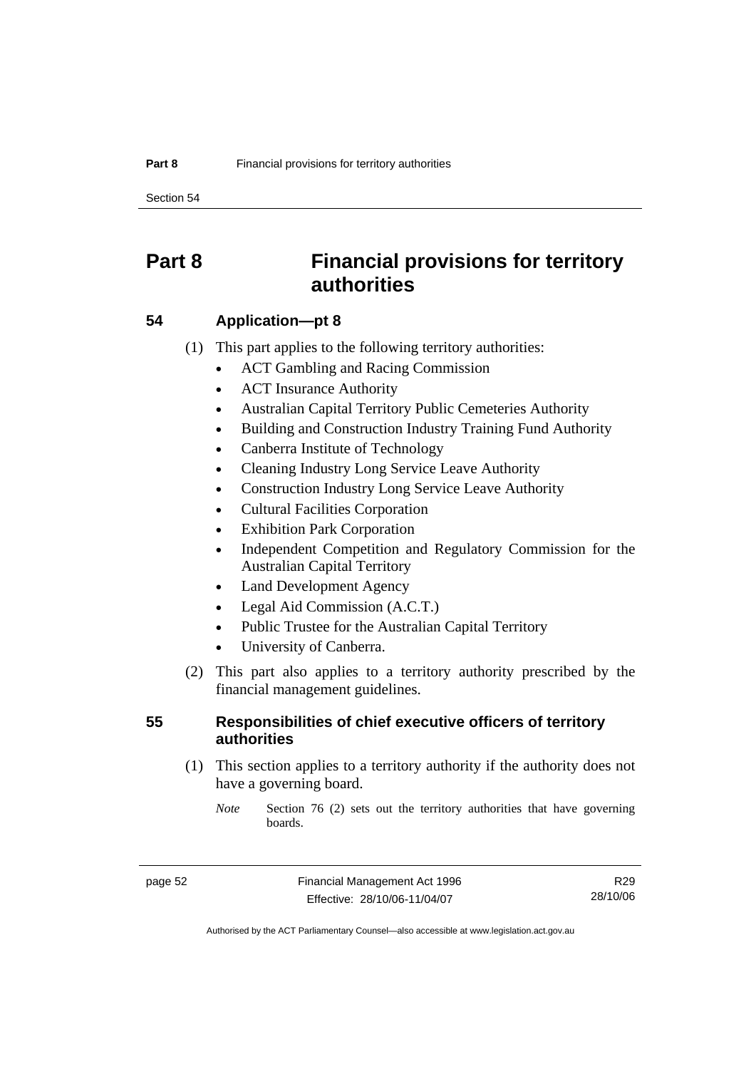# Part 8 Financial provisions for territory authorities

## 54 Application—pt 8

(1) This part applies to the following territory authorities:

- ACT Gambling and Racing Commission
- ACT Insurance Authority
- Australian Capital Territory Public Cemeteries Authority
- Building and Construction Industry Training Fund Authority
- Canberra Institute of Technology
- Cleaning Industry Long Service Leave Authority
- Construction Industry Long Service Leave Authority
- Cultural Facilities Corporation
- Exhibition Park Corporation
- Independent Competition and Regulatory Commission for the Australian Capital Territory
- Land Development Agency
- Legal Aid Commission (A.C.T.)
- Public Trustee for the Australian Capital Territory
- University of Canberra.

(2) This part also applies to a territory authority prescribed by the financial management guidelines.

## 55 Responsibilities of chief executive officers of territory authorities

(1) This section applies to a territory authority if the authority does not have a governing board.

*Note* Section 76 (2) sets out the territory authorities that have governing boards.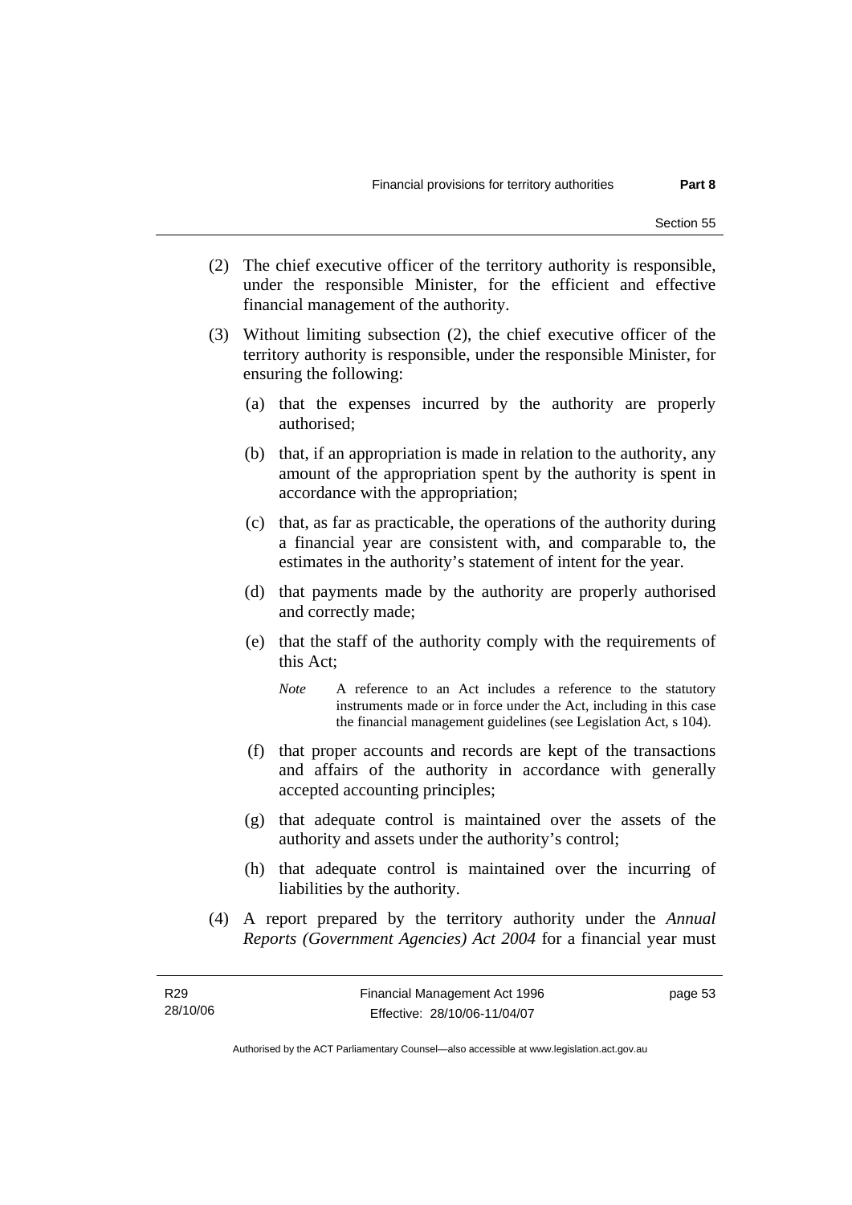(2) The chief executive officer of the territory authority is responsible, under the responsible Minister, for the efficient and effective financial management of the authority.

(3) Without limiting subsection (2), the chief executive officer of the territory authority is responsible, under the responsible Minister, for ensuring the following:

(a) that the expenses incurred by the authority are properly authorised;

(b) that, if an appropriation is made in relation to the authority, any amount of the appropriation spent by the authority is spent in accordance with the appropriation;

(c) that, as far as practicable, the operations of the authority during a financial year are consistent with, and comparable to, the estimates in the authority's statement of intent for the year.

(d) that payments made by the authority are properly authorised and correctly made;

(e) that the staff of the authority comply with the requirements of this Act;

*Note* A reference to an Act includes a reference to the statutory instruments made or in force under the Act, including in this case the financial management guidelines (see Legislation Act, s 104).

(f) that proper accounts and records are kept of the transactions and affairs of the authority in accordance with generally accepted accounting principles;

(g) that adequate control is maintained over the assets of the authority and assets under the authority's control;

(h) that adequate control is maintained over the incurring of liabilities by the authority.

(4) A report prepared by the territory authority under the *Annual Reports (Government Agencies) Act 2004* for a financial year must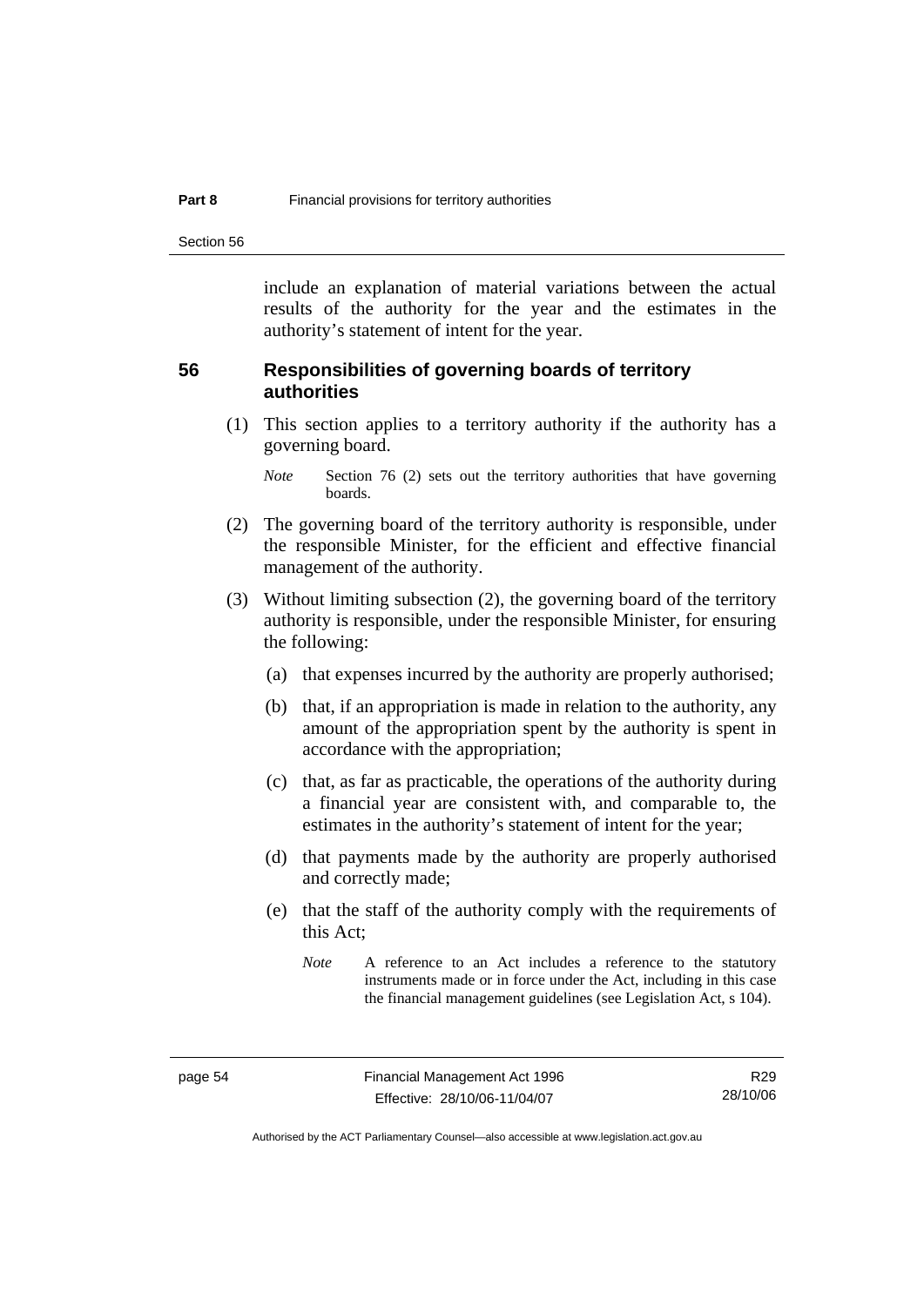include an explanation of material variations between the actual results of the authority for the year and the estimates in the authority's statement of intent for the year.

## 56 Responsibilities of governing boards of territory authorities

(1) This section applies to a territory authority if the authority has a governing board.

*Note* Section 76 (2) sets out the territory authorities that have governing boards.

(2) The governing board of the territory authority is responsible, under the responsible Minister, for the efficient and effective financial management of the authority.

(3) Without limiting subsection (2), the governing board of the territory authority is responsible, under the responsible Minister, for ensuring the following:

(a) that expenses incurred by the authority are properly authorised;

(b) that, if an appropriation is made in relation to the authority, any amount of the appropriation spent by the authority is spent in accordance with the appropriation;

(c) that, as far as practicable, the operations of the authority during a financial year are consistent with, and comparable to, the estimates in the authority's statement of intent for the year;

(d) that payments made by the authority are properly authorised and correctly made;

(e) that the staff of the authority comply with the requirements of this Act;

*Note* A reference to an Act includes a reference to the statutory instruments made or in force under the Act, including in this case the financial management guidelines (see Legislation Act, s 104).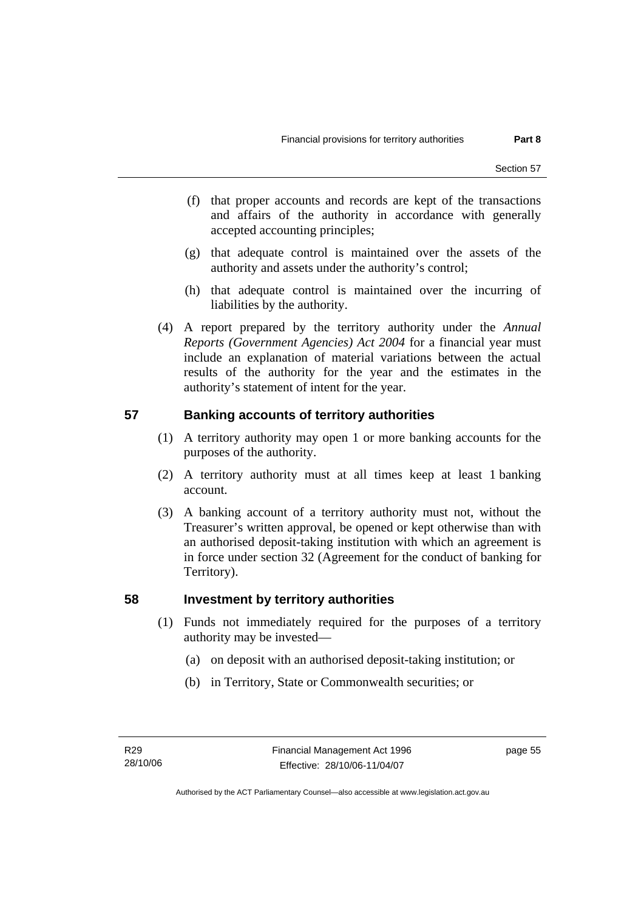(f) that proper accounts and records are kept of the transactions and affairs of the authority in accordance with generally accepted accounting principles;

(g) that adequate control is maintained over the assets of the authority and assets under the authority's control;

(h) that adequate control is maintained over the incurring of liabilities by the authority.

(4) A report prepared by the territory authority under the *Annual Reports (Government Agencies) Act 2004* for a financial year must include an explanation of material variations between the actual results of the authority for the year and the estimates in the authority's statement of intent for the year.

## 57 Banking accounts of territory authorities

(1) A territory authority may open 1 or more banking accounts for the purposes of the authority.

(2) A territory authority must at all times keep at least 1 banking account.

(3) A banking account of a territory authority must not, without the Treasurer's written approval, be opened or kept otherwise than with an authorised deposit-taking institution with which an agreement is in force under section 32 (Agreement for the conduct of banking for Territory).

## 58 Investment by territory authorities

(1) Funds not immediately required for the purposes of a territory authority may be invested—

(a) on deposit with an authorised deposit-taking institution; or

(b) in Territory, State or Commonwealth securities; or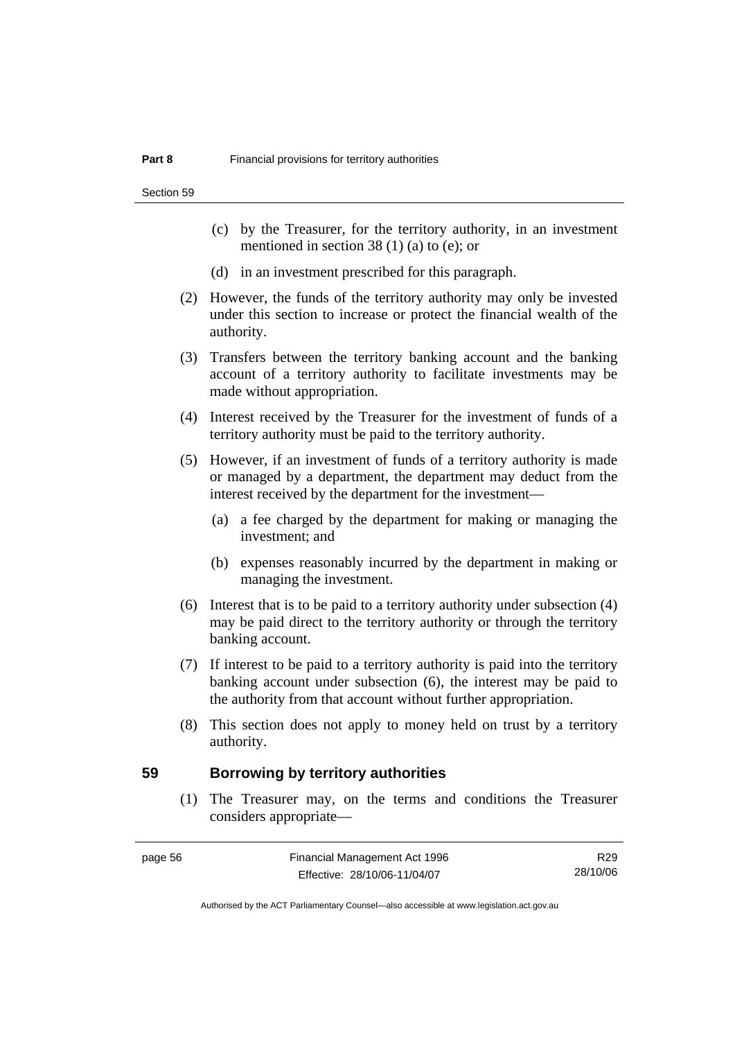(c) by the Treasurer, for the territory authority, in an investment mentioned in section 38 (1) (a) to (e); or

(d) in an investment prescribed for this paragraph.

(2) However, the funds of the territory authority may only be invested under this section to increase or protect the financial wealth of the authority.

(3) Transfers between the territory banking account and the banking account of a territory authority to facilitate investments may be made without appropriation.

(4) Interest received by the Treasurer for the investment of funds of a territory authority must be paid to the territory authority.

(5) However, if an investment of funds of a territory authority is made or managed by a department, the department may deduct from the interest received by the department for the investment—

(a) a fee charged by the department for making or managing the investment; and

(b) expenses reasonably incurred by the department in making or managing the investment.

(6) Interest that is to be paid to a territory authority under subsection (4) may be paid direct to the territory authority or through the territory banking account.

(7) If interest to be paid to a territory authority is paid into the territory banking account under subsection (6), the interest may be paid to the authority from that account without further appropriation.

(8) This section does not apply to money held on trust by a territory authority.

## 59 Borrowing by territory authorities

(1) The Treasurer may, on the terms and conditions the Treasurer considers appropriate—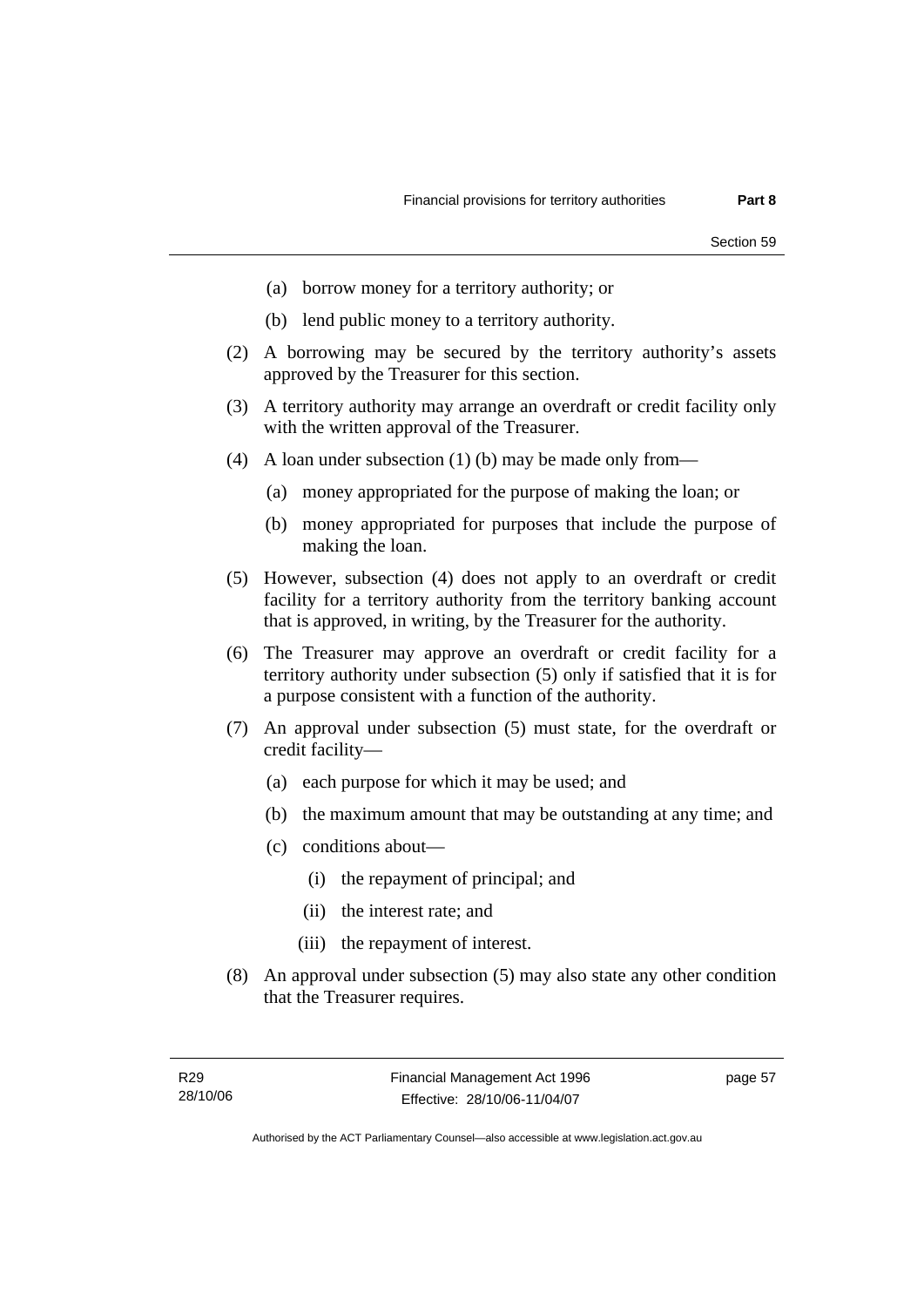(a) borrow money for a territory authority; or

(b) lend public money to a territory authority.

(2) A borrowing may be secured by the territory authority's assets approved by the Treasurer for this section.

(3) A territory authority may arrange an overdraft or credit facility only with the written approval of the Treasurer.

(4) A loan under subsection (1) (b) may be made only from—

(a) money appropriated for the purpose of making the loan; or

(b) money appropriated for purposes that include the purpose of making the loan.

(5) However, subsection (4) does not apply to an overdraft or credit facility for a territory authority from the territory banking account that is approved, in writing, by the Treasurer for the authority.

(6) The Treasurer may approve an overdraft or credit facility for a territory authority under subsection (5) only if satisfied that it is for a purpose consistent with a function of the authority.

(7) An approval under subsection (5) must state, for the overdraft or credit facility—

(a) each purpose for which it may be used; and

(b) the maximum amount that may be outstanding at any time; and

(c) conditions about—

(i) the repayment of principal; and

(ii) the interest rate; and

(iii) the repayment of interest.

(8) An approval under subsection (5) may also state any other condition that the Treasurer requires.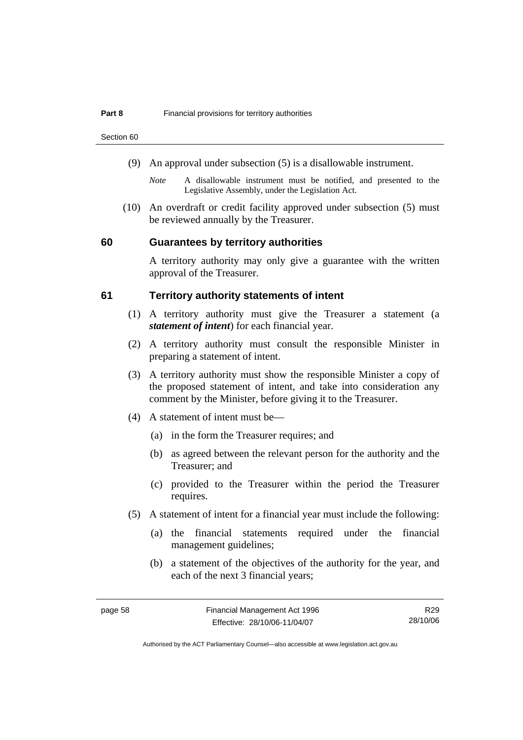(9) An approval under subsection (5) is a disallowable instrument.

*Note* A disallowable instrument must be notified, and presented to the Legislative Assembly, under the Legislation Act.

(10) An overdraft or credit facility approved under subsection (5) must be reviewed annually by the Treasurer.

### 60 Guarantees by territory authorities

A territory authority may only give a guarantee with the written approval of the Treasurer.

### 61 Territory authority statements of intent

(1) A territory authority must give the Treasurer a statement (a ***statement of intent***) for each financial year.

(2) A territory authority must consult the responsible Minister in preparing a statement of intent.

(3) A territory authority must show the responsible Minister a copy of the proposed statement of intent, and take into consideration any comment by the Minister, before giving it to the Treasurer.

(4) A statement of intent must be—

(a) in the form the Treasurer requires; and

(b) as agreed between the relevant person for the authority and the Treasurer; and

(c) provided to the Treasurer within the period the Treasurer requires.

(5) A statement of intent for a financial year must include the following:

(a) the financial statements required under the financial management guidelines;

(b) a statement of the objectives of the authority for the year, and each of the next 3 financial years;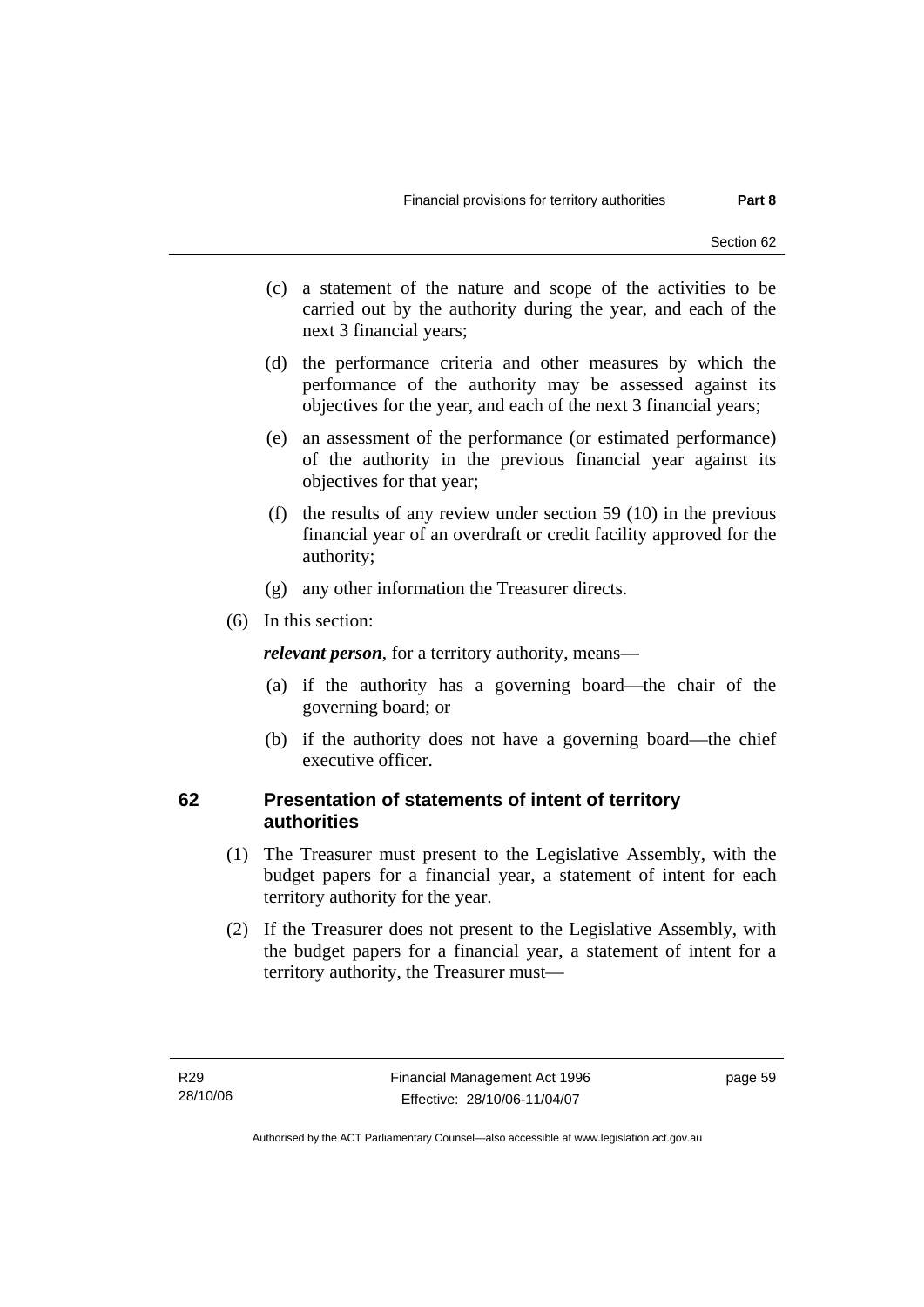(c) a statement of the nature and scope of the activities to be carried out by the authority during the year, and each of the next 3 financial years;

(d) the performance criteria and other measures by which the performance of the authority may be assessed against its objectives for the year, and each of the next 3 financial years;

(e) an assessment of the performance (or estimated performance) of the authority in the previous financial year against its objectives for that year;

(f) the results of any review under section 59 (10) in the previous financial year of an overdraft or credit facility approved for the authority;

(g) any other information the Treasurer directs.

(6) In this section:

***relevant person***, for a territory authority, means—

(a) if the authority has a governing board—the chair of the governing board; or

(b) if the authority does not have a governing board—the chief executive officer.

## 62 Presentation of statements of intent of territory authorities

(1) The Treasurer must present to the Legislative Assembly, with the budget papers for a financial year, a statement of intent for each territory authority for the year.

(2) If the Treasurer does not present to the Legislative Assembly, with the budget papers for a financial year, a statement of intent for a territory authority, the Treasurer must—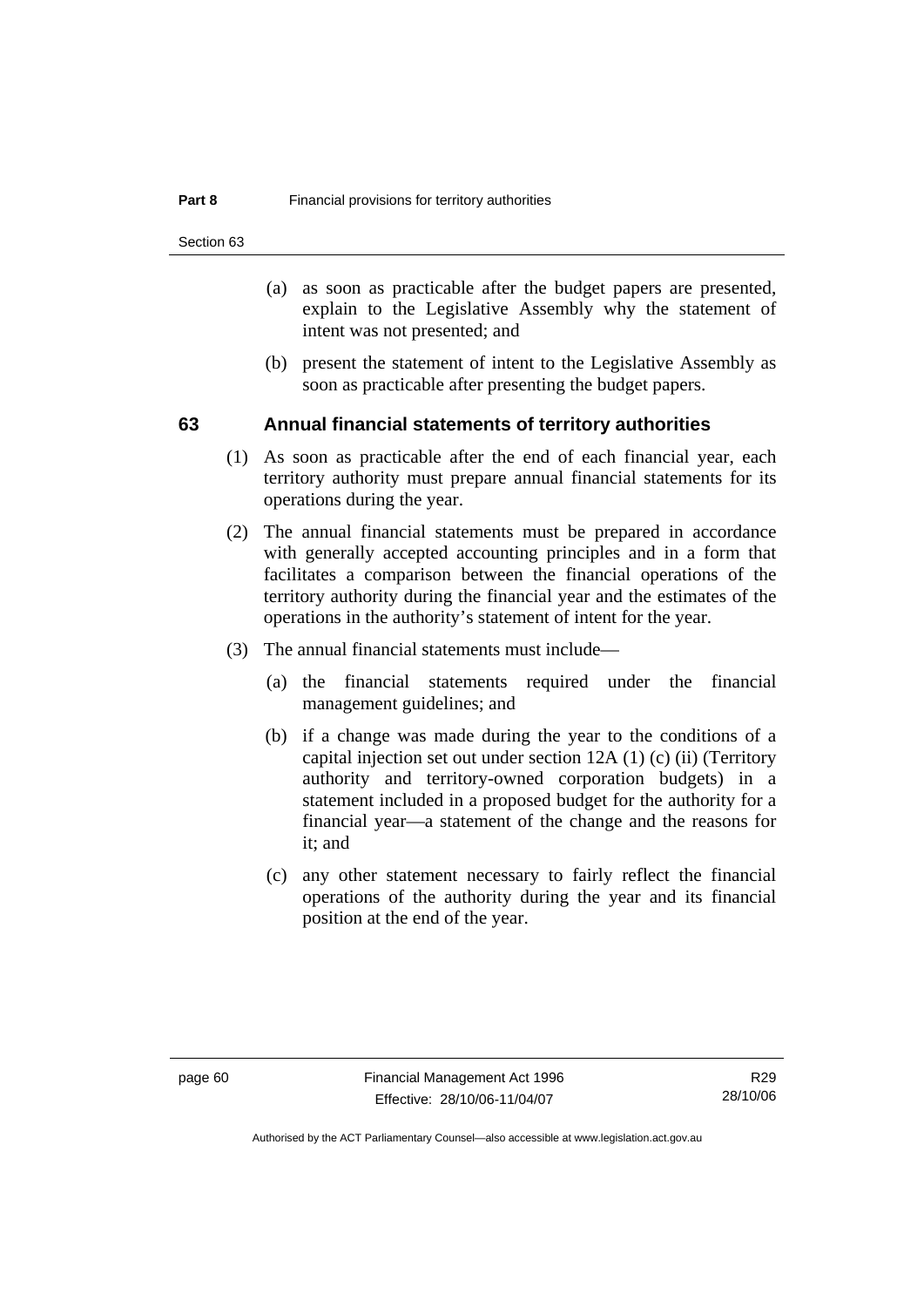(a) as soon as practicable after the budget papers are presented, explain to the Legislative Assembly why the statement of intent was not presented; and

(b) present the statement of intent to the Legislative Assembly as soon as practicable after presenting the budget papers.

## 63 Annual financial statements of territory authorities

(1) As soon as practicable after the end of each financial year, each territory authority must prepare annual financial statements for its operations during the year.

(2) The annual financial statements must be prepared in accordance with generally accepted accounting principles and in a form that facilitates a comparison between the financial operations of the territory authority during the financial year and the estimates of the operations in the authority's statement of intent for the year.

(3) The annual financial statements must include—

(a) the financial statements required under the financial management guidelines; and

(b) if a change was made during the year to the conditions of a capital injection set out under section 12A (1) (c) (ii) (Territory authority and territory-owned corporation budgets) in a statement included in a proposed budget for the authority for a financial year—a statement of the change and the reasons for it; and

(c) any other statement necessary to fairly reflect the financial operations of the authority during the year and its financial position at the end of the year.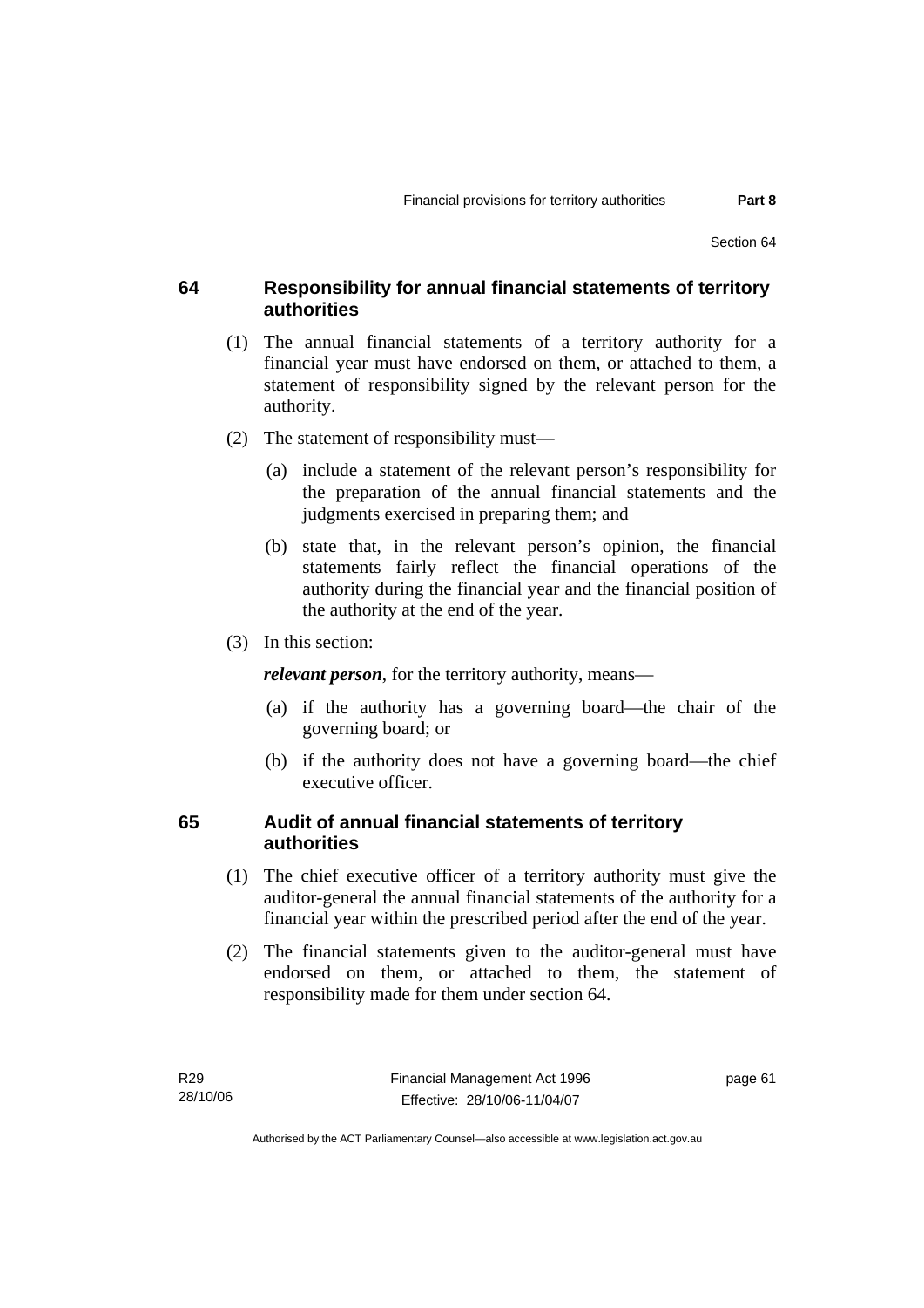## 64 Responsibility for annual financial statements of territory authorities

(1) The annual financial statements of a territory authority for a financial year must have endorsed on them, or attached to them, a statement of responsibility signed by the relevant person for the authority.

(2) The statement of responsibility must—

(a) include a statement of the relevant person's responsibility for the preparation of the annual financial statements and the judgments exercised in preparing them; and

(b) state that, in the relevant person's opinion, the financial statements fairly reflect the financial operations of the authority during the financial year and the financial position of the authority at the end of the year.

(3) In this section:

***relevant person***, for the territory authority, means—

(a) if the authority has a governing board—the chair of the governing board; or

(b) if the authority does not have a governing board—the chief executive officer.

## 65 Audit of annual financial statements of territory authorities

(1) The chief executive officer of a territory authority must give the auditor-general the annual financial statements of the authority for a financial year within the prescribed period after the end of the year.

(2) The financial statements given to the auditor-general must have endorsed on them, or attached to them, the statement of responsibility made for them under section 64.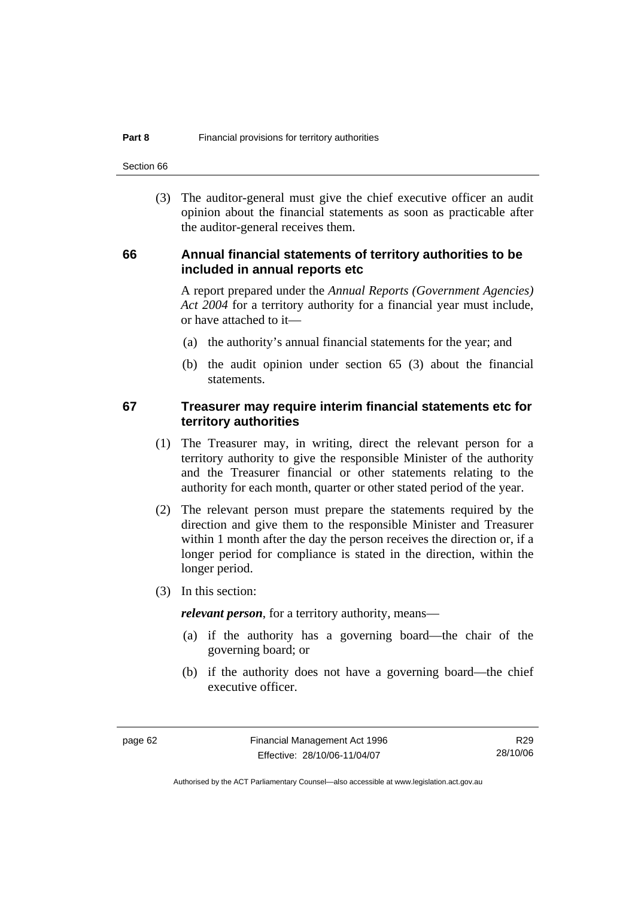(3) The auditor-general must give the chief executive officer an audit opinion about the financial statements as soon as practicable after the auditor-general receives them.

### 66 Annual financial statements of territory authorities to be included in annual reports etc

A report prepared under the *Annual Reports (Government Agencies) Act 2004* for a territory authority for a financial year must include, or have attached to it—

(a) the authority's annual financial statements for the year; and

(b) the audit opinion under section 65 (3) about the financial statements.

### 67 Treasurer may require interim financial statements etc for territory authorities

(1) The Treasurer may, in writing, direct the relevant person for a territory authority to give the responsible Minister of the authority and the Treasurer financial or other statements relating to the authority for each month, quarter or other stated period of the year.

(2) The relevant person must prepare the statements required by the direction and give them to the responsible Minister and Treasurer within 1 month after the day the person receives the direction or, if a longer period for compliance is stated in the direction, within the longer period.

(3) In this section:

***relevant person***, for a territory authority, means—

(a) if the authority has a governing board—the chair of the governing board; or

(b) if the authority does not have a governing board—the chief executive officer.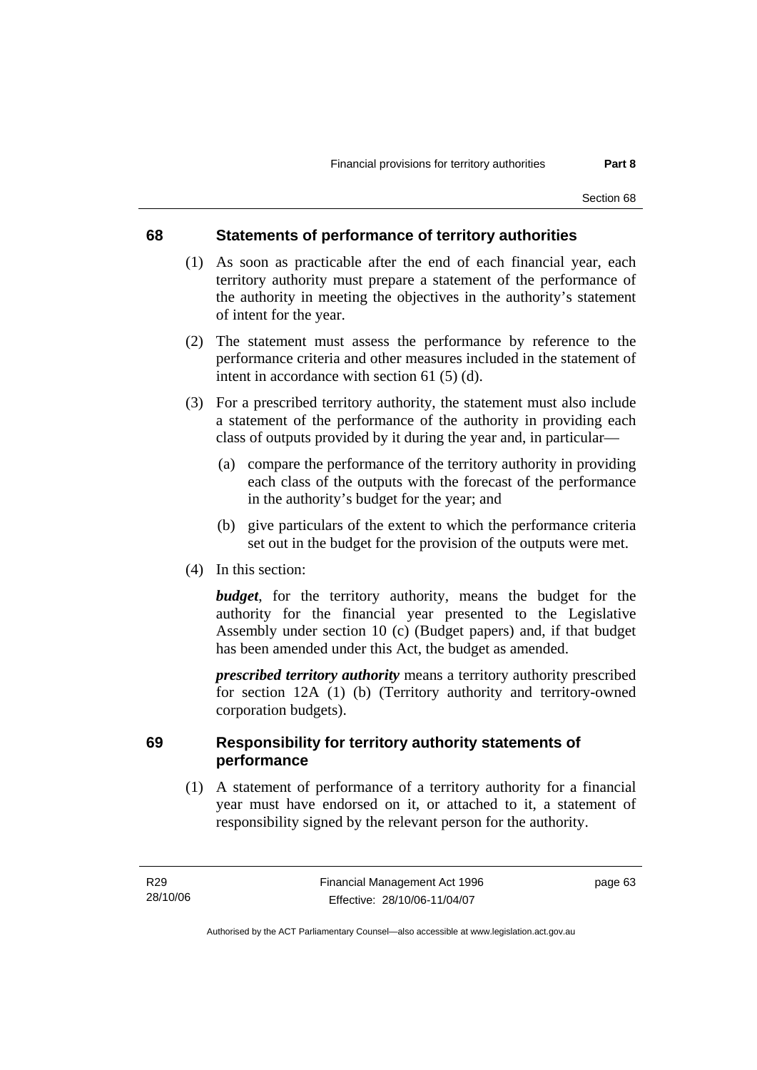## 68 Statements of performance of territory authorities

(1) As soon as practicable after the end of each financial year, each territory authority must prepare a statement of the performance of the authority in meeting the objectives in the authority's statement of intent for the year.

(2) The statement must assess the performance by reference to the performance criteria and other measures included in the statement of intent in accordance with section 61 (5) (d).

(3) For a prescribed territory authority, the statement must also include a statement of the performance of the authority in providing each class of outputs provided by it during the year and, in particular—

(a) compare the performance of the territory authority in providing each class of the outputs with the forecast of the performance in the authority's budget for the year; and

(b) give particulars of the extent to which the performance criteria set out in the budget for the provision of the outputs were met.

(4) In this section:

***budget***, for the territory authority, means the budget for the authority for the financial year presented to the Legislative Assembly under section 10 (c) (Budget papers) and, if that budget has been amended under this Act, the budget as amended.

***prescribed territory authority*** means a territory authority prescribed for section 12A (1) (b) (Territory authority and territory-owned corporation budgets).

## 69 Responsibility for territory authority statements of performance

(1) A statement of performance of a territory authority for a financial year must have endorsed on it, or attached to it, a statement of responsibility signed by the relevant person for the authority.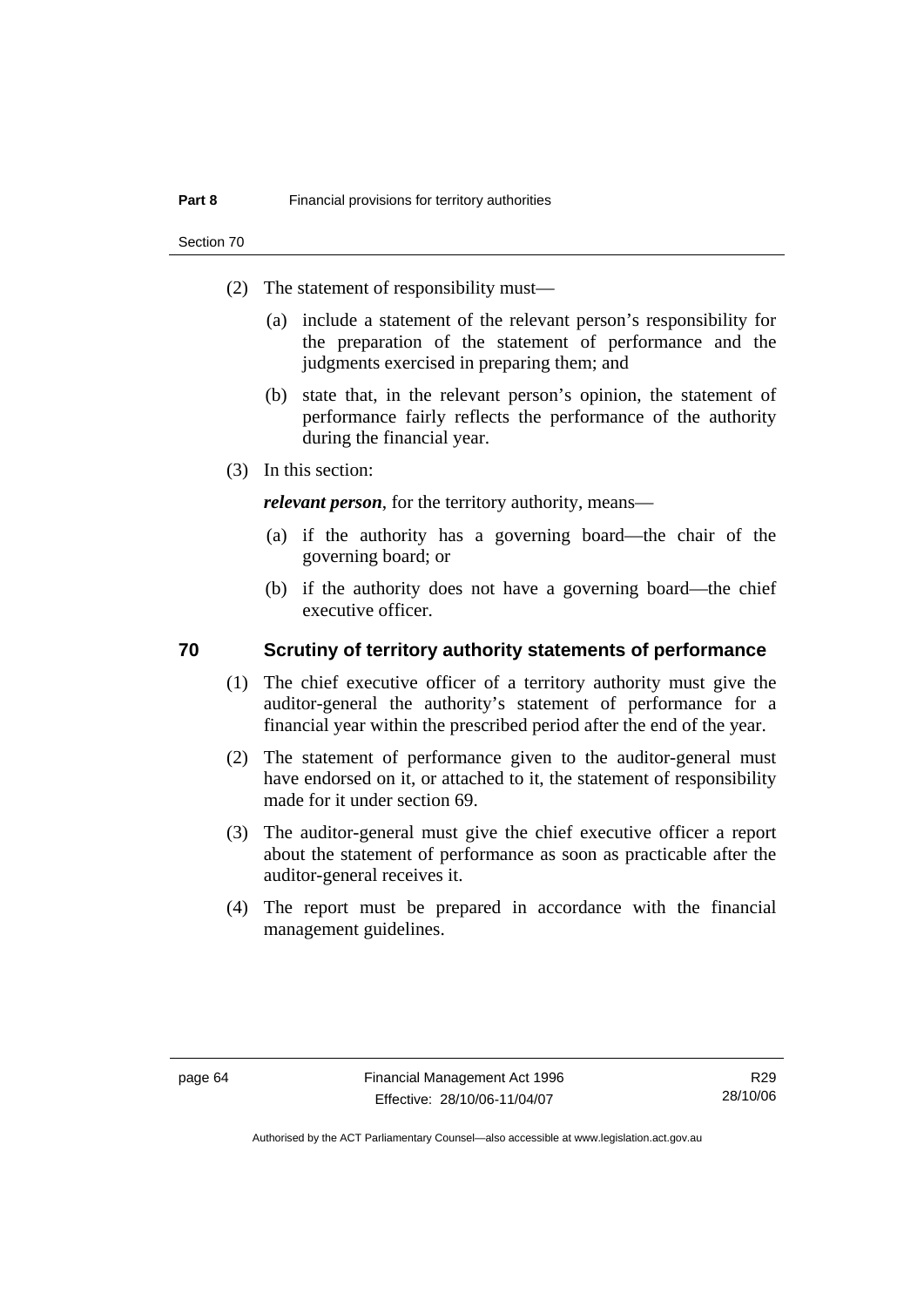(2) The statement of responsibility must—

(a) include a statement of the relevant person's responsibility for the preparation of the statement of performance and the judgments exercised in preparing them; and

(b) state that, in the relevant person's opinion, the statement of performance fairly reflects the performance of the authority during the financial year.

(3) In this section:

***relevant person***, for the territory authority, means—

(a) if the authority has a governing board—the chair of the governing board; or

(b) if the authority does not have a governing board—the chief executive officer.

## 70 Scrutiny of territory authority statements of performance

(1) The chief executive officer of a territory authority must give the auditor-general the authority's statement of performance for a financial year within the prescribed period after the end of the year.

(2) The statement of performance given to the auditor-general must have endorsed on it, or attached to it, the statement of responsibility made for it under section 69.

(3) The auditor-general must give the chief executive officer a report about the statement of performance as soon as practicable after the auditor-general receives it.

(4) The report must be prepared in accordance with the financial management guidelines.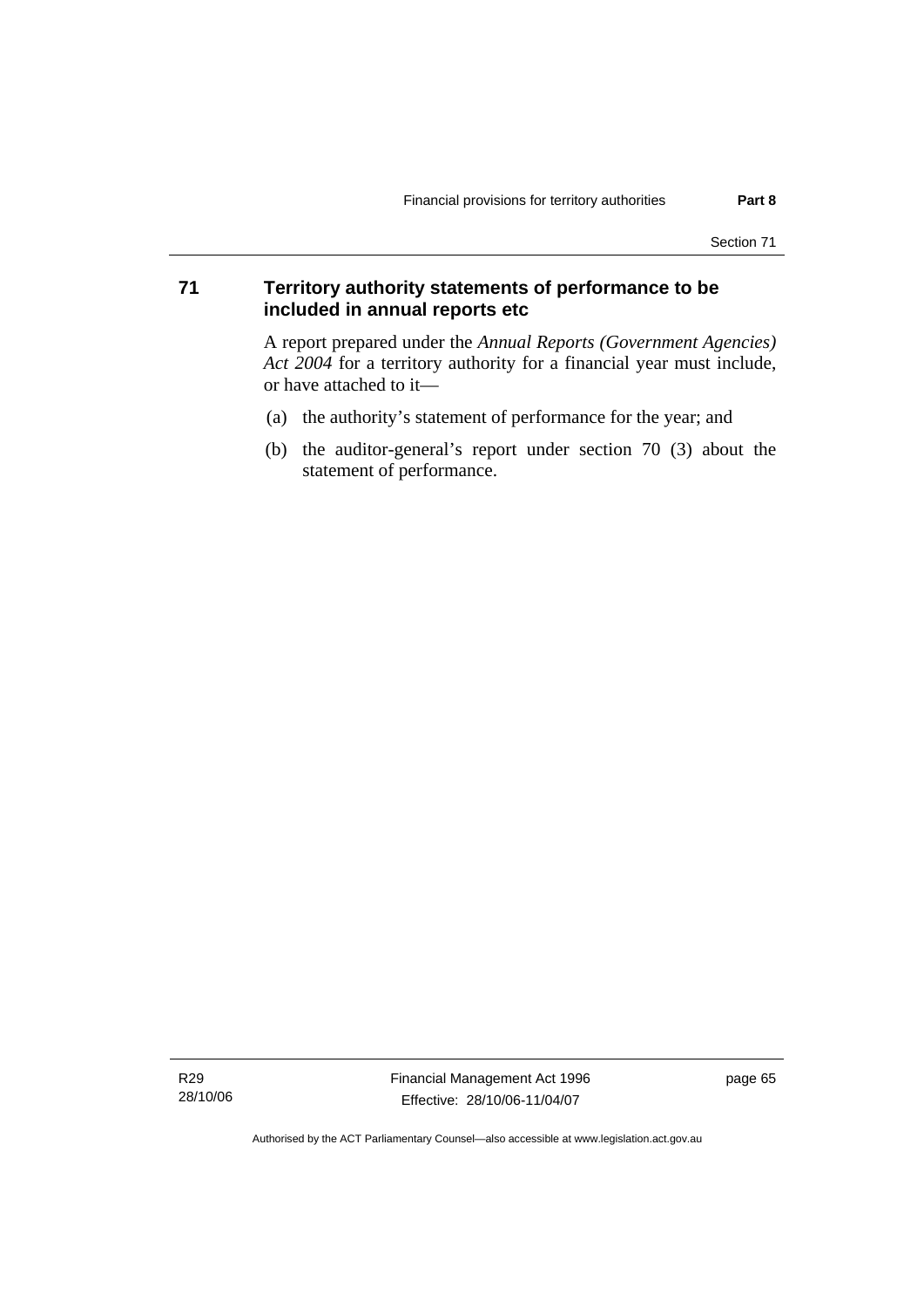## 71 Territory authority statements of performance to be included in annual reports etc

A report prepared under the *Annual Reports (Government Agencies) Act 2004* for a territory authority for a financial year must include, or have attached to it—

(a) the authority's statement of performance for the year; and

(b) the auditor-general's report under section 70 (3) about the statement of performance.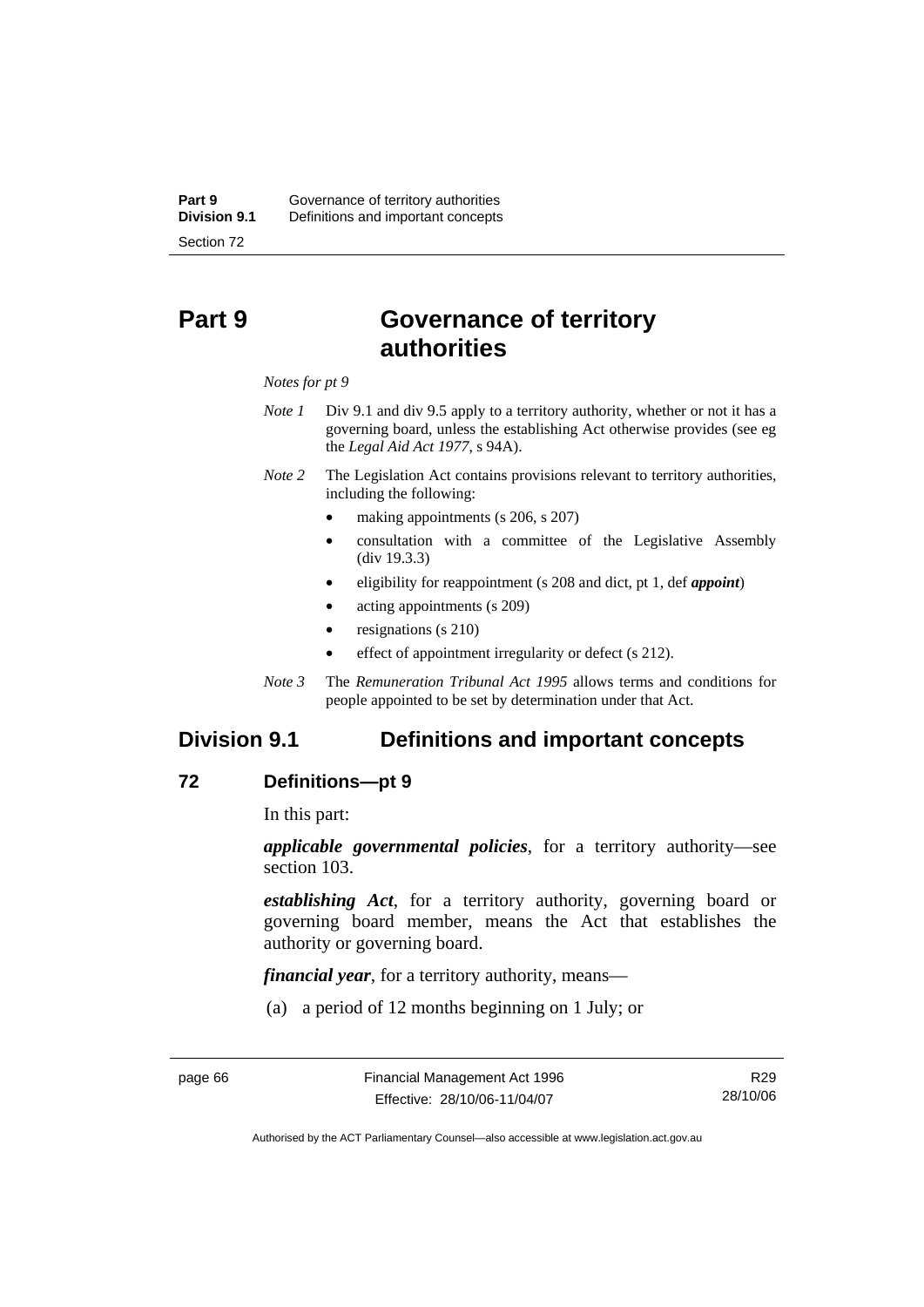# Part 9 Governance of territory authorities

*Notes for pt 9*

*Note 1* Div 9.1 and div 9.5 apply to a territory authority, whether or not it has a governing board, unless the establishing Act otherwise provides (see eg the *Legal Aid Act 1977*, s 94A).

*Note 2* The Legislation Act contains provisions relevant to territory authorities, including the following:

- making appointments (s 206, s 207)
- consultation with a committee of the Legislative Assembly (div 19.3.3)
- eligibility for reappointment (s 208 and dict, pt 1, def ***appoint***)
- acting appointments (s 209)
- resignations (s 210)
- effect of appointment irregularity or defect (s 212).

*Note 3* The *Remuneration Tribunal Act 1995* allows terms and conditions for people appointed to be set by determination under that Act.

## Division 9.1 Definitions and important concepts

### 72 Definitions—pt 9

In this part:

***applicable governmental policies***, for a territory authority—see section 103.

***establishing Act***, for a territory authority, governing board or governing board member, means the Act that establishes the authority or governing board.

***financial year***, for a territory authority, means—

(a) a period of 12 months beginning on 1 July; or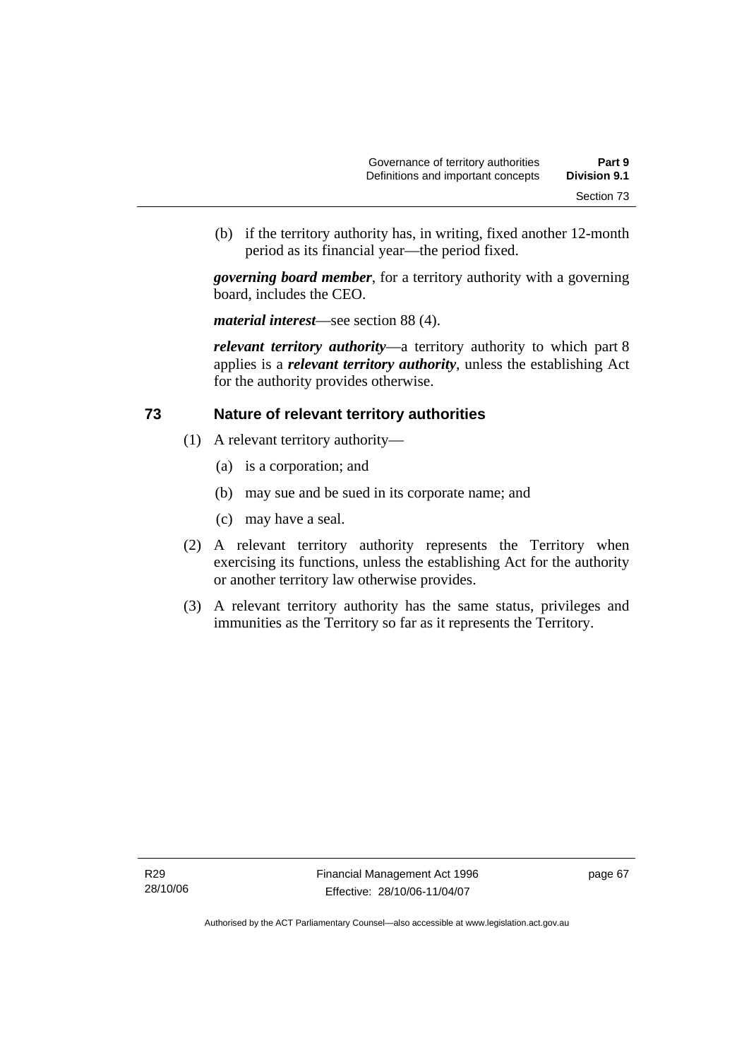(b) if the territory authority has, in writing, fixed another 12-month period as its financial year—the period fixed.

***governing board member***, for a territory authority with a governing board, includes the CEO.

***material interest***—see section 88 (4).

***relevant territory authority***—a territory authority to which part 8 applies is a ***relevant territory authority***, unless the establishing Act for the authority provides otherwise.

## 73 Nature of relevant territory authorities

(1) A relevant territory authority—

(a) is a corporation; and

(b) may sue and be sued in its corporate name; and

(c) may have a seal.

(2) A relevant territory authority represents the Territory when exercising its functions, unless the establishing Act for the authority or another territory law otherwise provides.

(3) A relevant territory authority has the same status, privileges and immunities as the Territory so far as it represents the Territory.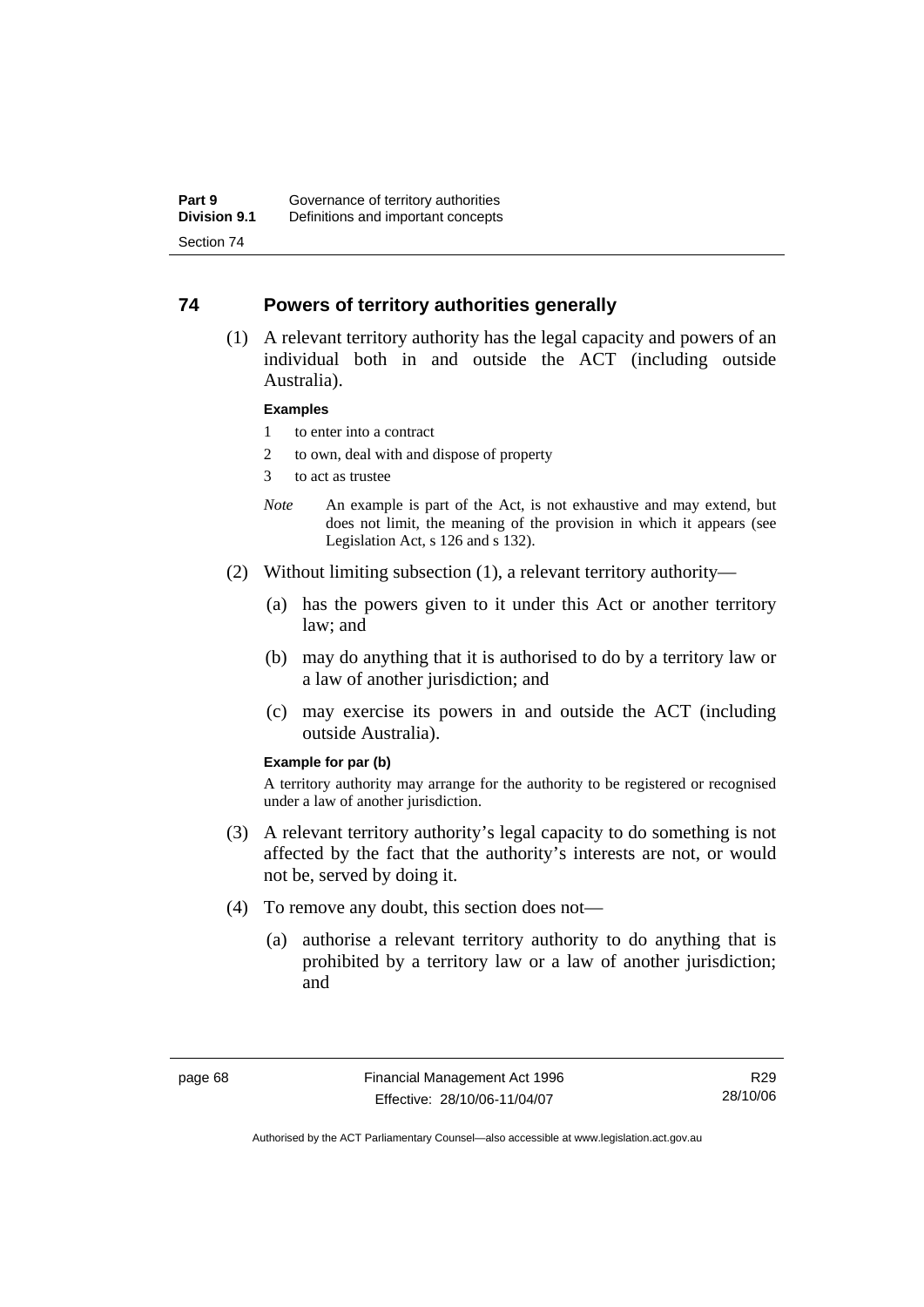## 74 Powers of territory authorities generally

(1) A relevant territory authority has the legal capacity and powers of an individual both in and outside the ACT (including outside Australia).

**Examples**

1 to enter into a contract

2 to own, deal with and dispose of property

3 to act as trustee

*Note* An example is part of the Act, is not exhaustive and may extend, but does not limit, the meaning of the provision in which it appears (see Legislation Act, s 126 and s 132).

(2) Without limiting subsection (1), a relevant territory authority—

(a) has the powers given to it under this Act or another territory law; and

(b) may do anything that it is authorised to do by a territory law or a law of another jurisdiction; and

(c) may exercise its powers in and outside the ACT (including outside Australia).

**Example for par (b)**

A territory authority may arrange for the authority to be registered or recognised under a law of another jurisdiction.

(3) A relevant territory authority's legal capacity to do something is not affected by the fact that the authority's interests are not, or would not be, served by doing it.

(4) To remove any doubt, this section does not—

(a) authorise a relevant territory authority to do anything that is prohibited by a territory law or a law of another jurisdiction; and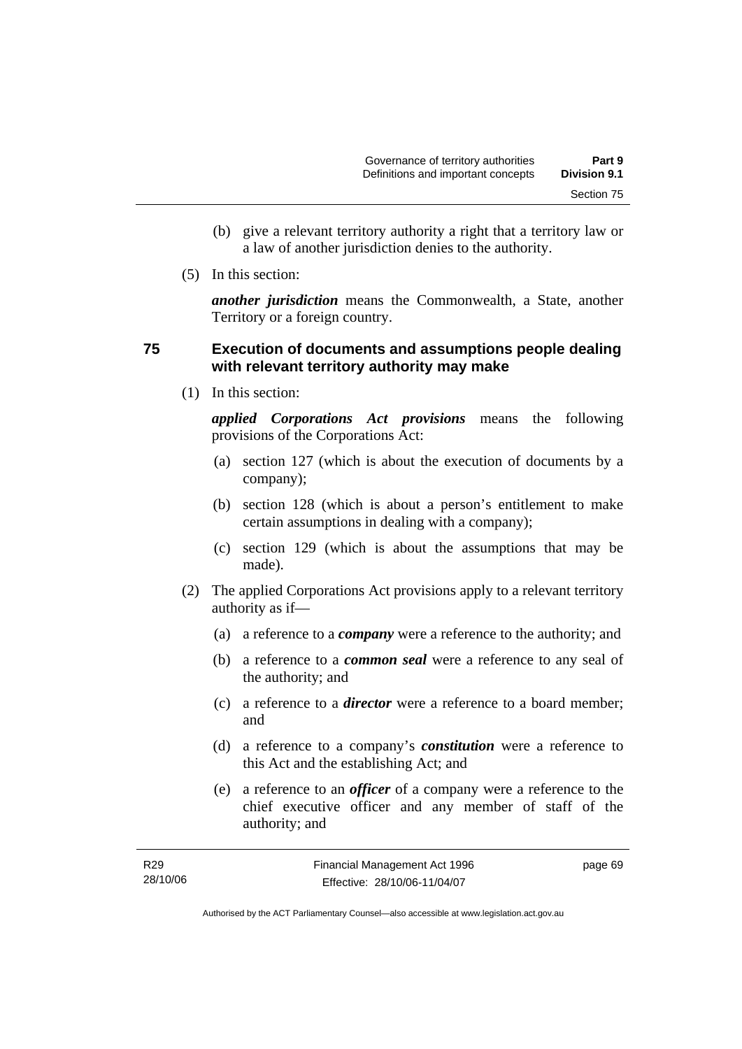(b) give a relevant territory authority a right that a territory law or a law of another jurisdiction denies to the authority.

(5) In this section:

***another jurisdiction*** means the Commonwealth, a State, another Territory or a foreign country.

## 75 Execution of documents and assumptions people dealing with relevant territory authority may make

(1) In this section:

***applied Corporations Act provisions*** means the following provisions of the Corporations Act:

- (a) section 127 (which is about the execution of documents by a company);
- (b) section 128 (which is about a person's entitlement to make certain assumptions in dealing with a company);
- (c) section 129 (which is about the assumptions that may be made).

(2) The applied Corporations Act provisions apply to a relevant territory authority as if—

- (a) a reference to a ***company*** were a reference to the authority; and
- (b) a reference to a ***common seal*** were a reference to any seal of the authority; and
- (c) a reference to a ***director*** were a reference to a board member; and
- (d) a reference to a company's ***constitution*** were a reference to this Act and the establishing Act; and
- (e) a reference to an ***officer*** of a company were a reference to the chief executive officer and any member of staff of the authority; and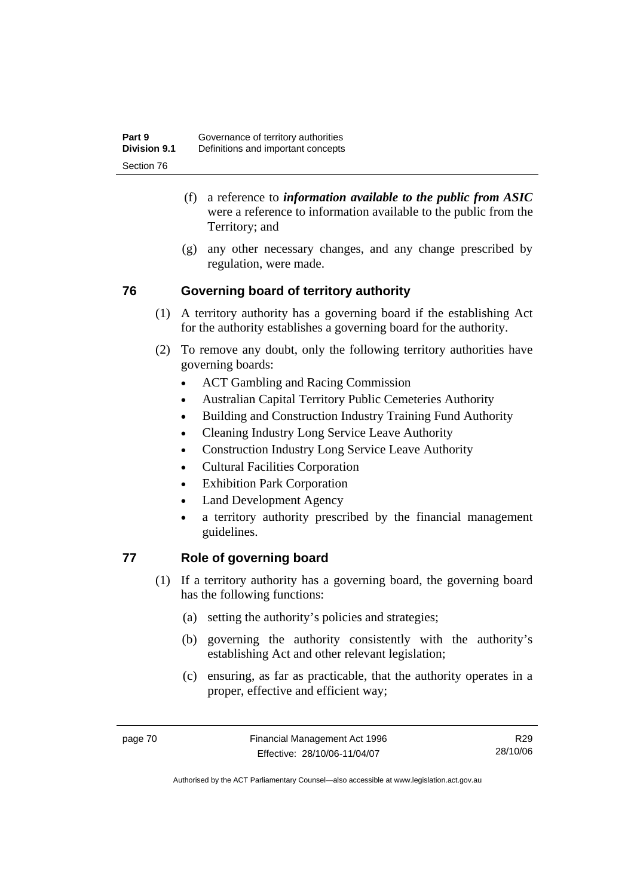(f) a reference to ***information available to the public from ASIC*** were a reference to information available to the public from the Territory; and

(g) any other necessary changes, and any change prescribed by regulation, were made.

## 76 Governing board of territory authority

(1) A territory authority has a governing board if the establishing Act for the authority establishes a governing board for the authority.

(2) To remove any doubt, only the following territory authorities have governing boards:

- ACT Gambling and Racing Commission
- Australian Capital Territory Public Cemeteries Authority
- Building and Construction Industry Training Fund Authority
- Cleaning Industry Long Service Leave Authority
- Construction Industry Long Service Leave Authority
- Cultural Facilities Corporation
- Exhibition Park Corporation
- Land Development Agency
- a territory authority prescribed by the financial management guidelines.

## 77 Role of governing board

(1) If a territory authority has a governing board, the governing board has the following functions:

(a) setting the authority's policies and strategies;

(b) governing the authority consistently with the authority's establishing Act and other relevant legislation;

(c) ensuring, as far as practicable, that the authority operates in a proper, effective and efficient way;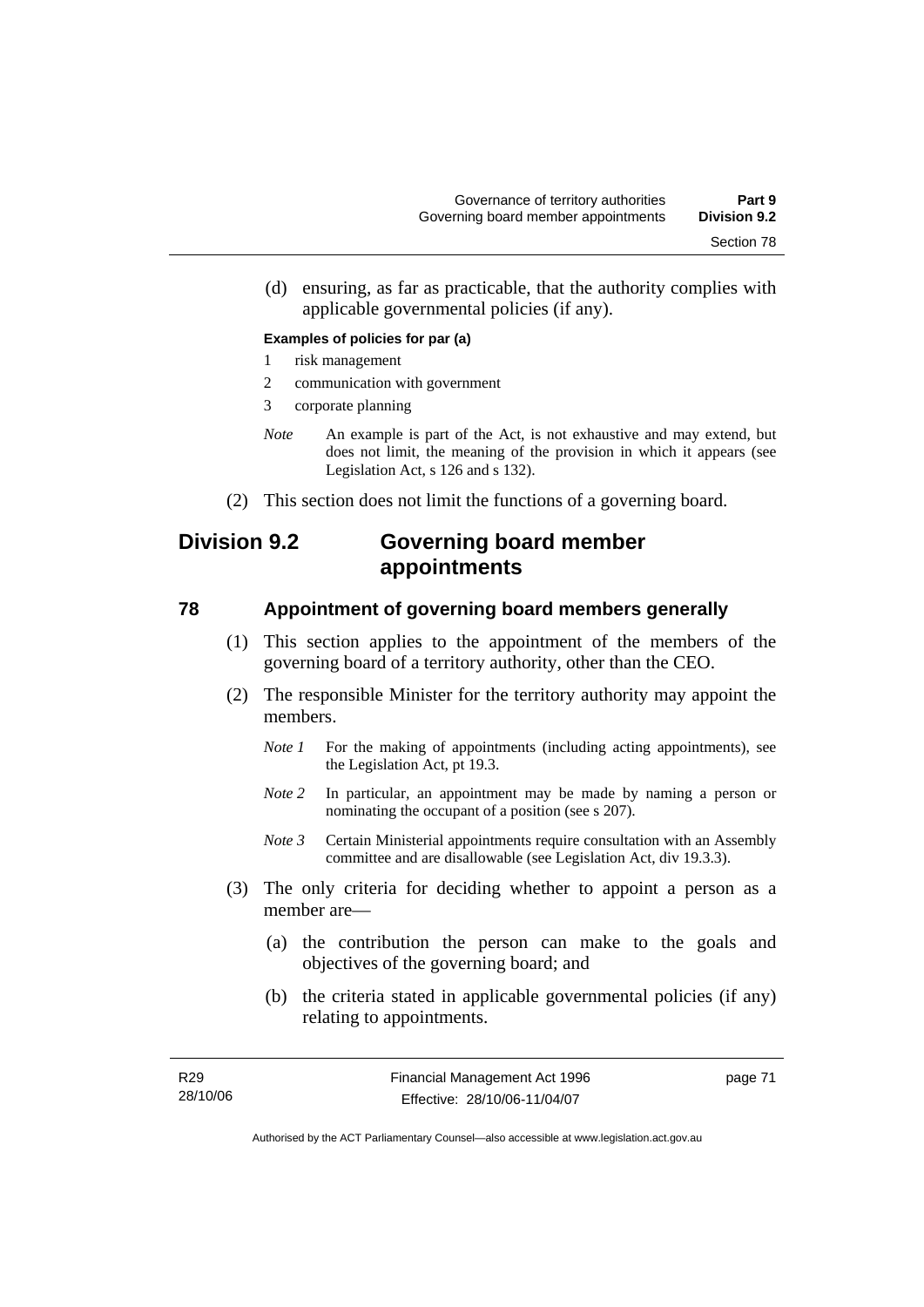(d) ensuring, as far as practicable, that the authority complies with applicable governmental policies (if any).

**Examples of policies for par (a)**

1 risk management
2 communication with government
3 corporate planning

*Note* An example is part of the Act, is not exhaustive and may extend, but does not limit, the meaning of the provision in which it appears (see Legislation Act, s 126 and s 132).

(2) This section does not limit the functions of a governing board.

## Division 9.2 Governing board member appointments

### 78 Appointment of governing board members generally

(1) This section applies to the appointment of the members of the governing board of a territory authority, other than the CEO.

(2) The responsible Minister for the territory authority may appoint the members.

*Note 1* For the making of appointments (including acting appointments), see the Legislation Act, pt 19.3.

*Note 2* In particular, an appointment may be made by naming a person or nominating the occupant of a position (see s 207).

*Note 3* Certain Ministerial appointments require consultation with an Assembly committee and are disallowable (see Legislation Act, div 19.3.3).

(3) The only criteria for deciding whether to appoint a person as a member are—

(a) the contribution the person can make to the goals and objectives of the governing board; and

(b) the criteria stated in applicable governmental policies (if any) relating to appointments.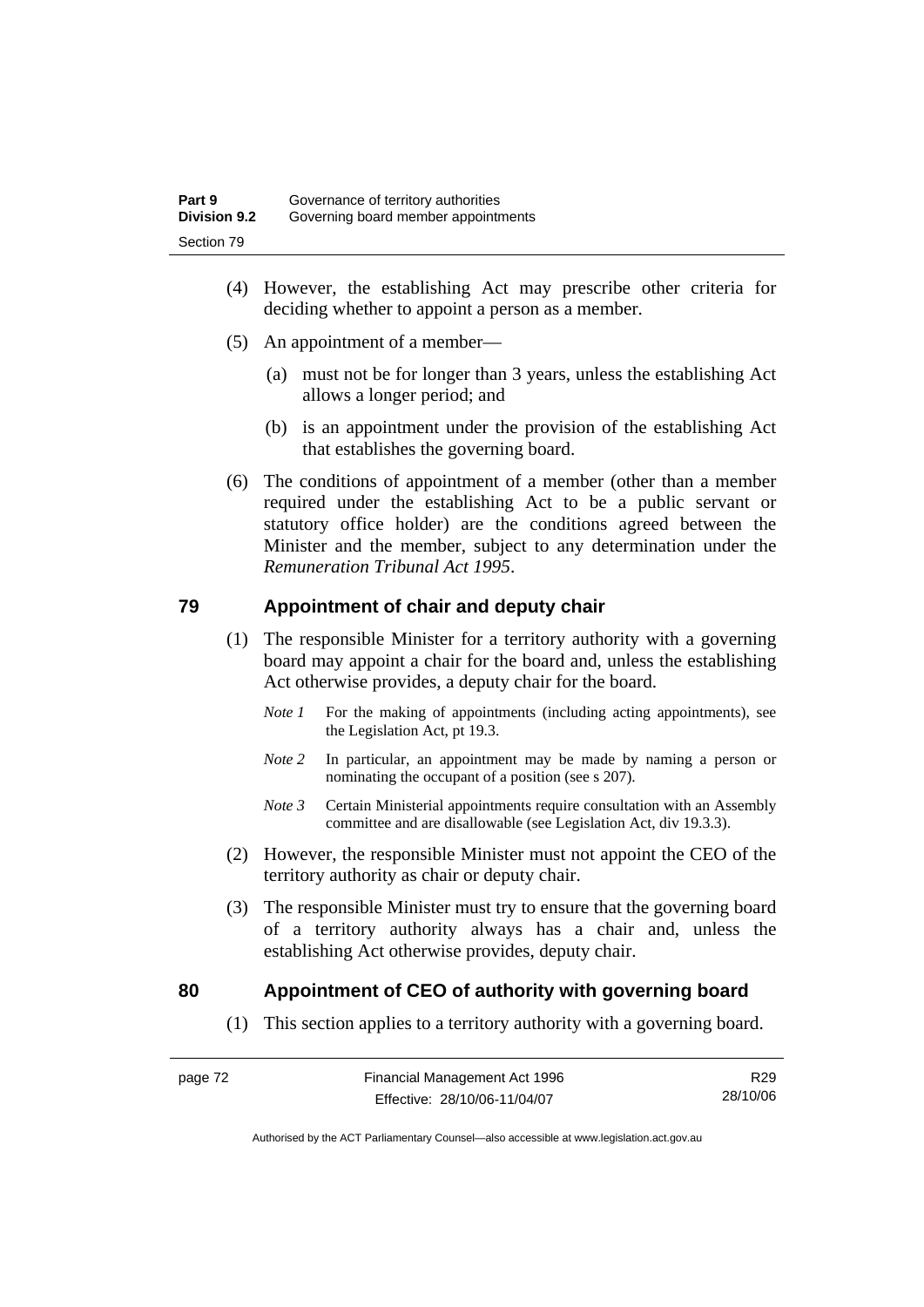(4) However, the establishing Act may prescribe other criteria for deciding whether to appoint a person as a member.

(5) An appointment of a member—

(a) must not be for longer than 3 years, unless the establishing Act allows a longer period; and

(b) is an appointment under the provision of the establishing Act that establishes the governing board.

(6) The conditions of appointment of a member (other than a member required under the establishing Act to be a public servant or statutory office holder) are the conditions agreed between the Minister and the member, subject to any determination under the *Remuneration Tribunal Act 1995*.

## 79 Appointment of chair and deputy chair

(1) The responsible Minister for a territory authority with a governing board may appoint a chair for the board and, unless the establishing Act otherwise provides, a deputy chair for the board.

*Note 1* For the making of appointments (including acting appointments), see the Legislation Act, pt 19.3.

*Note 2* In particular, an appointment may be made by naming a person or nominating the occupant of a position (see s 207).

*Note 3* Certain Ministerial appointments require consultation with an Assembly committee and are disallowable (see Legislation Act, div 19.3.3).

(2) However, the responsible Minister must not appoint the CEO of the territory authority as chair or deputy chair.

(3) The responsible Minister must try to ensure that the governing board of a territory authority always has a chair and, unless the establishing Act otherwise provides, deputy chair.

## 80 Appointment of CEO of authority with governing board

(1) This section applies to a territory authority with a governing board.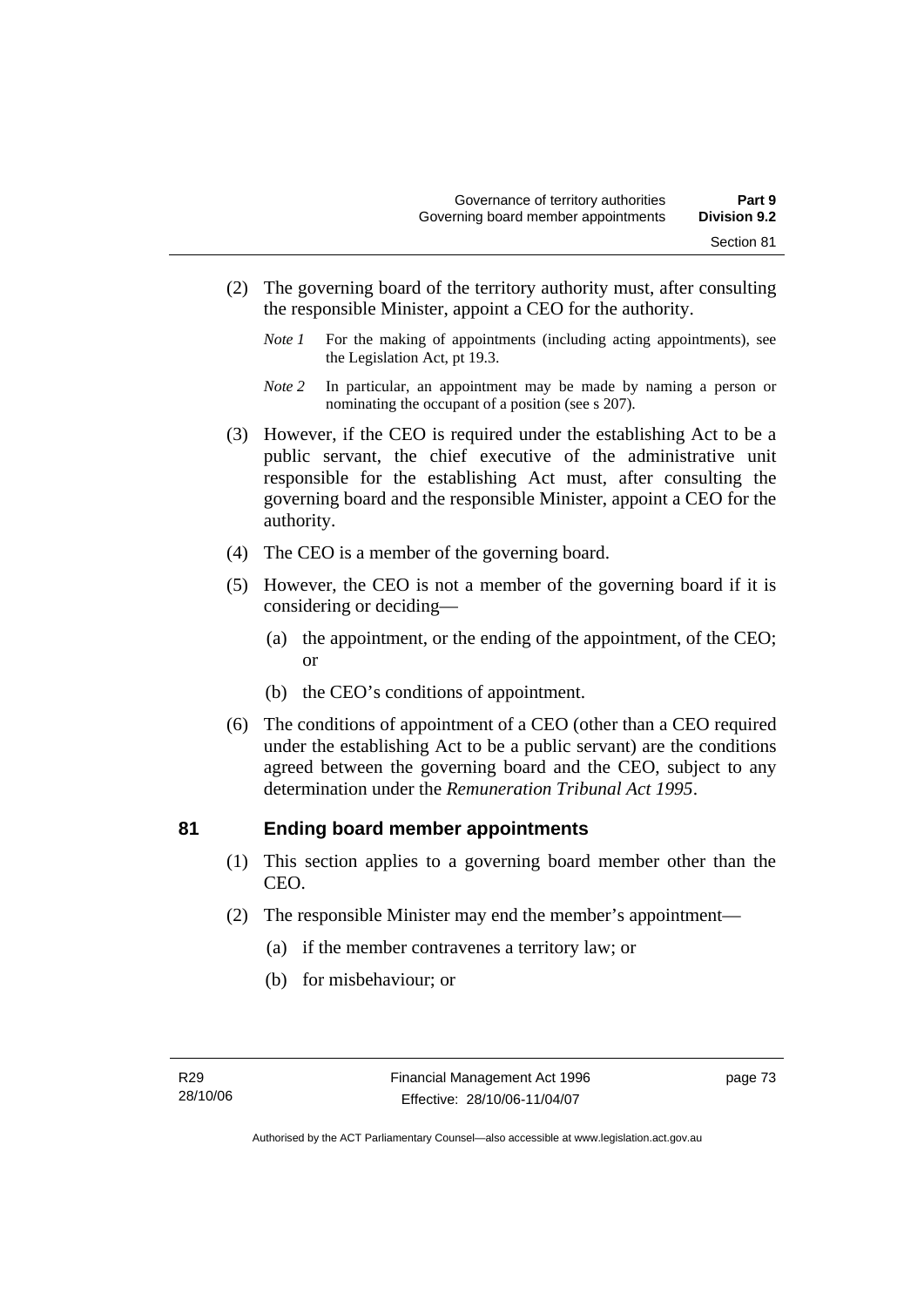(2) The governing board of the territory authority must, after consulting the responsible Minister, appoint a CEO for the authority.

*Note 1* For the making of appointments (including acting appointments), see the Legislation Act, pt 19.3.

*Note 2* In particular, an appointment may be made by naming a person or nominating the occupant of a position (see s 207).

(3) However, if the CEO is required under the establishing Act to be a public servant, the chief executive of the administrative unit responsible for the establishing Act must, after consulting the governing board and the responsible Minister, appoint a CEO for the authority.

(4) The CEO is a member of the governing board.

(5) However, the CEO is not a member of the governing board if it is considering or deciding—

(a) the appointment, or the ending of the appointment, of the CEO; or

(b) the CEO's conditions of appointment.

(6) The conditions of appointment of a CEO (other than a CEO required under the establishing Act to be a public servant) are the conditions agreed between the governing board and the CEO, subject to any determination under the *Remuneration Tribunal Act 1995*.

## 81 Ending board member appointments

(1) This section applies to a governing board member other than the CEO.

(2) The responsible Minister may end the member's appointment—

(a) if the member contravenes a territory law; or

(b) for misbehaviour; or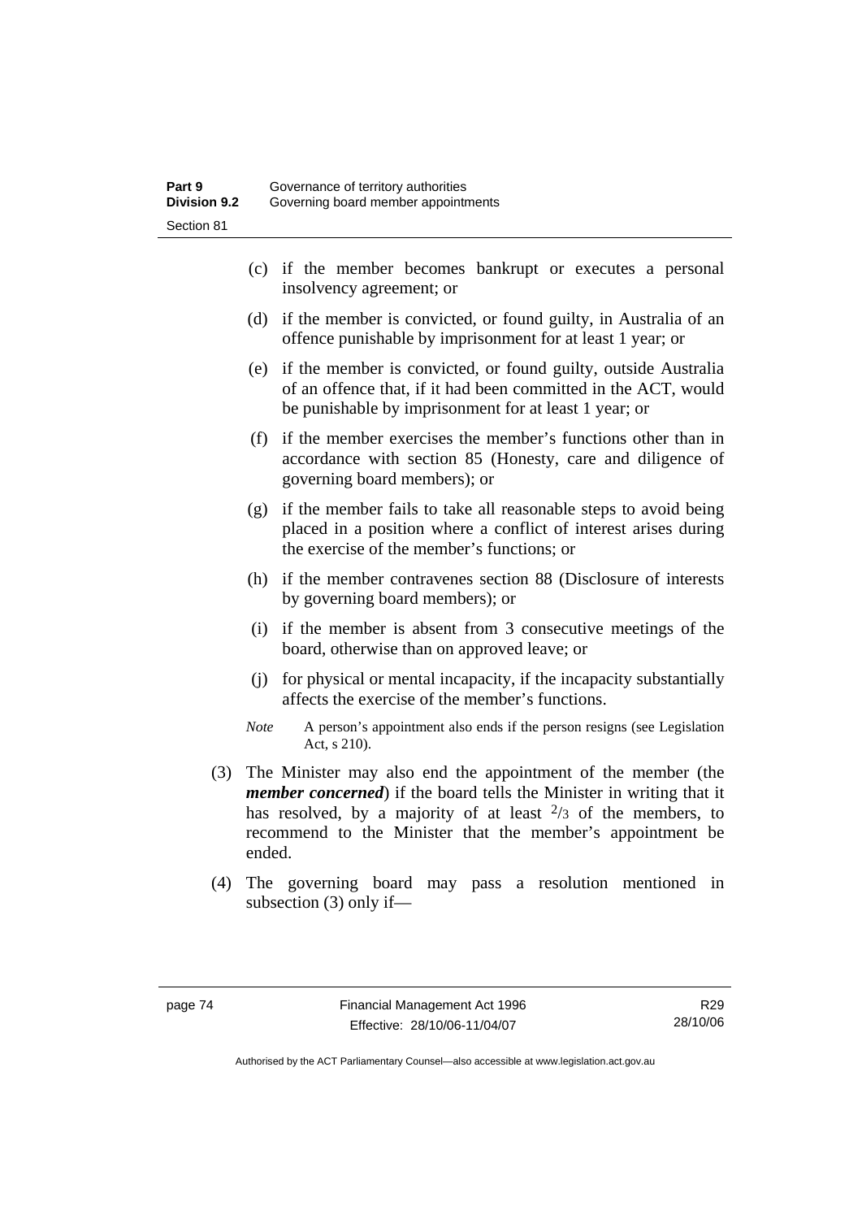(c) if the member becomes bankrupt or executes a personal insolvency agreement; or

(d) if the member is convicted, or found guilty, in Australia of an offence punishable by imprisonment for at least 1 year; or

(e) if the member is convicted, or found guilty, outside Australia of an offence that, if it had been committed in the ACT, would be punishable by imprisonment for at least 1 year; or

(f) if the member exercises the member's functions other than in accordance with section 85 (Honesty, care and diligence of governing board members); or

(g) if the member fails to take all reasonable steps to avoid being placed in a position where a conflict of interest arises during the exercise of the member's functions; or

(h) if the member contravenes section 88 (Disclosure of interests by governing board members); or

(i) if the member is absent from 3 consecutive meetings of the board, otherwise than on approved leave; or

(j) for physical or mental incapacity, if the incapacity substantially affects the exercise of the member's functions.

*Note* A person's appointment also ends if the person resigns (see Legislation Act, s 210).

(3) The Minister may also end the appointment of the member (the ***member concerned***) if the board tells the Minister in writing that it has resolved, by a majority of at least $^{2}/_{3}$ of the members, to recommend to the Minister that the member's appointment be ended.

(4) The governing board may pass a resolution mentioned in subsection (3) only if—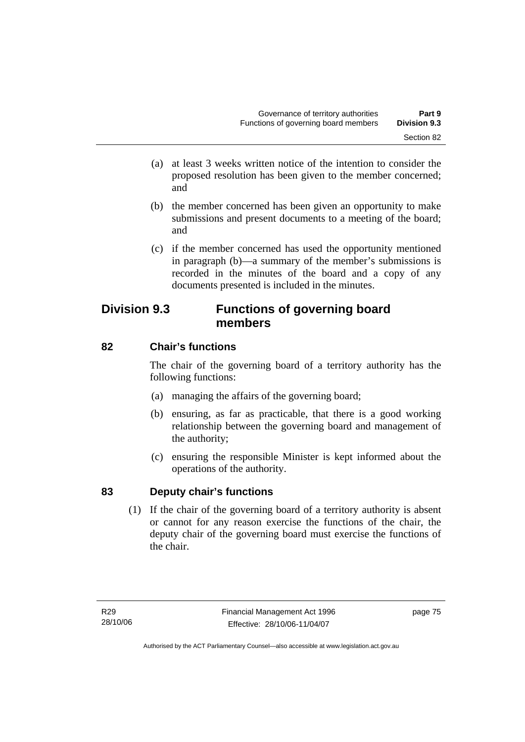(a) at least 3 weeks written notice of the intention to consider the proposed resolution has been given to the member concerned; and

(b) the member concerned has been given an opportunity to make submissions and present documents to a meeting of the board; and

(c) if the member concerned has used the opportunity mentioned in paragraph (b)—a summary of the member's submissions is recorded in the minutes of the board and a copy of any documents presented is included in the minutes.

## Division 9.3 Functions of governing board members

### 82 Chair's functions

The chair of the governing board of a territory authority has the following functions:

(a) managing the affairs of the governing board;

(b) ensuring, as far as practicable, that there is a good working relationship between the governing board and management of the authority;

(c) ensuring the responsible Minister is kept informed about the operations of the authority.

### 83 Deputy chair's functions

(1) If the chair of the governing board of a territory authority is absent or cannot for any reason exercise the functions of the chair, the deputy chair of the governing board must exercise the functions of the chair.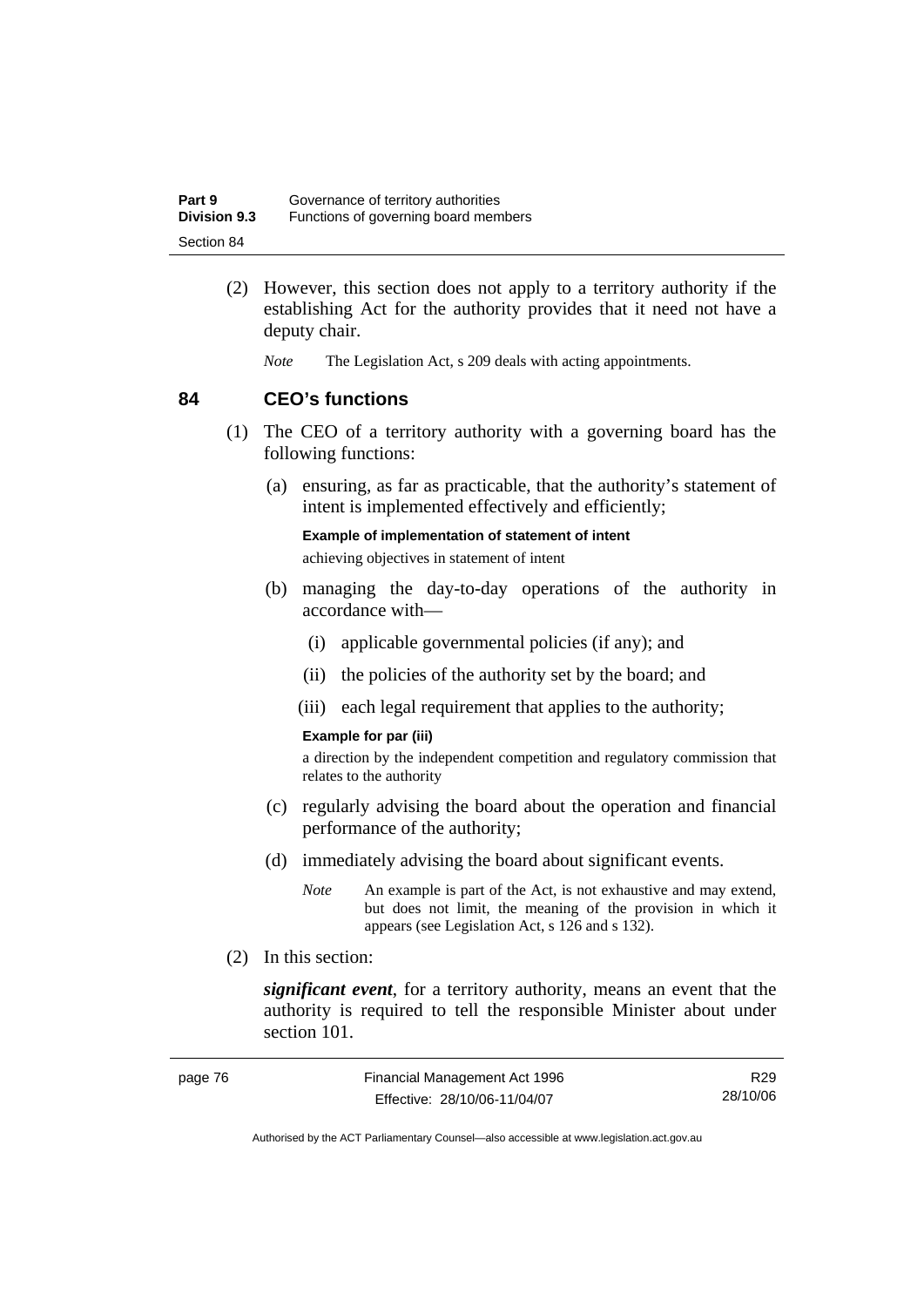(2) However, this section does not apply to a territory authority if the establishing Act for the authority provides that it need not have a deputy chair.

*Note* The Legislation Act, s 209 deals with acting appointments.

## 84 CEO's functions

(1) The CEO of a territory authority with a governing board has the following functions:

(a) ensuring, as far as practicable, that the authority's statement of intent is implemented effectively and efficiently;

**Example of implementation of statement of intent**

achieving objectives in statement of intent

(b) managing the day-to-day operations of the authority in accordance with—

(i) applicable governmental policies (if any); and

(ii) the policies of the authority set by the board; and

(iii) each legal requirement that applies to the authority;

**Example for par (iii)**

a direction by the independent competition and regulatory commission that relates to the authority

(c) regularly advising the board about the operation and financial performance of the authority;

(d) immediately advising the board about significant events.

*Note* An example is part of the Act, is not exhaustive and may extend, but does not limit, the meaning of the provision in which it appears (see Legislation Act, s 126 and s 132).

(2) In this section:

***significant event***, for a territory authority, means an event that the authority is required to tell the responsible Minister about under section 101.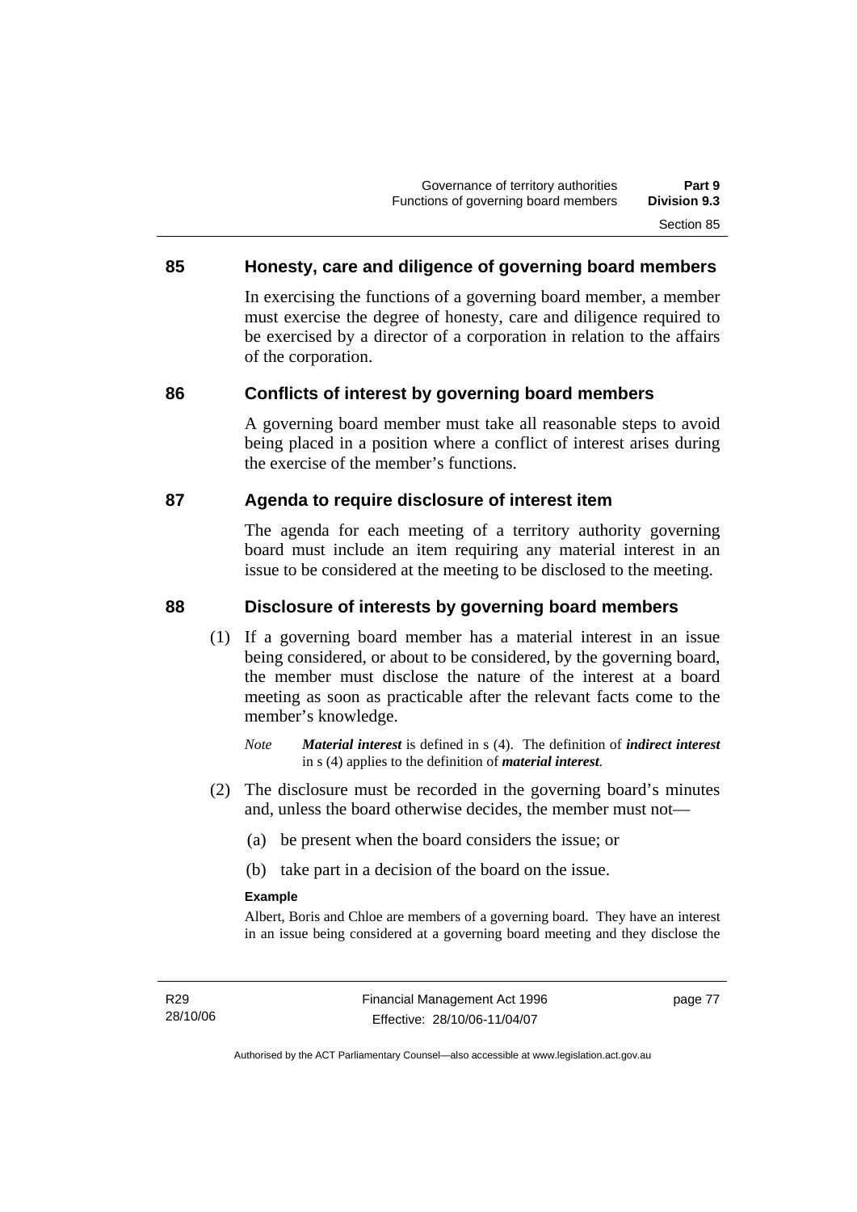## 85 Honesty, care and diligence of governing board members

In exercising the functions of a governing board member, a member must exercise the degree of honesty, care and diligence required to be exercised by a director of a corporation in relation to the affairs of the corporation.

## 86 Conflicts of interest by governing board members

A governing board member must take all reasonable steps to avoid being placed in a position where a conflict of interest arises during the exercise of the member's functions.

## 87 Agenda to require disclosure of interest item

The agenda for each meeting of a territory authority governing board must include an item requiring any material interest in an issue to be considered at the meeting to be disclosed to the meeting.

## 88 Disclosure of interests by governing board members

(1) If a governing board member has a material interest in an issue being considered, or about to be considered, by the governing board, the member must disclose the nature of the interest at a board meeting as soon as practicable after the relevant facts come to the member's knowledge.

*Note* ***Material interest*** is defined in s (4). The definition of ***indirect interest*** in s (4) applies to the definition of ***material interest***.

(2) The disclosure must be recorded in the governing board's minutes and, unless the board otherwise decides, the member must not—

(a) be present when the board considers the issue; or

(b) take part in a decision of the board on the issue.

**Example**

Albert, Boris and Chloe are members of a governing board. They have an interest in an issue being considered at a governing board meeting and they disclose the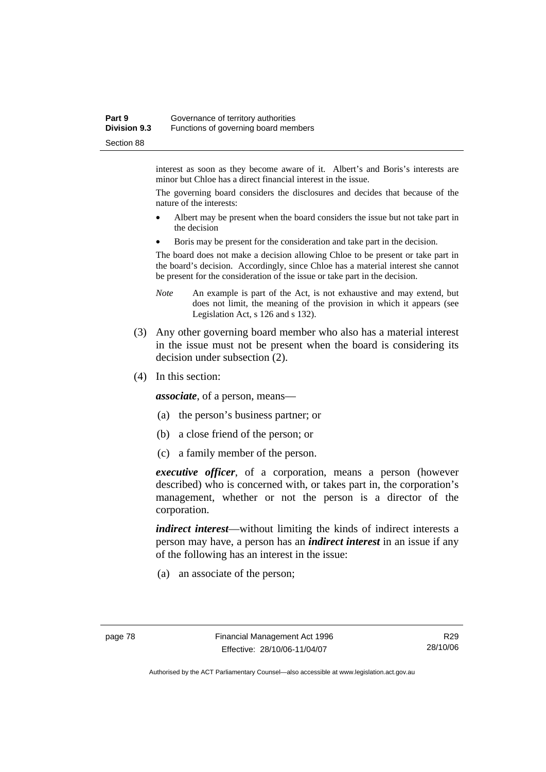interest as soon as they become aware of it. Albert's and Boris's interests are minor but Chloe has a direct financial interest in the issue.

The governing board considers the disclosures and decides that because of the nature of the interests:

- Albert may be present when the board considers the issue but not take part in the decision
- Boris may be present for the consideration and take part in the decision.

The board does not make a decision allowing Chloe to be present or take part in the board's decision. Accordingly, since Chloe has a material interest she cannot be present for the consideration of the issue or take part in the decision.

*Note* An example is part of the Act, is not exhaustive and may extend, but does not limit, the meaning of the provision in which it appears (see Legislation Act, s 126 and s 132).

(3) Any other governing board member who also has a material interest in the issue must not be present when the board is considering its decision under subsection (2).

(4) In this section:

***associate***, of a person, means—

(a) the person's business partner; or

(b) a close friend of the person; or

(c) a family member of the person.

***executive officer***, of a corporation, means a person (however described) who is concerned with, or takes part in, the corporation's management, whether or not the person is a director of the corporation.

***indirect interest***—without limiting the kinds of indirect interests a person may have, a person has an ***indirect interest*** in an issue if any of the following has an interest in the issue:

(a) an associate of the person;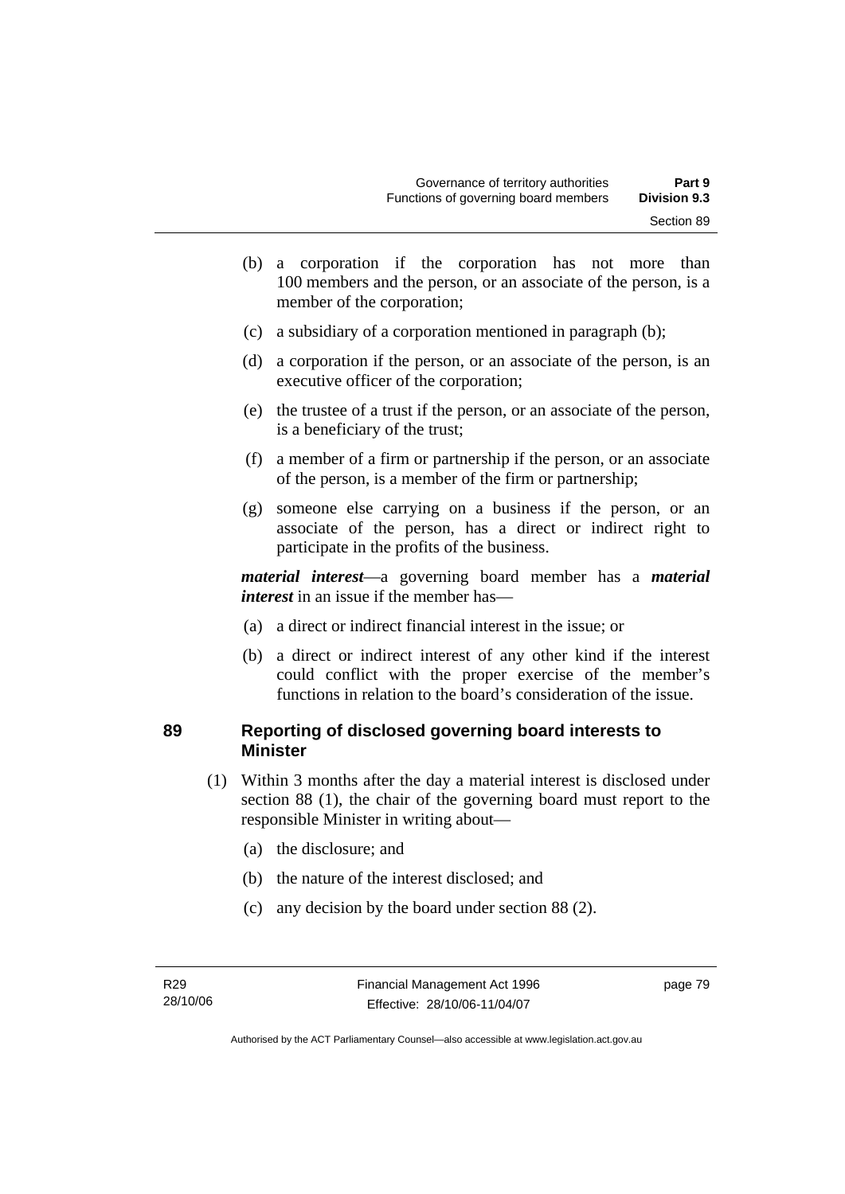(b) a corporation if the corporation has not more than 100 members and the person, or an associate of the person, is a member of the corporation;

(c) a subsidiary of a corporation mentioned in paragraph (b);

(d) a corporation if the person, or an associate of the person, is an executive officer of the corporation;

(e) the trustee of a trust if the person, or an associate of the person, is a beneficiary of the trust;

(f) a member of a firm or partnership if the person, or an associate of the person, is a member of the firm or partnership;

(g) someone else carrying on a business if the person, or an associate of the person, has a direct or indirect right to participate in the profits of the business.

***material interest***—a governing board member has a ***material interest*** in an issue if the member has—

(a) a direct or indirect financial interest in the issue; or

(b) a direct or indirect interest of any other kind if the interest could conflict with the proper exercise of the member's functions in relation to the board's consideration of the issue.

## 89 Reporting of disclosed governing board interests to Minister

(1) Within 3 months after the day a material interest is disclosed under section 88 (1), the chair of the governing board must report to the responsible Minister in writing about—

(a) the disclosure; and

(b) the nature of the interest disclosed; and

(c) any decision by the board under section 88 (2).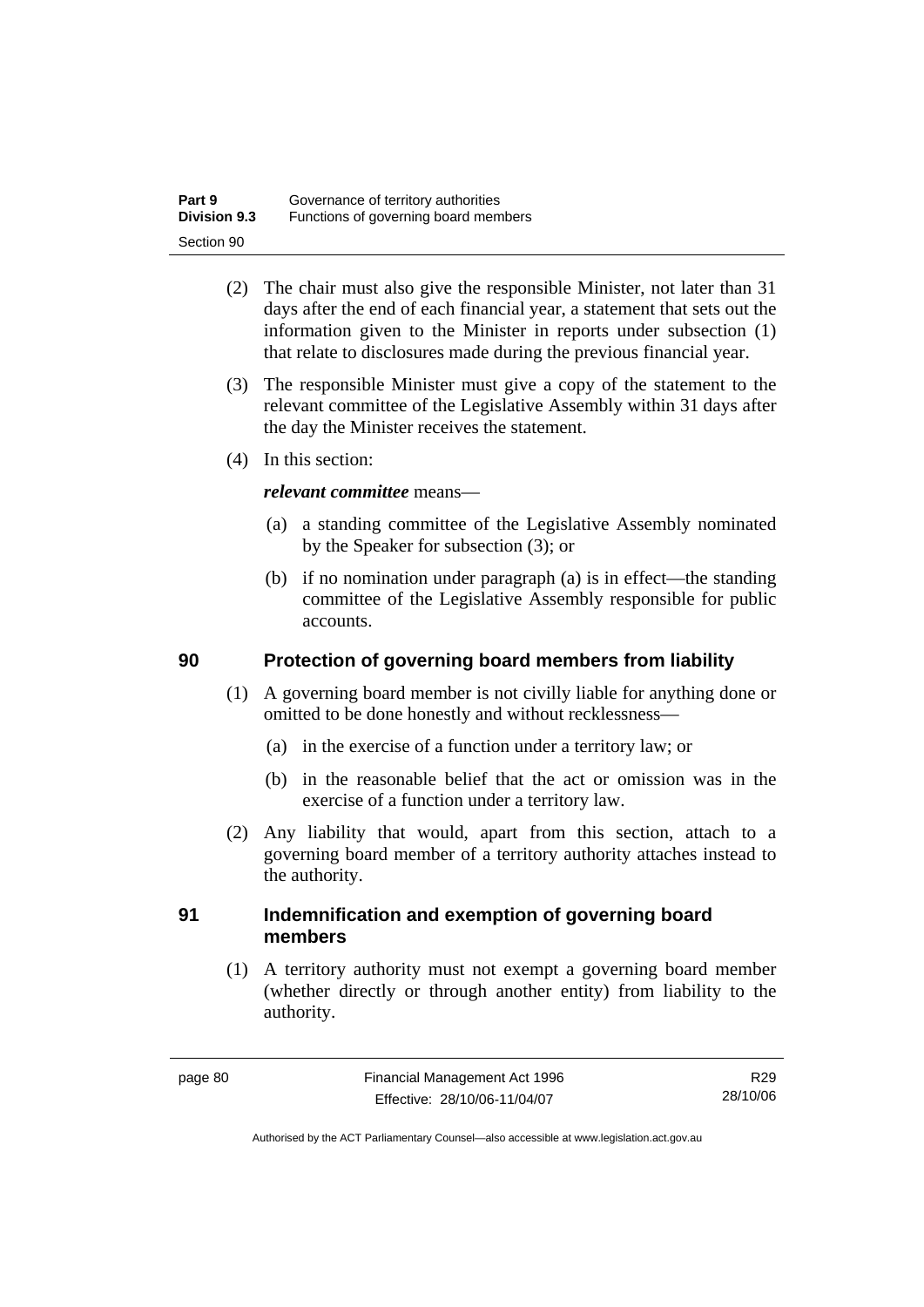(2) The chair must also give the responsible Minister, not later than 31 days after the end of each financial year, a statement that sets out the information given to the Minister in reports under subsection (1) that relate to disclosures made during the previous financial year.

(3) The responsible Minister must give a copy of the statement to the relevant committee of the Legislative Assembly within 31 days after the day the Minister receives the statement.

(4) In this section:

***relevant committee*** means—

(a) a standing committee of the Legislative Assembly nominated by the Speaker for subsection (3); or

(b) if no nomination under paragraph (a) is in effect—the standing committee of the Legislative Assembly responsible for public accounts.

## 90 Protection of governing board members from liability

(1) A governing board member is not civilly liable for anything done or omitted to be done honestly and without recklessness—

(a) in the exercise of a function under a territory law; or

(b) in the reasonable belief that the act or omission was in the exercise of a function under a territory law.

(2) Any liability that would, apart from this section, attach to a governing board member of a territory authority attaches instead to the authority.

## 91 Indemnification and exemption of governing board members

(1) A territory authority must not exempt a governing board member (whether directly or through another entity) from liability to the authority.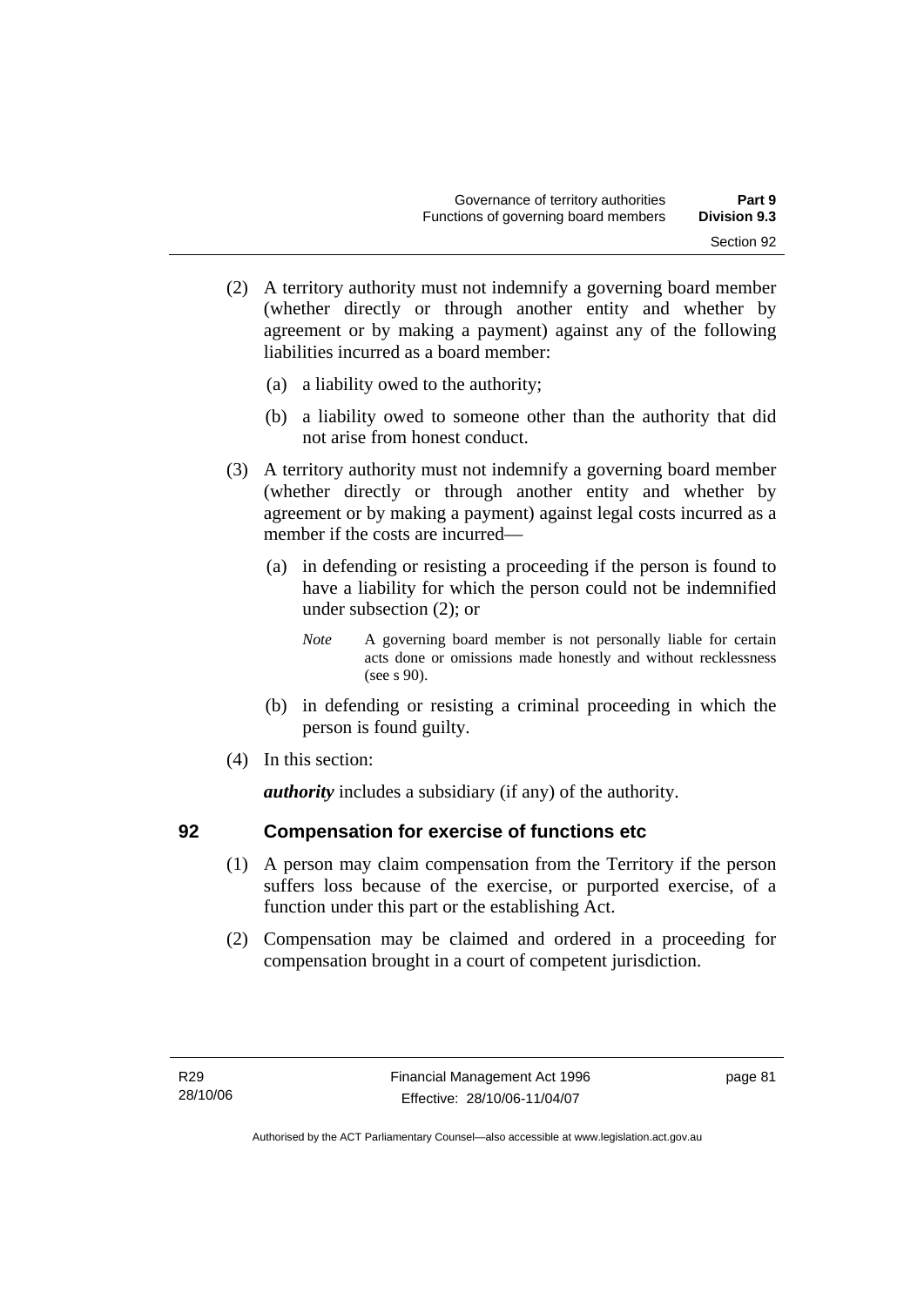(2) A territory authority must not indemnify a governing board member (whether directly or through another entity and whether by agreement or by making a payment) against any of the following liabilities incurred as a board member:

(a) a liability owed to the authority;

(b) a liability owed to someone other than the authority that did not arise from honest conduct.

(3) A territory authority must not indemnify a governing board member (whether directly or through another entity and whether by agreement or by making a payment) against legal costs incurred as a member if the costs are incurred—

(a) in defending or resisting a proceeding if the person is found to have a liability for which the person could not be indemnified under subsection (2); or

*Note* A governing board member is not personally liable for certain acts done or omissions made honestly and without recklessness (see s 90).

(b) in defending or resisting a criminal proceeding in which the person is found guilty.

(4) In this section:

***authority*** includes a subsidiary (if any) of the authority.

## 92 Compensation for exercise of functions etc

(1) A person may claim compensation from the Territory if the person suffers loss because of the exercise, or purported exercise, of a function under this part or the establishing Act.

(2) Compensation may be claimed and ordered in a proceeding for compensation brought in a court of competent jurisdiction.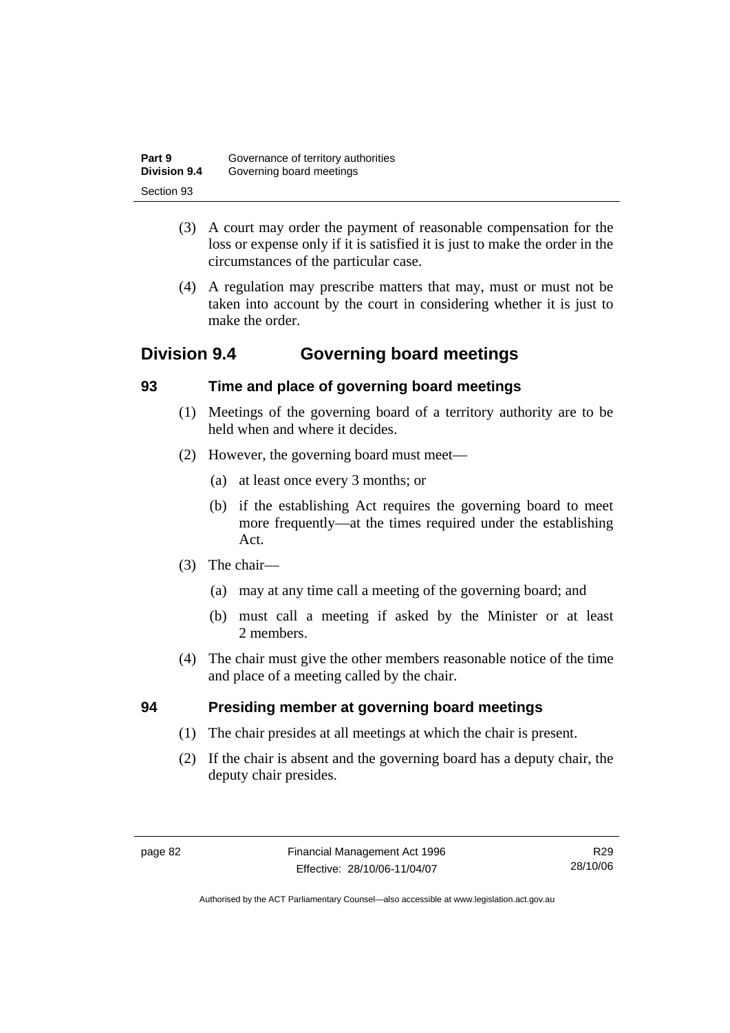(3) A court may order the payment of reasonable compensation for the loss or expense only if it is satisfied it is just to make the order in the circumstances of the particular case.

(4) A regulation may prescribe matters that may, must or must not be taken into account by the court in considering whether it is just to make the order.

## Division 9.4 Governing board meetings

### 93 Time and place of governing board meetings

(1) Meetings of the governing board of a territory authority are to be held when and where it decides.

(2) However, the governing board must meet—

(a) at least once every 3 months; or

(b) if the establishing Act requires the governing board to meet more frequently—at the times required under the establishing Act.

(3) The chair—

(a) may at any time call a meeting of the governing board; and

(b) must call a meeting if asked by the Minister or at least 2 members.

(4) The chair must give the other members reasonable notice of the time and place of a meeting called by the chair.

### 94 Presiding member at governing board meetings

(1) The chair presides at all meetings at which the chair is present.

(2) If the chair is absent and the governing board has a deputy chair, the deputy chair presides.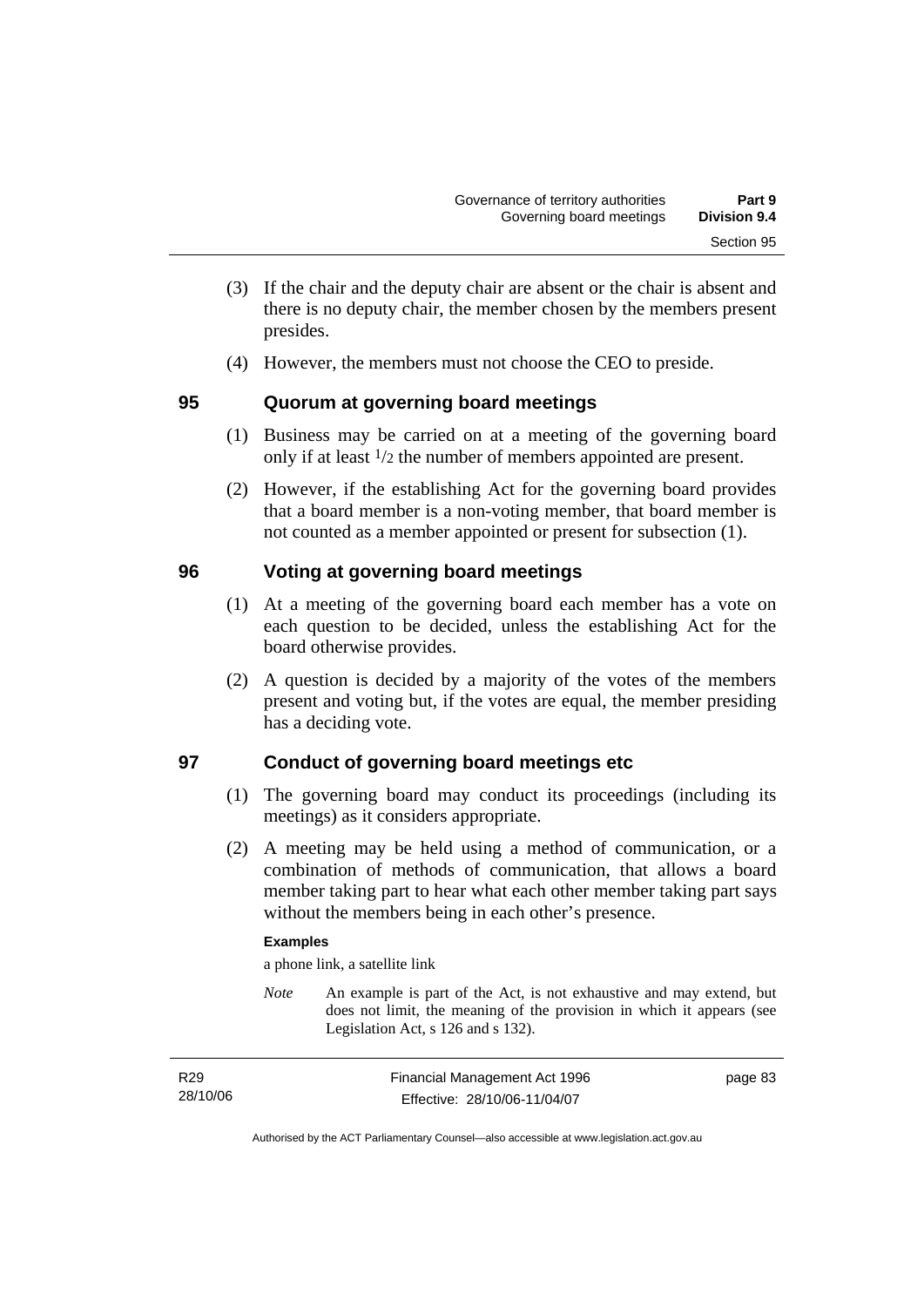(3) If the chair and the deputy chair are absent or the chair is absent and there is no deputy chair, the member chosen by the members present presides.

(4) However, the members must not choose the CEO to preside.

## 95 Quorum at governing board meetings

(1) Business may be carried on at a meeting of the governing board only if at least $^1/_2$ the number of members appointed are present.

(2) However, if the establishing Act for the governing board provides that a board member is a non-voting member, that board member is not counted as a member appointed or present for subsection (1).

## 96 Voting at governing board meetings

(1) At a meeting of the governing board each member has a vote on each question to be decided, unless the establishing Act for the board otherwise provides.

(2) A question is decided by a majority of the votes of the members present and voting but, if the votes are equal, the member presiding has a deciding vote.

## 97 Conduct of governing board meetings etc

(1) The governing board may conduct its proceedings (including its meetings) as it considers appropriate.

(2) A meeting may be held using a method of communication, or a combination of methods of communication, that allows a board member taking part to hear what each other member taking part says without the members being in each other's presence.

**Examples**

a phone link, a satellite link

*Note* An example is part of the Act, is not exhaustive and may extend, but does not limit, the meaning of the provision in which it appears (see Legislation Act, s 126 and s 132).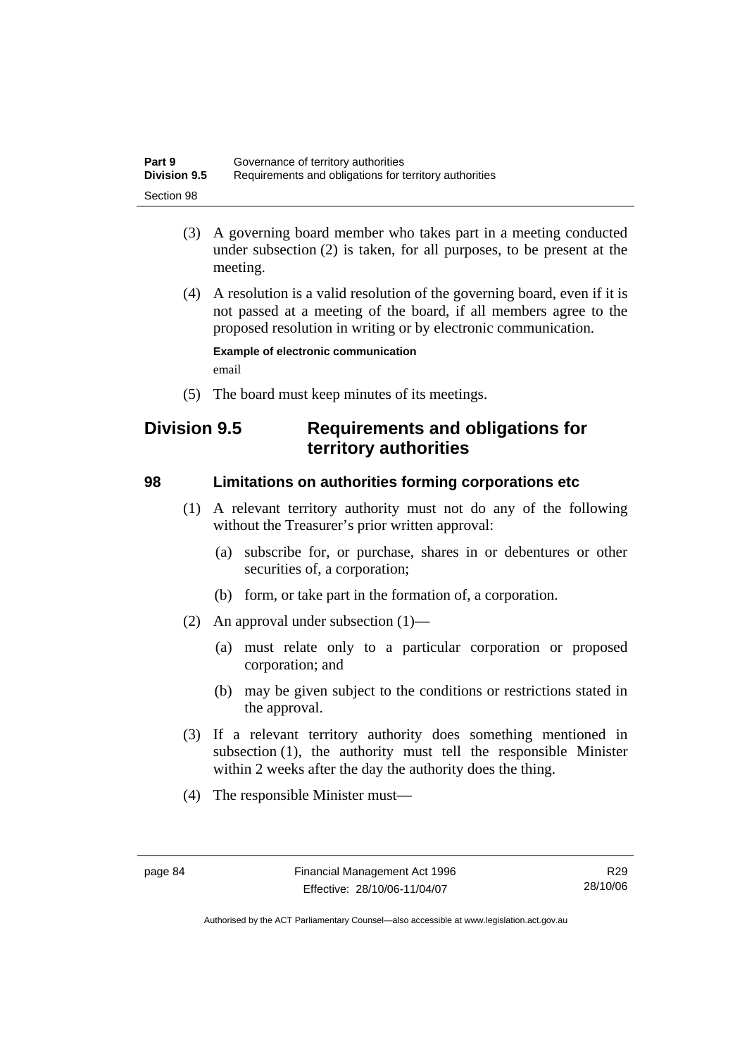(3) A governing board member who takes part in a meeting conducted under subsection (2) is taken, for all purposes, to be present at the meeting.

(4) A resolution is a valid resolution of the governing board, even if it is not passed at a meeting of the board, if all members agree to the proposed resolution in writing or by electronic communication.

**Example of electronic communication**

email

(5) The board must keep minutes of its meetings.

## Division 9.5 Requirements and obligations for territory authorities

### 98 Limitations on authorities forming corporations etc

(1) A relevant territory authority must not do any of the following without the Treasurer's prior written approval:

(a) subscribe for, or purchase, shares in or debentures or other securities of, a corporation;

(b) form, or take part in the formation of, a corporation.

(2) An approval under subsection (1)—

(a) must relate only to a particular corporation or proposed corporation; and

(b) may be given subject to the conditions or restrictions stated in the approval.

(3) If a relevant territory authority does something mentioned in subsection (1), the authority must tell the responsible Minister within 2 weeks after the day the authority does the thing.

(4) The responsible Minister must—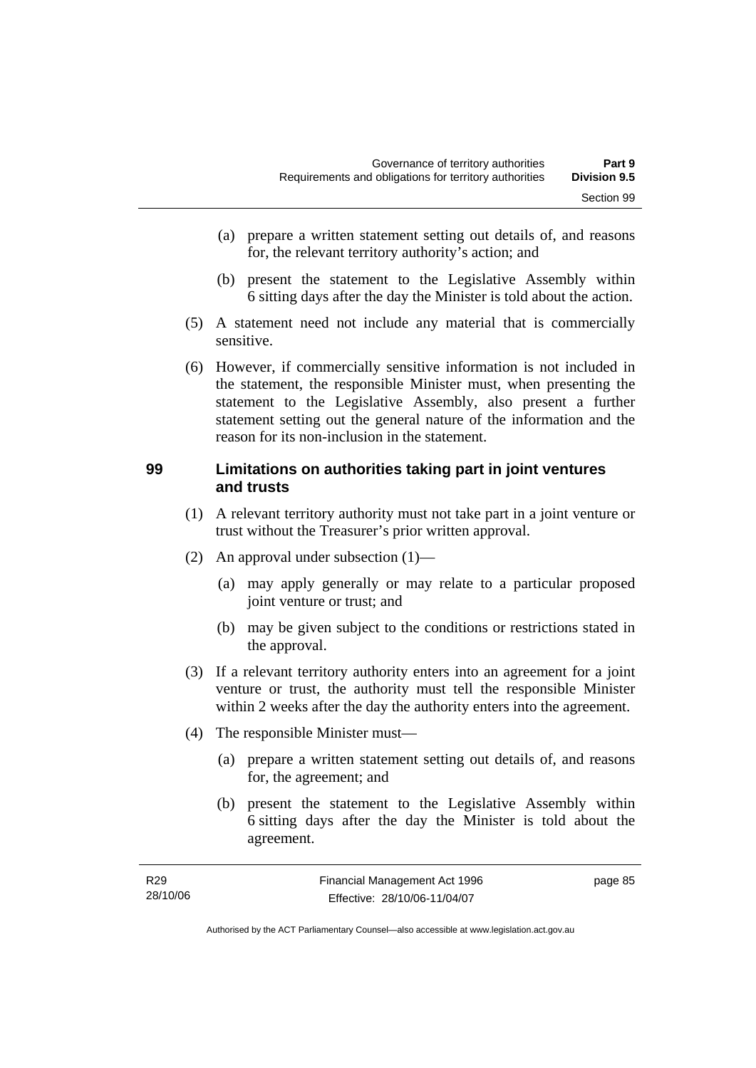(a) prepare a written statement setting out details of, and reasons for, the relevant territory authority's action; and

(b) present the statement to the Legislative Assembly within 6 sitting days after the day the Minister is told about the action.

(5) A statement need not include any material that is commercially sensitive.

(6) However, if commercially sensitive information is not included in the statement, the responsible Minister must, when presenting the statement to the Legislative Assembly, also present a further statement setting out the general nature of the information and the reason for its non-inclusion in the statement.

## 99 Limitations on authorities taking part in joint ventures and trusts

(1) A relevant territory authority must not take part in a joint venture or trust without the Treasurer's prior written approval.

(2) An approval under subsection (1)—

(a) may apply generally or may relate to a particular proposed joint venture or trust; and

(b) may be given subject to the conditions or restrictions stated in the approval.

(3) If a relevant territory authority enters into an agreement for a joint venture or trust, the authority must tell the responsible Minister within 2 weeks after the day the authority enters into the agreement.

(4) The responsible Minister must—

(a) prepare a written statement setting out details of, and reasons for, the agreement; and

(b) present the statement to the Legislative Assembly within 6 sitting days after the day the Minister is told about the agreement.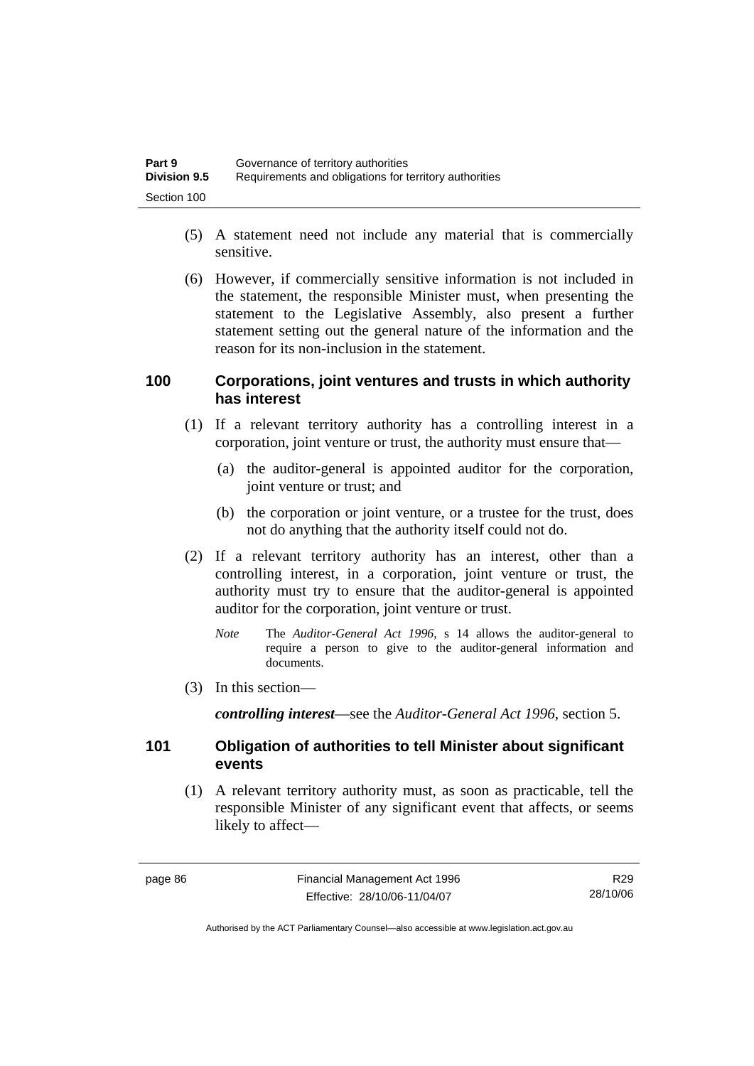(5) A statement need not include any material that is commercially sensitive.

(6) However, if commercially sensitive information is not included in the statement, the responsible Minister must, when presenting the statement to the Legislative Assembly, also present a further statement setting out the general nature of the information and the reason for its non-inclusion in the statement.

## 100 Corporations, joint ventures and trusts in which authority has interest

(1) If a relevant territory authority has a controlling interest in a corporation, joint venture or trust, the authority must ensure that—

(a) the auditor-general is appointed auditor for the corporation, joint venture or trust; and

(b) the corporation or joint venture, or a trustee for the trust, does not do anything that the authority itself could not do.

(2) If a relevant territory authority has an interest, other than a controlling interest, in a corporation, joint venture or trust, the authority must try to ensure that the auditor-general is appointed auditor for the corporation, joint venture or trust.

*Note* The *Auditor-General Act 1996*, s 14 allows the auditor-general to require a person to give to the auditor-general information and documents.

(3) In this section—

***controlling interest***—see the *Auditor-General Act 1996*, section 5.

## 101 Obligation of authorities to tell Minister about significant events

(1) A relevant territory authority must, as soon as practicable, tell the responsible Minister of any significant event that affects, or seems likely to affect—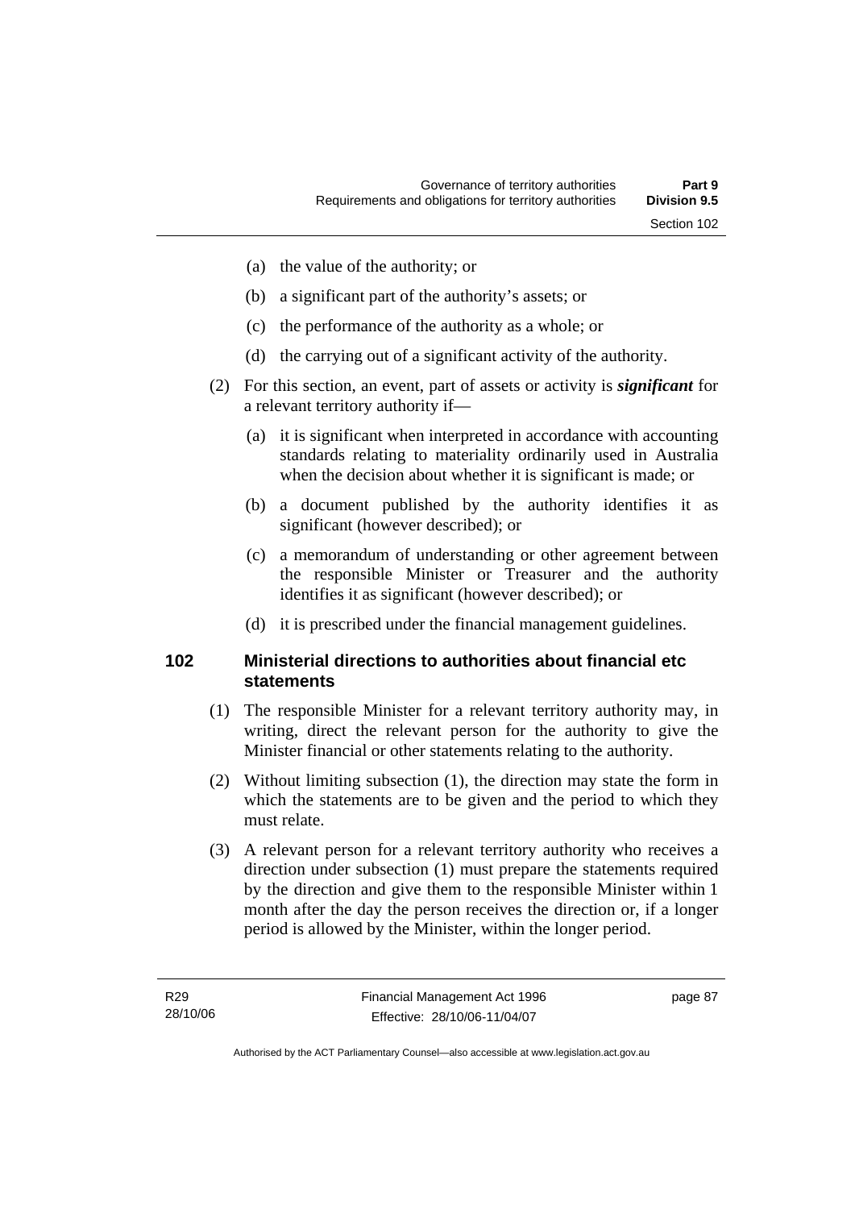- (a) the value of the authority; or
- (b) a significant part of the authority's assets; or
- (c) the performance of the authority as a whole; or
- (d) the carrying out of a significant activity of the authority.

(2) For this section, an event, part of assets or activity is ***significant*** for a relevant territory authority if—

- (a) it is significant when interpreted in accordance with accounting standards relating to materiality ordinarily used in Australia when the decision about whether it is significant is made; or
- (b) a document published by the authority identifies it as significant (however described); or
- (c) a memorandum of understanding or other agreement between the responsible Minister or Treasurer and the authority identifies it as significant (however described); or
- (d) it is prescribed under the financial management guidelines.

## 102 Ministerial directions to authorities about financial etc statements

(1) The responsible Minister for a relevant territory authority may, in writing, direct the relevant person for the authority to give the Minister financial or other statements relating to the authority.

(2) Without limiting subsection (1), the direction may state the form in which the statements are to be given and the period to which they must relate.

(3) A relevant person for a relevant territory authority who receives a direction under subsection (1) must prepare the statements required by the direction and give them to the responsible Minister within 1 month after the day the person receives the direction or, if a longer period is allowed by the Minister, within the longer period.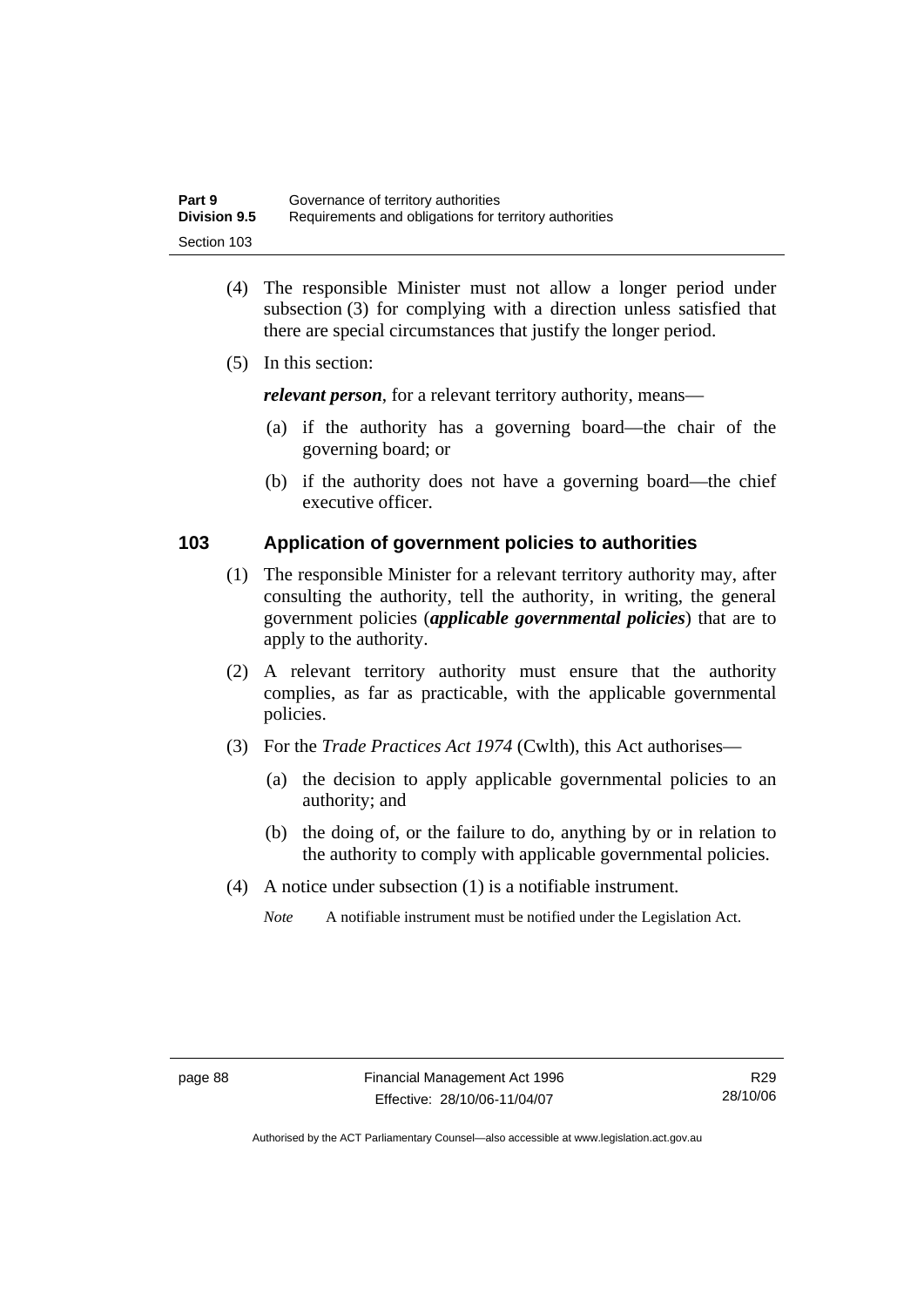(4) The responsible Minister must not allow a longer period under subsection (3) for complying with a direction unless satisfied that there are special circumstances that justify the longer period.

(5) In this section:

***relevant person***, for a relevant territory authority, means—

(a) if the authority has a governing board—the chair of the governing board; or

(b) if the authority does not have a governing board—the chief executive officer.

## 103 Application of government policies to authorities

(1) The responsible Minister for a relevant territory authority may, after consulting the authority, tell the authority, in writing, the general government policies (***applicable governmental policies***) that are to apply to the authority.

(2) A relevant territory authority must ensure that the authority complies, as far as practicable, with the applicable governmental policies.

(3) For the *Trade Practices Act 1974* (Cwlth), this Act authorises—

(a) the decision to apply applicable governmental policies to an authority; and

(b) the doing of, or the failure to do, anything by or in relation to the authority to comply with applicable governmental policies.

(4) A notice under subsection (1) is a notifiable instrument.

*Note* A notifiable instrument must be notified under the Legislation Act.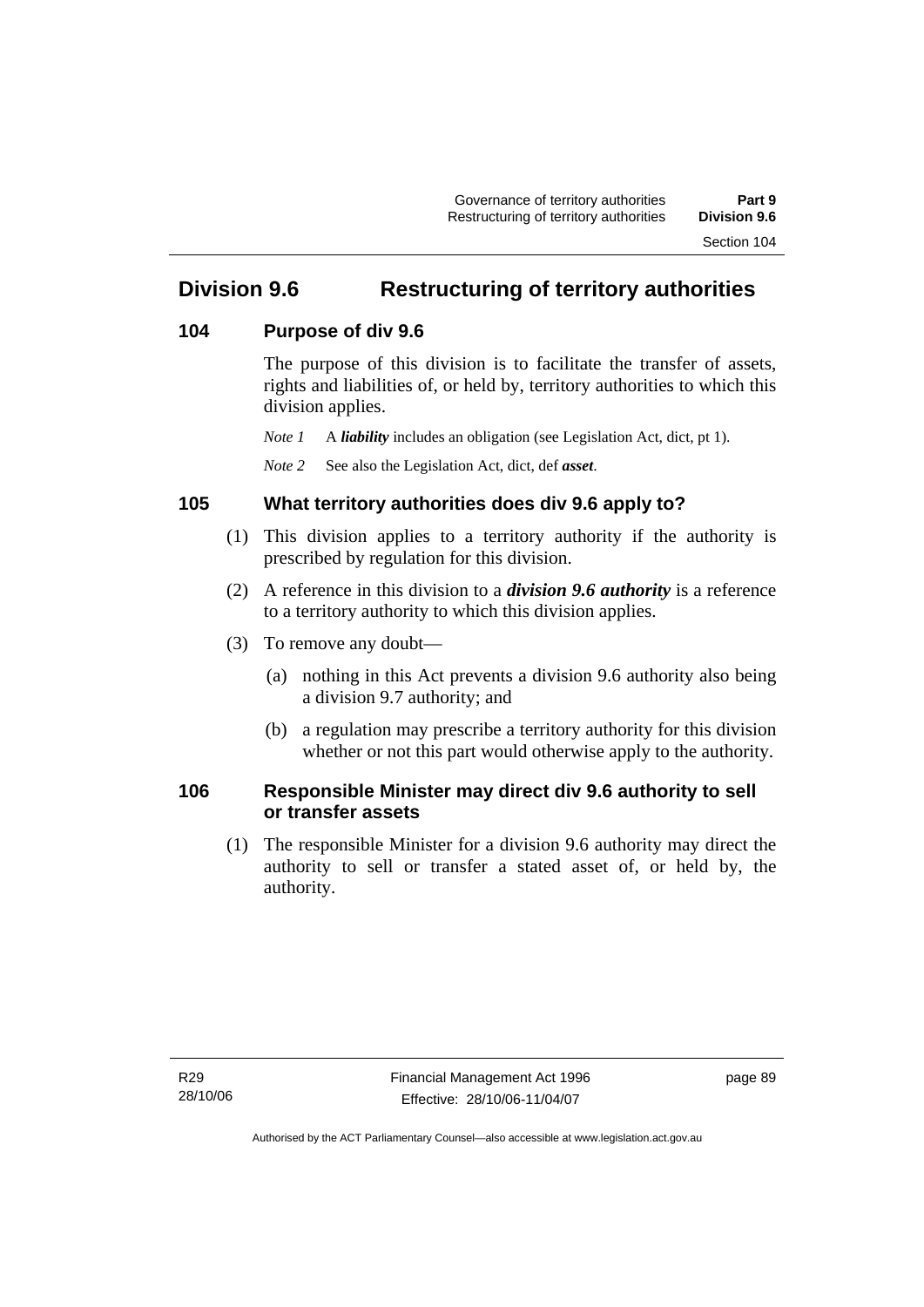## Division 9.6 Restructuring of territory authorities

### 104 Purpose of div 9.6

The purpose of this division is to facilitate the transfer of assets, rights and liabilities of, or held by, territory authorities to which this division applies.

*Note 1* A ***liability*** includes an obligation (see Legislation Act, dict, pt 1).

*Note 2* See also the Legislation Act, dict, def ***asset***.

### 105 What territory authorities does div 9.6 apply to?

(1) This division applies to a territory authority if the authority is prescribed by regulation for this division.

(2) A reference in this division to a ***division 9.6 authority*** is a reference to a territory authority to which this division applies.

(3) To remove any doubt—

(a) nothing in this Act prevents a division 9.6 authority also being a division 9.7 authority; and

(b) a regulation may prescribe a territory authority for this division whether or not this part would otherwise apply to the authority.

### 106 Responsible Minister may direct div 9.6 authority to sell or transfer assets

(1) The responsible Minister for a division 9.6 authority may direct the authority to sell or transfer a stated asset of, or held by, the authority.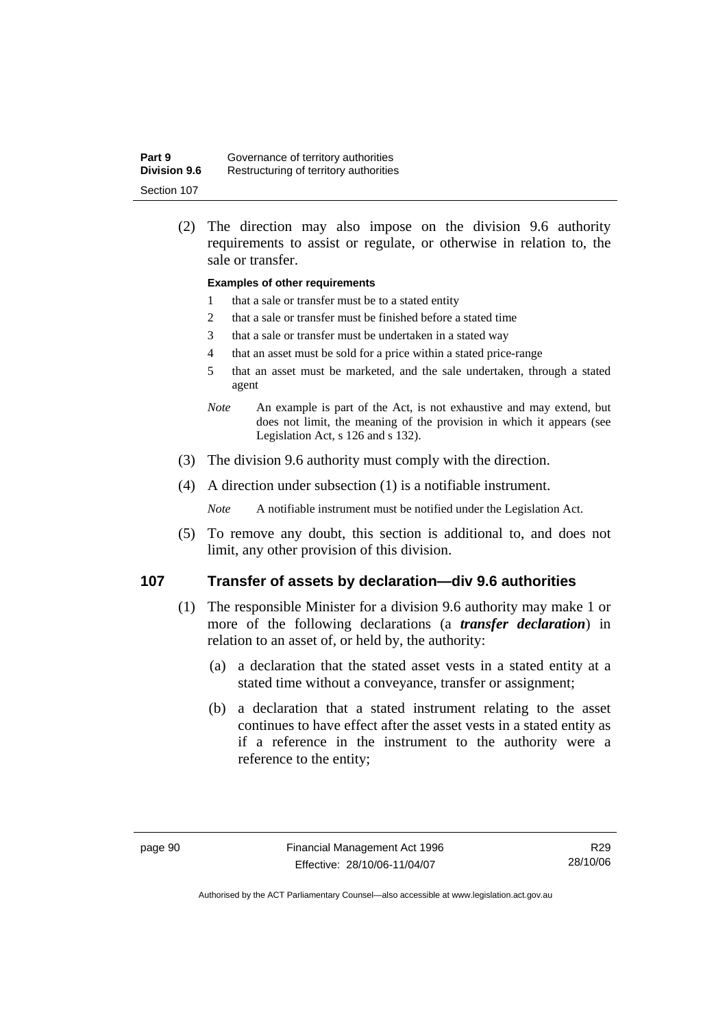(2) The direction may also impose on the division 9.6 authority requirements to assist or regulate, or otherwise in relation to, the sale or transfer.

**Examples of other requirements**

1 that a sale or transfer must be to a stated entity

2 that a sale or transfer must be finished before a stated time

3 that a sale or transfer must be undertaken in a stated way

4 that an asset must be sold for a price within a stated price-range

5 that an asset must be marketed, and the sale undertaken, through a stated agent

*Note* An example is part of the Act, is not exhaustive and may extend, but does not limit, the meaning of the provision in which it appears (see Legislation Act, s 126 and s 132).

(3) The division 9.6 authority must comply with the direction.

(4) A direction under subsection (1) is a notifiable instrument.

*Note* A notifiable instrument must be notified under the Legislation Act.

(5) To remove any doubt, this section is additional to, and does not limit, any other provision of this division.

## 107 Transfer of assets by declaration—div 9.6 authorities

(1) The responsible Minister for a division 9.6 authority may make 1 or more of the following declarations (a ***transfer declaration***) in relation to an asset of, or held by, the authority:

(a) a declaration that the stated asset vests in a stated entity at a stated time without a conveyance, transfer or assignment;

(b) a declaration that a stated instrument relating to the asset continues to have effect after the asset vests in a stated entity as if a reference in the instrument to the authority were a reference to the entity;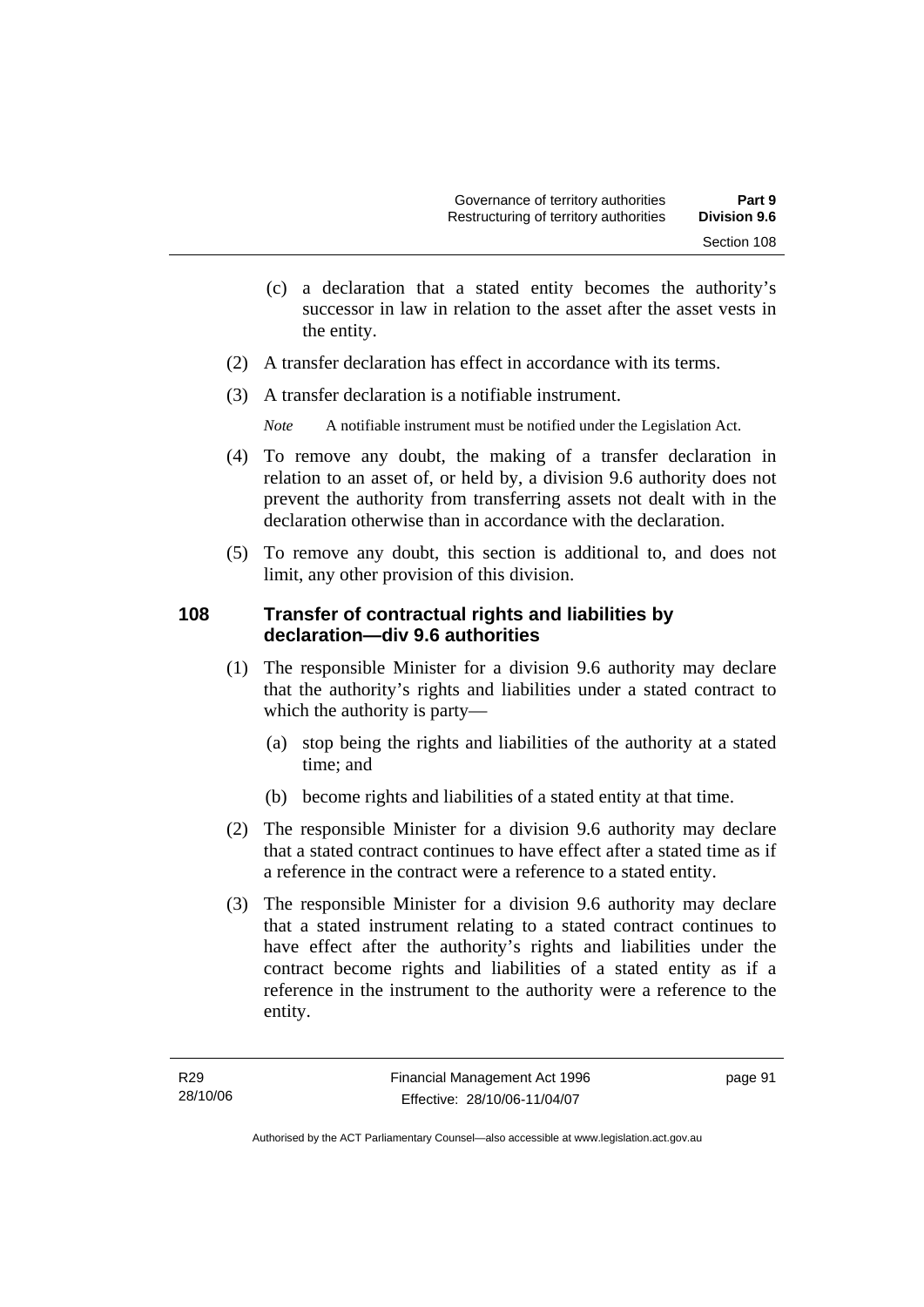(c) a declaration that a stated entity becomes the authority's successor in law in relation to the asset after the asset vests in the entity.

(2) A transfer declaration has effect in accordance with its terms.

(3) A transfer declaration is a notifiable instrument.

*Note* A notifiable instrument must be notified under the Legislation Act.

(4) To remove any doubt, the making of a transfer declaration in relation to an asset of, or held by, a division 9.6 authority does not prevent the authority from transferring assets not dealt with in the declaration otherwise than in accordance with the declaration.

(5) To remove any doubt, this section is additional to, and does not limit, any other provision of this division.

## 108 Transfer of contractual rights and liabilities by declaration—div 9.6 authorities

(1) The responsible Minister for a division 9.6 authority may declare that the authority's rights and liabilities under a stated contract to which the authority is party—

(a) stop being the rights and liabilities of the authority at a stated time; and

(b) become rights and liabilities of a stated entity at that time.

(2) The responsible Minister for a division 9.6 authority may declare that a stated contract continues to have effect after a stated time as if a reference in the contract were a reference to a stated entity.

(3) The responsible Minister for a division 9.6 authority may declare that a stated instrument relating to a stated contract continues to have effect after the authority's rights and liabilities under the contract become rights and liabilities of a stated entity as if a reference in the instrument to the authority were a reference to the entity.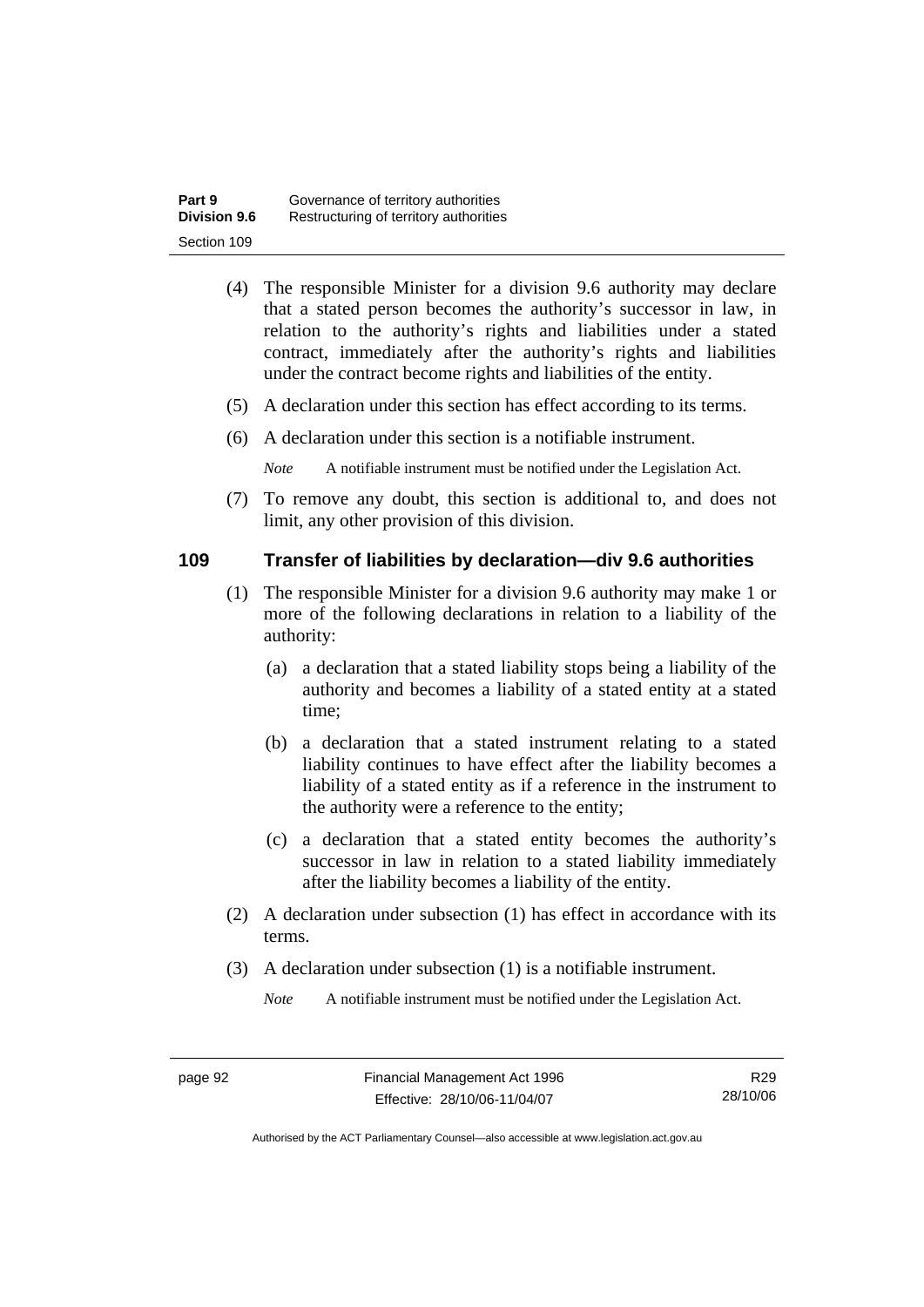(4) The responsible Minister for a division 9.6 authority may declare that a stated person becomes the authority's successor in law, in relation to the authority's rights and liabilities under a stated contract, immediately after the authority's rights and liabilities under the contract become rights and liabilities of the entity.

(5) A declaration under this section has effect according to its terms.

(6) A declaration under this section is a notifiable instrument.

*Note* A notifiable instrument must be notified under the Legislation Act.

(7) To remove any doubt, this section is additional to, and does not limit, any other provision of this division.

## 109 Transfer of liabilities by declaration—div 9.6 authorities

(1) The responsible Minister for a division 9.6 authority may make 1 or more of the following declarations in relation to a liability of the authority:

(a) a declaration that a stated liability stops being a liability of the authority and becomes a liability of a stated entity at a stated time;

(b) a declaration that a stated instrument relating to a stated liability continues to have effect after the liability becomes a liability of a stated entity as if a reference in the instrument to the authority were a reference to the entity;

(c) a declaration that a stated entity becomes the authority's successor in law in relation to a stated liability immediately after the liability becomes a liability of the entity.

(2) A declaration under subsection (1) has effect in accordance with its terms.

(3) A declaration under subsection (1) is a notifiable instrument.

*Note* A notifiable instrument must be notified under the Legislation Act.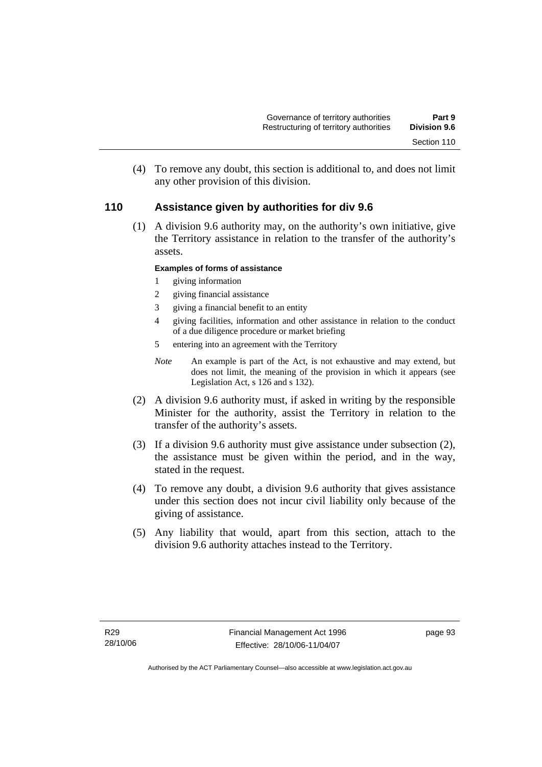(4) To remove any doubt, this section is additional to, and does not limit any other provision of this division.

## 110 Assistance given by authorities for div 9.6

(1) A division 9.6 authority may, on the authority's own initiative, give the Territory assistance in relation to the transfer of the authority's assets.

**Examples of forms of assistance**

1. giving information
2. giving financial assistance
3. giving a financial benefit to an entity
4. giving facilities, information and other assistance in relation to the conduct of a due diligence procedure or market briefing
5. entering into an agreement with the Territory

*Note* An example is part of the Act, is not exhaustive and may extend, but does not limit, the meaning of the provision in which it appears (see Legislation Act, s 126 and s 132).

(2) A division 9.6 authority must, if asked in writing by the responsible Minister for the authority, assist the Territory in relation to the transfer of the authority's assets.

(3) If a division 9.6 authority must give assistance under subsection (2), the assistance must be given within the period, and in the way, stated in the request.

(4) To remove any doubt, a division 9.6 authority that gives assistance under this section does not incur civil liability only because of the giving of assistance.

(5) Any liability that would, apart from this section, attach to the division 9.6 authority attaches instead to the Territory.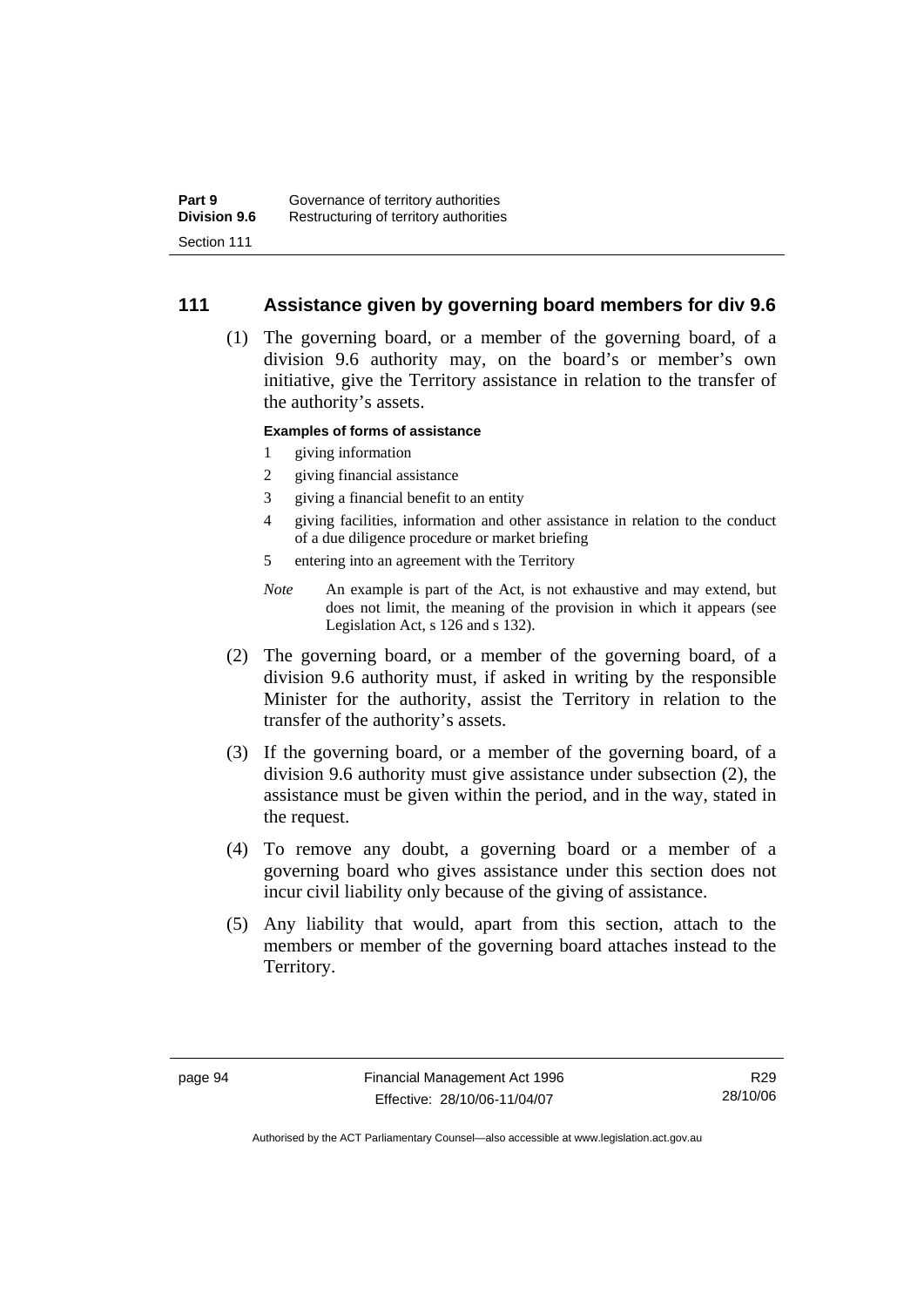## 111 Assistance given by governing board members for div 9.6

(1) The governing board, or a member of the governing board, of a division 9.6 authority may, on the board's or member's own initiative, give the Territory assistance in relation to the transfer of the authority's assets.

**Examples of forms of assistance**

1 giving information

2 giving financial assistance

3 giving a financial benefit to an entity

4 giving facilities, information and other assistance in relation to the conduct of a due diligence procedure or market briefing

5 entering into an agreement with the Territory

*Note* An example is part of the Act, is not exhaustive and may extend, but does not limit, the meaning of the provision in which it appears (see Legislation Act, s 126 and s 132).

(2) The governing board, or a member of the governing board, of a division 9.6 authority must, if asked in writing by the responsible Minister for the authority, assist the Territory in relation to the transfer of the authority's assets.

(3) If the governing board, or a member of the governing board, of a division 9.6 authority must give assistance under subsection (2), the assistance must be given within the period, and in the way, stated in the request.

(4) To remove any doubt, a governing board or a member of a governing board who gives assistance under this section does not incur civil liability only because of the giving of assistance.

(5) Any liability that would, apart from this section, attach to the members or member of the governing board attaches instead to the Territory.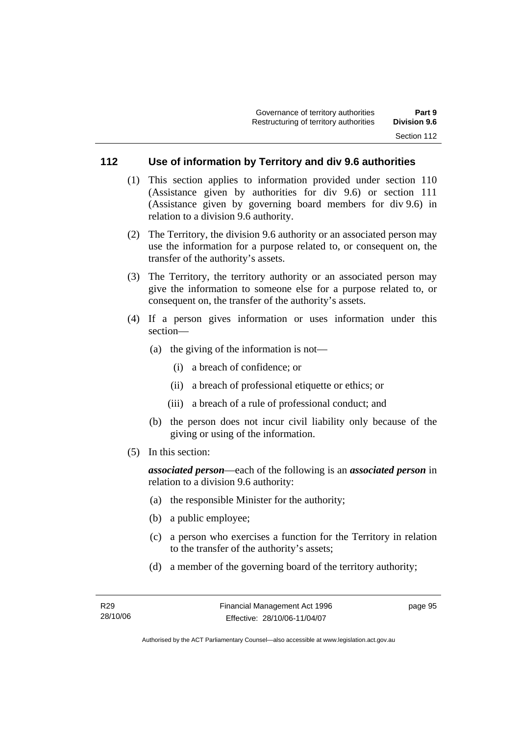## 112 Use of information by Territory and div 9.6 authorities

(1) This section applies to information provided under section 110 (Assistance given by authorities for div 9.6) or section 111 (Assistance given by governing board members for div 9.6) in relation to a division 9.6 authority.

(2) The Territory, the division 9.6 authority or an associated person may use the information for a purpose related to, or consequent on, the transfer of the authority's assets.

(3) The Territory, the territory authority or an associated person may give the information to someone else for a purpose related to, or consequent on, the transfer of the authority's assets.

(4) If a person gives information or uses information under this section—

- (a) the giving of the information is not—
  - (i) a breach of confidence; or
  - (ii) a breach of professional etiquette or ethics; or
  - (iii) a breach of a rule of professional conduct; and
- (b) the person does not incur civil liability only because of the giving or using of the information.

(5) In this section:

***associated person***—each of the following is an ***associated person*** in relation to a division 9.6 authority:

- (a) the responsible Minister for the authority;
- (b) a public employee;
- (c) a person who exercises a function for the Territory in relation to the transfer of the authority's assets;
- (d) a member of the governing board of the territory authority;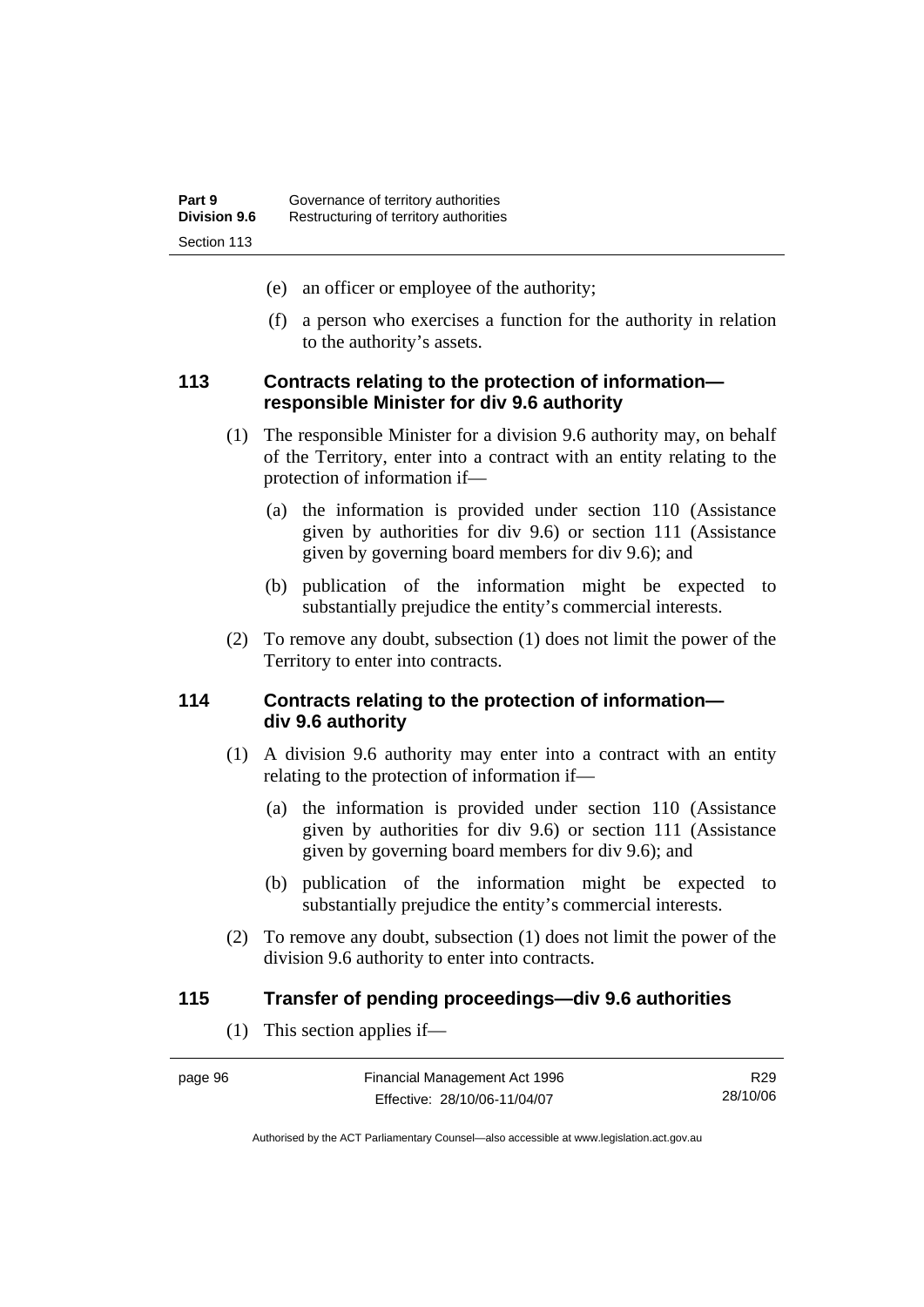(e) an officer or employee of the authority;

(f) a person who exercises a function for the authority in relation to the authority's assets.

### 113 Contracts relating to the protection of information—responsible Minister for div 9.6 authority

(1) The responsible Minister for a division 9.6 authority may, on behalf of the Territory, enter into a contract with an entity relating to the protection of information if—

(a) the information is provided under section 110 (Assistance given by authorities for div 9.6) or section 111 (Assistance given by governing board members for div 9.6); and

(b) publication of the information might be expected to substantially prejudice the entity's commercial interests.

(2) To remove any doubt, subsection (1) does not limit the power of the Territory to enter into contracts.

### 114 Contracts relating to the protection of information—div 9.6 authority

(1) A division 9.6 authority may enter into a contract with an entity relating to the protection of information if—

(a) the information is provided under section 110 (Assistance given by authorities for div 9.6) or section 111 (Assistance given by governing board members for div 9.6); and

(b) publication of the information might be expected to substantially prejudice the entity's commercial interests.

(2) To remove any doubt, subsection (1) does not limit the power of the division 9.6 authority to enter into contracts.

### 115 Transfer of pending proceedings—div 9.6 authorities

(1) This section applies if—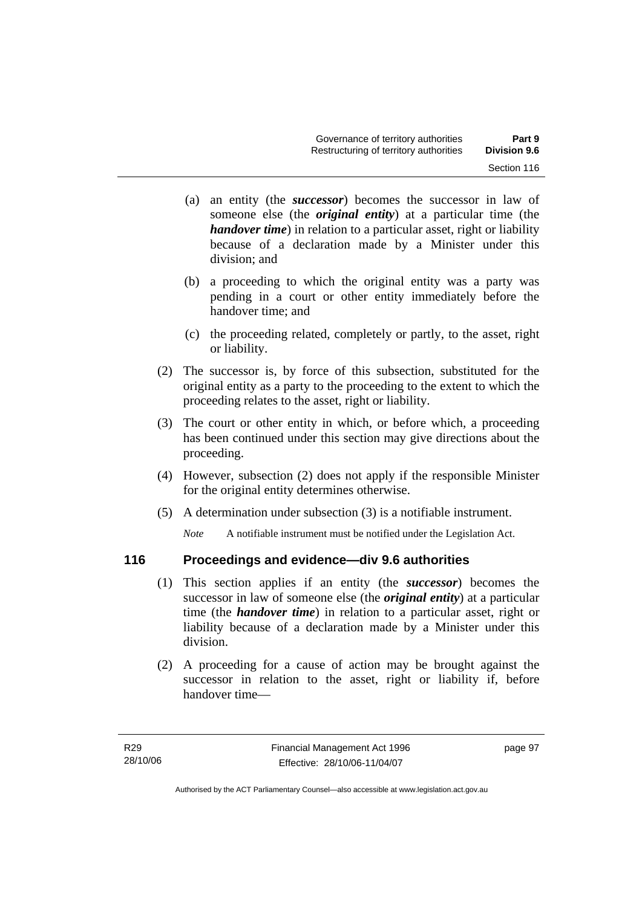(a) an entity (the ***successor***) becomes the successor in law of someone else (the ***original entity***) at a particular time (the ***handover time***) in relation to a particular asset, right or liability because of a declaration made by a Minister under this division; and

(b) a proceeding to which the original entity was a party was pending in a court or other entity immediately before the handover time; and

(c) the proceeding related, completely or partly, to the asset, right or liability.

(2) The successor is, by force of this subsection, substituted for the original entity as a party to the proceeding to the extent to which the proceeding relates to the asset, right or liability.

(3) The court or other entity in which, or before which, a proceeding has been continued under this section may give directions about the proceeding.

(4) However, subsection (2) does not apply if the responsible Minister for the original entity determines otherwise.

(5) A determination under subsection (3) is a notifiable instrument.

*Note* A notifiable instrument must be notified under the Legislation Act.

## 116 Proceedings and evidence—div 9.6 authorities

(1) This section applies if an entity (the ***successor***) becomes the successor in law of someone else (the ***original entity***) at a particular time (the ***handover time***) in relation to a particular asset, right or liability because of a declaration made by a Minister under this division.

(2) A proceeding for a cause of action may be brought against the successor in relation to the asset, right or liability if, before handover time—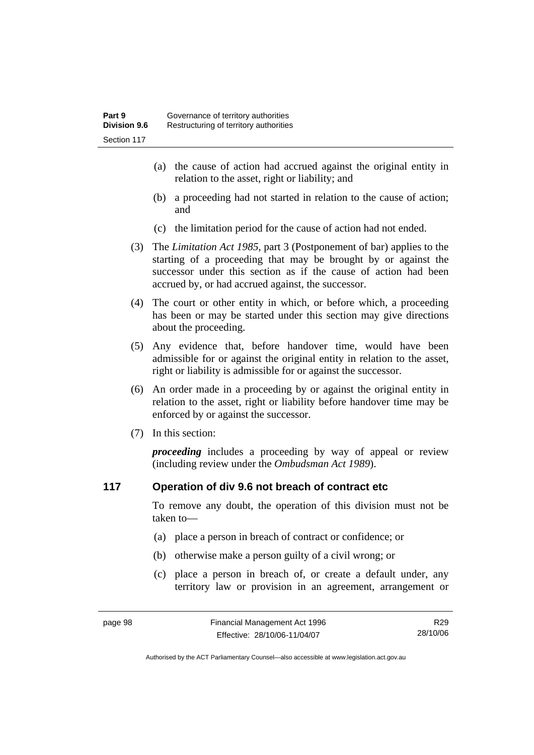(a) the cause of action had accrued against the original entity in relation to the asset, right or liability; and

(b) a proceeding had not started in relation to the cause of action; and

(c) the limitation period for the cause of action had not ended.

(3) The *Limitation Act 1985,* part 3 (Postponement of bar) applies to the starting of a proceeding that may be brought by or against the successor under this section as if the cause of action had been accrued by, or had accrued against, the successor.

(4) The court or other entity in which, or before which, a proceeding has been or may be started under this section may give directions about the proceeding.

(5) Any evidence that, before handover time, would have been admissible for or against the original entity in relation to the asset, right or liability is admissible for or against the successor.

(6) An order made in a proceeding by or against the original entity in relation to the asset, right or liability before handover time may be enforced by or against the successor.

(7) In this section:

***proceeding*** includes a proceeding by way of appeal or review (including review under the *Ombudsman Act 1989*).

## 117 Operation of div 9.6 not breach of contract etc

To remove any doubt, the operation of this division must not be taken to—

(a) place a person in breach of contract or confidence; or

(b) otherwise make a person guilty of a civil wrong; or

(c) place a person in breach of, or create a default under, any territory law or provision in an agreement, arrangement or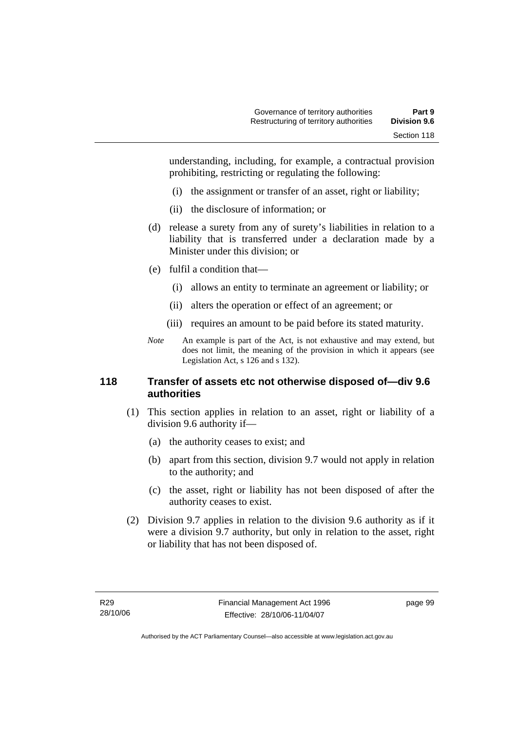understanding, including, for example, a contractual provision prohibiting, restricting or regulating the following:

(i) the assignment or transfer of an asset, right or liability;

(ii) the disclosure of information; or

(d) release a surety from any of surety's liabilities in relation to a liability that is transferred under a declaration made by a Minister under this division; or

(e) fulfil a condition that—

(i) allows an entity to terminate an agreement or liability; or

(ii) alters the operation or effect of an agreement; or

(iii) requires an amount to be paid before its stated maturity.

*Note* An example is part of the Act, is not exhaustive and may extend, but does not limit, the meaning of the provision in which it appears (see Legislation Act, s 126 and s 132).

### 118 Transfer of assets etc not otherwise disposed of—div 9.6 authorities

(1) This section applies in relation to an asset, right or liability of a division 9.6 authority if—

(a) the authority ceases to exist; and

(b) apart from this section, division 9.7 would not apply in relation to the authority; and

(c) the asset, right or liability has not been disposed of after the authority ceases to exist.

(2) Division 9.7 applies in relation to the division 9.6 authority as if it were a division 9.7 authority, but only in relation to the asset, right or liability that has not been disposed of.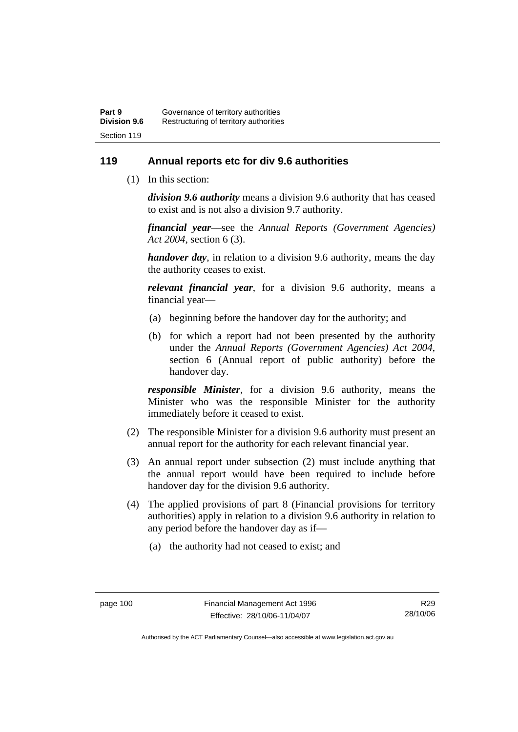## 119 Annual reports etc for div 9.6 authorities

(1) In this section:

***division 9.6 authority*** means a division 9.6 authority that has ceased to exist and is not also a division 9.7 authority.

***financial year***—see the *Annual Reports (Government Agencies) Act 2004*, section 6 (3).

***handover day***, in relation to a division 9.6 authority, means the day the authority ceases to exist.

***relevant financial year***, for a division 9.6 authority, means a financial year—

(a) beginning before the handover day for the authority; and

(b) for which a report had not been presented by the authority under the *Annual Reports (Government Agencies) Act 2004*, section 6 (Annual report of public authority) before the handover day.

***responsible Minister***, for a division 9.6 authority, means the Minister who was the responsible Minister for the authority immediately before it ceased to exist.

(2) The responsible Minister for a division 9.6 authority must present an annual report for the authority for each relevant financial year.

(3) An annual report under subsection (2) must include anything that the annual report would have been required to include before handover day for the division 9.6 authority.

(4) The applied provisions of part 8 (Financial provisions for territory authorities) apply in relation to a division 9.6 authority in relation to any period before the handover day as if—

(a) the authority had not ceased to exist; and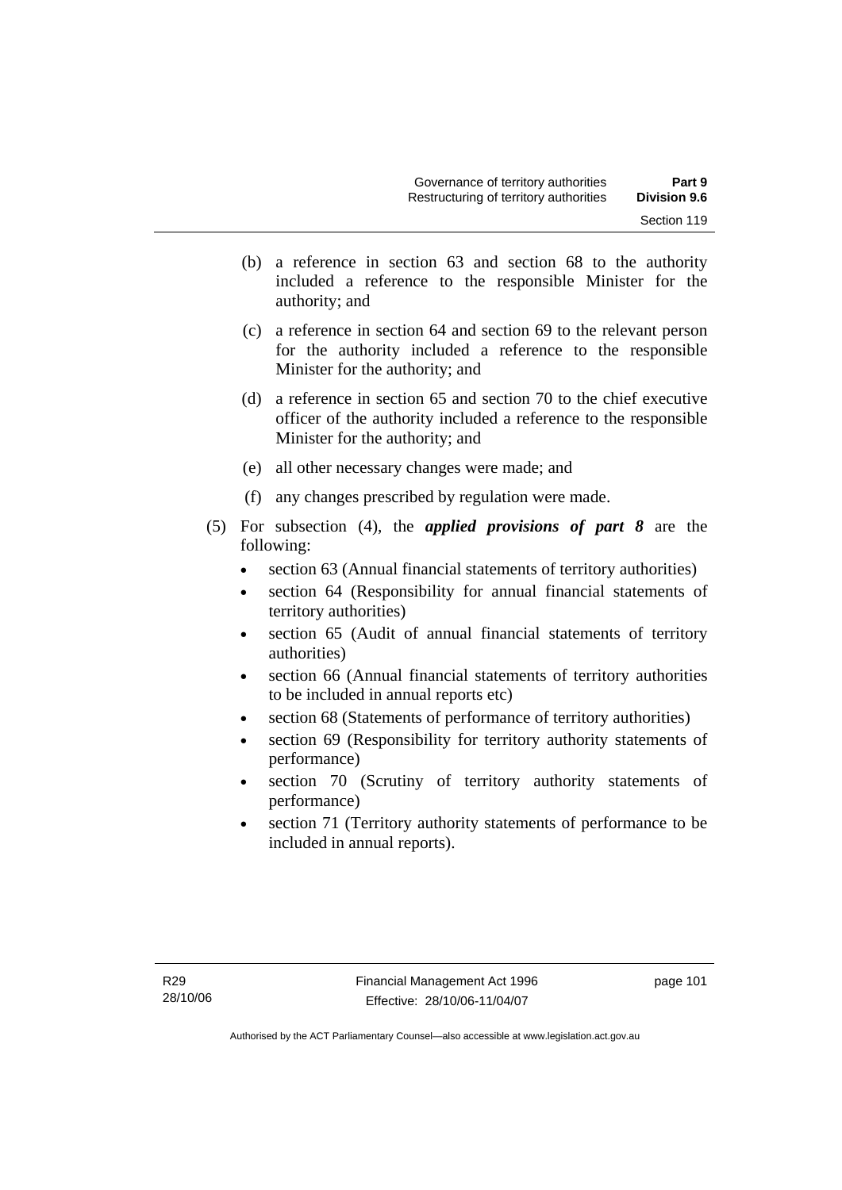(b) a reference in section 63 and section 68 to the authority included a reference to the responsible Minister for the authority; and

(c) a reference in section 64 and section 69 to the relevant person for the authority included a reference to the responsible Minister for the authority; and

(d) a reference in section 65 and section 70 to the chief executive officer of the authority included a reference to the responsible Minister for the authority; and

(e) all other necessary changes were made; and

(f) any changes prescribed by regulation were made.

(5) For subsection (4), the ***applied provisions of part 8*** are the following:

- section 63 (Annual financial statements of territory authorities)
- section 64 (Responsibility for annual financial statements of territory authorities)
- section 65 (Audit of annual financial statements of territory authorities)
- section 66 (Annual financial statements of territory authorities to be included in annual reports etc)
- section 68 (Statements of performance of territory authorities)
- section 69 (Responsibility for territory authority statements of performance)
- section 70 (Scrutiny of territory authority statements of performance)
- section 71 (Territory authority statements of performance to be included in annual reports).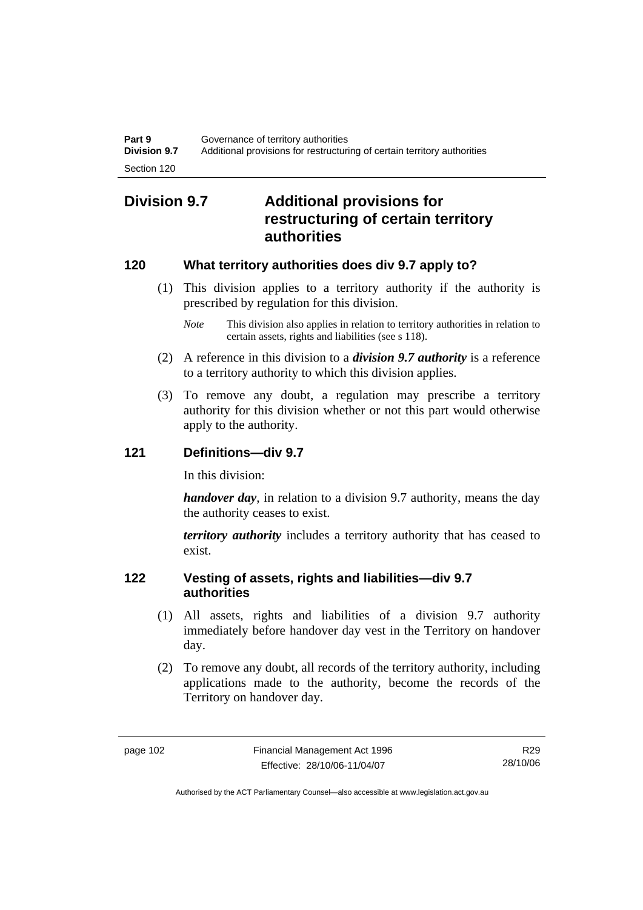# Division 9.7 Additional provisions for restructuring of certain territory authorities

### 120 What territory authorities does div 9.7 apply to?

(1) This division applies to a territory authority if the authority is prescribed by regulation for this division.

*Note* This division also applies in relation to territory authorities in relation to certain assets, rights and liabilities (see s 118).

(2) A reference in this division to a ***division 9.7 authority*** is a reference to a territory authority to which this division applies.

(3) To remove any doubt, a regulation may prescribe a territory authority for this division whether or not this part would otherwise apply to the authority.

### 121 Definitions—div 9.7

In this division:

***handover day***, in relation to a division 9.7 authority, means the day the authority ceases to exist.

***territory authority*** includes a territory authority that has ceased to exist.

### 122 Vesting of assets, rights and liabilities—div 9.7 authorities

(1) All assets, rights and liabilities of a division 9.7 authority immediately before handover day vest in the Territory on handover day.

(2) To remove any doubt, all records of the territory authority, including applications made to the authority, become the records of the Territory on handover day.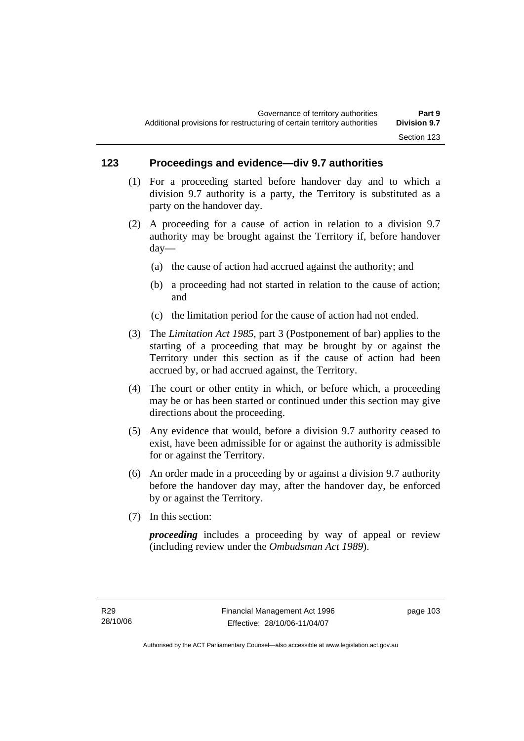## 123 Proceedings and evidence—div 9.7 authorities

(1) For a proceeding started before handover day and to which a division 9.7 authority is a party, the Territory is substituted as a party on the handover day.

(2) A proceeding for a cause of action in relation to a division 9.7 authority may be brought against the Territory if, before handover day—

(a) the cause of action had accrued against the authority; and

(b) a proceeding had not started in relation to the cause of action; and

(c) the limitation period for the cause of action had not ended.

(3) The *Limitation Act 1985*, part 3 (Postponement of bar) applies to the starting of a proceeding that may be brought by or against the Territory under this section as if the cause of action had been accrued by, or had accrued against, the Territory.

(4) The court or other entity in which, or before which, a proceeding may be or has been started or continued under this section may give directions about the proceeding.

(5) Any evidence that would, before a division 9.7 authority ceased to exist, have been admissible for or against the authority is admissible for or against the Territory.

(6) An order made in a proceeding by or against a division 9.7 authority before the handover day may, after the handover day, be enforced by or against the Territory.

(7) In this section:

***proceeding*** includes a proceeding by way of appeal or review (including review under the *Ombudsman Act 1989*).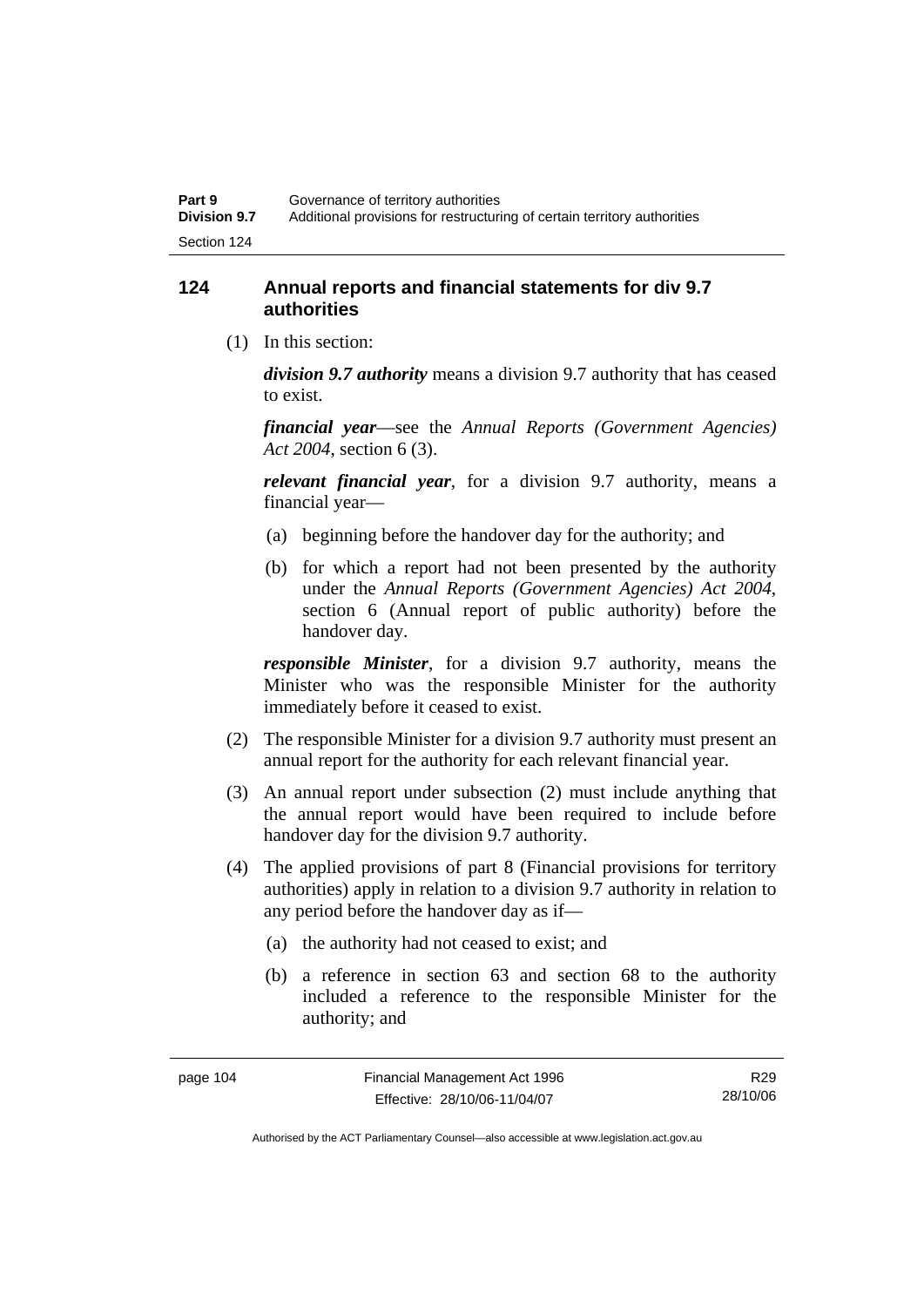## 124 Annual reports and financial statements for div 9.7 authorities

(1) In this section:

***division 9.7 authority*** means a division 9.7 authority that has ceased to exist.

***financial year***—see the *Annual Reports (Government Agencies) Act 2004*, section 6 (3).

***relevant financial year***, for a division 9.7 authority, means a financial year—

(a) beginning before the handover day for the authority; and

(b) for which a report had not been presented by the authority under the *Annual Reports (Government Agencies) Act 2004*, section 6 (Annual report of public authority) before the handover day.

***responsible Minister***, for a division 9.7 authority, means the Minister who was the responsible Minister for the authority immediately before it ceased to exist.

(2) The responsible Minister for a division 9.7 authority must present an annual report for the authority for each relevant financial year.

(3) An annual report under subsection (2) must include anything that the annual report would have been required to include before handover day for the division 9.7 authority.

(4) The applied provisions of part 8 (Financial provisions for territory authorities) apply in relation to a division 9.7 authority in relation to any period before the handover day as if—

(a) the authority had not ceased to exist; and

(b) a reference in section 63 and section 68 to the authority included a reference to the responsible Minister for the authority; and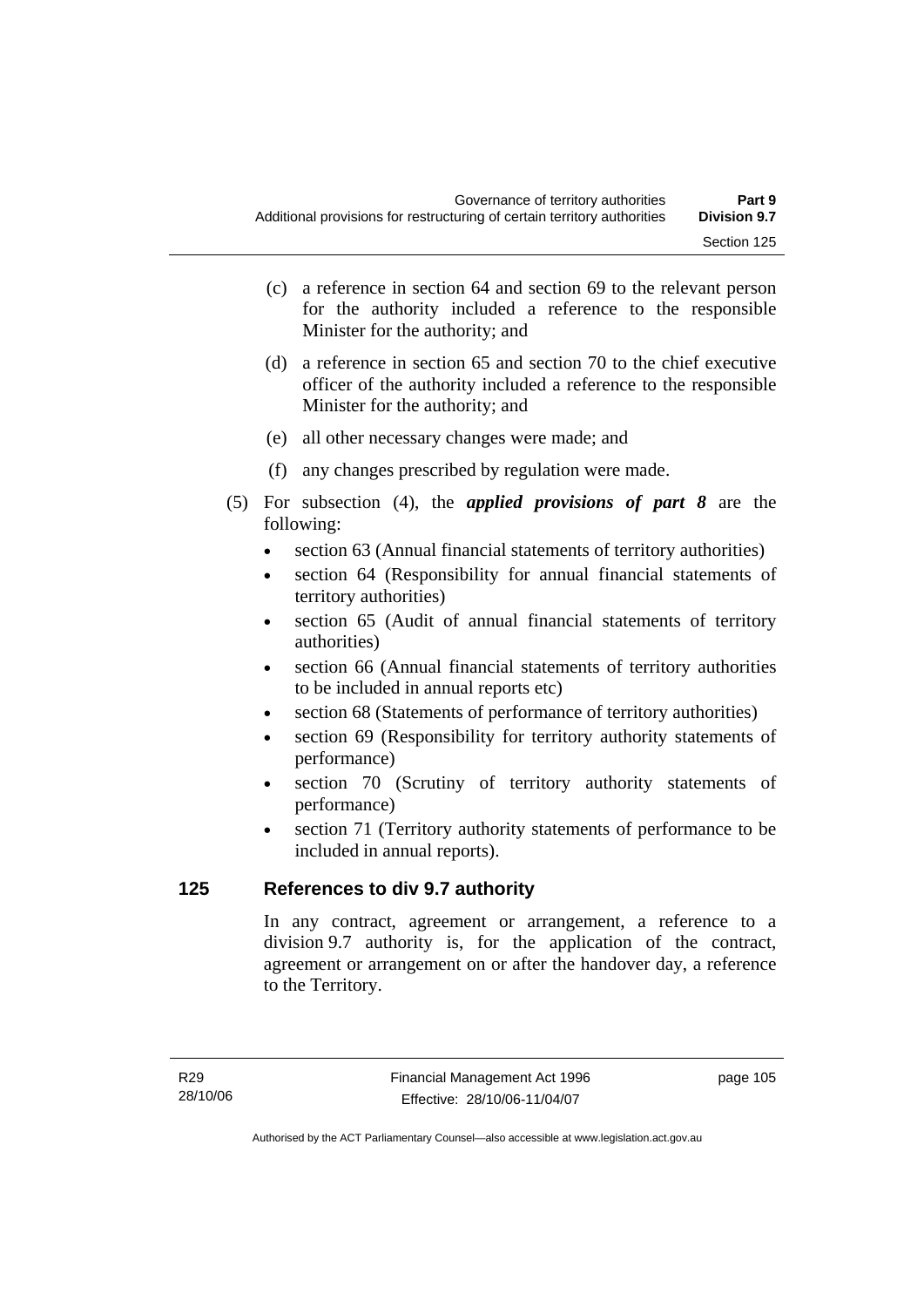(c) a reference in section 64 and section 69 to the relevant person for the authority included a reference to the responsible Minister for the authority; and

(d) a reference in section 65 and section 70 to the chief executive officer of the authority included a reference to the responsible Minister for the authority; and

(e) all other necessary changes were made; and

(f) any changes prescribed by regulation were made.

(5) For subsection (4), the ***applied provisions of part 8*** are the following:

- section 63 (Annual financial statements of territory authorities)
- section 64 (Responsibility for annual financial statements of territory authorities)
- section 65 (Audit of annual financial statements of territory authorities)
- section 66 (Annual financial statements of territory authorities to be included in annual reports etc)
- section 68 (Statements of performance of territory authorities)
- section 69 (Responsibility for territory authority statements of performance)
- section 70 (Scrutiny of territory authority statements of performance)
- section 71 (Territory authority statements of performance to be included in annual reports).

## 125 References to div 9.7 authority

In any contract, agreement or arrangement, a reference to a division 9.7 authority is, for the application of the contract, agreement or arrangement on or after the handover day, a reference to the Territory.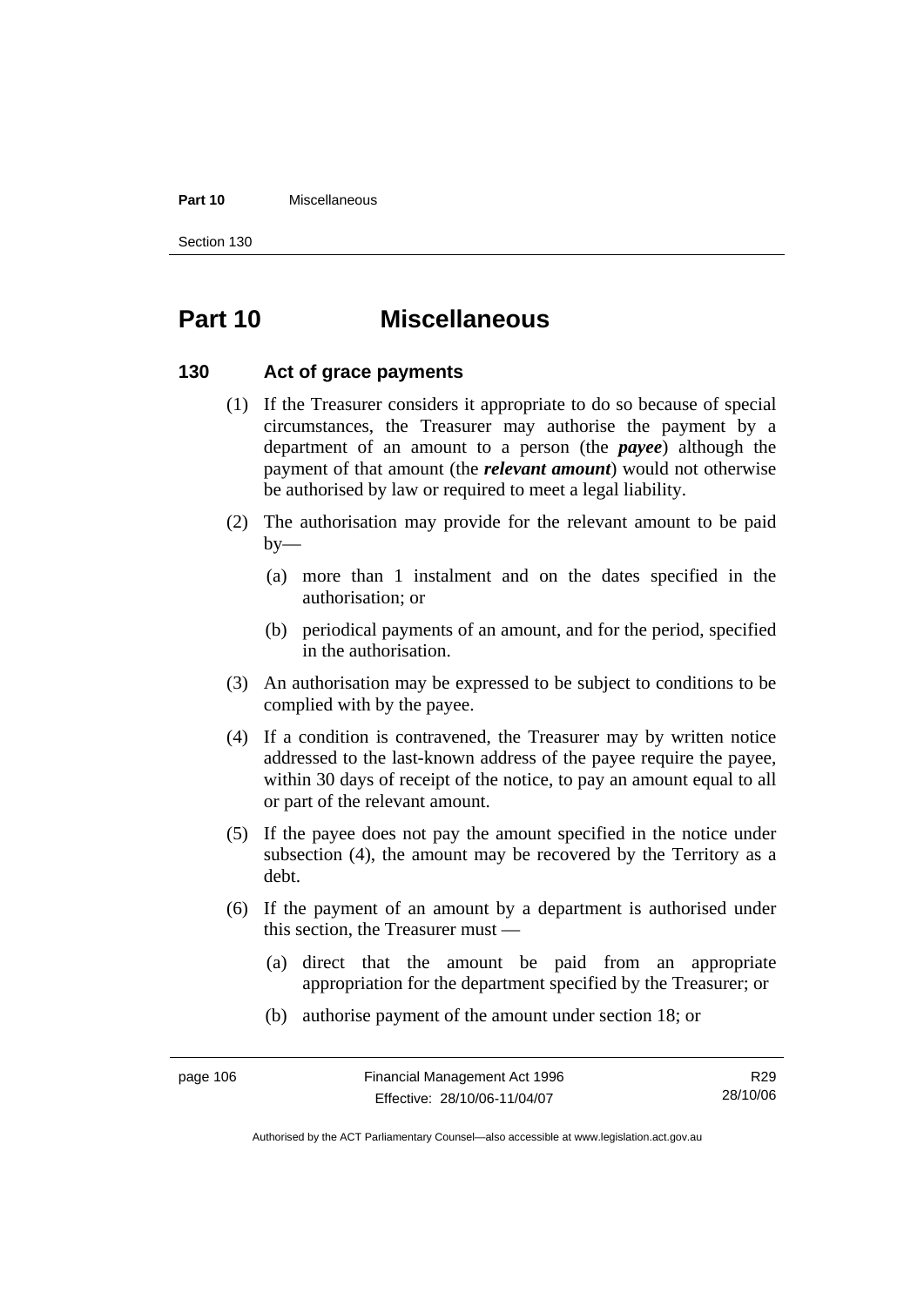# Part 10 Miscellaneous

## 130 Act of grace payments

(1) If the Treasurer considers it appropriate to do so because of special circumstances, the Treasurer may authorise the payment by a department of an amount to a person (the ***payee***) although the payment of that amount (the ***relevant amount***) would not otherwise be authorised by law or required to meet a legal liability.

(2) The authorisation may provide for the relevant amount to be paid by—

(a) more than 1 instalment and on the dates specified in the authorisation; or

(b) periodical payments of an amount, and for the period, specified in the authorisation.

(3) An authorisation may be expressed to be subject to conditions to be complied with by the payee.

(4) If a condition is contravened, the Treasurer may by written notice addressed to the last-known address of the payee require the payee, within 30 days of receipt of the notice, to pay an amount equal to all or part of the relevant amount.

(5) If the payee does not pay the amount specified in the notice under subsection (4), the amount may be recovered by the Territory as a debt.

(6) If the payment of an amount by a department is authorised under this section, the Treasurer must —

(a) direct that the amount be paid from an appropriate appropriation for the department specified by the Treasurer; or

(b) authorise payment of the amount under section 18; or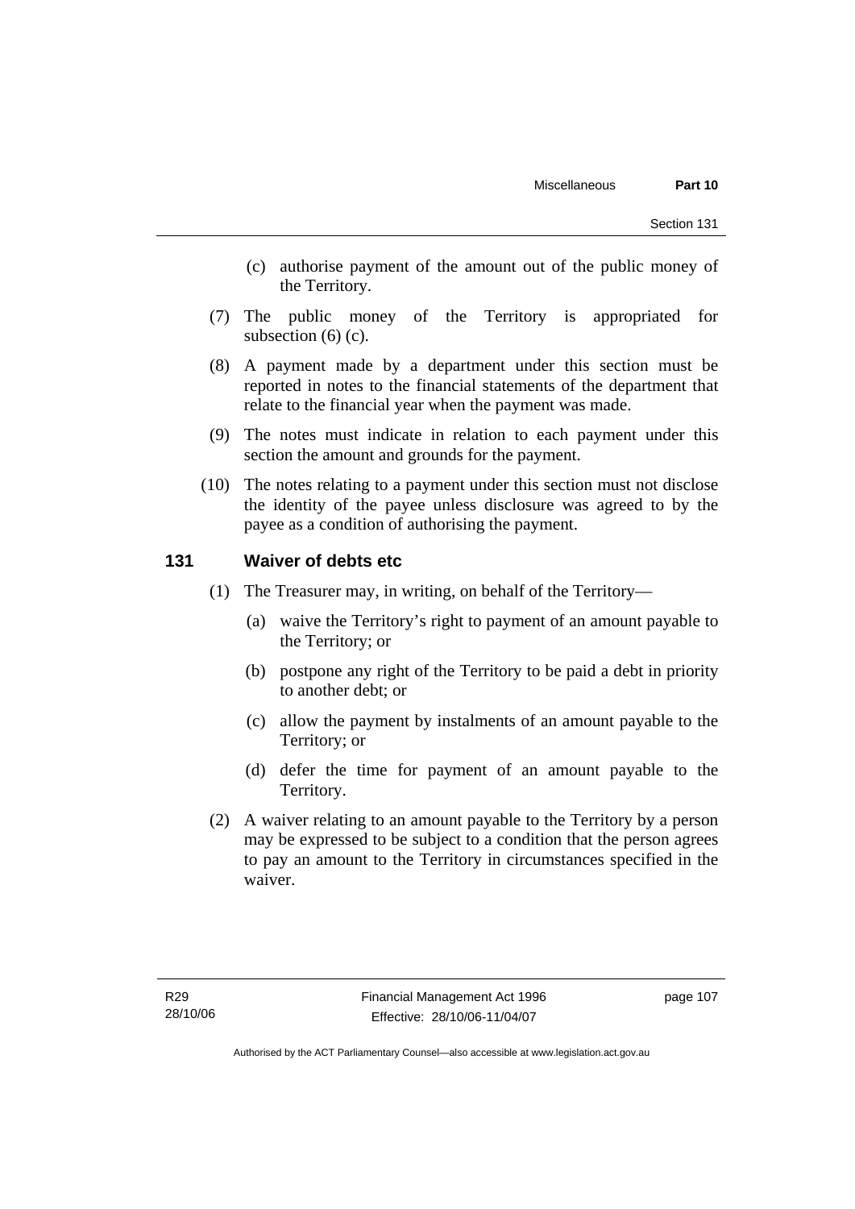(c) authorise payment of the amount out of the public money of the Territory.

(7) The public money of the Territory is appropriated for subsection (6) (c).

(8) A payment made by a department under this section must be reported in notes to the financial statements of the department that relate to the financial year when the payment was made.

(9) The notes must indicate in relation to each payment under this section the amount and grounds for the payment.

(10) The notes relating to a payment under this section must not disclose the identity of the payee unless disclosure was agreed to by the payee as a condition of authorising the payment.

## 131 Waiver of debts etc

(1) The Treasurer may, in writing, on behalf of the Territory—

(a) waive the Territory's right to payment of an amount payable to the Territory; or

(b) postpone any right of the Territory to be paid a debt in priority to another debt; or

(c) allow the payment by instalments of an amount payable to the Territory; or

(d) defer the time for payment of an amount payable to the Territory.

(2) A waiver relating to an amount payable to the Territory by a person may be expressed to be subject to a condition that the person agrees to pay an amount to the Territory in circumstances specified in the waiver.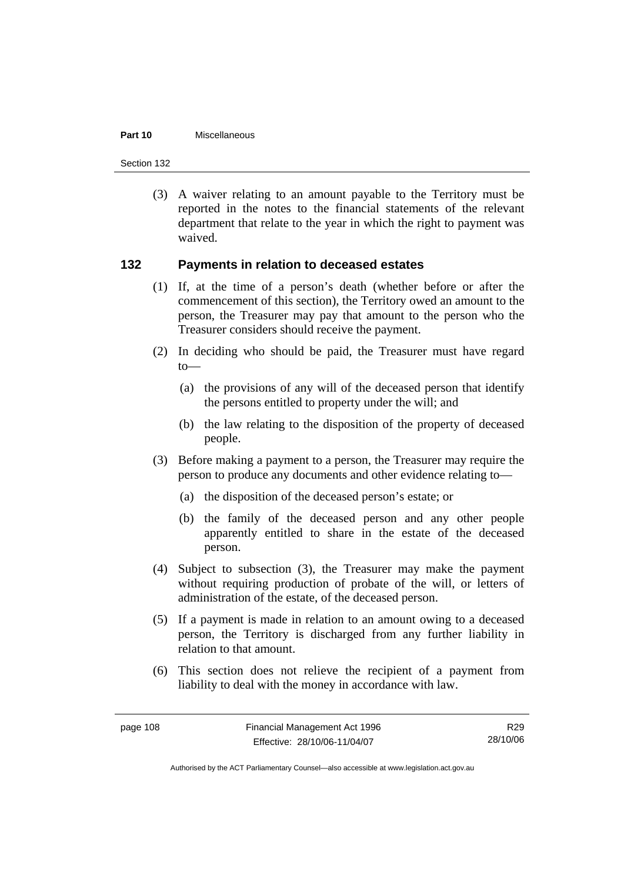(3) A waiver relating to an amount payable to the Territory must be reported in the notes to the financial statements of the relevant department that relate to the year in which the right to payment was waived.

### 132 Payments in relation to deceased estates

(1) If, at the time of a person's death (whether before or after the commencement of this section), the Territory owed an amount to the person, the Treasurer may pay that amount to the person who the Treasurer considers should receive the payment.

(2) In deciding who should be paid, the Treasurer must have regard to—

(a) the provisions of any will of the deceased person that identify the persons entitled to property under the will; and

(b) the law relating to the disposition of the property of deceased people.

(3) Before making a payment to a person, the Treasurer may require the person to produce any documents and other evidence relating to—

(a) the disposition of the deceased person's estate; or

(b) the family of the deceased person and any other people apparently entitled to share in the estate of the deceased person.

(4) Subject to subsection (3), the Treasurer may make the payment without requiring production of probate of the will, or letters of administration of the estate, of the deceased person.

(5) If a payment is made in relation to an amount owing to a deceased person, the Territory is discharged from any further liability in relation to that amount.

(6) This section does not relieve the recipient of a payment from liability to deal with the money in accordance with law.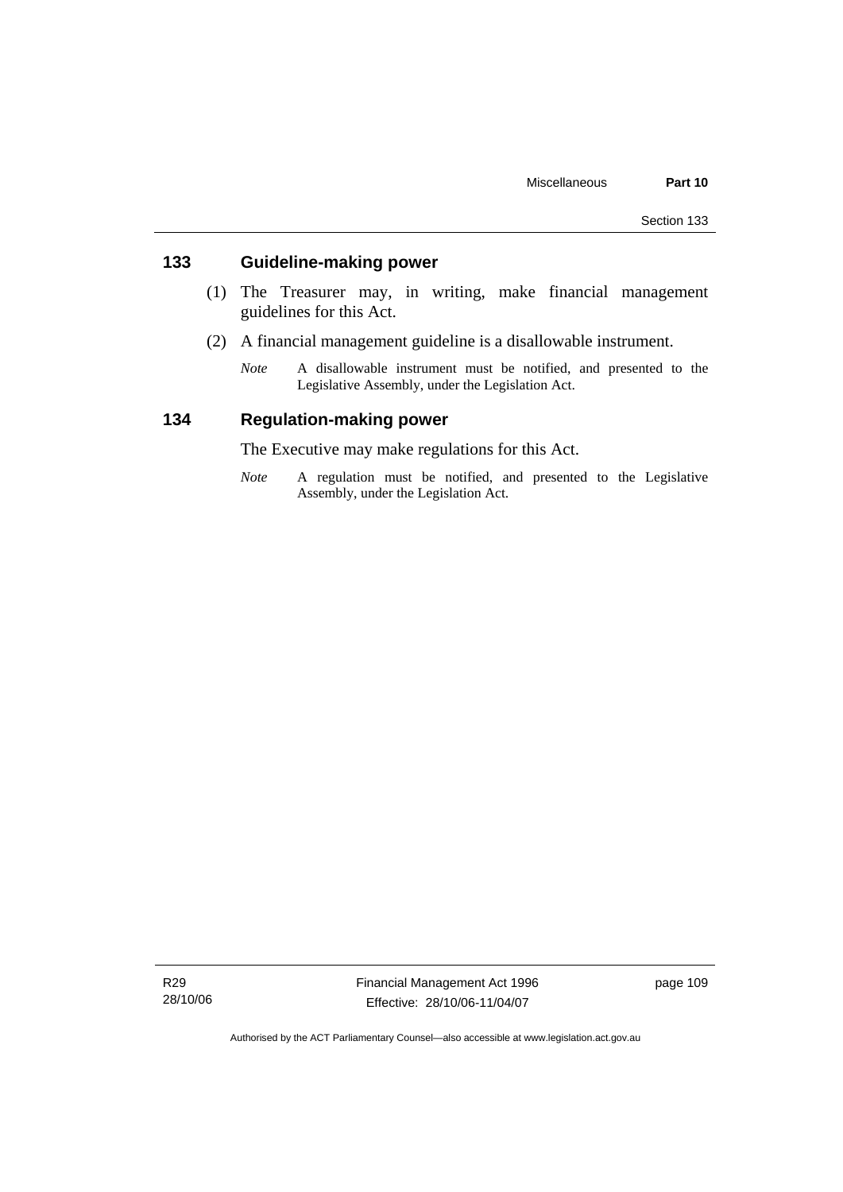## 133 Guideline-making power

(1) The Treasurer may, in writing, make financial management guidelines for this Act.

(2) A financial management guideline is a disallowable instrument.

*Note* A disallowable instrument must be notified, and presented to the Legislative Assembly, under the Legislation Act.

## 134 Regulation-making power

The Executive may make regulations for this Act.

*Note* A regulation must be notified, and presented to the Legislative Assembly, under the Legislation Act.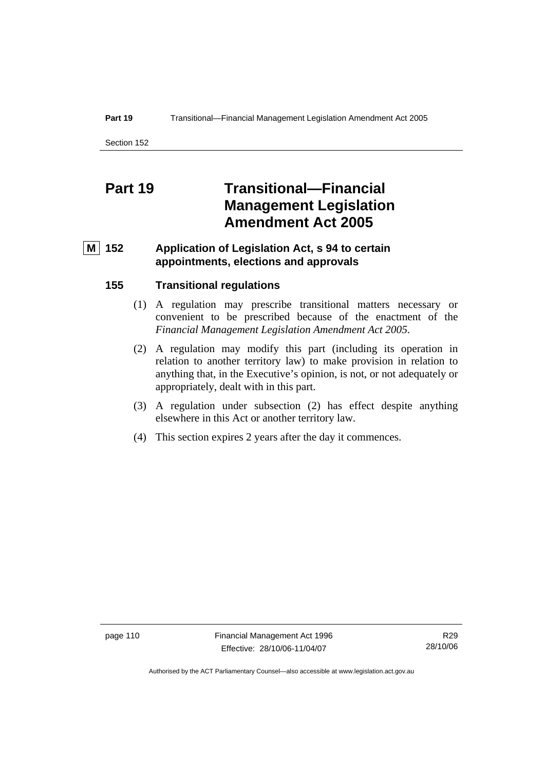# Part 19 Transitional—Financial Management Legislation Amendment Act 2005

### M 152 Application of Legislation Act, s 94 to certain appointments, elections and approvals

### 155 Transitional regulations

(1) A regulation may prescribe transitional matters necessary or convenient to be prescribed because of the enactment of the *Financial Management Legislation Amendment Act 2005*.

(2) A regulation may modify this part (including its operation in relation to another territory law) to make provision in relation to anything that, in the Executive's opinion, is not, or not adequately or appropriately, dealt with in this part.

(3) A regulation under subsection (2) has effect despite anything elsewhere in this Act or another territory law.

(4) This section expires 2 years after the day it commences.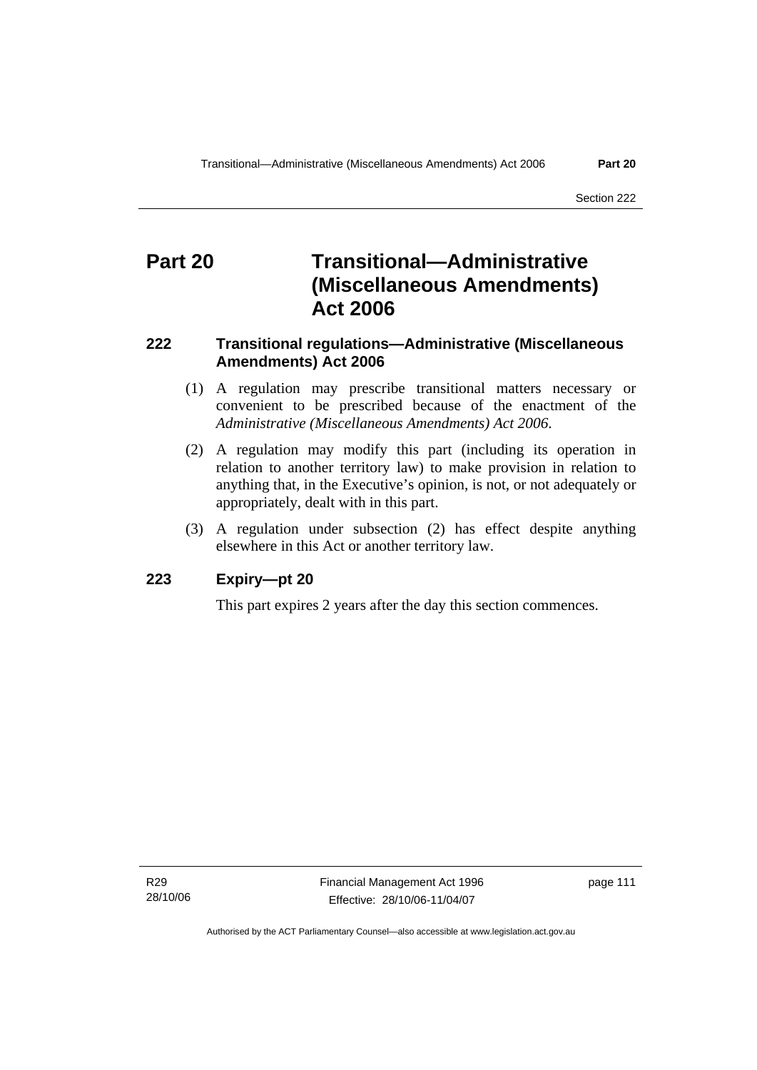# Part 20 Transitional—Administrative (Miscellaneous Amendments) Act 2006

### 222 Transitional regulations—Administrative (Miscellaneous Amendments) Act 2006

(1) A regulation may prescribe transitional matters necessary or convenient to be prescribed because of the enactment of the *Administrative (Miscellaneous Amendments) Act 2006*.

(2) A regulation may modify this part (including its operation in relation to another territory law) to make provision in relation to anything that, in the Executive's opinion, is not, or not adequately or appropriately, dealt with in this part.

(3) A regulation under subsection (2) has effect despite anything elsewhere in this Act or another territory law.

### 223 Expiry—pt 20

This part expires 2 years after the day this section commences.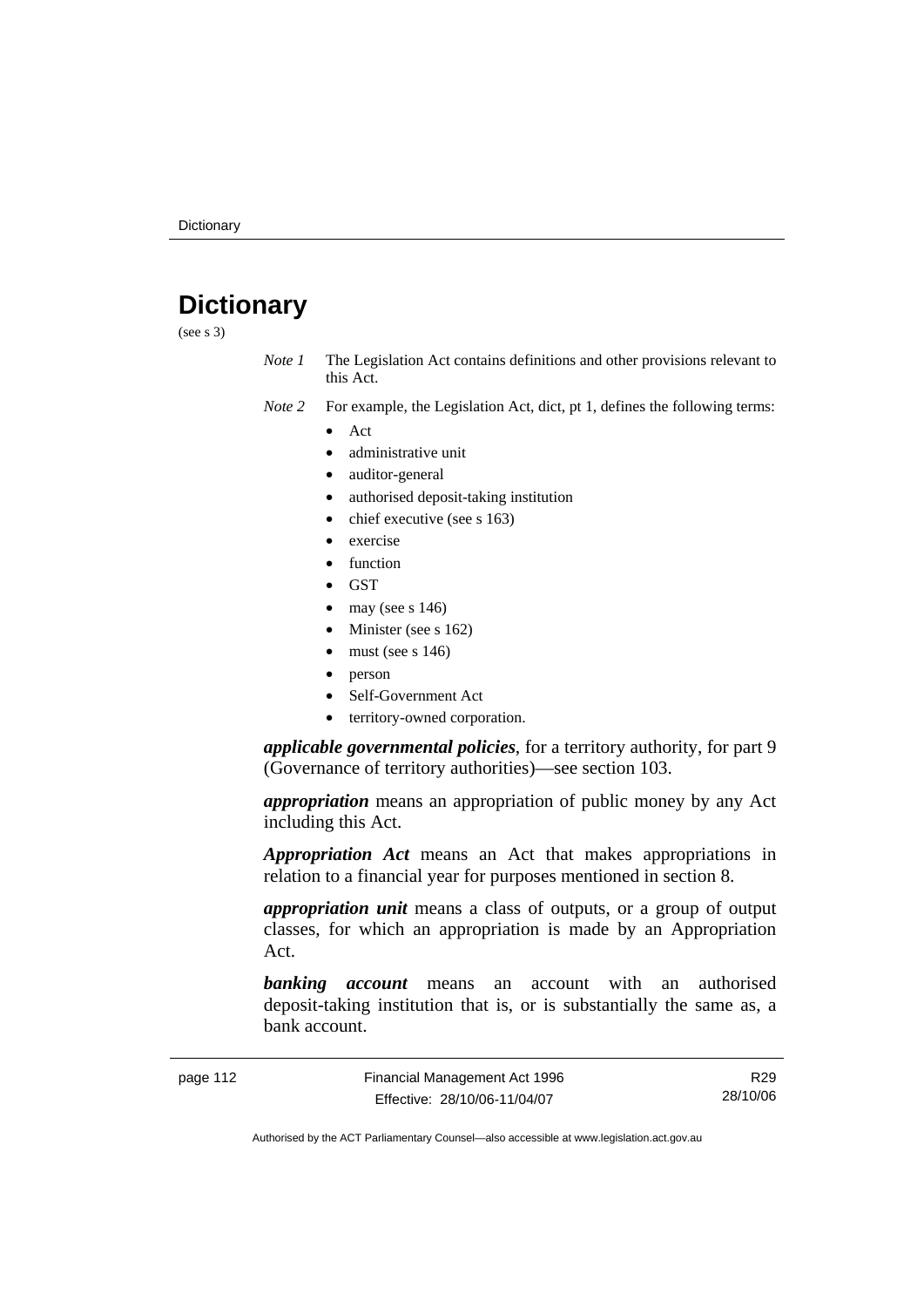# Dictionary

(see s 3)

*Note 1* The Legislation Act contains definitions and other provisions relevant to this Act.

*Note 2* For example, the Legislation Act, dict, pt 1, defines the following terms:

- Act
- administrative unit
- auditor-general
- authorised deposit-taking institution
- chief executive (see s 163)
- exercise
- function
- GST
- may (see s 146)
- Minister (see s 162)
- must (see s 146)
- person
- Self-Government Act
- territory-owned corporation.

***applicable governmental policies***, for a territory authority, for part 9 (Governance of territory authorities)—see section 103.

***appropriation*** means an appropriation of public money by any Act including this Act.

***Appropriation Act*** means an Act that makes appropriations in relation to a financial year for purposes mentioned in section 8.

***appropriation unit*** means a class of outputs, or a group of output classes, for which an appropriation is made by an Appropriation Act.

***banking account*** means an account with an authorised deposit-taking institution that is, or is substantially the same as, a bank account.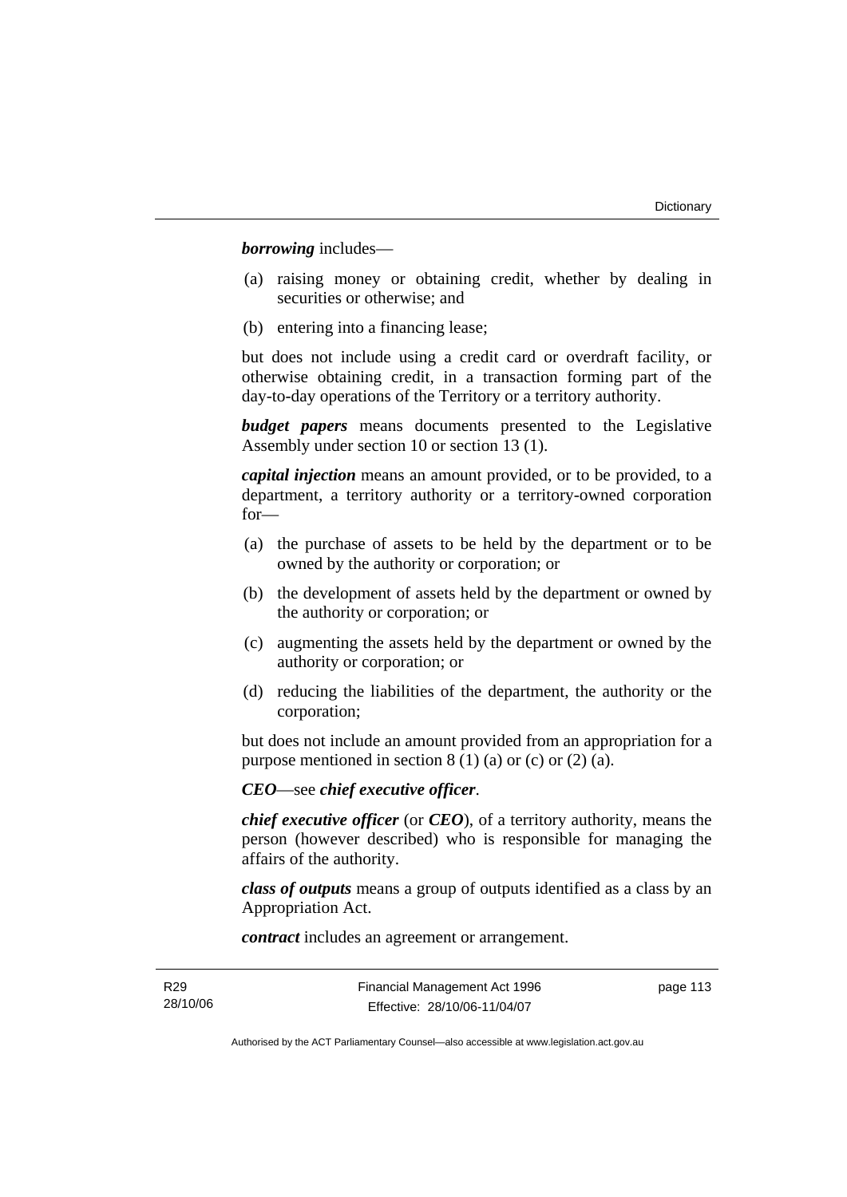***borrowing*** includes—

(a) raising money or obtaining credit, whether by dealing in securities or otherwise; and

(b) entering into a financing lease;

but does not include using a credit card or overdraft facility, or otherwise obtaining credit, in a transaction forming part of the day-to-day operations of the Territory or a territory authority.

***budget papers*** means documents presented to the Legislative Assembly under section 10 or section 13 (1).

***capital injection*** means an amount provided, or to be provided, to a department, a territory authority or a territory-owned corporation for—

(a) the purchase of assets to be held by the department or to be owned by the authority or corporation; or

(b) the development of assets held by the department or owned by the authority or corporation; or

(c) augmenting the assets held by the department or owned by the authority or corporation; or

(d) reducing the liabilities of the department, the authority or the corporation;

but does not include an amount provided from an appropriation for a purpose mentioned in section 8 (1) (a) or (c) or (2) (a).

***CEO***—see ***chief executive officer***.

***chief executive officer*** (or ***CEO***), of a territory authority, means the person (however described) who is responsible for managing the affairs of the authority.

***class of outputs*** means a group of outputs identified as a class by an Appropriation Act.

***contract*** includes an agreement or arrangement.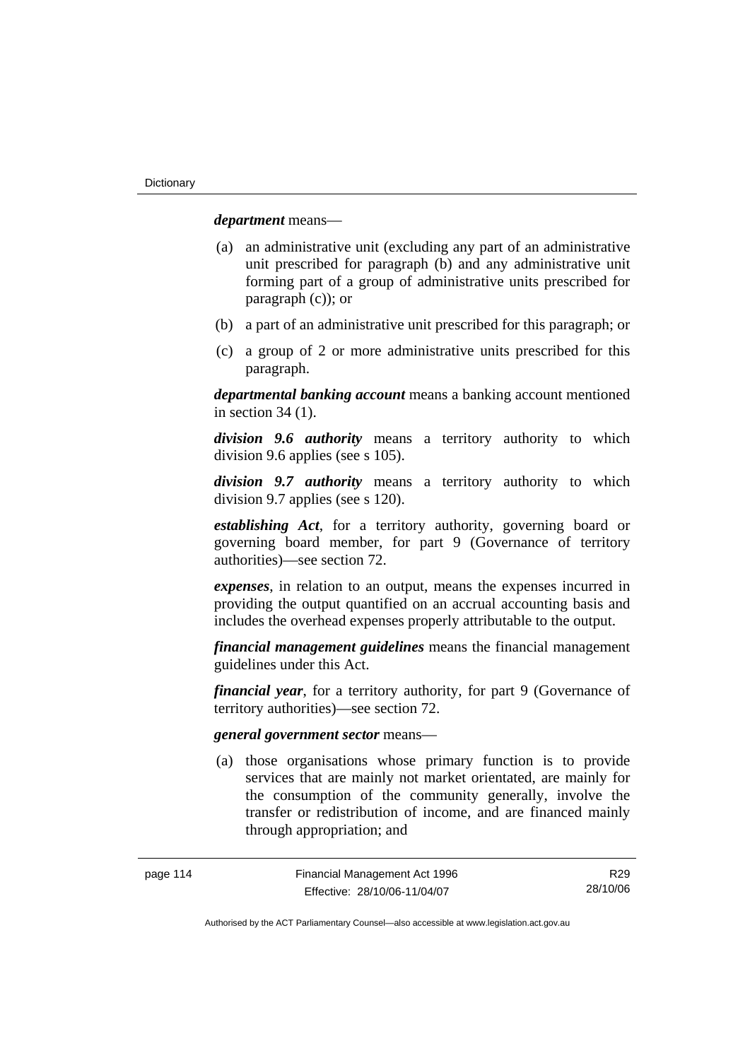***department*** means—

(a) an administrative unit (excluding any part of an administrative unit prescribed for paragraph (b) and any administrative unit forming part of a group of administrative units prescribed for paragraph (c)); or

(b) a part of an administrative unit prescribed for this paragraph; or

(c) a group of 2 or more administrative units prescribed for this paragraph.

***departmental banking account*** means a banking account mentioned in section 34 (1).

***division 9.6 authority*** means a territory authority to which division 9.6 applies (see s 105).

***division 9.7 authority*** means a territory authority to which division 9.7 applies (see s 120).

***establishing Act***, for a territory authority, governing board or governing board member, for part 9 (Governance of territory authorities)—see section 72.

***expenses***, in relation to an output, means the expenses incurred in providing the output quantified on an accrual accounting basis and includes the overhead expenses properly attributable to the output.

***financial management guidelines*** means the financial management guidelines under this Act.

***financial year***, for a territory authority, for part 9 (Governance of territory authorities)—see section 72.

***general government sector*** means—

(a) those organisations whose primary function is to provide services that are mainly not market orientated, are mainly for the consumption of the community generally, involve the transfer or redistribution of income, and are financed mainly through appropriation; and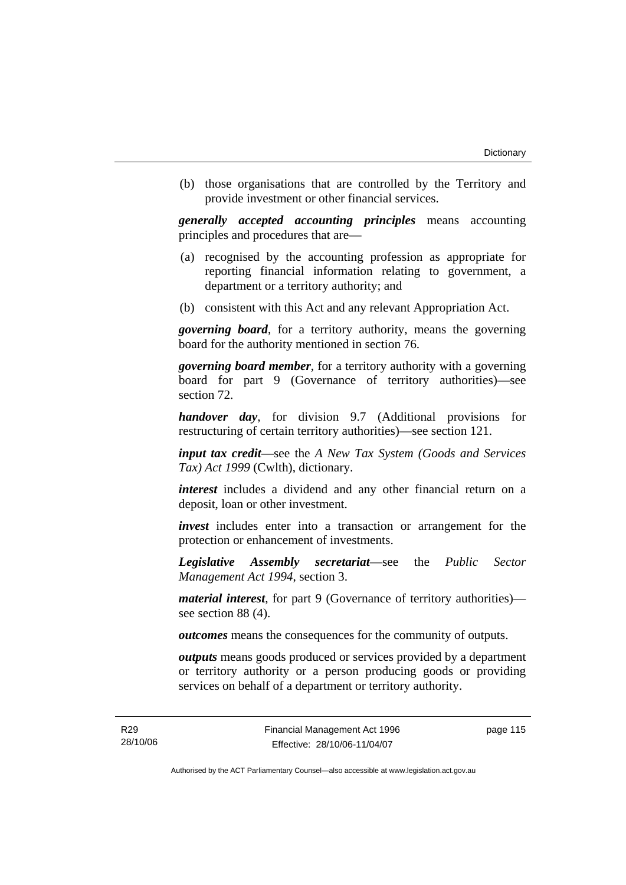(b) those organisations that are controlled by the Territory and provide investment or other financial services.

***generally accepted accounting principles*** means accounting principles and procedures that are—

(a) recognised by the accounting profession as appropriate for reporting financial information relating to government, a department or a territory authority; and

(b) consistent with this Act and any relevant Appropriation Act.

***governing board***, for a territory authority, means the governing board for the authority mentioned in section 76.

***governing board member***, for a territory authority with a governing board for part 9 (Governance of territory authorities)—see section 72.

***handover day***, for division 9.7 (Additional provisions for restructuring of certain territory authorities)—see section 121.

***input tax credit***—see the *A New Tax System (Goods and Services Tax) Act 1999* (Cwlth), dictionary.

***interest*** includes a dividend and any other financial return on a deposit, loan or other investment.

***invest*** includes enter into a transaction or arrangement for the protection or enhancement of investments.

***Legislative Assembly secretariat***—see the *Public Sector Management Act 1994*, section 3.

***material interest***, for part 9 (Governance of territory authorities)—see section 88 (4).

***outcomes*** means the consequences for the community of outputs.

***outputs*** means goods produced or services provided by a department or territory authority or a person producing goods or providing services on behalf of a department or territory authority.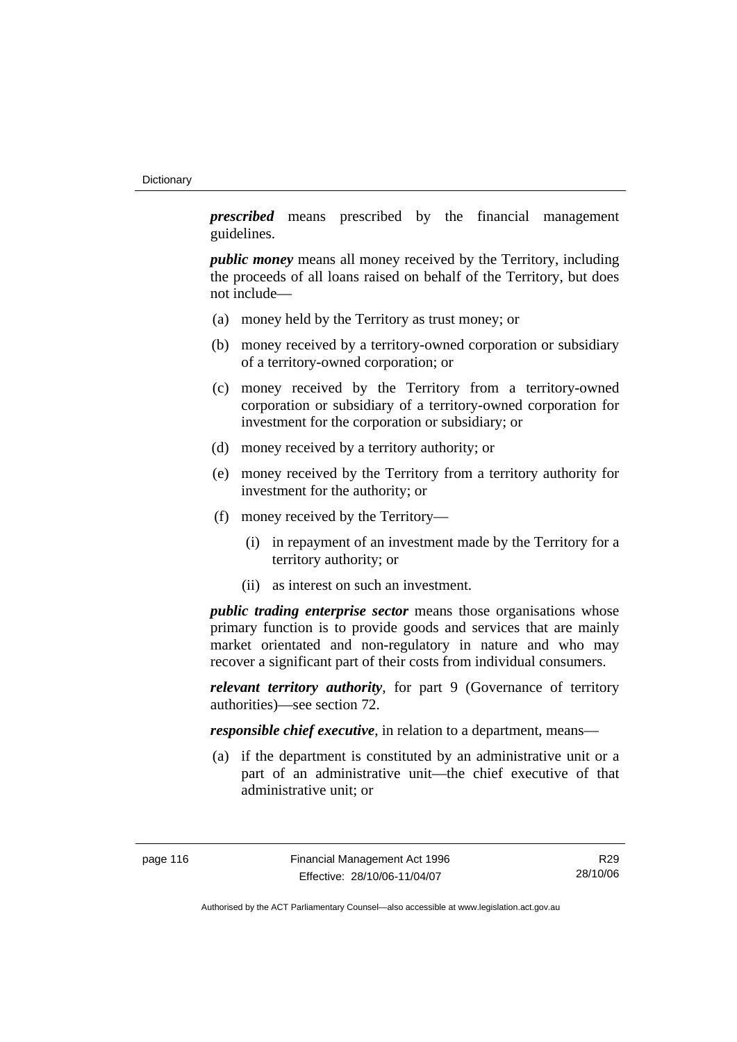***prescribed*** means prescribed by the financial management guidelines.

***public money*** means all money received by the Territory, including the proceeds of all loans raised on behalf of the Territory, but does not include—

(a) money held by the Territory as trust money; or

(b) money received by a territory-owned corporation or subsidiary of a territory-owned corporation; or

(c) money received by the Territory from a territory-owned corporation or subsidiary of a territory-owned corporation for investment for the corporation or subsidiary; or

(d) money received by a territory authority; or

(e) money received by the Territory from a territory authority for investment for the authority; or

(f) money received by the Territory—

  (i) in repayment of an investment made by the Territory for a territory authority; or

  (ii) as interest on such an investment.

***public trading enterprise sector*** means those organisations whose primary function is to provide goods and services that are mainly market orientated and non-regulatory in nature and who may recover a significant part of their costs from individual consumers.

***relevant territory authority***, for part 9 (Governance of territory authorities)—see section 72.

***responsible chief executive***, in relation to a department, means—

(a) if the department is constituted by an administrative unit or a part of an administrative unit—the chief executive of that administrative unit; or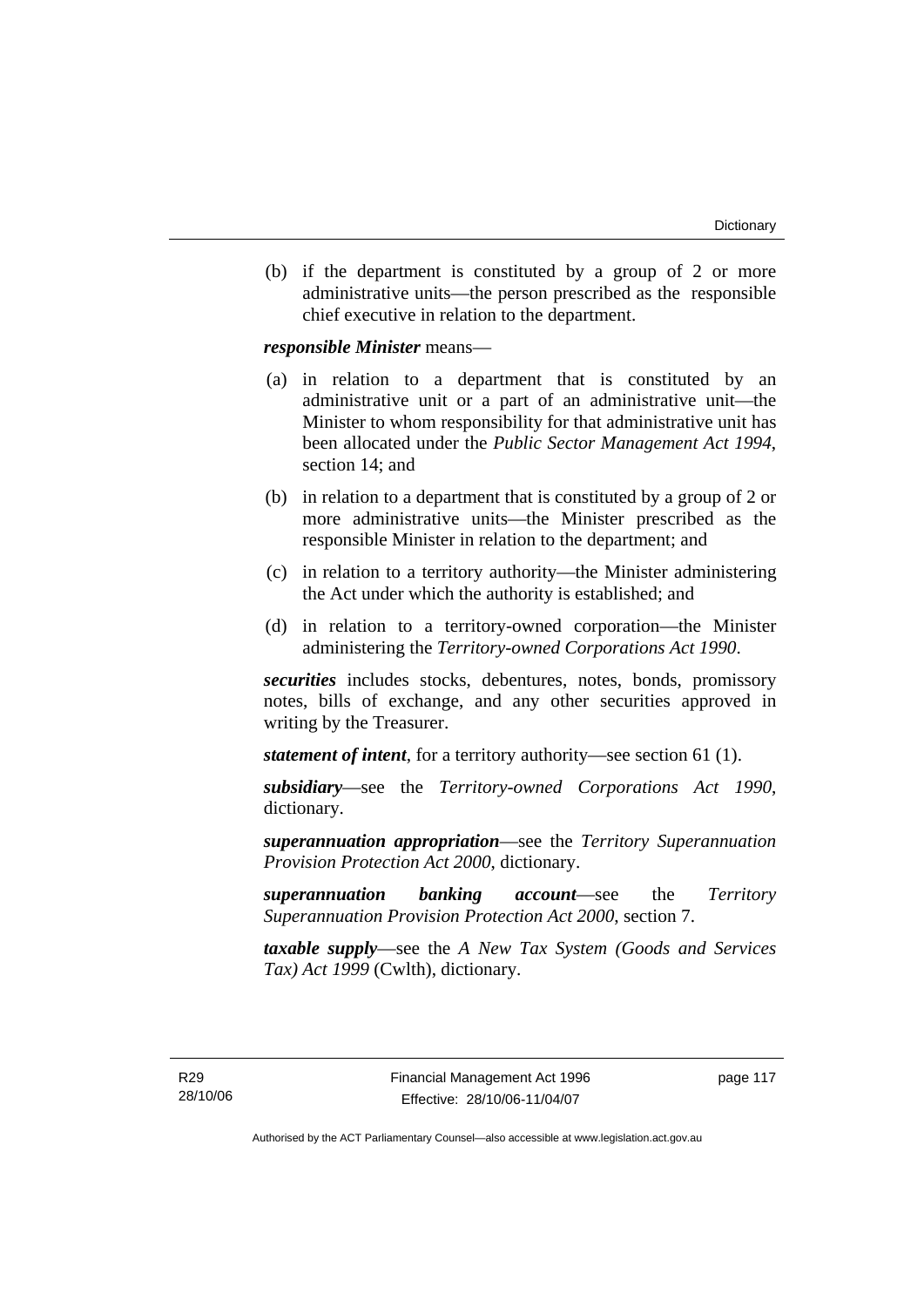(b) if the department is constituted by a group of 2 or more administrative units—the person prescribed as the responsible chief executive in relation to the department.

***responsible Minister*** means—

(a) in relation to a department that is constituted by an administrative unit or a part of an administrative unit—the Minister to whom responsibility for that administrative unit has been allocated under the *Public Sector Management Act 1994*, section 14; and

(b) in relation to a department that is constituted by a group of 2 or more administrative units—the Minister prescribed as the responsible Minister in relation to the department; and

(c) in relation to a territory authority—the Minister administering the Act under which the authority is established; and

(d) in relation to a territory-owned corporation—the Minister administering the *Territory-owned Corporations Act 1990*.

***securities*** includes stocks, debentures, notes, bonds, promissory notes, bills of exchange, and any other securities approved in writing by the Treasurer.

***statement of intent***, for a territory authority—see section 61 (1).

***subsidiary***—see the *Territory-owned Corporations Act 1990*, dictionary.

***superannuation appropriation***—see the *Territory Superannuation Provision Protection Act 2000*, dictionary.

***superannuation banking account***—see the *Territory Superannuation Provision Protection Act 2000*, section 7.

***taxable supply***—see the *A New Tax System (Goods and Services Tax) Act 1999* (Cwlth), dictionary.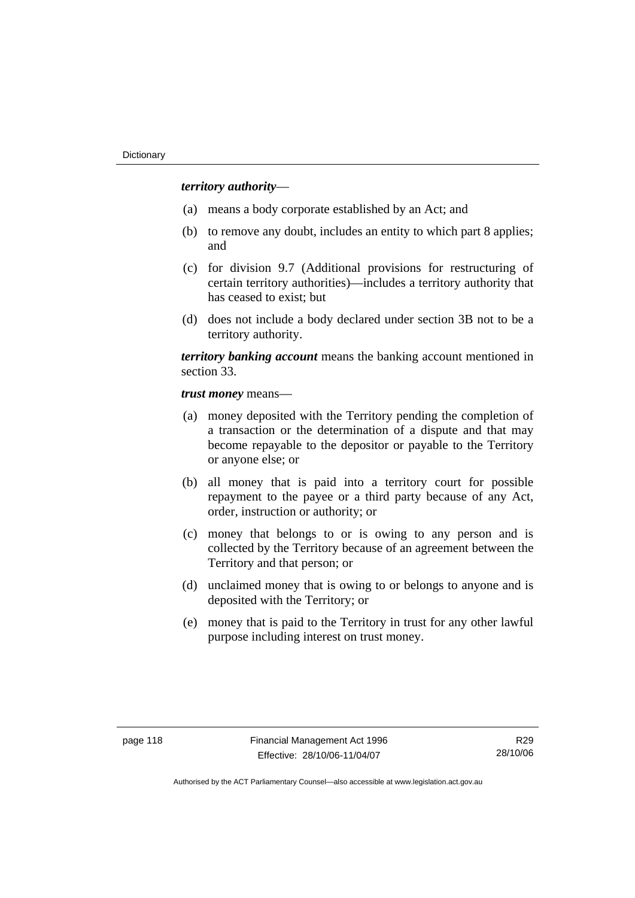***territory authority***—

(a) means a body corporate established by an Act; and

(b) to remove any doubt, includes an entity to which part 8 applies; and

(c) for division 9.7 (Additional provisions for restructuring of certain territory authorities)—includes a territory authority that has ceased to exist; but

(d) does not include a body declared under section 3B not to be a territory authority.

***territory banking account*** means the banking account mentioned in section 33.

***trust money*** means—

(a) money deposited with the Territory pending the completion of a transaction or the determination of a dispute and that may become repayable to the depositor or payable to the Territory or anyone else; or

(b) all money that is paid into a territory court for possible repayment to the payee or a third party because of any Act, order, instruction or authority; or

(c) money that belongs to or is owing to any person and is collected by the Territory because of an agreement between the Territory and that person; or

(d) unclaimed money that is owing to or belongs to anyone and is deposited with the Territory; or

(e) money that is paid to the Territory in trust for any other lawful purpose including interest on trust money.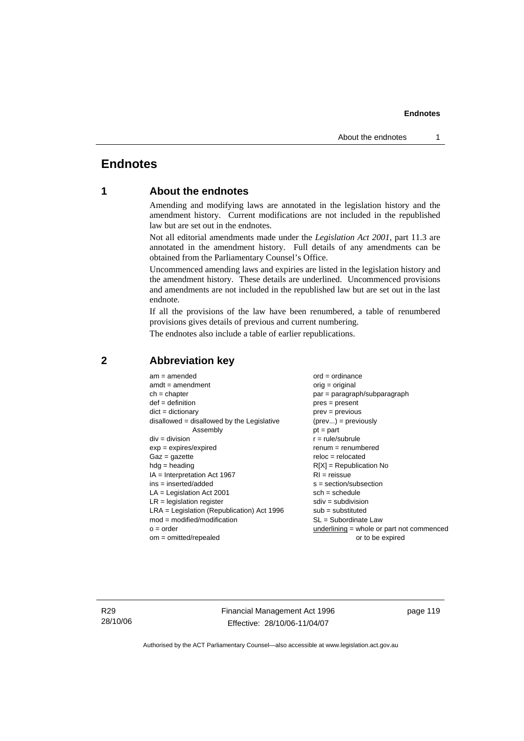# Endnotes

## 1 About the endnotes

Amending and modifying laws are annotated in the legislation history and the amendment history. Current modifications are not included in the republished law but are set out in the endnotes.

Not all editorial amendments made under the *Legislation Act 2001*, part 11.3 are annotated in the amendment history. Full details of any amendments can be obtained from the Parliamentary Counsel's Office.

Uncommenced amending laws and expiries are listed in the legislation history and the amendment history. These details are underlined. Uncommenced provisions and amendments are not included in the republished law but are set out in the last endnote.

If all the provisions of the law have been renumbered, a table of renumbered provisions gives details of previous and current numbering.

The endnotes also include a table of earlier republications.

## 2 Abbreviation key

am = amended
amdt = amendment
ch = chapter
def = definition
dict = dictionary
disallowed = disallowed by the Legislative Assembly
div = division
exp = expires/expired
Gaz = gazette
hdg = heading
IA = Interpretation Act 1967
ins = inserted/added
LA = Legislation Act 2001
LR = legislation register
LRA = Legislation (Republication) Act 1996
mod = modified/modification
o = order
om = omitted/repealed
ord = ordinance
orig = original
par = paragraph/subparagraph
pres = present
prev = previous
(prev...) = previously
pt = part
r = rule/subrule
renum = renumbered
reloc = relocated
R[X] = Republication No
RI = reissue
s = section/subsection
sch = schedule
sdiv = subdivision
sub = substituted
SL = Subordinate Law
underlining = whole or part not commenced or to be expired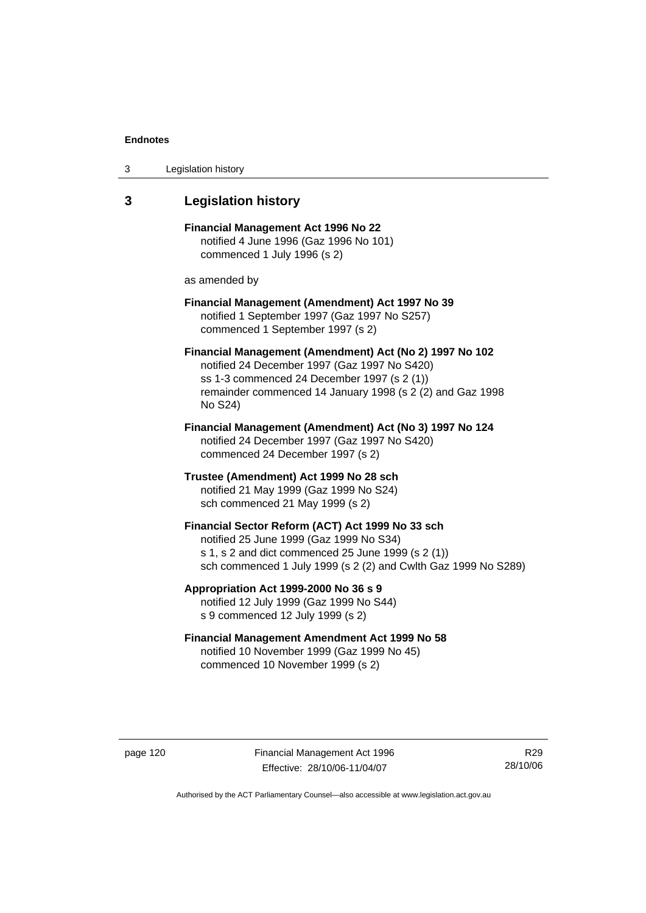## 3 Legislation history

**Financial Management Act 1996 No 22**
notified 4 June 1996 (Gaz 1996 No 101)
commenced 1 July 1996 (s 2)

as amended by

**Financial Management (Amendment) Act 1997 No 39**
notified 1 September 1997 (Gaz 1997 No S257)
commenced 1 September 1997 (s 2)

**Financial Management (Amendment) Act (No 2) 1997 No 102**
notified 24 December 1997 (Gaz 1997 No S420)
ss 1-3 commenced 24 December 1997 (s 2 (1))
remainder commenced 14 January 1998 (s 2 (2) and Gaz 1998 No S24)

**Financial Management (Amendment) Act (No 3) 1997 No 124**
notified 24 December 1997 (Gaz 1997 No S420)
commenced 24 December 1997 (s 2)

**Trustee (Amendment) Act 1999 No 28 sch**
notified 21 May 1999 (Gaz 1999 No S24)
sch commenced 21 May 1999 (s 2)

**Financial Sector Reform (ACT) Act 1999 No 33 sch**
notified 25 June 1999 (Gaz 1999 No S34)
s 1, s 2 and dict commenced 25 June 1999 (s 2 (1))
sch commenced 1 July 1999 (s 2 (2) and Cwlth Gaz 1999 No S289)

**Appropriation Act 1999-2000 No 36 s 9**
notified 12 July 1999 (Gaz 1999 No S44)
s 9 commenced 12 July 1999 (s 2)

**Financial Management Amendment Act 1999 No 58**
notified 10 November 1999 (Gaz 1999 No 45)
commenced 10 November 1999 (s 2)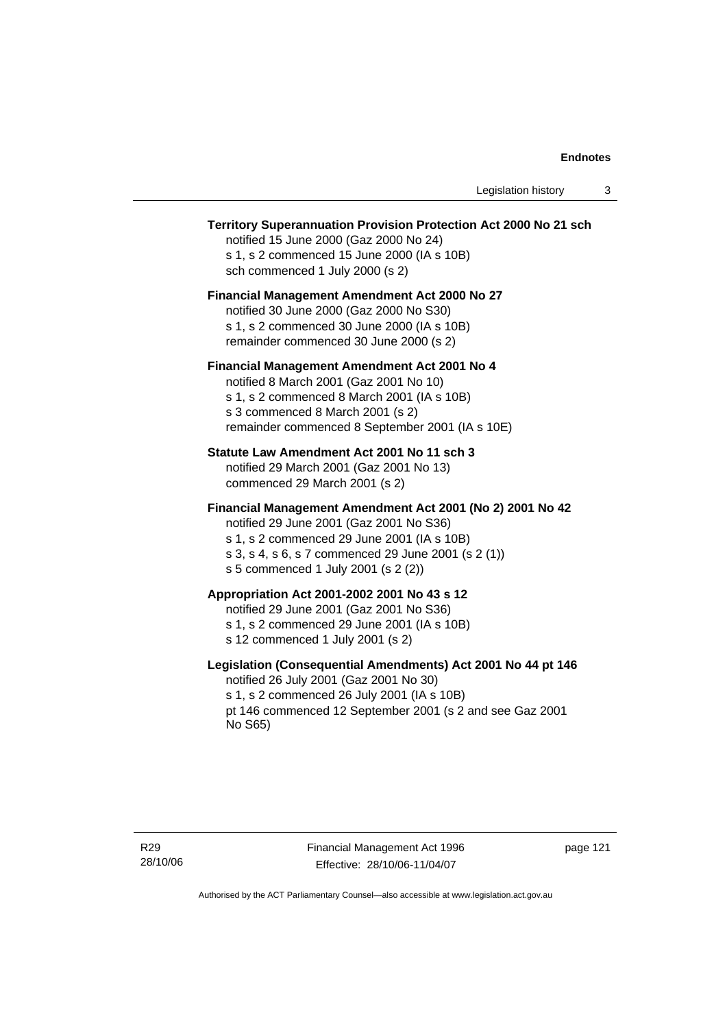**Territory Superannuation Provision Protection Act 2000 No 21 sch**

notified 15 June 2000 (Gaz 2000 No 24)
s 1, s 2 commenced 15 June 2000 (IA s 10B)
sch commenced 1 July 2000 (s 2)

**Financial Management Amendment Act 2000 No 27**

notified 30 June 2000 (Gaz 2000 No S30)
s 1, s 2 commenced 30 June 2000 (IA s 10B)
remainder commenced 30 June 2000 (s 2)

**Financial Management Amendment Act 2001 No 4**

notified 8 March 2001 (Gaz 2001 No 10)
s 1, s 2 commenced 8 March 2001 (IA s 10B)
s 3 commenced 8 March 2001 (s 2)
remainder commenced 8 September 2001 (IA s 10E)

**Statute Law Amendment Act 2001 No 11 sch 3**

notified 29 March 2001 (Gaz 2001 No 13)
commenced 29 March 2001 (s 2)

**Financial Management Amendment Act 2001 (No 2) 2001 No 42**

notified 29 June 2001 (Gaz 2001 No S36)
s 1, s 2 commenced 29 June 2001 (IA s 10B)
s 3, s 4, s 6, s 7 commenced 29 June 2001 (s 2 (1))
s 5 commenced 1 July 2001 (s 2 (2))

**Appropriation Act 2001-2002 2001 No 43 s 12**

notified 29 June 2001 (Gaz 2001 No S36)
s 1, s 2 commenced 29 June 2001 (IA s 10B)
s 12 commenced 1 July 2001 (s 2)

**Legislation (Consequential Amendments) Act 2001 No 44 pt 146**

notified 26 July 2001 (Gaz 2001 No 30)
s 1, s 2 commenced 26 July 2001 (IA s 10B)
pt 146 commenced 12 September 2001 (s 2 and see Gaz 2001 No S65)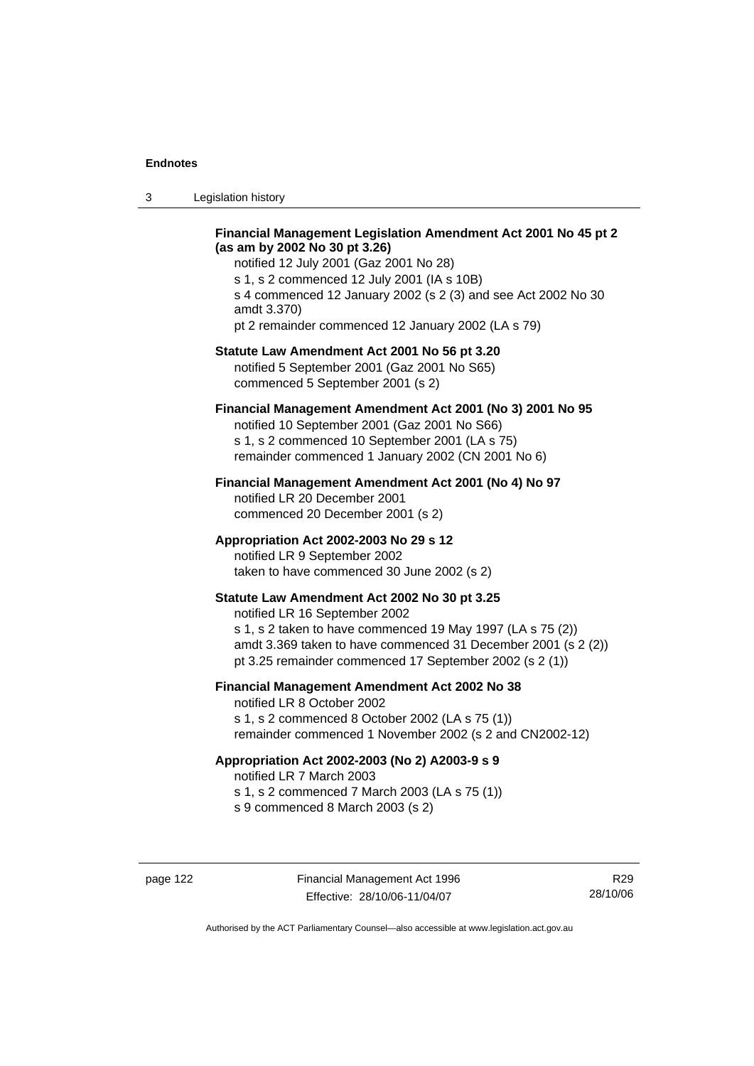**Financial Management Legislation Amendment Act 2001 No 45 pt 2 (as am by 2002 No 30 pt 3.26)**

notified 12 July 2001 (Gaz 2001 No 28)
s 1, s 2 commenced 12 July 2001 (IA s 10B)
s 4 commenced 12 January 2002 (s 2 (3) and see Act 2002 No 30 amdt 3.370)
pt 2 remainder commenced 12 January 2002 (LA s 79)

**Statute Law Amendment Act 2001 No 56 pt 3.20**

notified 5 September 2001 (Gaz 2001 No S65)
commenced 5 September 2001 (s 2)

**Financial Management Amendment Act 2001 (No 3) 2001 No 95**

notified 10 September 2001 (Gaz 2001 No S66)
s 1, s 2 commenced 10 September 2001 (LA s 75)
remainder commenced 1 January 2002 (CN 2001 No 6)

**Financial Management Amendment Act 2001 (No 4) No 97**

notified LR 20 December 2001
commenced 20 December 2001 (s 2)

**Appropriation Act 2002-2003 No 29 s 12**

notified LR 9 September 2002
taken to have commenced 30 June 2002 (s 2)

**Statute Law Amendment Act 2002 No 30 pt 3.25**

notified LR 16 September 2002
s 1, s 2 taken to have commenced 19 May 1997 (LA s 75 (2))
amdt 3.369 taken to have commenced 31 December 2001 (s 2 (2))
pt 3.25 remainder commenced 17 September 2002 (s 2 (1))

**Financial Management Amendment Act 2002 No 38**

notified LR 8 October 2002
s 1, s 2 commenced 8 October 2002 (LA s 75 (1))
remainder commenced 1 November 2002 (s 2 and CN2002-12)

**Appropriation Act 2002-2003 (No 2) A2003-9 s 9**

notified LR 7 March 2003
s 1, s 2 commenced 7 March 2003 (LA s 75 (1))
s 9 commenced 8 March 2003 (s 2)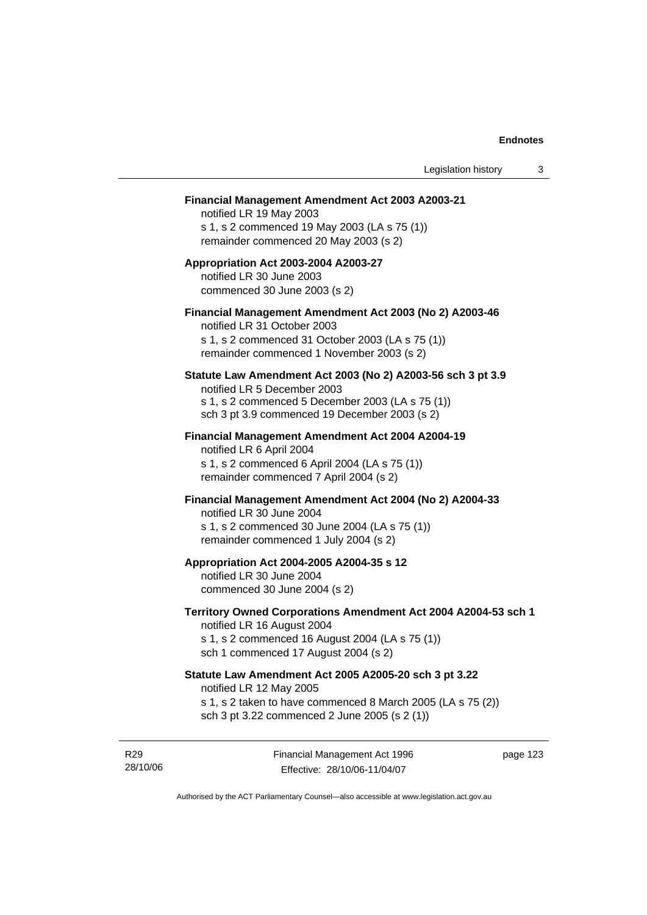**Financial Management Amendment Act 2003 A2003-21**

notified LR 19 May 2003

s 1, s 2 commenced 19 May 2003 (LA s 75 (1))

remainder commenced 20 May 2003 (s 2)

**Appropriation Act 2003-2004 A2003-27**

notified LR 30 June 2003

commenced 30 June 2003 (s 2)

**Financial Management Amendment Act 2003 (No 2) A2003-46**

notified LR 31 October 2003

s 1, s 2 commenced 31 October 2003 (LA s 75 (1))

remainder commenced 1 November 2003 (s 2)

**Statute Law Amendment Act 2003 (No 2) A2003-56 sch 3 pt 3.9**

notified LR 5 December 2003

s 1, s 2 commenced 5 December 2003 (LA s 75 (1))

sch 3 pt 3.9 commenced 19 December 2003 (s 2)

**Financial Management Amendment Act 2004 A2004-19**

notified LR 6 April 2004

s 1, s 2 commenced 6 April 2004 (LA s 75 (1))

remainder commenced 7 April 2004 (s 2)

**Financial Management Amendment Act 2004 (No 2) A2004-33**

notified LR 30 June 2004

s 1, s 2 commenced 30 June 2004 (LA s 75 (1))

remainder commenced 1 July 2004 (s 2)

**Appropriation Act 2004-2005 A2004-35 s 12**

notified LR 30 June 2004

commenced 30 June 2004 (s 2)

**Territory Owned Corporations Amendment Act 2004 A2004-53 sch 1**

notified LR 16 August 2004

s 1, s 2 commenced 16 August 2004 (LA s 75 (1))

sch 1 commenced 17 August 2004 (s 2)

**Statute Law Amendment Act 2005 A2005-20 sch 3 pt 3.22**

notified LR 12 May 2005

s 1, s 2 taken to have commenced 8 March 2005 (LA s 75 (2))

sch 3 pt 3.22 commenced 2 June 2005 (s 2 (1))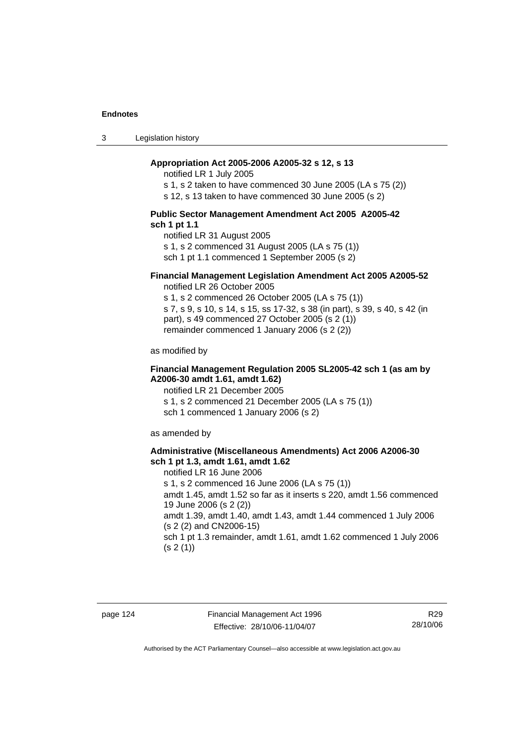**Appropriation Act 2005-2006 A2005-32 s 12, s 13**

notified LR 1 July 2005

s 1, s 2 taken to have commenced 30 June 2005 (LA s 75 (2))

s 12, s 13 taken to have commenced 30 June 2005 (s 2)

**Public Sector Management Amendment Act 2005 A2005-42 sch 1 pt 1.1**

notified LR 31 August 2005

s 1, s 2 commenced 31 August 2005 (LA s 75 (1))

sch 1 pt 1.1 commenced 1 September 2005 (s 2)

**Financial Management Legislation Amendment Act 2005 A2005-52**

notified LR 26 October 2005

s 1, s 2 commenced 26 October 2005 (LA s 75 (1))

s 7, s 9, s 10, s 14, s 15, ss 17-32, s 38 (in part), s 39, s 40, s 42 (in part), s 49 commenced 27 October 2005 (s 2 (1))

remainder commenced 1 January 2006 (s 2 (2))

as modified by

**Financial Management Regulation 2005 SL2005-42 sch 1 (as am by A2006-30 amdt 1.61, amdt 1.62)**

notified LR 21 December 2005

s 1, s 2 commenced 21 December 2005 (LA s 75 (1))

sch 1 commenced 1 January 2006 (s 2)

as amended by

**Administrative (Miscellaneous Amendments) Act 2006 A2006-30 sch 1 pt 1.3, amdt 1.61, amdt 1.62**

notified LR 16 June 2006

s 1, s 2 commenced 16 June 2006 (LA s 75 (1))

amdt 1.45, amdt 1.52 so far as it inserts s 220, amdt 1.56 commenced 19 June 2006 (s 2 (2))

amdt 1.39, amdt 1.40, amdt 1.43, amdt 1.44 commenced 1 July 2006 (s 2 (2) and CN2006-15)

sch 1 pt 1.3 remainder, amdt 1.61, amdt 1.62 commenced 1 July 2006 (s 2 (1))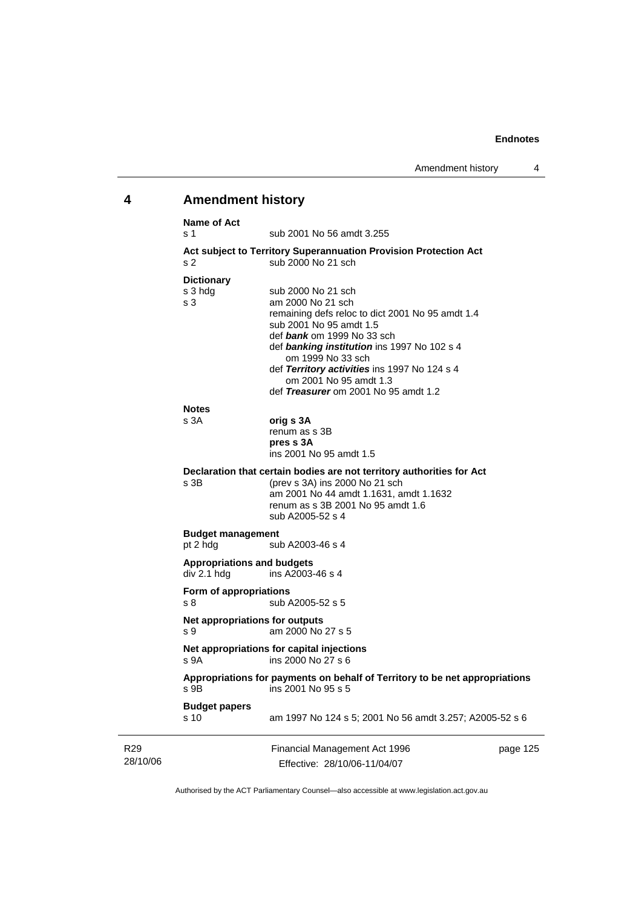## 4 Amendment history

**Name of Act**

s 1 sub 2001 No 56 amdt 3.255

**Act subject to Territory Superannuation Provision Protection Act**

s 2 sub 2000 No 21 sch

**Dictionary**

s 3 hdg sub 2000 No 21 sch

s 3 am 2000 No 21 sch
remaining defs reloc to dict 2001 No 95 amdt 1.4
sub 2001 No 95 amdt 1.5
def ***bank*** om 1999 No 33 sch
def ***banking institution*** ins 1997 No 102 s 4
om 1999 No 33 sch
def ***Territory activities*** ins 1997 No 124 s 4
om 2001 No 95 amdt 1.3
def ***Treasurer*** om 2001 No 95 amdt 1.2

**Notes**

s 3A **orig s 3A**
renum as s 3B
**pres s 3A**
ins 2001 No 95 amdt 1.5

**Declaration that certain bodies are not territory authorities for Act**

s 3B (prev s 3A) ins 2000 No 21 sch
am 2001 No 44 amdt 1.1631, amdt 1.1632
renum as s 3B 2001 No 95 amdt 1.6
sub A2005-52 s 4

**Budget management**

pt 2 hdg sub A2003-46 s 4

**Appropriations and budgets**

div 2.1 hdg ins A2003-46 s 4

**Form of appropriations**

s 8 sub A2005-52 s 5

**Net appropriations for outputs**

s 9 am 2000 No 27 s 5

**Net appropriations for capital injections**

s 9A ins 2000 No 27 s 6

**Appropriations for payments on behalf of Territory to be net appropriations**

s 9B ins 2001 No 95 s 5

**Budget papers**

s 10 am 1997 No 124 s 5; 2001 No 56 amdt 3.257; A2005-52 s 6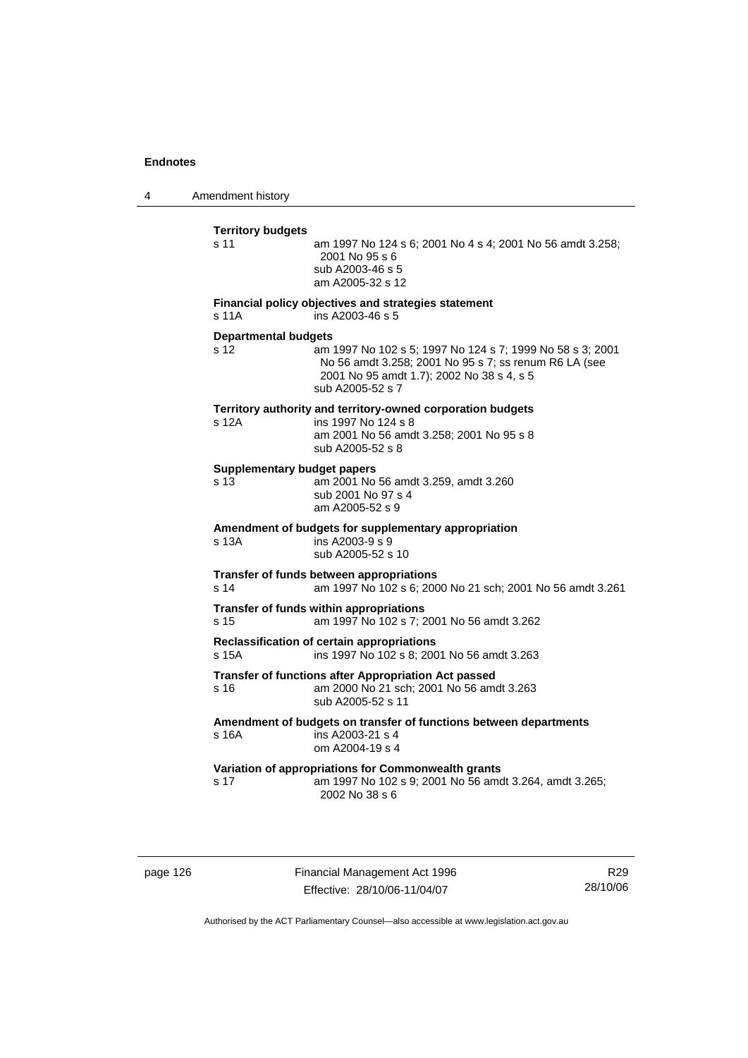**Territory budgets**

s 11 — am 1997 No 124 s 6; 2001 No 4 s 4; 2001 No 56 amdt 3.258; 2001 No 95 s 6
sub A2003-46 s 5
am A2005-32 s 12

**Financial policy objectives and strategies statement**

s 11A — ins A2003-46 s 5

**Departmental budgets**

s 12 — am 1997 No 102 s 5; 1997 No 124 s 7; 1999 No 58 s 3; 2001 No 56 amdt 3.258; 2001 No 95 s 7; ss renum R6 LA (see 2001 No 95 amdt 1.7); 2002 No 38 s 4, s 5
sub A2005-52 s 7

**Territory authority and territory-owned corporation budgets**

s 12A — ins 1997 No 124 s 8
am 2001 No 56 amdt 3.258; 2001 No 95 s 8
sub A2005-52 s 8

**Supplementary budget papers**

s 13 — am 2001 No 56 amdt 3.259, amdt 3.260
sub 2001 No 97 s 4
am A2005-52 s 9

**Amendment of budgets for supplementary appropriation**

s 13A — ins A2003-9 s 9
sub A2005-52 s 10

**Transfer of funds between appropriations**

s 14 — am 1997 No 102 s 6; 2000 No 21 sch; 2001 No 56 amdt 3.261

**Transfer of funds within appropriations**

s 15 — am 1997 No 102 s 7; 2001 No 56 amdt 3.262

**Reclassification of certain appropriations**

s 15A — ins 1997 No 102 s 8; 2001 No 56 amdt 3.263

**Transfer of functions after Appropriation Act passed**

s 16 — am 2000 No 21 sch; 2001 No 56 amdt 3.263
sub A2005-52 s 11

**Amendment of budgets on transfer of functions between departments**

s 16A — ins A2003-21 s 4
om A2004-19 s 4

**Variation of appropriations for Commonwealth grants**

s 17 — am 1997 No 102 s 9; 2001 No 56 amdt 3.264, amdt 3.265; 2002 No 38 s 6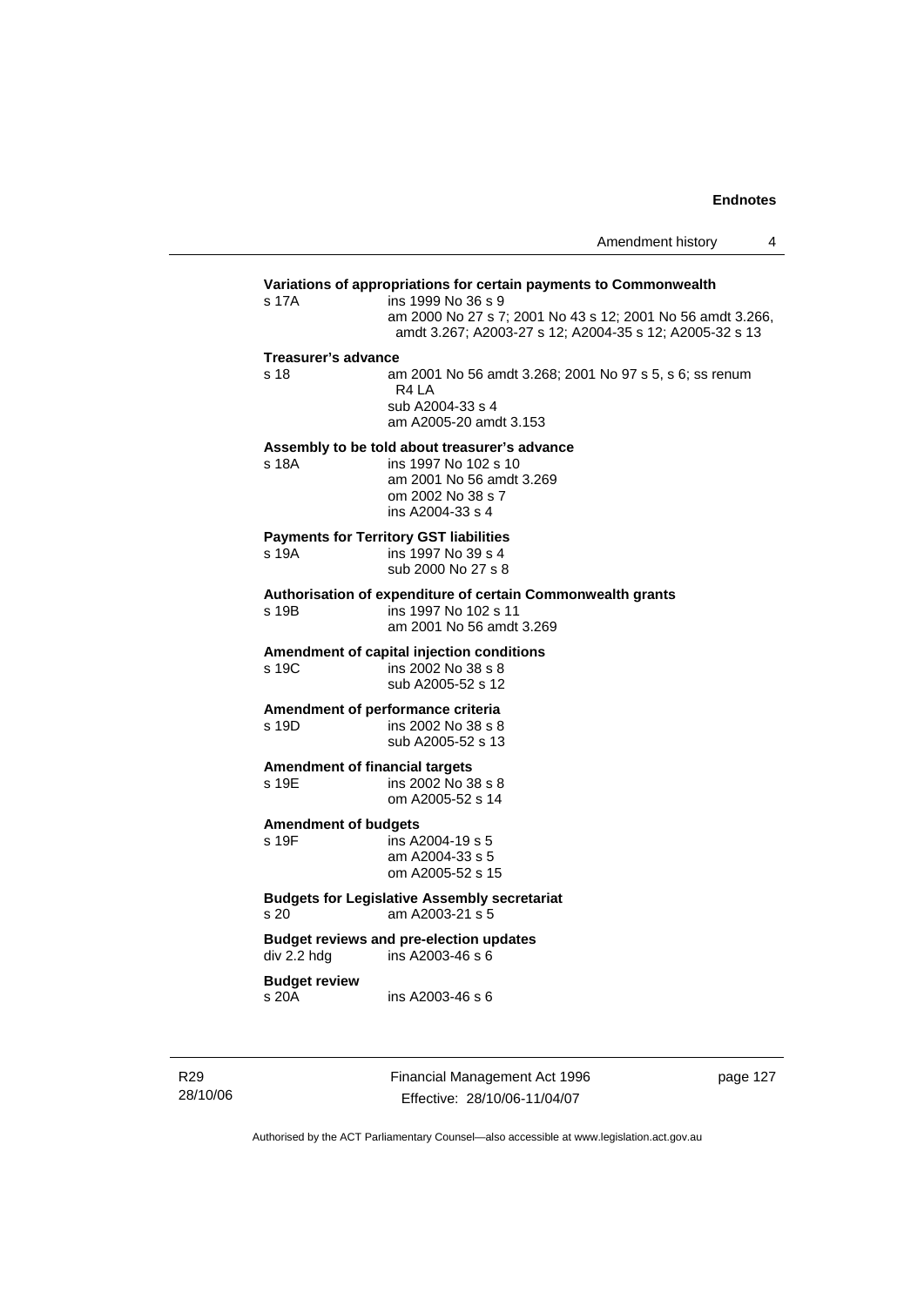**Variations of appropriations for certain payments to Commonwealth**

s 17A ins 1999 No 36 s 9
am 2000 No 27 s 7; 2001 No 43 s 12; 2001 No 56 amdt 3.266, amdt 3.267; A2003-27 s 12; A2004-35 s 12; A2005-32 s 13

**Treasurer's advance**

s 18 am 2001 No 56 amdt 3.268; 2001 No 97 s 5, s 6; ss renum R4 LA
sub A2004-33 s 4
am A2005-20 amdt 3.153

**Assembly to be told about treasurer's advance**

s 18A ins 1997 No 102 s 10
am 2001 No 56 amdt 3.269
om 2002 No 38 s 7
ins A2004-33 s 4

**Payments for Territory GST liabilities**

s 19A ins 1997 No 39 s 4
sub 2000 No 27 s 8

**Authorisation of expenditure of certain Commonwealth grants**

s 19B ins 1997 No 102 s 11
am 2001 No 56 amdt 3.269

**Amendment of capital injection conditions**

s 19C ins 2002 No 38 s 8
sub A2005-52 s 12

**Amendment of performance criteria**

s 19D ins 2002 No 38 s 8
sub A2005-52 s 13

**Amendment of financial targets**

s 19E ins 2002 No 38 s 8
om A2005-52 s 14

**Amendment of budgets**

s 19F ins A2004-19 s 5
am A2004-33 s 5
om A2005-52 s 15

**Budgets for Legislative Assembly secretariat**

s 20 am A2003-21 s 5

**Budget reviews and pre-election updates**

div 2.2 hdg ins A2003-46 s 6

**Budget review**

s 20A ins A2003-46 s 6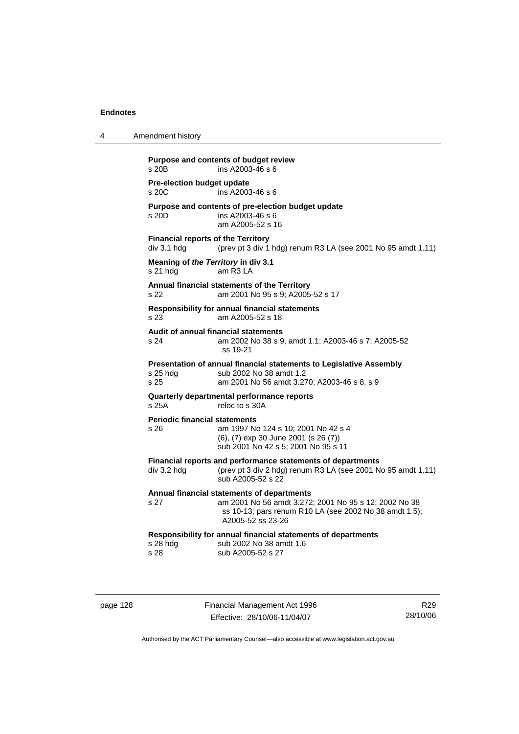**Purpose and contents of budget review**
s 20B ins A2003-46 s 6

**Pre-election budget update**
s 20C ins A2003-46 s 6

**Purpose and contents of pre-election budget update**
s 20D ins A2003-46 s 6
am A2005-52 s 16

**Financial reports of the Territory**
div 3.1 hdg (prev pt 3 div 1 hdg) renum R3 LA (see 2001 No 95 amdt 1.11)

**Meaning of *the Territory* in div 3.1**
s 21 hdg am R3 LA

**Annual financial statements of the Territory**
s 22 am 2001 No 95 s 9; A2005-52 s 17

**Responsibility for annual financial statements**
s 23 am A2005-52 s 18

**Audit of annual financial statements**
s 24 am 2002 No 38 s 9, amdt 1.1; A2003-46 s 7; A2005-52 ss 19-21

**Presentation of annual financial statements to Legislative Assembly**
s 25 hdg sub 2002 No 38 amdt 1.2
s 25 am 2001 No 56 amdt 3.270; A2003-46 s 8, s 9

**Quarterly departmental performance reports**
s 25A reloc to s 30A

**Periodic financial statements**
s 26 am 1997 No 124 s 10; 2001 No 42 s 4
(6), (7) exp 30 June 2001 (s 26 (7))
sub 2001 No 42 s 5; 2001 No 95 s 11

**Financial reports and performance statements of departments**
div 3.2 hdg (prev pt 3 div 2 hdg) renum R3 LA (see 2001 No 95 amdt 1.11)
sub A2005-52 s 22

**Annual financial statements of departments**
s 27 am 2001 No 56 amdt 3.272; 2001 No 95 s 12; 2002 No 38 ss 10-13; pars renum R10 LA (see 2002 No 38 amdt 1.5); A2005-52 ss 23-26

**Responsibility for annual financial statements of departments**
s 28 hdg sub 2002 No 38 amdt 1.6
s 28 sub A2005-52 s 27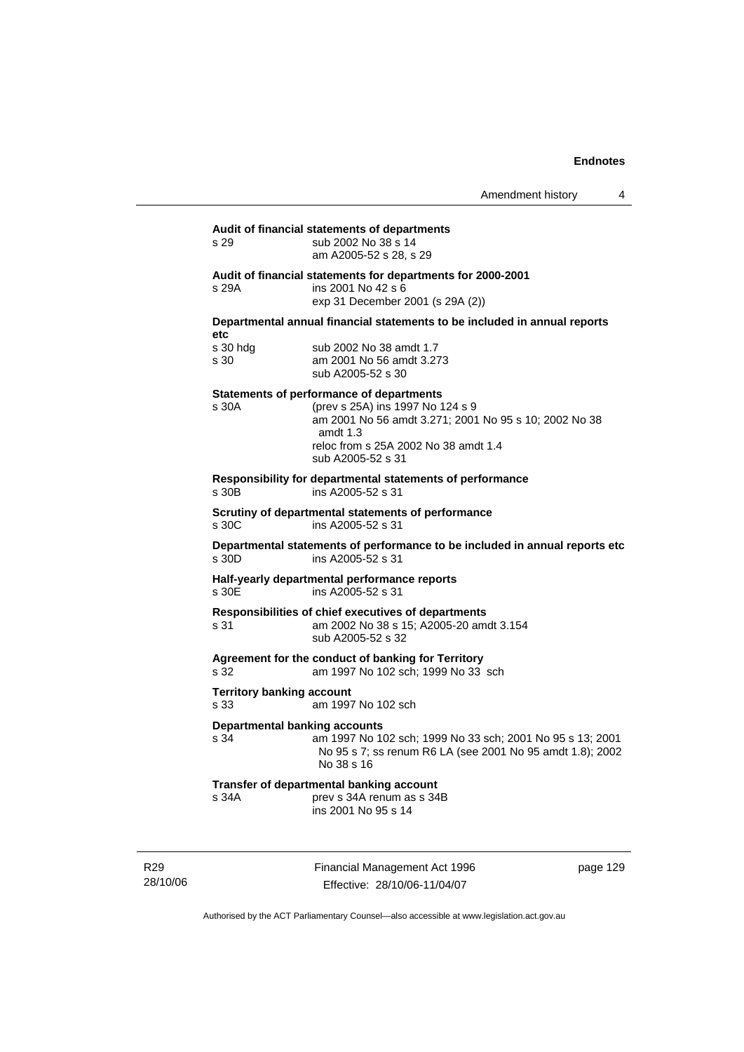**Audit of financial statements of departments**

s 29 sub 2002 No 38 s 14
am A2005-52 s 28, s 29

**Audit of financial statements for departments for 2000-2001**

s 29A ins 2001 No 42 s 6
exp 31 December 2001 (s 29A (2))

**Departmental annual financial statements to be included in annual reports etc**

s 30 hdg sub 2002 No 38 amdt 1.7
s 30 am 2001 No 56 amdt 3.273
sub A2005-52 s 30

**Statements of performance of departments**

s 30A (prev s 25A) ins 1997 No 124 s 9
am 2001 No 56 amdt 3.271; 2001 No 95 s 10; 2002 No 38 amdt 1.3
reloc from s 25A 2002 No 38 amdt 1.4
sub A2005-52 s 31

**Responsibility for departmental statements of performance**

s 30B ins A2005-52 s 31

**Scrutiny of departmental statements of performance**

s 30C ins A2005-52 s 31

**Departmental statements of performance to be included in annual reports etc**

s 30D ins A2005-52 s 31

**Half-yearly departmental performance reports**

s 30E ins A2005-52 s 31

**Responsibilities of chief executives of departments**

s 31 am 2002 No 38 s 15; A2005-20 amdt 3.154
sub A2005-52 s 32

**Agreement for the conduct of banking for Territory**

s 32 am 1997 No 102 sch; 1999 No 33 sch

**Territory banking account**

s 33 am 1997 No 102 sch

**Departmental banking accounts**

s 34 am 1997 No 102 sch; 1999 No 33 sch; 2001 No 95 s 13; 2001 No 95 s 7; ss renum R6 LA (see 2001 No 95 amdt 1.8); 2002 No 38 s 16

**Transfer of departmental banking account**

s 34A prev s 34A renum as s 34B
ins 2001 No 95 s 14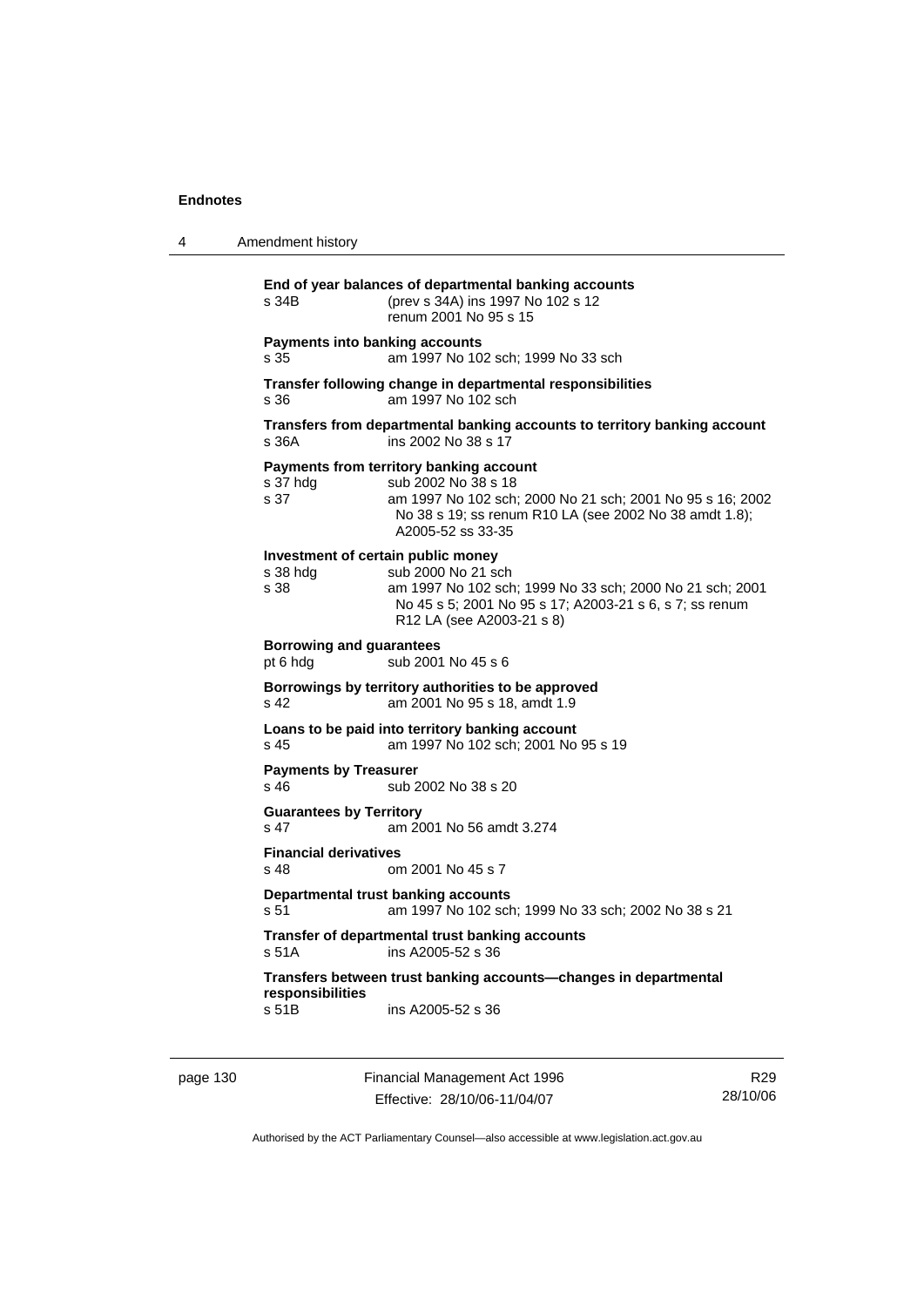**End of year balances of departmental banking accounts**
s 34B (prev s 34A) ins 1997 No 102 s 12
renum 2001 No 95 s 15

**Payments into banking accounts**
s 35 am 1997 No 102 sch; 1999 No 33 sch

**Transfer following change in departmental responsibilities**
s 36 am 1997 No 102 sch

**Transfers from departmental banking accounts to territory banking account**
s 36A ins 2002 No 38 s 17

**Payments from territory banking account**
s 37 hdg sub 2002 No 38 s 18
s 37 am 1997 No 102 sch; 2000 No 21 sch; 2001 No 95 s 16; 2002 No 38 s 19; ss renum R10 LA (see 2002 No 38 amdt 1.8); A2005-52 ss 33-35

**Investment of certain public money**
s 38 hdg sub 2000 No 21 sch
s 38 am 1997 No 102 sch; 1999 No 33 sch; 2000 No 21 sch; 2001 No 45 s 5; 2001 No 95 s 17; A2003-21 s 6, s 7; ss renum R12 LA (see A2003-21 s 8)

**Borrowing and guarantees**
pt 6 hdg sub 2001 No 45 s 6

**Borrowings by territory authorities to be approved**
s 42 am 2001 No 95 s 18, amdt 1.9

**Loans to be paid into territory banking account**
s 45 am 1997 No 102 sch; 2001 No 95 s 19

**Payments by Treasurer**
s 46 sub 2002 No 38 s 20

**Guarantees by Territory**
s 47 am 2001 No 56 amdt 3.274

**Financial derivatives**
s 48 om 2001 No 45 s 7

**Departmental trust banking accounts**
s 51 am 1997 No 102 sch; 1999 No 33 sch; 2002 No 38 s 21

**Transfer of departmental trust banking accounts**
s 51A ins A2005-52 s 36

**Transfers between trust banking accounts—changes in departmental responsibilities**
s 51B ins A2005-52 s 36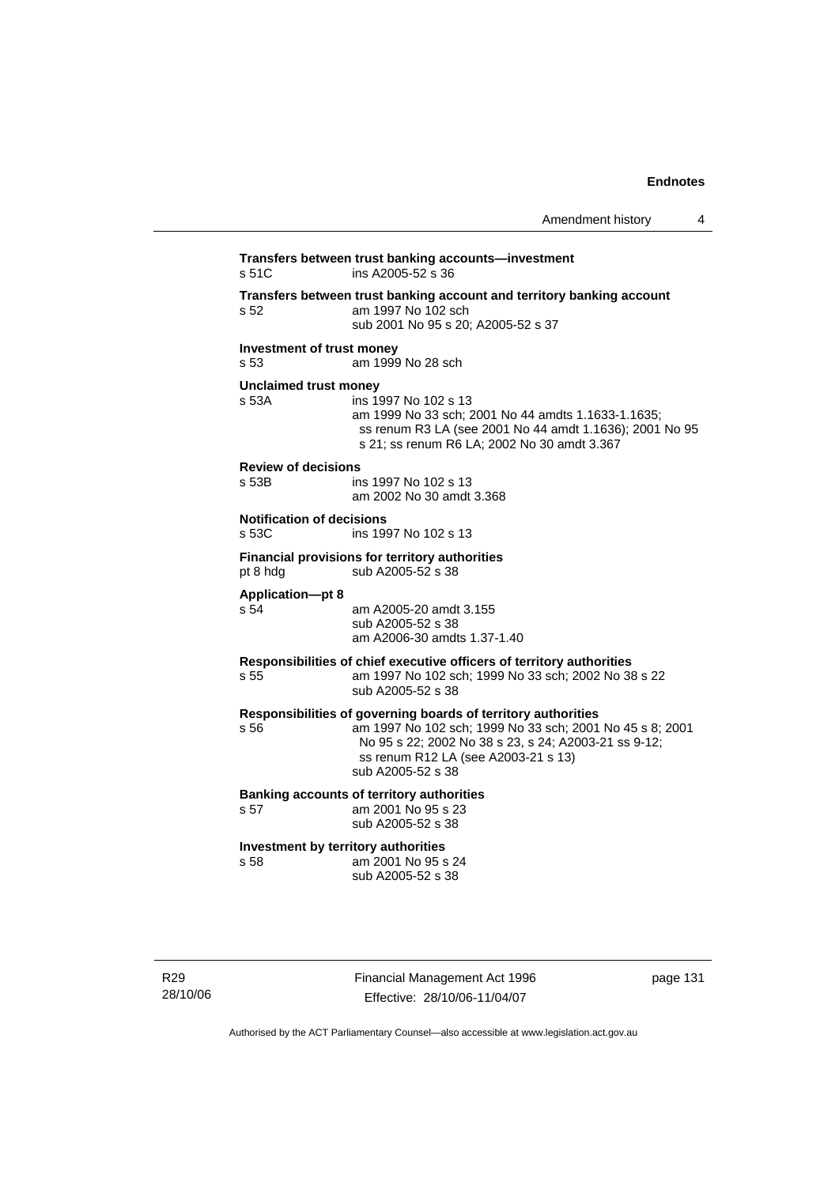**Transfers between trust banking accounts—investment**

s 51C ins A2005-52 s 36

**Transfers between trust banking account and territory banking account**

s 52 am 1997 No 102 sch
sub 2001 No 95 s 20; A2005-52 s 37

**Investment of trust money**

s 53 am 1999 No 28 sch

**Unclaimed trust money**

s 53A ins 1997 No 102 s 13
am 1999 No 33 sch; 2001 No 44 amdts 1.1633-1.1635; ss renum R3 LA (see 2001 No 44 amdt 1.1636); 2001 No 95 s 21; ss renum R6 LA; 2002 No 30 amdt 3.367

**Review of decisions**

s 53B ins 1997 No 102 s 13
am 2002 No 30 amdt 3.368

**Notification of decisions**

s 53C ins 1997 No 102 s 13

**Financial provisions for territory authorities**

pt 8 hdg sub A2005-52 s 38

**Application—pt 8**

s 54 am A2005-20 amdt 3.155
sub A2005-52 s 38
am A2006-30 amdts 1.37-1.40

**Responsibilities of chief executive officers of territory authorities**

s 55 am 1997 No 102 sch; 1999 No 33 sch; 2002 No 38 s 22
sub A2005-52 s 38

**Responsibilities of governing boards of territory authorities**

s 56 am 1997 No 102 sch; 1999 No 33 sch; 2001 No 45 s 8; 2001 No 95 s 22; 2002 No 38 s 23, s 24; A2003-21 ss 9-12; ss renum R12 LA (see A2003-21 s 13)
sub A2005-52 s 38

**Banking accounts of territory authorities**

s 57 am 2001 No 95 s 23
sub A2005-52 s 38

**Investment by territory authorities**

s 58 am 2001 No 95 s 24
sub A2005-52 s 38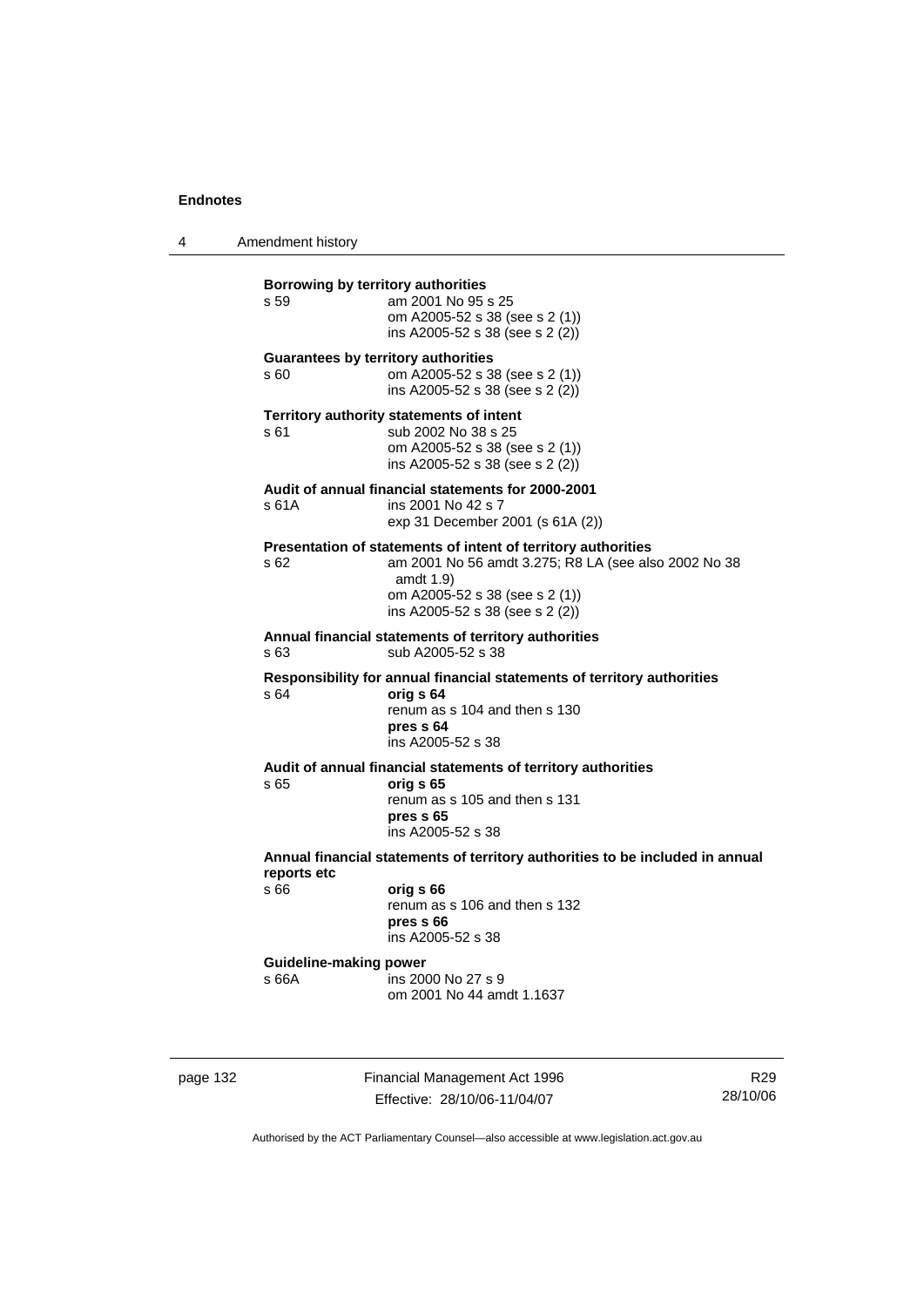**Borrowing by territory authorities**

s 59 am 2001 No 95 s 25
om A2005-52 s 38 (see s 2 (1))
ins A2005-52 s 38 (see s 2 (2))

**Guarantees by territory authorities**

s 60 om A2005-52 s 38 (see s 2 (1))
ins A2005-52 s 38 (see s 2 (2))

**Territory authority statements of intent**

s 61 sub 2002 No 38 s 25
om A2005-52 s 38 (see s 2 (1))
ins A2005-52 s 38 (see s 2 (2))

**Audit of annual financial statements for 2000-2001**

s 61A ins 2001 No 42 s 7
exp 31 December 2001 (s 61A (2))

**Presentation of statements of intent of territory authorities**

s 62 am 2001 No 56 amdt 3.275; R8 LA (see also 2002 No 38 amdt 1.9)
om A2005-52 s 38 (see s 2 (1))
ins A2005-52 s 38 (see s 2 (2))

**Annual financial statements of territory authorities**

s 63 sub A2005-52 s 38

**Responsibility for annual financial statements of territory authorities**

s 64 **orig s 64**
renum as s 104 and then s 130
**pres s 64**
ins A2005-52 s 38

**Audit of annual financial statements of territory authorities**

s 65 **orig s 65**
renum as s 105 and then s 131
**pres s 65**
ins A2005-52 s 38

**Annual financial statements of territory authorities to be included in annual reports etc**

s 66 **orig s 66**
renum as s 106 and then s 132
**pres s 66**
ins A2005-52 s 38

**Guideline-making power**

s 66A ins 2000 No 27 s 9
om 2001 No 44 amdt 1.1637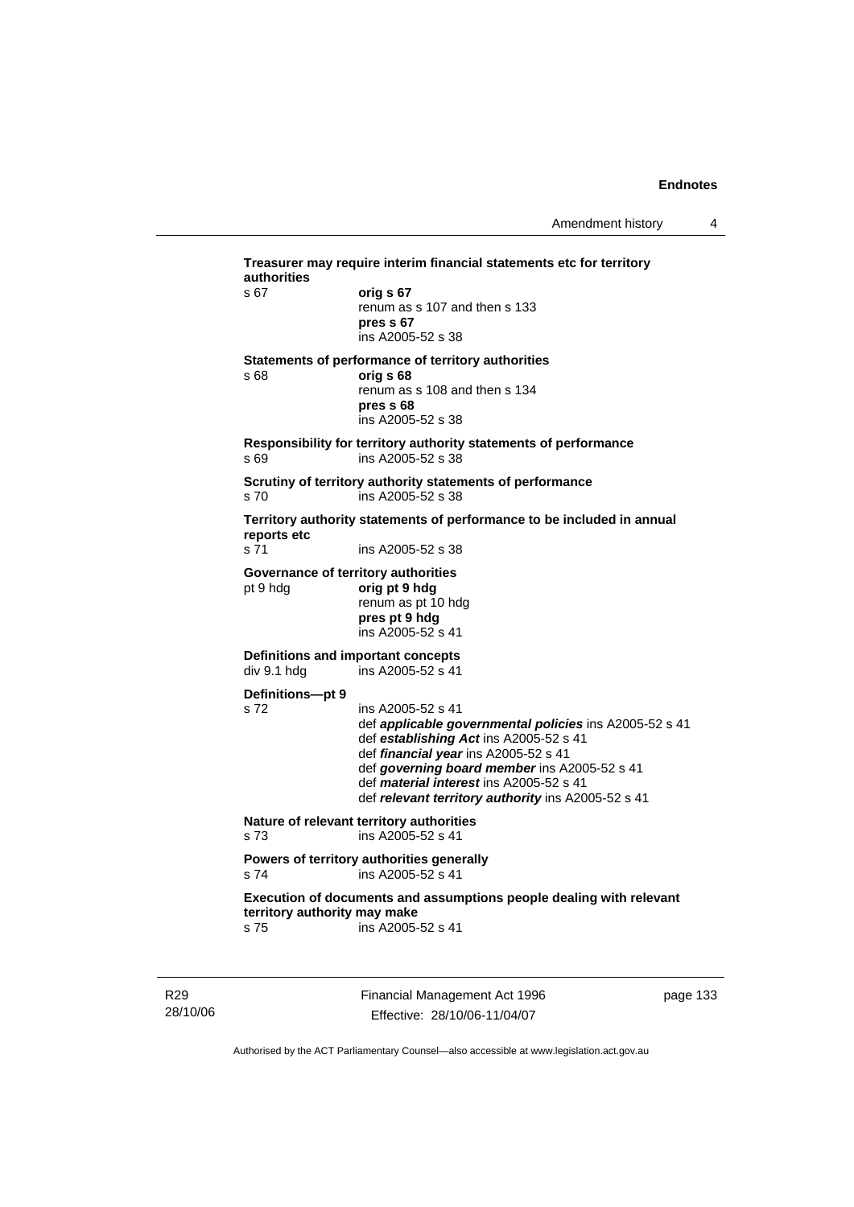**Treasurer may require interim financial statements etc for territory authorities**

s 67 **orig s 67**
renum as s 107 and then s 133
**pres s 67**
ins A2005-52 s 38

**Statements of performance of territory authorities**

s 68 **orig s 68**
renum as s 108 and then s 134
**pres s 68**
ins A2005-52 s 38

**Responsibility for territory authority statements of performance**

s 69 ins A2005-52 s 38

**Scrutiny of territory authority statements of performance**

s 70 ins A2005-52 s 38

**Territory authority statements of performance to be included in annual reports etc**

s 71 ins A2005-52 s 38

**Governance of territory authorities**

pt 9 hdg **orig pt 9 hdg**
renum as pt 10 hdg
**pres pt 9 hdg**
ins A2005-52 s 41

**Definitions and important concepts**

div 9.1 hdg ins A2005-52 s 41

**Definitions—pt 9**

s 72 ins A2005-52 s 41
def ***applicable governmental policies*** ins A2005-52 s 41
def ***establishing Act*** ins A2005-52 s 41
def ***financial year*** ins A2005-52 s 41
def ***governing board member*** ins A2005-52 s 41
def ***material interest*** ins A2005-52 s 41
def ***relevant territory authority*** ins A2005-52 s 41

**Nature of relevant territory authorities**

s 73 ins A2005-52 s 41

**Powers of territory authorities generally**

s 74 ins A2005-52 s 41

**Execution of documents and assumptions people dealing with relevant territory authority may make**

s 75 ins A2005-52 s 41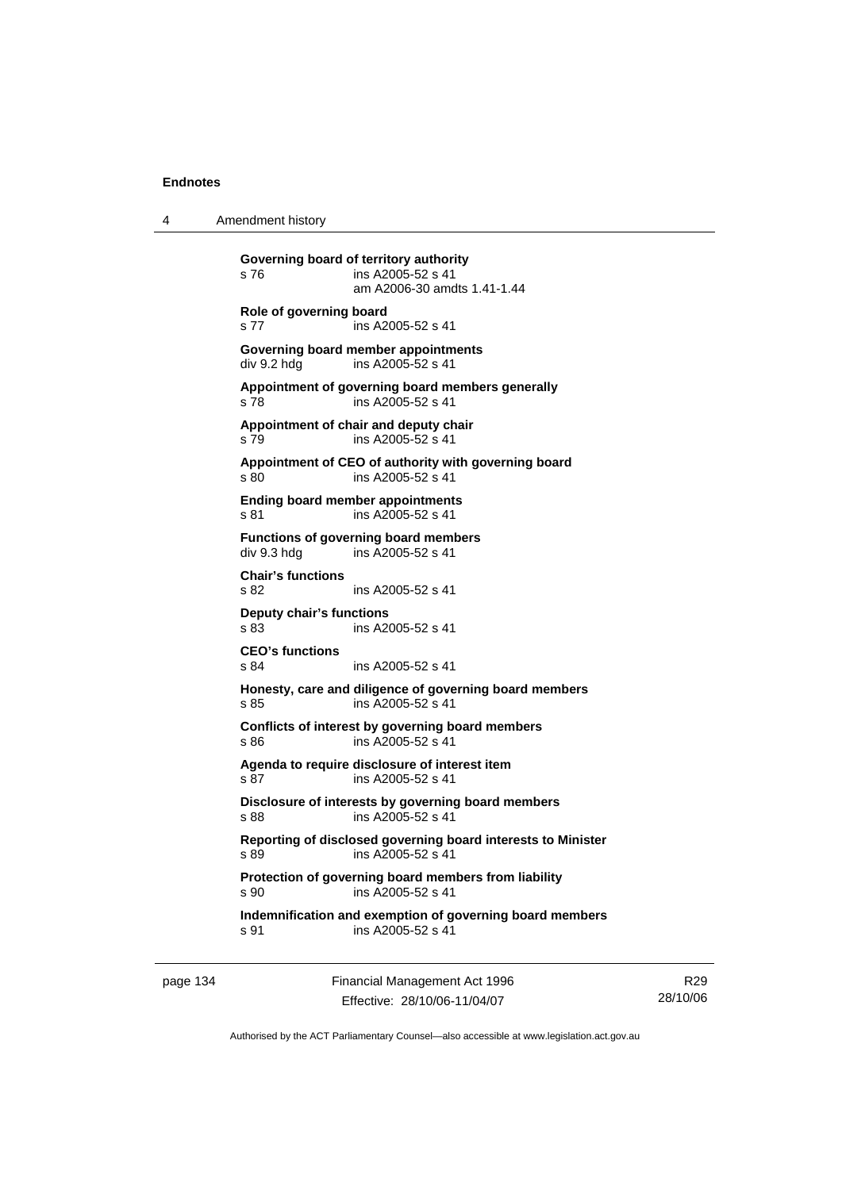**Governing board of territory authority**
s 76 ins A2005-52 s 41
am A2006-30 amdts 1.41-1.44

**Role of governing board**
s 77 ins A2005-52 s 41

**Governing board member appointments**
div 9.2 hdg ins A2005-52 s 41

**Appointment of governing board members generally**
s 78 ins A2005-52 s 41

**Appointment of chair and deputy chair**
s 79 ins A2005-52 s 41

**Appointment of CEO of authority with governing board**
s 80 ins A2005-52 s 41

**Ending board member appointments**
s 81 ins A2005-52 s 41

**Functions of governing board members**
div 9.3 hdg ins A2005-52 s 41

**Chair's functions**
s 82 ins A2005-52 s 41

**Deputy chair's functions**
s 83 ins A2005-52 s 41

**CEO's functions**
s 84 ins A2005-52 s 41

**Honesty, care and diligence of governing board members**
s 85 ins A2005-52 s 41

**Conflicts of interest by governing board members**
s 86 ins A2005-52 s 41

**Agenda to require disclosure of interest item**
s 87 ins A2005-52 s 41

**Disclosure of interests by governing board members**
s 88 ins A2005-52 s 41

**Reporting of disclosed governing board interests to Minister**
s 89 ins A2005-52 s 41

**Protection of governing board members from liability**
s 90 ins A2005-52 s 41

**Indemnification and exemption of governing board members**
s 91 ins A2005-52 s 41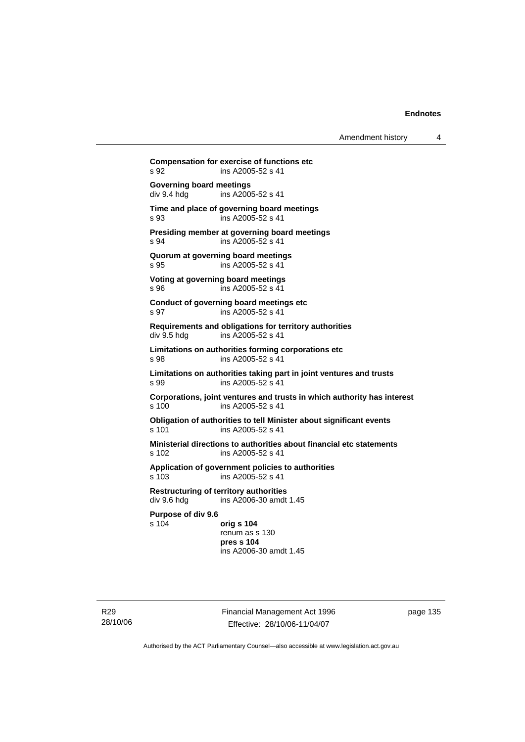**Compensation for exercise of functions etc**
s 92 ins A2005-52 s 41

**Governing board meetings**
div 9.4 hdg ins A2005-52 s 41

**Time and place of governing board meetings**
s 93 ins A2005-52 s 41

**Presiding member at governing board meetings**
s 94 ins A2005-52 s 41

**Quorum at governing board meetings**
s 95 ins A2005-52 s 41

**Voting at governing board meetings**
s 96 ins A2005-52 s 41

**Conduct of governing board meetings etc**
s 97 ins A2005-52 s 41

**Requirements and obligations for territory authorities**
div 9.5 hdg ins A2005-52 s 41

**Limitations on authorities forming corporations etc**
s 98 ins A2005-52 s 41

**Limitations on authorities taking part in joint ventures and trusts**
s 99 ins A2005-52 s 41

**Corporations, joint ventures and trusts in which authority has interest**
s 100 ins A2005-52 s 41

**Obligation of authorities to tell Minister about significant events**
s 101 ins A2005-52 s 41

**Ministerial directions to authorities about financial etc statements**
s 102 ins A2005-52 s 41

**Application of government policies to authorities**
s 103 ins A2005-52 s 41

**Restructuring of territory authorities**
div 9.6 hdg ins A2006-30 amdt 1.45

**Purpose of div 9.6**
s 104 **orig s 104**
renum as s 130
**pres s 104**
ins A2006-30 amdt 1.45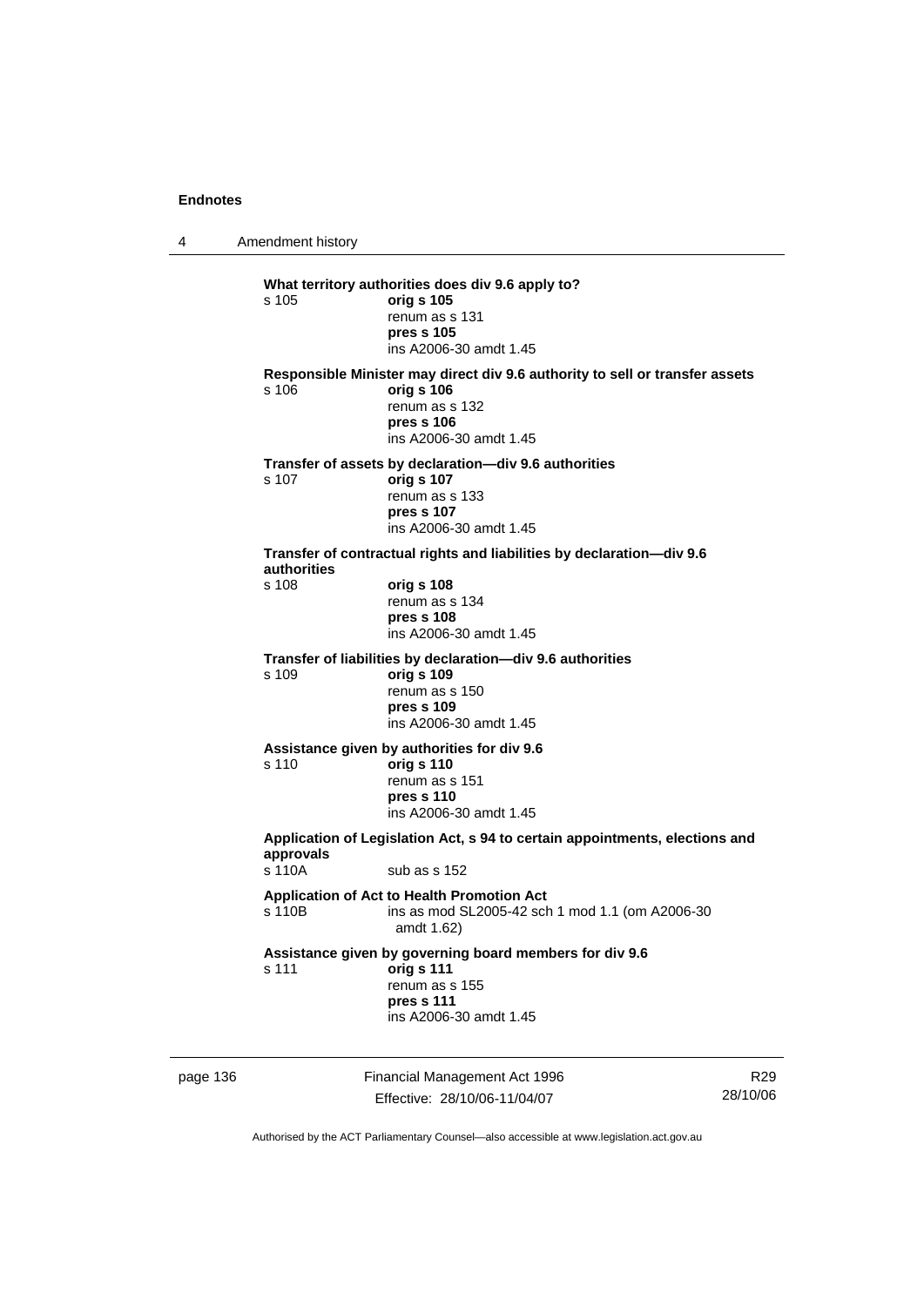**What territory authorities does div 9.6 apply to?**

s 105 **orig s 105**
renum as s 131
**pres s 105**
ins A2006-30 amdt 1.45

**Responsible Minister may direct div 9.6 authority to sell or transfer assets**

s 106 **orig s 106**
renum as s 132
**pres s 106**
ins A2006-30 amdt 1.45

**Transfer of assets by declaration—div 9.6 authorities**

s 107 **orig s 107**
renum as s 133
**pres s 107**
ins A2006-30 amdt 1.45

**Transfer of contractual rights and liabilities by declaration—div 9.6 authorities**

s 108 **orig s 108**
renum as s 134
**pres s 108**
ins A2006-30 amdt 1.45

**Transfer of liabilities by declaration—div 9.6 authorities**

s 109 **orig s 109**
renum as s 150
**pres s 109**
ins A2006-30 amdt 1.45

**Assistance given by authorities for div 9.6**

s 110 **orig s 110**
renum as s 151
**pres s 110**
ins A2006-30 amdt 1.45

**Application of Legislation Act, s 94 to certain appointments, elections and approvals**

s 110A sub as s 152

**Application of Act to Health Promotion Act**

s 110B ins as mod SL2005-42 sch 1 mod 1.1 (om A2006-30 amdt 1.62)

**Assistance given by governing board members for div 9.6**

s 111 **orig s 111**
renum as s 155
**pres s 111**
ins A2006-30 amdt 1.45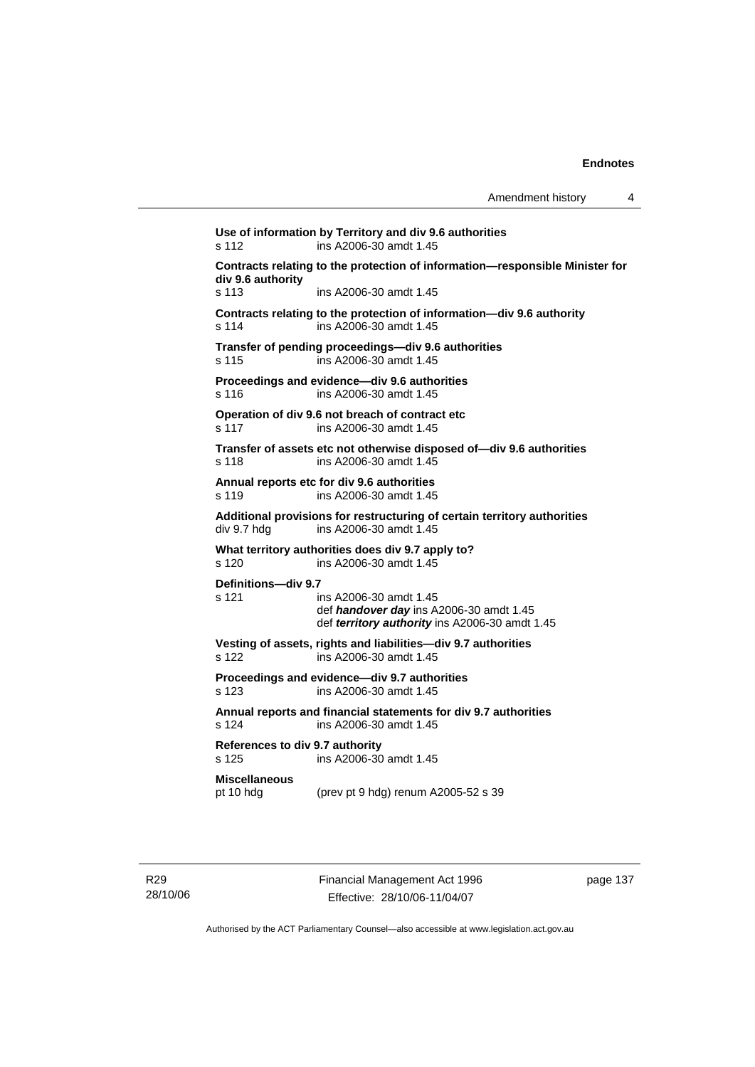**Use of information by Territory and div 9.6 authorities**
s 112 ins A2006-30 amdt 1.45

**Contracts relating to the protection of information—responsible Minister for div 9.6 authority**
s 113 ins A2006-30 amdt 1.45

**Contracts relating to the protection of information—div 9.6 authority**
s 114 ins A2006-30 amdt 1.45

**Transfer of pending proceedings—div 9.6 authorities**
s 115 ins A2006-30 amdt 1.45

**Proceedings and evidence—div 9.6 authorities**
s 116 ins A2006-30 amdt 1.45

**Operation of div 9.6 not breach of contract etc**
s 117 ins A2006-30 amdt 1.45

**Transfer of assets etc not otherwise disposed of—div 9.6 authorities**
s 118 ins A2006-30 amdt 1.45

**Annual reports etc for div 9.6 authorities**
s 119 ins A2006-30 amdt 1.45

**Additional provisions for restructuring of certain territory authorities**
div 9.7 hdg ins A2006-30 amdt 1.45

**What territory authorities does div 9.7 apply to?**
s 120 ins A2006-30 amdt 1.45

**Definitions—div 9.7**
s 121 ins A2006-30 amdt 1.45
def ***handover day*** ins A2006-30 amdt 1.45
def ***territory authority*** ins A2006-30 amdt 1.45

**Vesting of assets, rights and liabilities—div 9.7 authorities**
s 122 ins A2006-30 amdt 1.45

**Proceedings and evidence—div 9.7 authorities**
s 123 ins A2006-30 amdt 1.45

**Annual reports and financial statements for div 9.7 authorities**
s 124 ins A2006-30 amdt 1.45

**References to div 9.7 authority**
s 125 ins A2006-30 amdt 1.45

**Miscellaneous**
pt 10 hdg (prev pt 9 hdg) renum A2005-52 s 39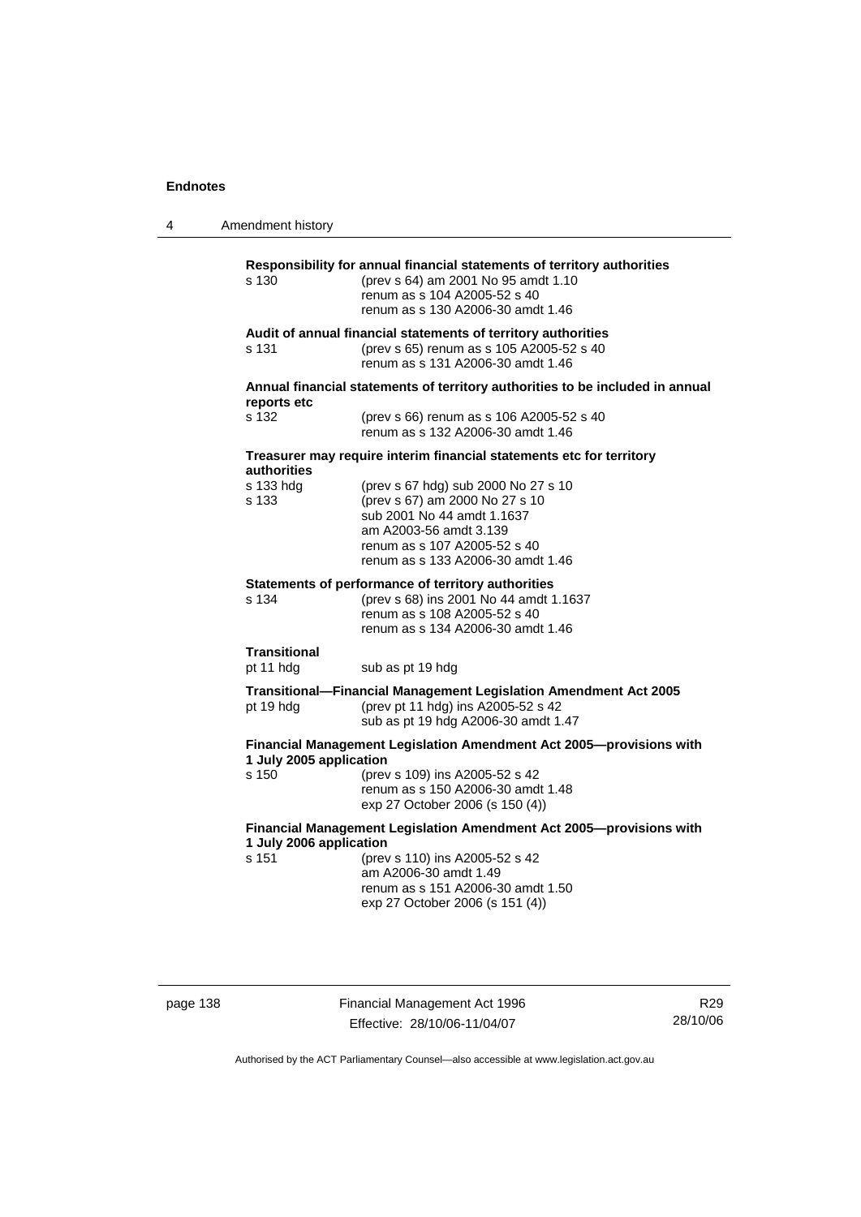**Responsibility for annual financial statements of territory authorities**

s 130 (prev s 64) am 2001 No 95 amdt 1.10
renum as s 104 A2005-52 s 40
renum as s 130 A2006-30 amdt 1.46

**Audit of annual financial statements of territory authorities**

s 131 (prev s 65) renum as s 105 A2005-52 s 40
renum as s 131 A2006-30 amdt 1.46

**Annual financial statements of territory authorities to be included in annual reports etc**

s 132 (prev s 66) renum as s 106 A2005-52 s 40
renum as s 132 A2006-30 amdt 1.46

**Treasurer may require interim financial statements etc for territory authorities**

s 133 hdg (prev s 67 hdg) sub 2000 No 27 s 10

s 133 (prev s 67) am 2000 No 27 s 10
sub 2001 No 44 amdt 1.1637
am A2003-56 amdt 3.139
renum as s 107 A2005-52 s 40
renum as s 133 A2006-30 amdt 1.46

**Statements of performance of territory authorities**

s 134 (prev s 68) ins 2001 No 44 amdt 1.1637
renum as s 108 A2005-52 s 40
renum as s 134 A2006-30 amdt 1.46

**Transitional**

pt 11 hdg sub as pt 19 hdg

**Transitional—Financial Management Legislation Amendment Act 2005**

pt 19 hdg (prev pt 11 hdg) ins A2005-52 s 42
sub as pt 19 hdg A2006-30 amdt 1.47

**Financial Management Legislation Amendment Act 2005—provisions with 1 July 2005 application**

s 150 (prev s 109) ins A2005-52 s 42
renum as s 150 A2006-30 amdt 1.48
exp 27 October 2006 (s 150 (4))

**Financial Management Legislation Amendment Act 2005—provisions with 1 July 2006 application**

s 151 (prev s 110) ins A2005-52 s 42
am A2006-30 amdt 1.49
renum as s 151 A2006-30 amdt 1.50
exp 27 October 2006 (s 151 (4))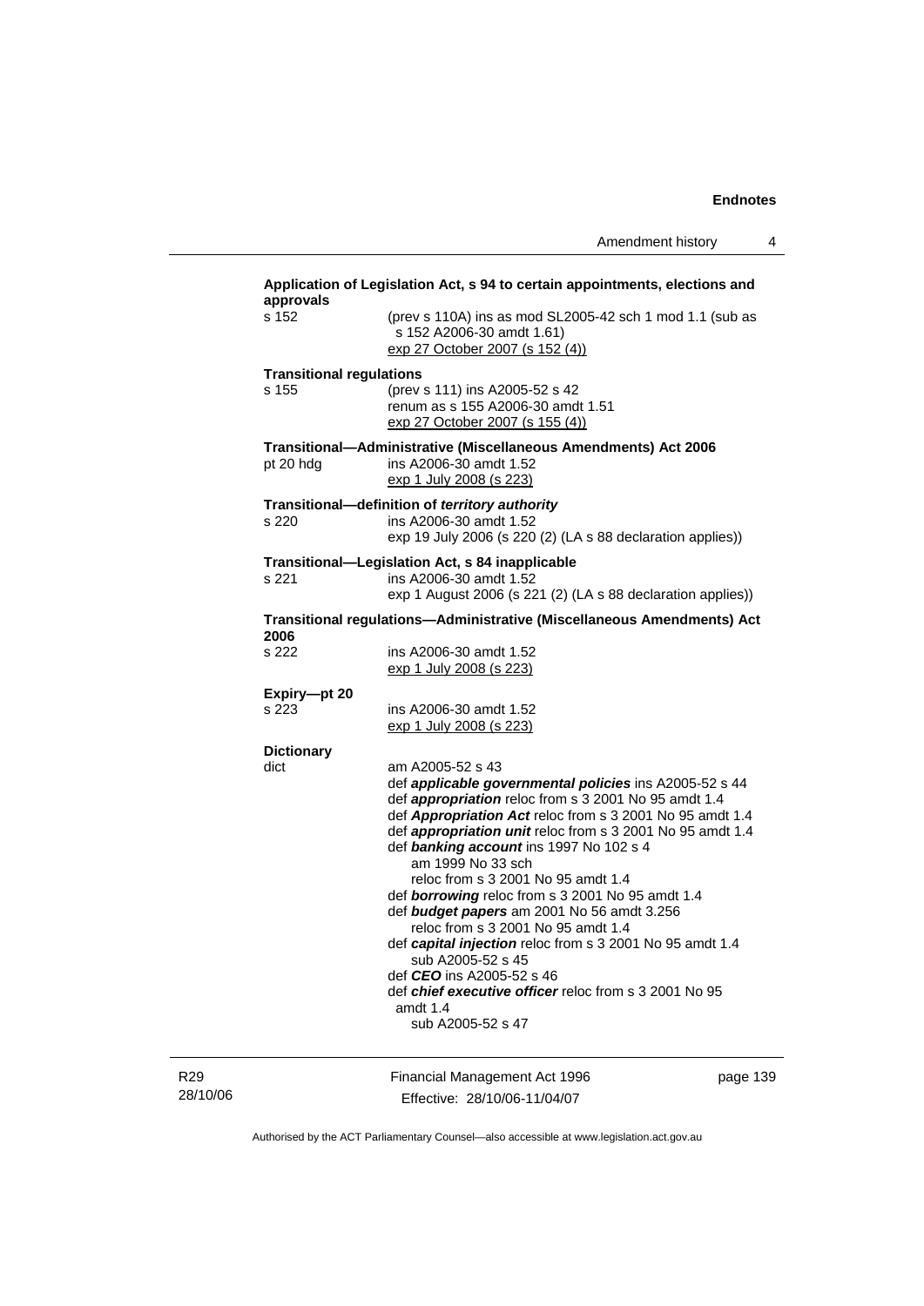**Application of Legislation Act, s 94 to certain appointments, elections and approvals**

s 152 (prev s 110A) ins as mod SL2005-42 sch 1 mod 1.1 (sub as s 152 A2006-30 amdt 1.61)
exp 27 October 2007 (s 152 (4))

**Transitional regulations**

s 155 (prev s 111) ins A2005-52 s 42
renum as s 155 A2006-30 amdt 1.51
exp 27 October 2007 (s 155 (4))

**Transitional—Administrative (Miscellaneous Amendments) Act 2006**

pt 20 hdg ins A2006-30 amdt 1.52
exp 1 July 2008 (s 223)

**Transitional—definition of *territory authority***

s 220 ins A2006-30 amdt 1.52
exp 19 July 2006 (s 220 (2) (LA s 88 declaration applies))

**Transitional—Legislation Act, s 84 inapplicable**

s 221 ins A2006-30 amdt 1.52
exp 1 August 2006 (s 221 (2) (LA s 88 declaration applies))

**Transitional regulations—Administrative (Miscellaneous Amendments) Act 2006**

s 222 ins A2006-30 amdt 1.52
exp 1 July 2008 (s 223)

**Expiry—pt 20**

s 223 ins A2006-30 amdt 1.52
exp 1 July 2008 (s 223)

**Dictionary**

dict am A2005-52 s 43
def ***applicable governmental policies*** ins A2005-52 s 44
def ***appropriation*** reloc from s 3 2001 No 95 amdt 1.4
def ***Appropriation Act*** reloc from s 3 2001 No 95 amdt 1.4
def ***appropriation unit*** reloc from s 3 2001 No 95 amdt 1.4
def ***banking account*** ins 1997 No 102 s 4
am 1999 No 33 sch
reloc from s 3 2001 No 95 amdt 1.4
def ***borrowing*** reloc from s 3 2001 No 95 amdt 1.4
def ***budget papers*** am 2001 No 56 amdt 3.256
reloc from s 3 2001 No 95 amdt 1.4
def ***capital injection*** reloc from s 3 2001 No 95 amdt 1.4
sub A2005-52 s 45
def ***CEO*** ins A2005-52 s 46
def ***chief executive officer*** reloc from s 3 2001 No 95 amdt 1.4
sub A2005-52 s 47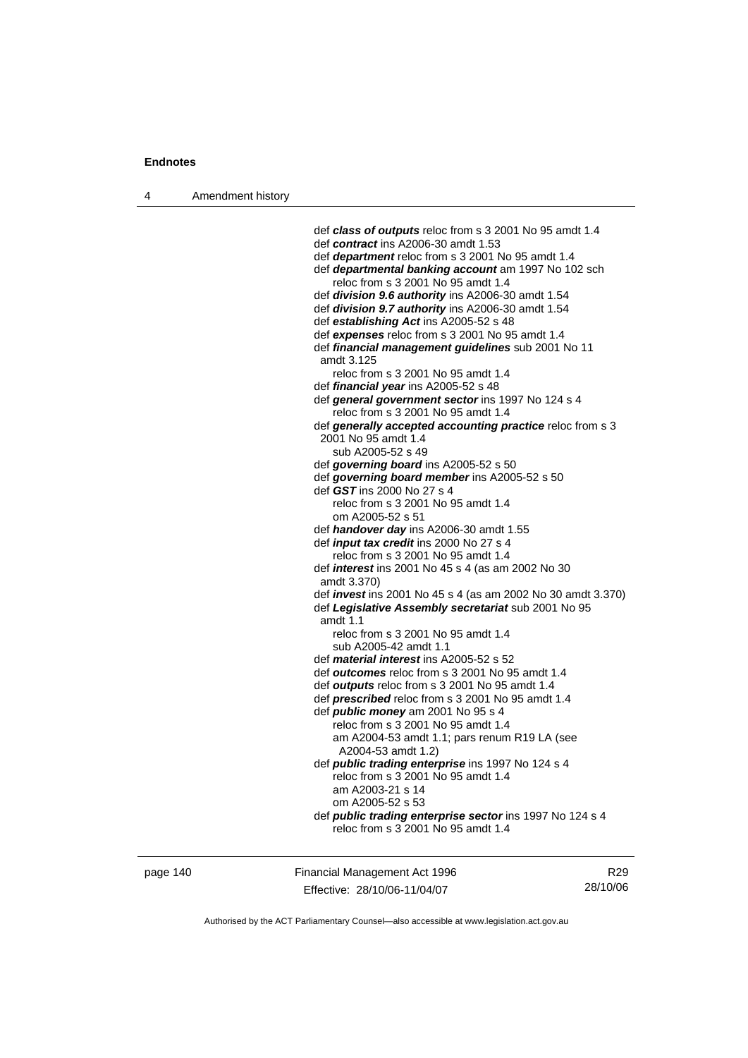def ***class of outputs*** reloc from s 3 2001 No 95 amdt 1.4
def ***contract*** ins A2006-30 amdt 1.53
def ***department*** reloc from s 3 2001 No 95 amdt 1.4
def ***departmental banking account*** am 1997 No 102 sch
    reloc from s 3 2001 No 95 amdt 1.4
def ***division 9.6 authority*** ins A2006-30 amdt 1.54
def ***division 9.7 authority*** ins A2006-30 amdt 1.54
def ***establishing Act*** ins A2005-52 s 48
def ***expenses*** reloc from s 3 2001 No 95 amdt 1.4
def ***financial management guidelines*** sub 2001 No 11 amdt 3.125
    reloc from s 3 2001 No 95 amdt 1.4
def ***financial year*** ins A2005-52 s 48
def ***general government sector*** ins 1997 No 124 s 4
    reloc from s 3 2001 No 95 amdt 1.4
def ***generally accepted accounting practice*** reloc from s 3 2001 No 95 amdt 1.4
    sub A2005-52 s 49
def ***governing board*** ins A2005-52 s 50
def ***governing board member*** ins A2005-52 s 50
def ***GST*** ins 2000 No 27 s 4
    reloc from s 3 2001 No 95 amdt 1.4
    om A2005-52 s 51
def ***handover day*** ins A2006-30 amdt 1.55
def ***input tax credit*** ins 2000 No 27 s 4
    reloc from s 3 2001 No 95 amdt 1.4
def ***interest*** ins 2001 No 45 s 4 (as am 2002 No 30 amdt 3.370)
def ***invest*** ins 2001 No 45 s 4 (as am 2002 No 30 amdt 3.370)
def ***Legislative Assembly secretariat*** sub 2001 No 95 amdt 1.1
    reloc from s 3 2001 No 95 amdt 1.4
    sub A2005-42 amdt 1.1
def ***material interest*** ins A2005-52 s 52
def ***outcomes*** reloc from s 3 2001 No 95 amdt 1.4
def ***outputs*** reloc from s 3 2001 No 95 amdt 1.4
def ***prescribed*** reloc from s 3 2001 No 95 amdt 1.4
def ***public money*** am 2001 No 95 s 4
    reloc from s 3 2001 No 95 amdt 1.4
    am A2004-53 amdt 1.1; pars renum R19 LA (see A2004-53 amdt 1.2)
def ***public trading enterprise*** ins 1997 No 124 s 4
    reloc from s 3 2001 No 95 amdt 1.4
    am A2003-21 s 14
    om A2005-52 s 53
def ***public trading enterprise sector*** ins 1997 No 124 s 4
    reloc from s 3 2001 No 95 amdt 1.4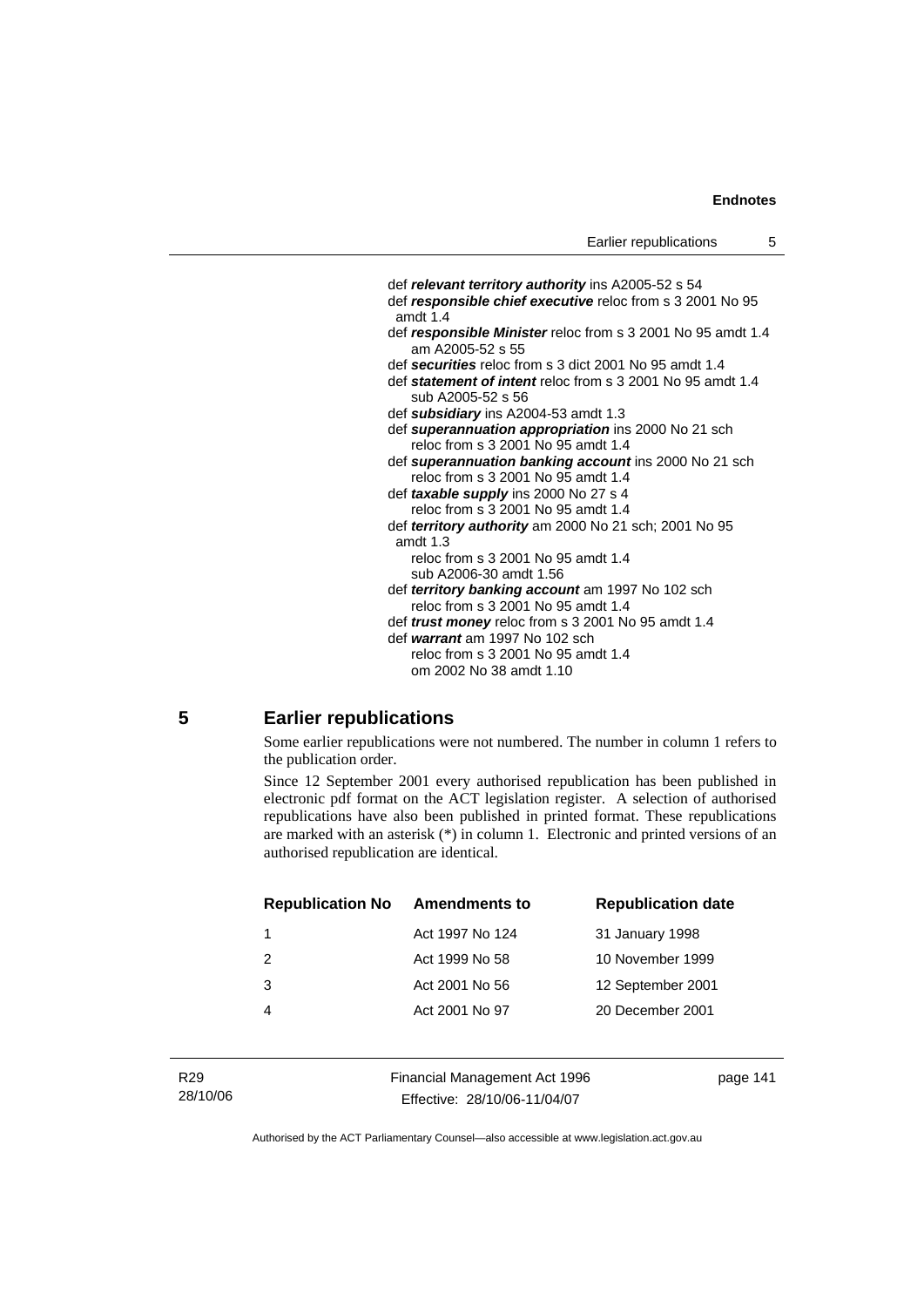def ***relevant territory authority*** ins A2005-52 s 54
def ***responsible chief executive*** reloc from s 3 2001 No 95 amdt 1.4
def ***responsible Minister*** reloc from s 3 2001 No 95 amdt 1.4
am A2005-52 s 55
def ***securities*** reloc from s 3 dict 2001 No 95 amdt 1.4
def ***statement of intent*** reloc from s 3 2001 No 95 amdt 1.4
sub A2005-52 s 56
def ***subsidiary*** ins A2004-53 amdt 1.3
def ***superannuation appropriation*** ins 2000 No 21 sch
reloc from s 3 2001 No 95 amdt 1.4
def ***superannuation banking account*** ins 2000 No 21 sch
reloc from s 3 2001 No 95 amdt 1.4
def ***taxable supply*** ins 2000 No 27 s 4
reloc from s 3 2001 No 95 amdt 1.4
def ***territory authority*** am 2000 No 21 sch; 2001 No 95 amdt 1.3
reloc from s 3 2001 No 95 amdt 1.4
sub A2006-30 amdt 1.56
def ***territory banking account*** am 1997 No 102 sch
reloc from s 3 2001 No 95 amdt 1.4
def ***trust money*** reloc from s 3 2001 No 95 amdt 1.4
def ***warrant*** am 1997 No 102 sch
reloc from s 3 2001 No 95 amdt 1.4
om 2002 No 38 amdt 1.10

## 5 Earlier republications

Some earlier republications were not numbered. The number in column 1 refers to the publication order.

Since 12 September 2001 every authorised republication has been published in electronic pdf format on the ACT legislation register. A selection of authorised republications have also been published in printed format. These republications are marked with an asterisk (*) in column 1. Electronic and printed versions of an authorised republication are identical.

| Republication No | Amendments to | Republication date |
|---|---|---|
| 1 | Act 1997 No 124 | 31 January 1998 |
| 2 | Act 1999 No 58 | 10 November 1999 |
| 3 | Act 2001 No 56 | 12 September 2001 |
| 4 | Act 2001 No 97 | 20 December 2001 |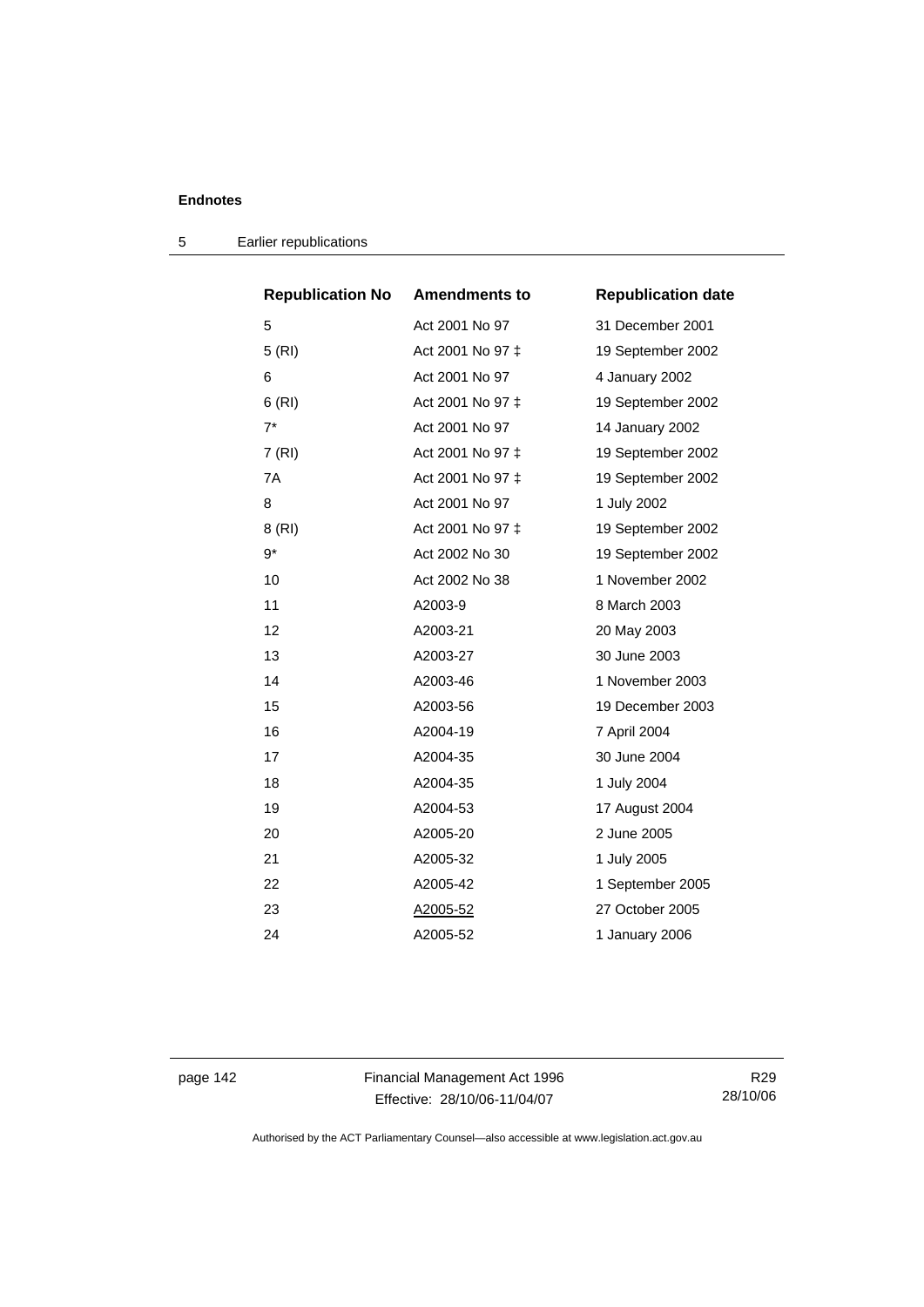| Republication No | Amendments to | Republication date |
|---|---|---|
| 5 | Act 2001 No 97 | 31 December 2001 |
| 5 (RI) | Act 2001 No 97 ‡ | 19 September 2002 |
| 6 | Act 2001 No 97 | 4 January 2002 |
| 6 (RI) | Act 2001 No 97 ‡ | 19 September 2002 |
| 7* | Act 2001 No 97 | 14 January 2002 |
| 7 (RI) | Act 2001 No 97 ‡ | 19 September 2002 |
| 7A | Act 2001 No 97 ‡ | 19 September 2002 |
| 8 | Act 2001 No 97 | 1 July 2002 |
| 8 (RI) | Act 2001 No 97 ‡ | 19 September 2002 |
| 9* | Act 2002 No 30 | 19 September 2002 |
| 10 | Act 2002 No 38 | 1 November 2002 |
| 11 | A2003-9 | 8 March 2003 |
| 12 | A2003-21 | 20 May 2003 |
| 13 | A2003-27 | 30 June 2003 |
| 14 | A2003-46 | 1 November 2003 |
| 15 | A2003-56 | 19 December 2003 |
| 16 | A2004-19 | 7 April 2004 |
| 17 | A2004-35 | 30 June 2004 |
| 18 | A2004-35 | 1 July 2004 |
| 19 | A2004-53 | 17 August 2004 |
| 20 | A2005-20 | 2 June 2005 |
| 21 | A2005-32 | 1 July 2005 |
| 22 | A2005-42 | 1 September 2005 |
| 23 | A2005-52 | 27 October 2005 |
| 24 | A2005-52 | 1 January 2006 |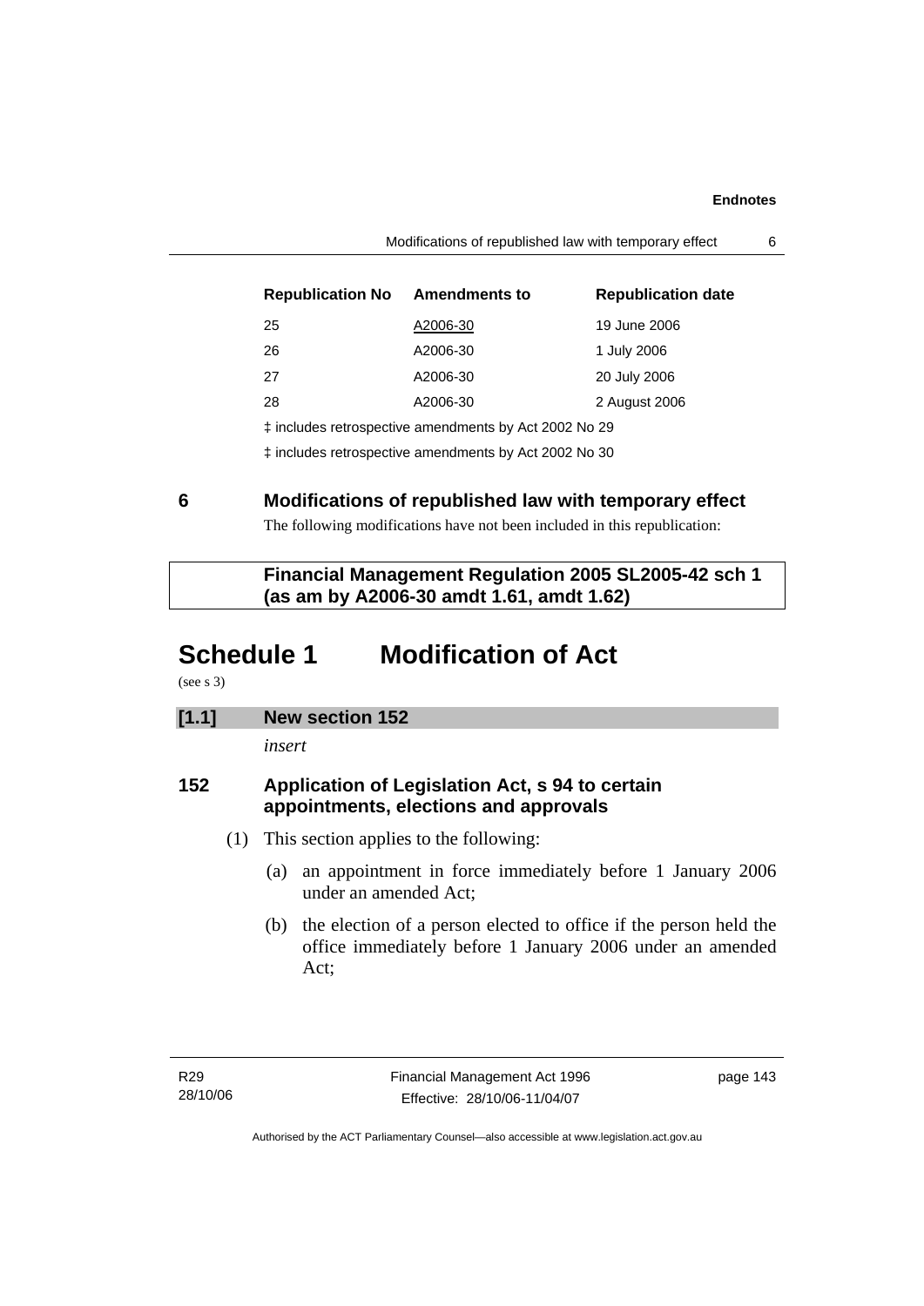| Republication No | Amendments to | Republication date |
| --- | --- | --- |
| 25 | A2006-30 | 19 June 2006 |
| 26 | A2006-30 | 1 July 2006 |
| 27 | A2006-30 | 20 July 2006 |
| 28 | A2006-30 | 2 August 2006 |

‡ includes retrospective amendments by Act 2002 No 29

‡ includes retrospective amendments by Act 2002 No 30

## 6 Modifications of republished law with temporary effect

The following modifications have not been included in this republication:

**Financial Management Regulation 2005 SL2005-42 sch 1 (as am by A2006-30 amdt 1.61, amdt 1.62)**

# Schedule 1 Modification of Act

(see s 3)

**[1.1] New section 152**

*insert*

### 152 Application of Legislation Act, s 94 to certain appointments, elections and approvals

(1) This section applies to the following:

(a) an appointment in force immediately before 1 January 2006 under an amended Act;

(b) the election of a person elected to office if the person held the office immediately before 1 January 2006 under an amended Act;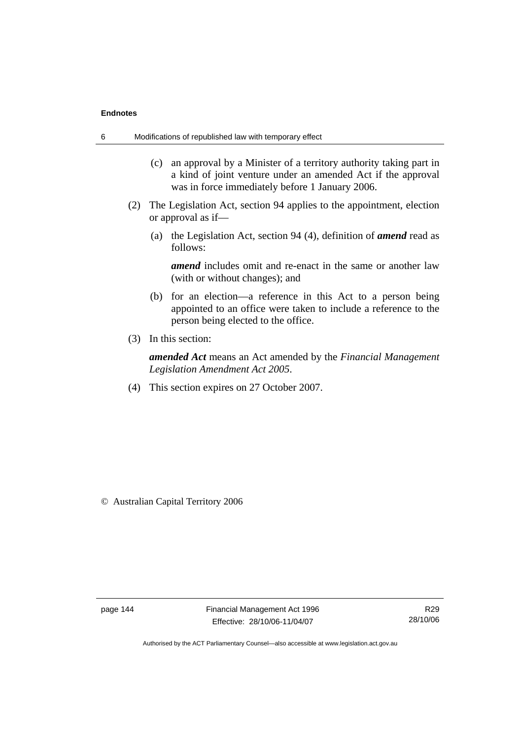(c) an approval by a Minister of a territory authority taking part in a kind of joint venture under an amended Act if the approval was in force immediately before 1 January 2006.

(2) The Legislation Act, section 94 applies to the appointment, election or approval as if—

(a) the Legislation Act, section 94 (4), definition of ***amend*** read as follows:

***amend*** includes omit and re-enact in the same or another law (with or without changes); and

(b) for an election—a reference in this Act to a person being appointed to an office were taken to include a reference to the person being elected to the office.

(3) In this section:

***amended Act*** means an Act amended by the *Financial Management Legislation Amendment Act 2005*.

(4) This section expires on 27 October 2007.

© Australian Capital Territory 2006